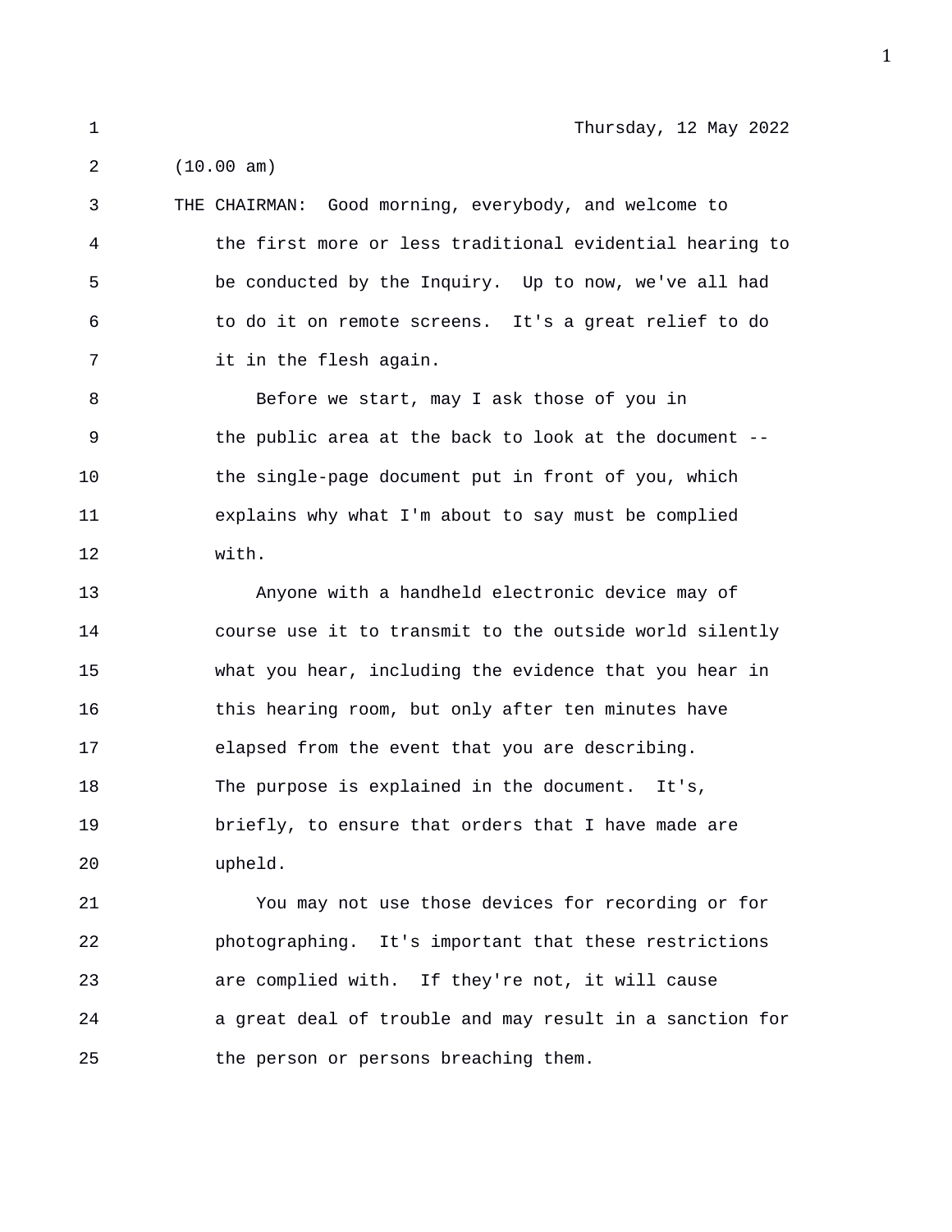Thursday, 12 May 2022

(10.00 am)

THE CHAIRMAN: Good morning, everybody, and welcome to the first more or less traditional evidential hearing to be conducted by the Inquiry. Up to now, we've all had to do it on remote screens. It's a great relief to do it in the flesh again.

Before we start, may I ask those of you in the public area at the back to look at the document -- the single-page document put in front of you, which explains why what I'm about to say must be complied with.

Anyone with a handheld electronic device may of course use it to transmit to the outside world silently what you hear, including the evidence that you hear in this hearing room, but only after ten minutes have elapsed from the event that you are describing. The purpose is explained in the document. It's, briefly, to ensure that orders that I have made are upheld.

You may not use those devices for recording or for photographing. It's important that these restrictions are complied with. If they're not, it will cause a great deal of trouble and may result in a sanction for the person or persons breaching them.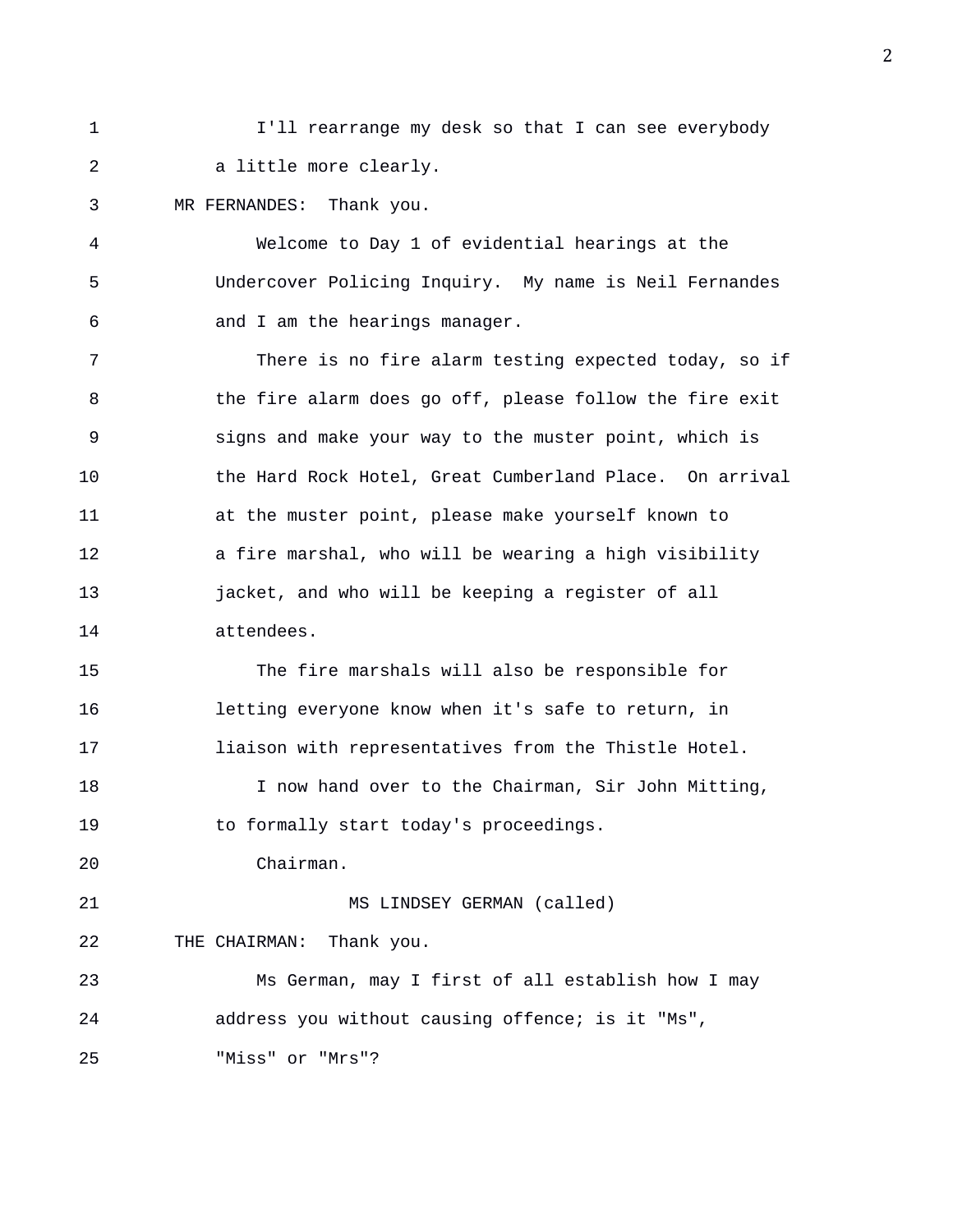I'll rearrange my desk so that I can see everybody a little more clearly.

MR FERNANDES: Thank you.

Welcome to Day 1 of evidential hearings at the Undercover Policing Inquiry. My name is Neil Fernandes and I am the hearings manager.

There is no fire alarm testing expected today, so if the fire alarm does go off, please follow the fire exit signs and make your way to the muster point, which is the Hard Rock Hotel, Great Cumberland Place. On arrival at the muster point, please make yourself known to a fire marshal, who will be wearing a high visibility jacket, and who will be keeping a register of all attendees.

The fire marshals will also be responsible for letting everyone know when it's safe to return, in liaison with representatives from the Thistle Hotel.

I now hand over to the Chairman, Sir John Mitting, to formally start today's proceedings.

Chairman.

MS LINDSEY GERMAN (called)

THE CHAIRMAN: Thank you.

Ms German, may I first of all establish how I may address you without causing offence; is it "Ms", "Miss" or "Mrs"?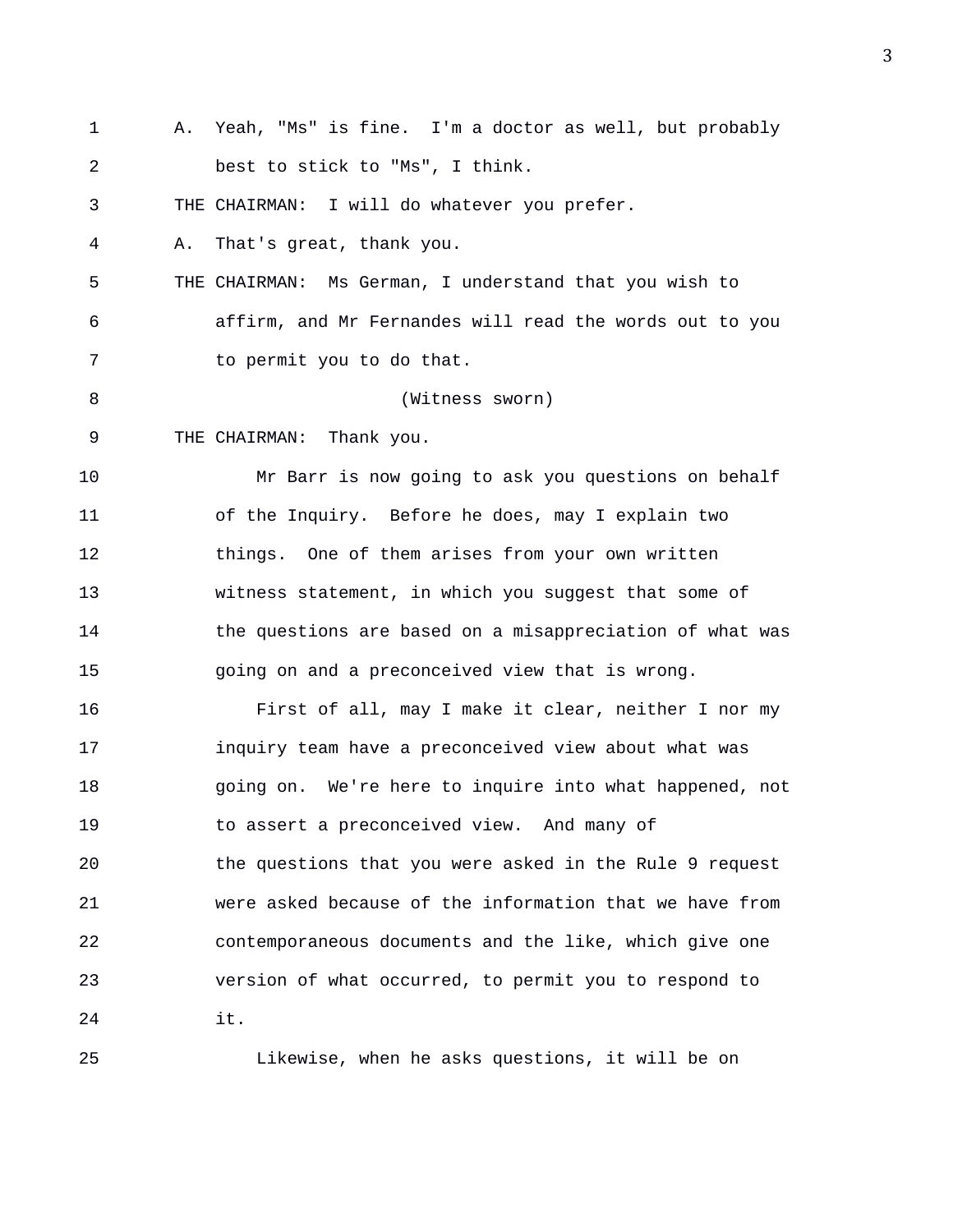A. Yeah, "Ms" is fine. I'm a doctor as well, but probably best to stick to "Ms", I think.

THE CHAIRMAN: I will do whatever you prefer.

A. That's great, thank you.

THE CHAIRMAN: Ms German, I understand that you wish to affirm, and Mr Fernandes will read the words out to you to permit you to do that.

(Witness sworn)

THE CHAIRMAN: Thank you.

Mr Barr is now going to ask you questions on behalf of the Inquiry. Before he does, may I explain two things. One of them arises from your own written witness statement, in which you suggest that some of the questions are based on a misappreciation of what was going on and a preconceived view that is wrong.

First of all, may I make it clear, neither I nor my inquiry team have a preconceived view about what was going on. We're here to inquire into what happened, not to assert a preconceived view. And many of the questions that you were asked in the Rule 9 request were asked because of the information that we have from contemporaneous documents and the like, which give one version of what occurred, to permit you to respond to it.

Likewise, when he asks questions, it will be on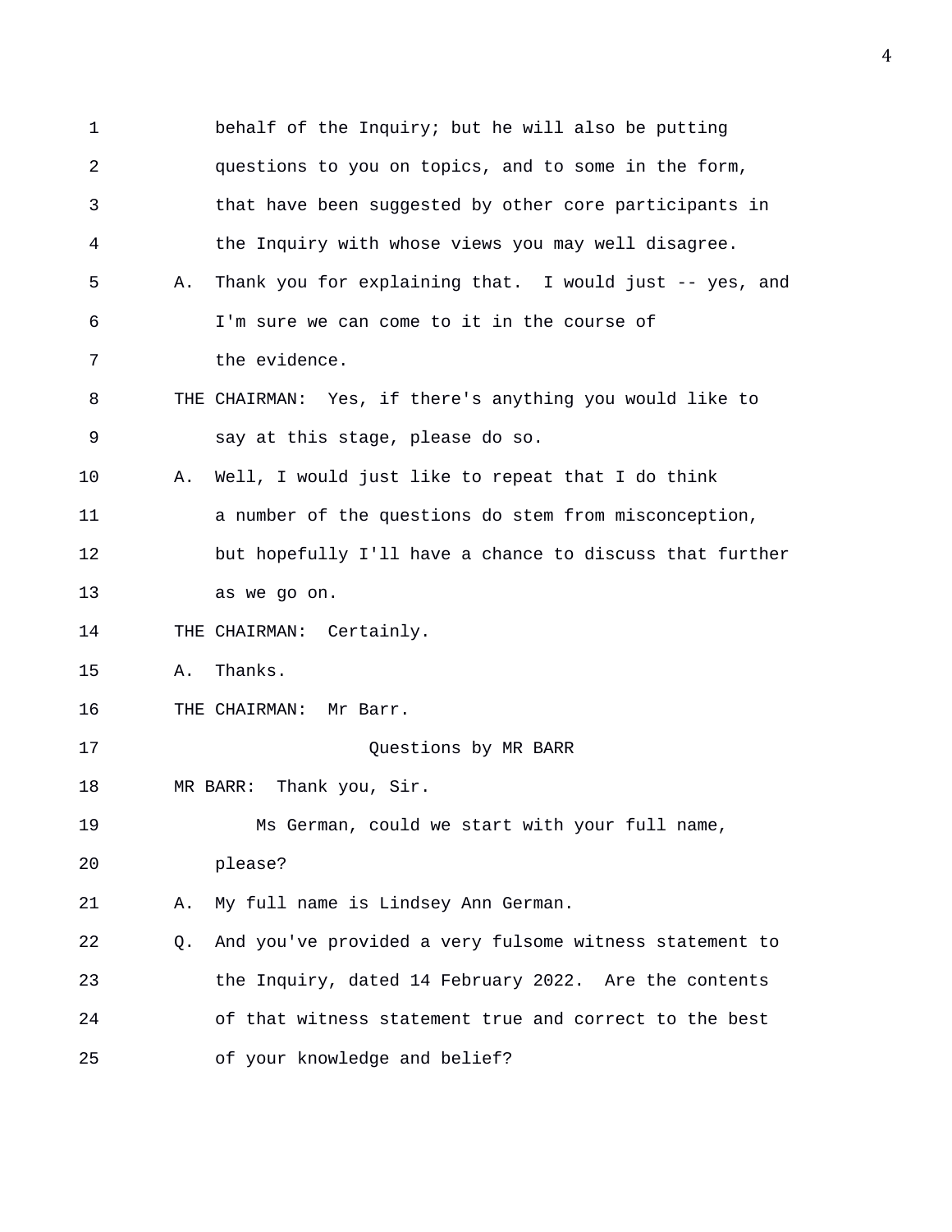behalf of the Inquiry; but he will also be putting questions to you on topics, and to some in the form, that have been suggested by other core participants in the Inquiry with whose views you may well disagree.

A. Thank you for explaining that. I would just -- yes, and I'm sure we can come to it in the course of the evidence.

THE CHAIRMAN: Yes, if there's anything you would like to say at this stage, please do so.

A. Well, I would just like to repeat that I do think a number of the questions do stem from misconception, but hopefully I'll have a chance to discuss that further as we go on.

THE CHAIRMAN: Certainly.

A. Thanks.

THE CHAIRMAN: Mr Barr.

## Questions by MR BARR

MR BARR: Thank you, Sir.

Ms German, could we start with your full name, please?

A. My full name is Lindsey Ann German.

Q. And you've provided a very fulsome witness statement to the Inquiry, dated 14 February 2022. Are the contents of that witness statement true and correct to the best of your knowledge and belief?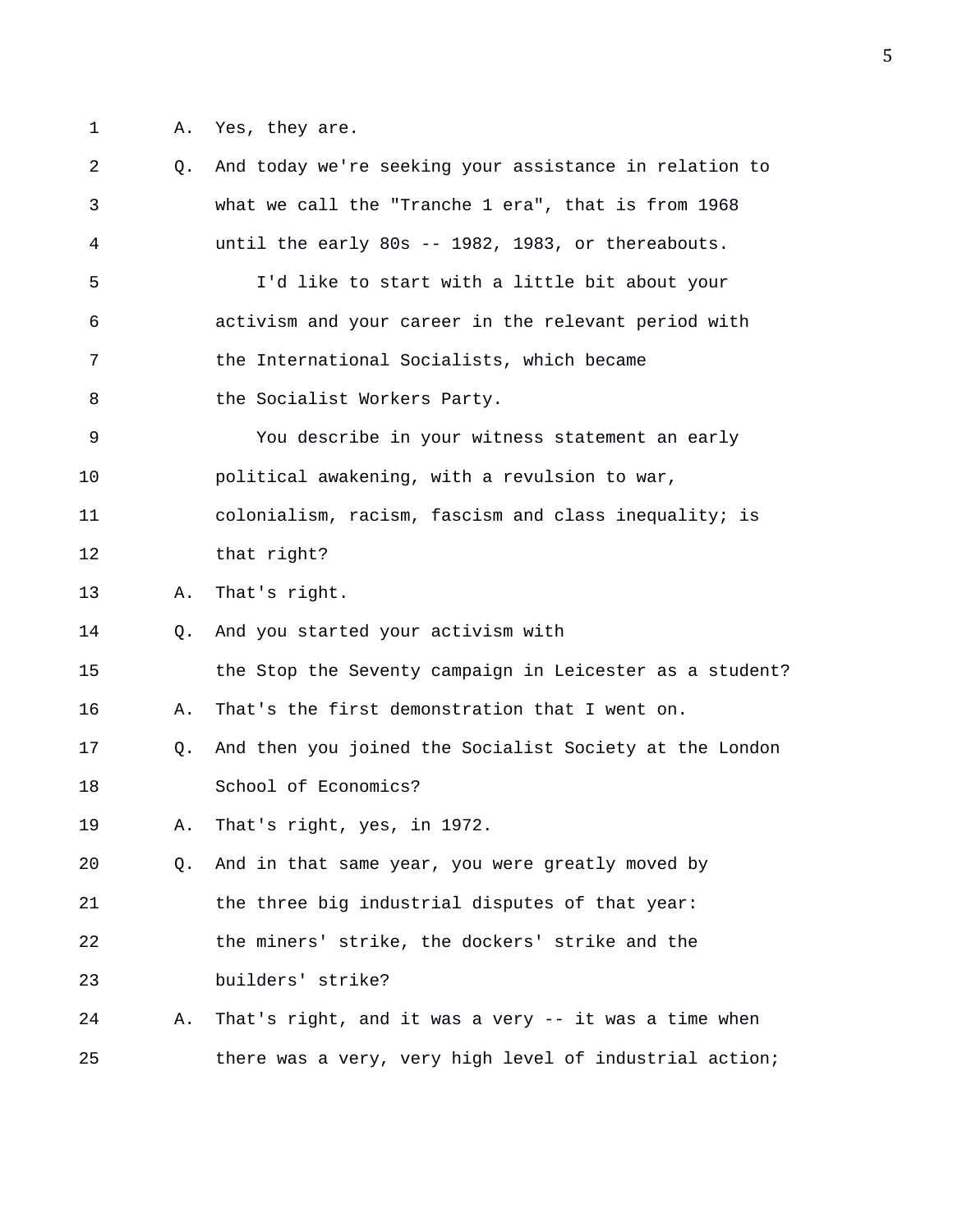A. Yes, they are.

Q. And today we're seeking your assistance in relation to what we call the "Tranche 1 era", that is from 1968 until the early 80s -- 1982, 1983, or thereabouts.

I'd like to start with a little bit about your activism and your career in the relevant period with the International Socialists, which became the Socialist Workers Party.

You describe in your witness statement an early political awakening, with a revulsion to war, colonialism, racism, fascism and class inequality; is that right?

A. That's right.

Q. And you started your activism with the Stop the Seventy campaign in Leicester as a student?

A. That's the first demonstration that I went on.

Q. And then you joined the Socialist Society at the London School of Economics?

A. That's right, yes, in 1972.

Q. And in that same year, you were greatly moved by the three big industrial disputes of that year: the miners' strike, the dockers' strike and the builders' strike?

A. That's right, and it was a very -- it was a time when there was a very, very high level of industrial action;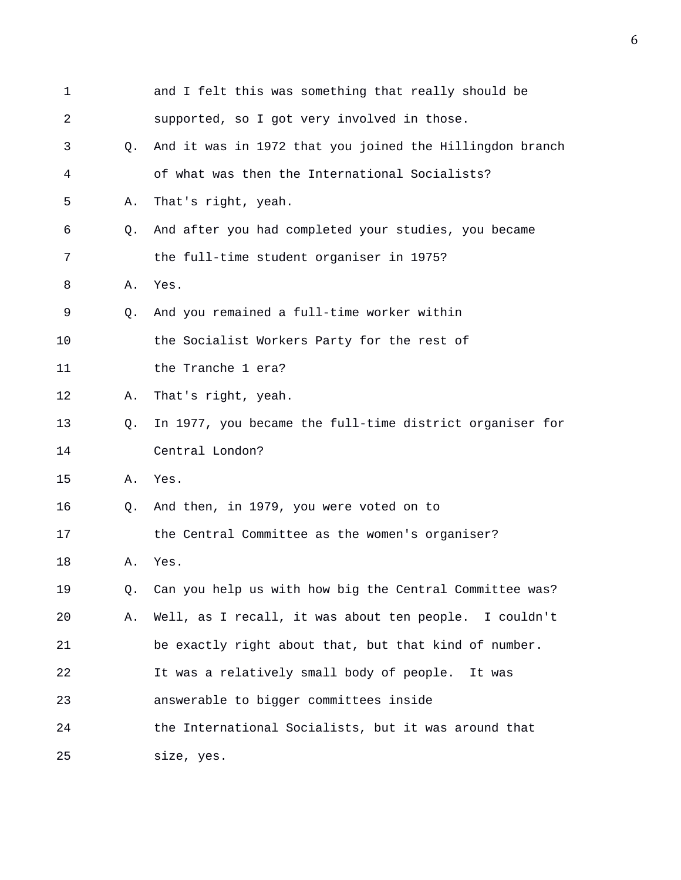1 and I felt this was something that really should be
2 supported, so I got very involved in those.
3 Q. And it was in 1972 that you joined the Hillingdon branch
4 of what was then the International Socialists?
5 A. That's right, yeah.
6 Q. And after you had completed your studies, you became
7 the full-time student organiser in 1975?
8 A. Yes.
9 Q. And you remained a full-time worker within
10 the Socialist Workers Party for the rest of
11 the Tranche 1 era?
12 A. That's right, yeah.
13 Q. In 1977, you became the full-time district organiser for
14 Central London?
15 A. Yes.
16 Q. And then, in 1979, you were voted on to
17 the Central Committee as the women's organiser?
18 A. Yes.
19 Q. Can you help us with how big the Central Committee was?
20 A. Well, as I recall, it was about ten people. I couldn't
21 be exactly right about that, but that kind of number.
22 It was a relatively small body of people. It was
23 answerable to bigger committees inside
24 the International Socialists, but it was around that
25 size, yes.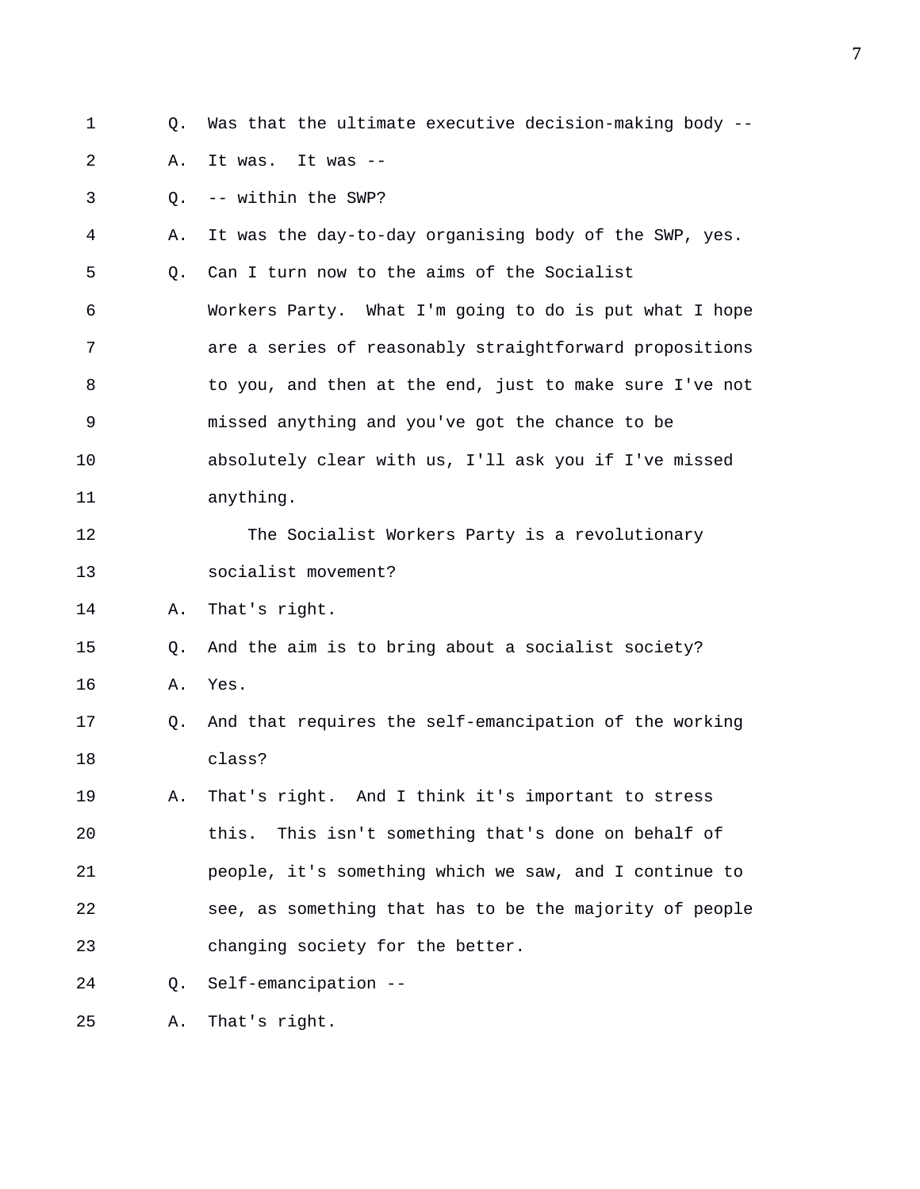Q. Was that the ultimate executive decision-making body --

A. It was. It was --

Q. -- within the SWP?

A. It was the day-to-day organising body of the SWP, yes.

Q. Can I turn now to the aims of the Socialist Workers Party. What I'm going to do is put what I hope are a series of reasonably straightforward propositions to you, and then at the end, just to make sure I've not missed anything and you've got the chance to be absolutely clear with us, I'll ask you if I've missed anything.

The Socialist Workers Party is a revolutionary socialist movement?

A. That's right.

Q. And the aim is to bring about a socialist society?

A. Yes.

Q. And that requires the self-emancipation of the working class?

A. That's right. And I think it's important to stress this. This isn't something that's done on behalf of people, it's something which we saw, and I continue to see, as something that has to be the majority of people changing society for the better.

Q. Self-emancipation --

A. That's right.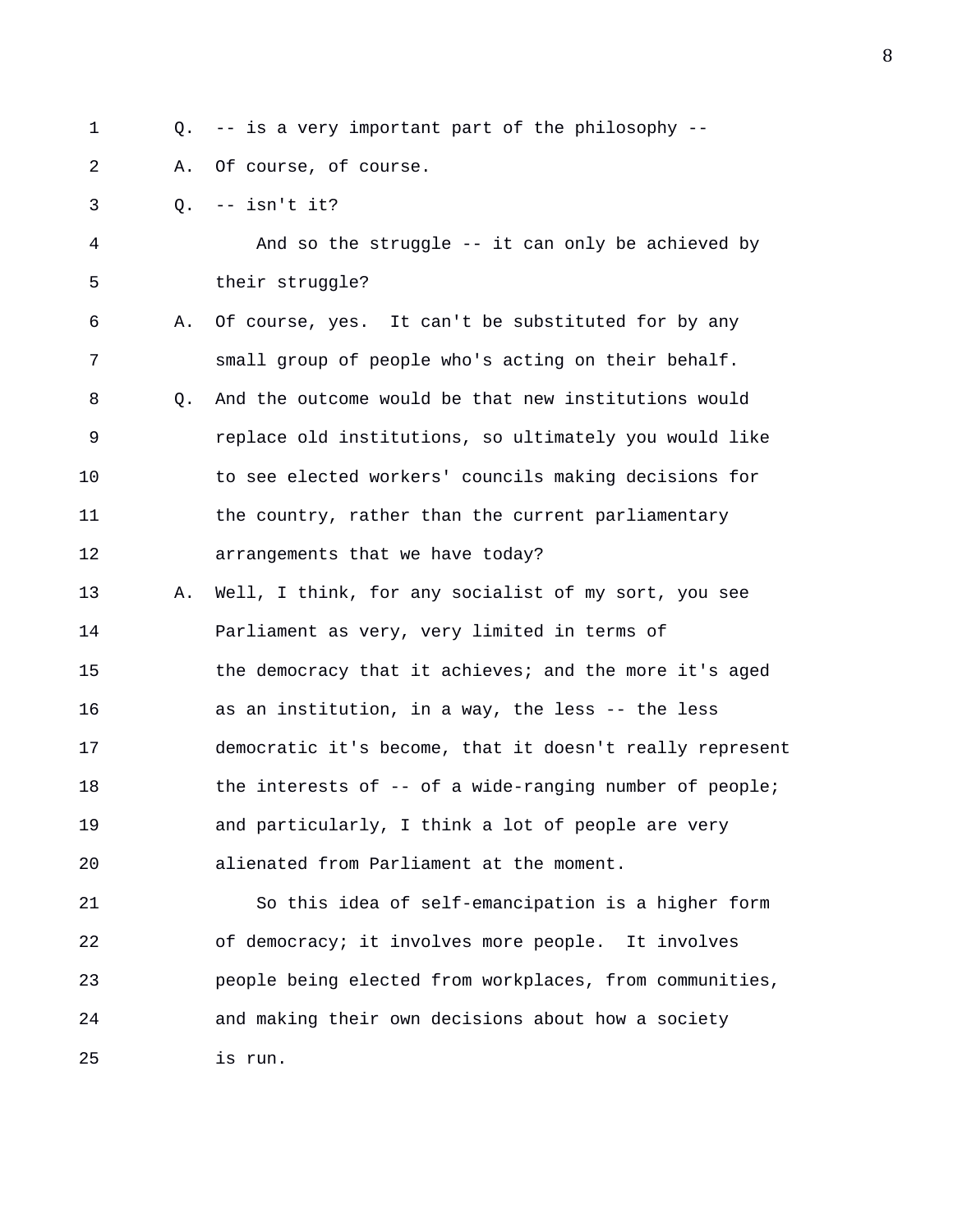Q. -- is a very important part of the philosophy --

A. Of course, of course.

Q. -- isn't it?

And so the struggle -- it can only be achieved by their struggle?

A. Of course, yes. It can't be substituted for by any small group of people who's acting on their behalf.

Q. And the outcome would be that new institutions would replace old institutions, so ultimately you would like to see elected workers' councils making decisions for the country, rather than the current parliamentary arrangements that we have today?

A. Well, I think, for any socialist of my sort, you see Parliament as very, very limited in terms of the democracy that it achieves; and the more it's aged as an institution, in a way, the less -- the less democratic it's become, that it doesn't really represent the interests of -- of a wide-ranging number of people; and particularly, I think a lot of people are very alienated from Parliament at the moment.

So this idea of self-emancipation is a higher form of democracy; it involves more people. It involves people being elected from workplaces, from communities, and making their own decisions about how a society is run.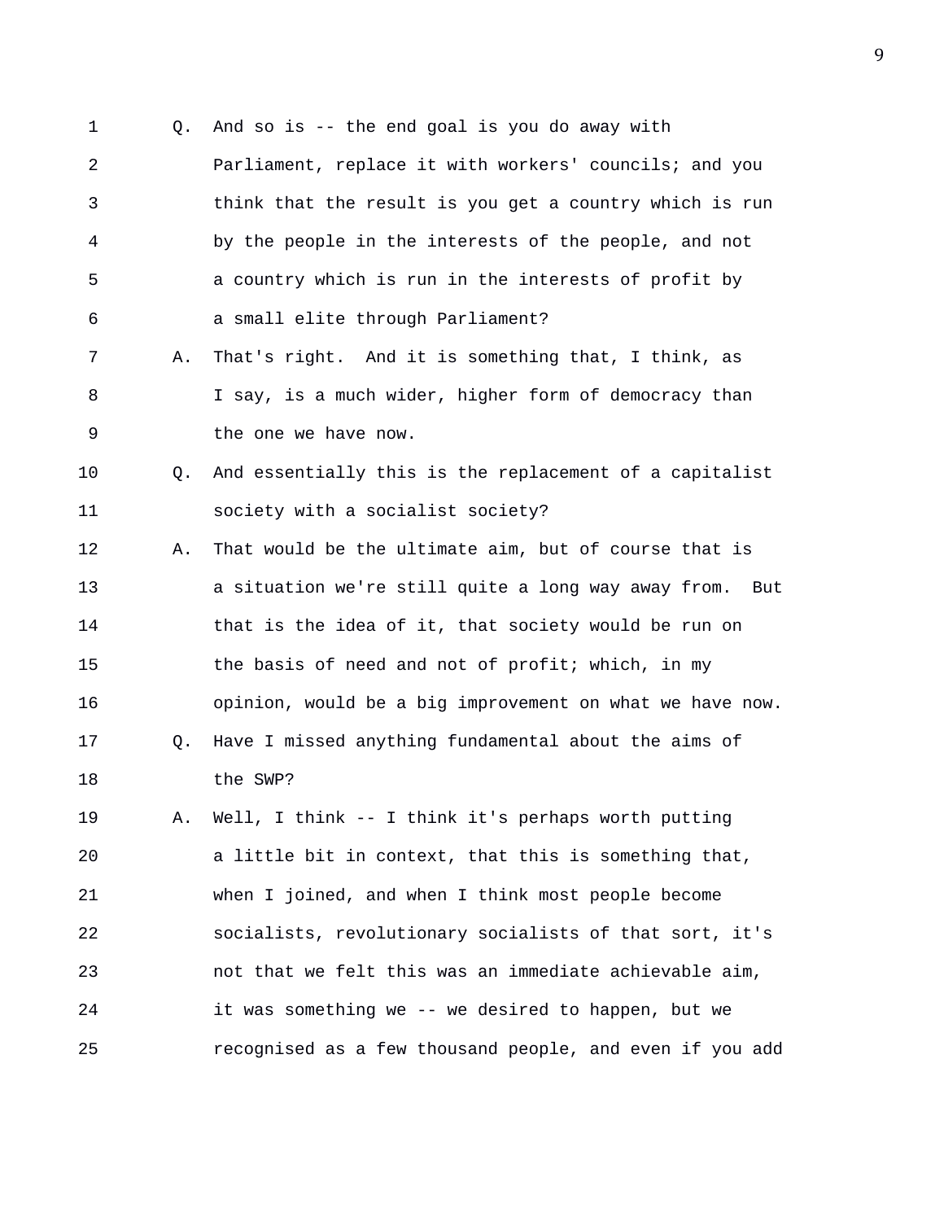1 Q. And so is -- the end goal is you do away with
2 Parliament, replace it with workers' councils; and you
3 think that the result is you get a country which is run
4 by the people in the interests of the people, and not
5 a country which is run in the interests of profit by
6 a small elite through Parliament?

7 A. That's right. And it is something that, I think, as
8 I say, is a much wider, higher form of democracy than
9 the one we have now.

10 Q. And essentially this is the replacement of a capitalist
11 society with a socialist society?

12 A. That would be the ultimate aim, but of course that is
13 a situation we're still quite a long way away from. But
14 that is the idea of it, that society would be run on
15 the basis of need and not of profit; which, in my
16 opinion, would be a big improvement on what we have now.

17 Q. Have I missed anything fundamental about the aims of
18 the SWP?

19 A. Well, I think -- I think it's perhaps worth putting
20 a little bit in context, that this is something that,
21 when I joined, and when I think most people become
22 socialists, revolutionary socialists of that sort, it's
23 not that we felt this was an immediate achievable aim,
24 it was something we -- we desired to happen, but we
25 recognised as a few thousand people, and even if you add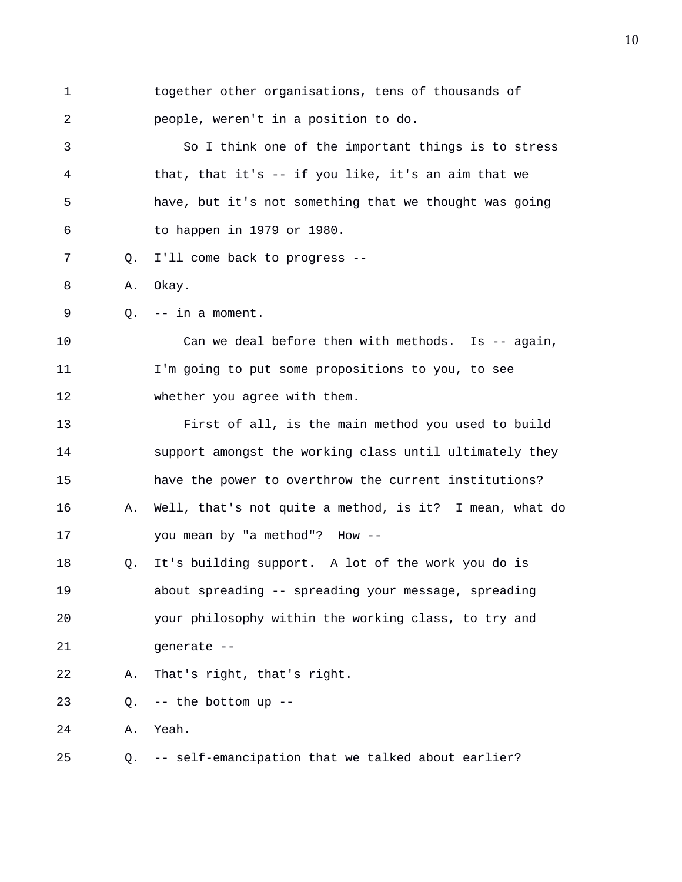together other organisations, tens of thousands of people, weren't in a position to do.

So I think one of the important things is to stress that, that it's -- if you like, it's an aim that we have, but it's not something that we thought was going to happen in 1979 or 1980.

Q. I'll come back to progress --

A. Okay.

Q. -- in a moment.

Can we deal before then with methods. Is -- again, I'm going to put some propositions to you, to see whether you agree with them.

First of all, is the main method you used to build support amongst the working class until ultimately they have the power to overthrow the current institutions?

A. Well, that's not quite a method, is it? I mean, what do you mean by "a method"? How --

Q. It's building support. A lot of the work you do is about spreading -- spreading your message, spreading your philosophy within the working class, to try and generate --

A. That's right, that's right.

Q. -- the bottom up --

A. Yeah.

Q. -- self-emancipation that we talked about earlier?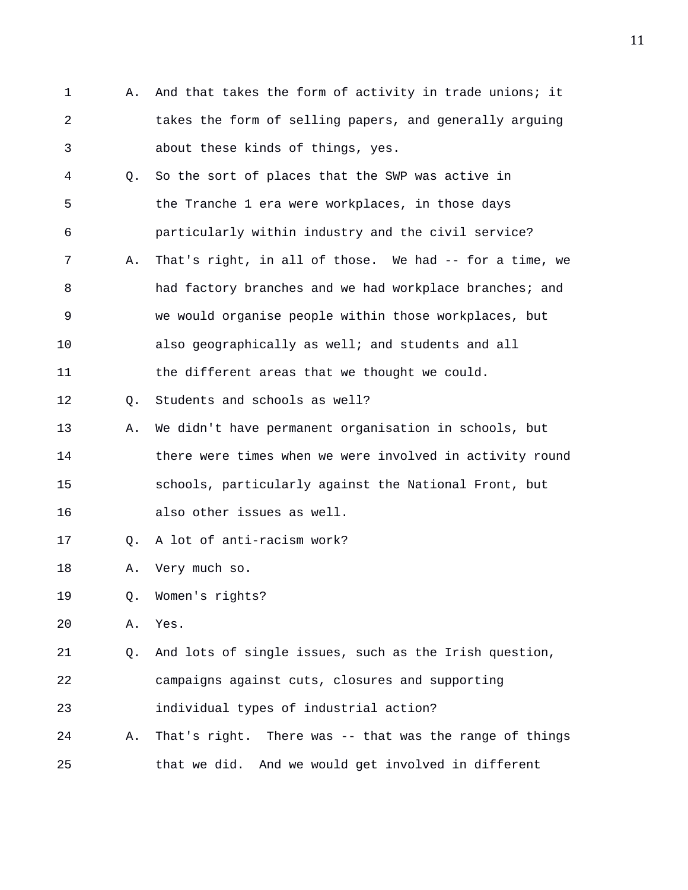A. And that takes the form of activity in trade unions; it takes the form of selling papers, and generally arguing about these kinds of things, yes.

Q. So the sort of places that the SWP was active in the Tranche 1 era were workplaces, in those days particularly within industry and the civil service?

A. That's right, in all of those. We had -- for a time, we had factory branches and we had workplace branches; and we would organise people within those workplaces, but also geographically as well; and students and all the different areas that we thought we could.

Q. Students and schools as well?

A. We didn't have permanent organisation in schools, but there were times when we were involved in activity round schools, particularly against the National Front, but also other issues as well.

Q. A lot of anti-racism work?

A. Very much so.

Q. Women's rights?

A. Yes.

Q. And lots of single issues, such as the Irish question, campaigns against cuts, closures and supporting individual types of industrial action?

A. That's right. There was -- that was the range of things that we did. And we would get involved in different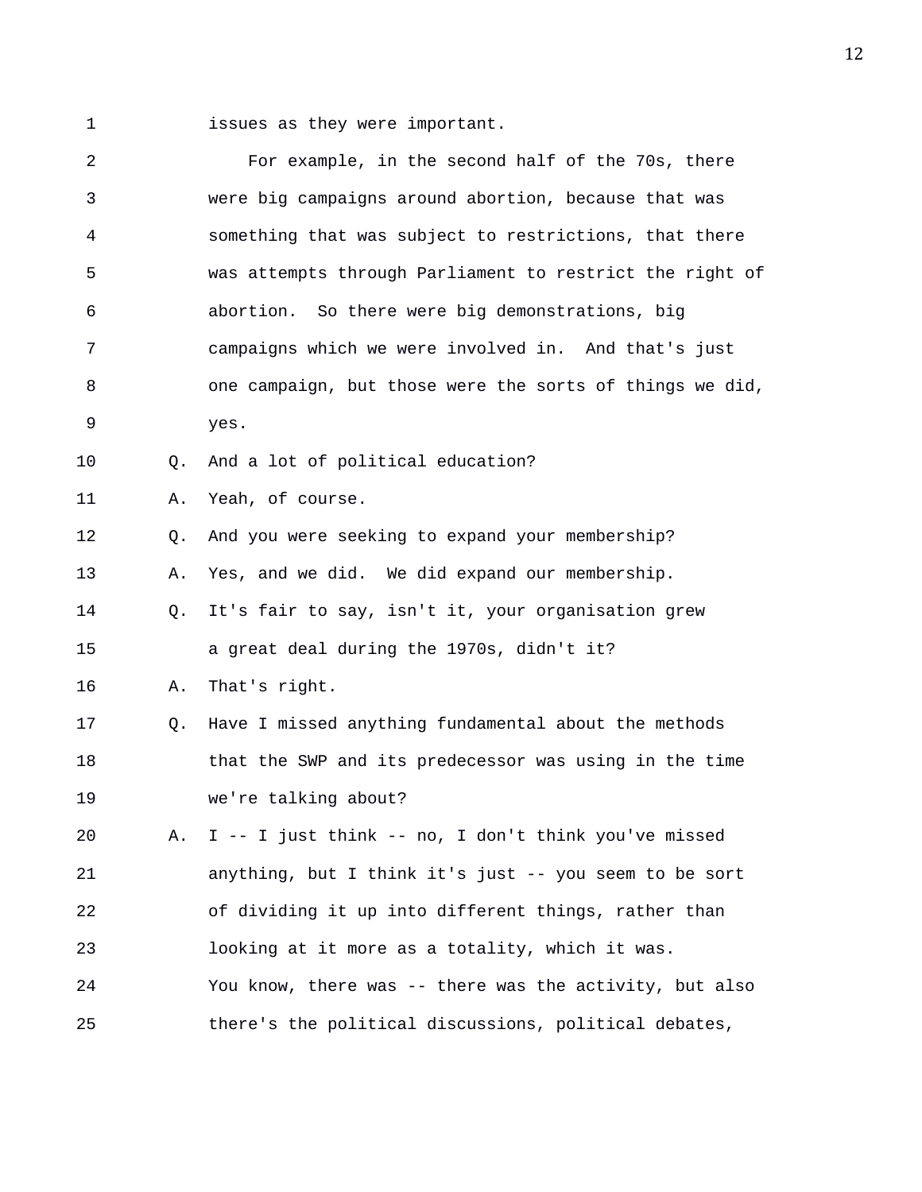issues as they were important.

For example, in the second half of the 70s, there were big campaigns around abortion, because that was something that was subject to restrictions, that there was attempts through Parliament to restrict the right of abortion. So there were big demonstrations, big campaigns which we were involved in. And that's just one campaign, but those were the sorts of things we did, yes.

Q. And a lot of political education?

A. Yeah, of course.

Q. And you were seeking to expand your membership?

A. Yes, and we did. We did expand our membership.

Q. It's fair to say, isn't it, your organisation grew a great deal during the 1970s, didn't it?

A. That's right.

Q. Have I missed anything fundamental about the methods that the SWP and its predecessor was using in the time we're talking about?

A. I -- I just think -- no, I don't think you've missed anything, but I think it's just -- you seem to be sort of dividing it up into different things, rather than looking at it more as a totality, which it was. You know, there was -- there was the activity, but also there's the political discussions, political debates,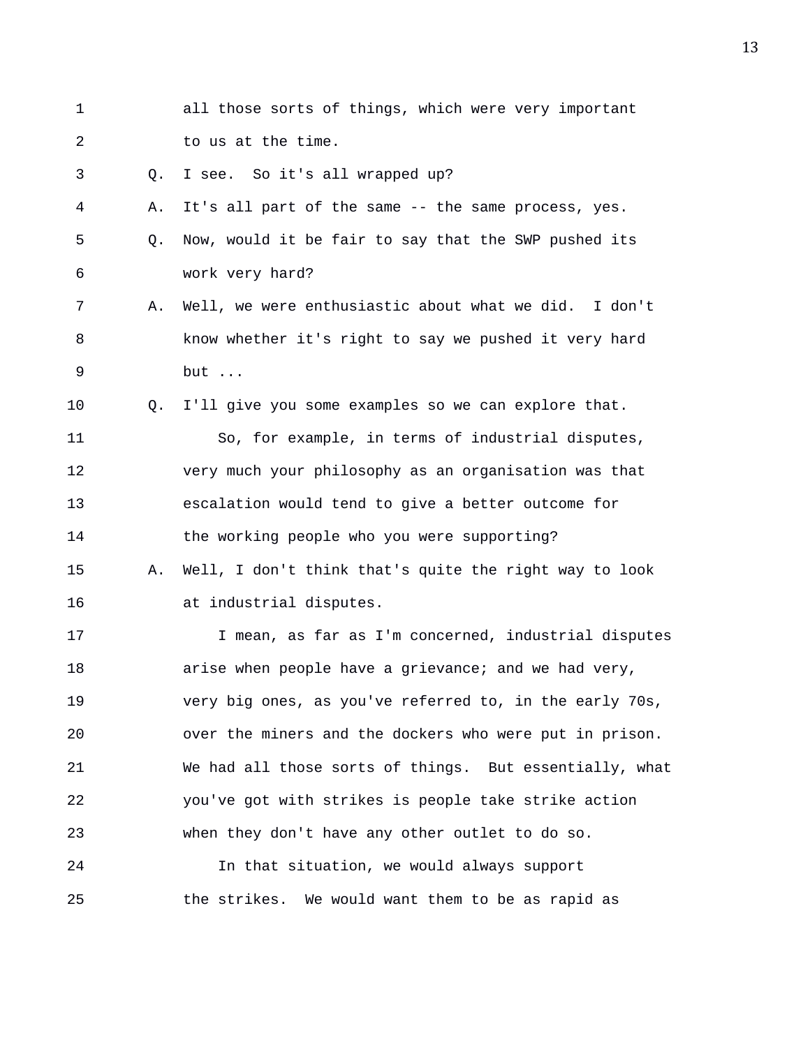all those sorts of things, which were very important to us at the time.

Q. I see. So it's all wrapped up?

A. It's all part of the same -- the same process, yes.

Q. Now, would it be fair to say that the SWP pushed its work very hard?

A. Well, we were enthusiastic about what we did. I don't know whether it's right to say we pushed it very hard but ...

Q. I'll give you some examples so we can explore that.

So, for example, in terms of industrial disputes, very much your philosophy as an organisation was that escalation would tend to give a better outcome for the working people who you were supporting?

A. Well, I don't think that's quite the right way to look at industrial disputes.

I mean, as far as I'm concerned, industrial disputes arise when people have a grievance; and we had very, very big ones, as you've referred to, in the early 70s, over the miners and the dockers who were put in prison. We had all those sorts of things. But essentially, what you've got with strikes is people take strike action when they don't have any other outlet to do so.

In that situation, we would always support the strikes. We would want them to be as rapid as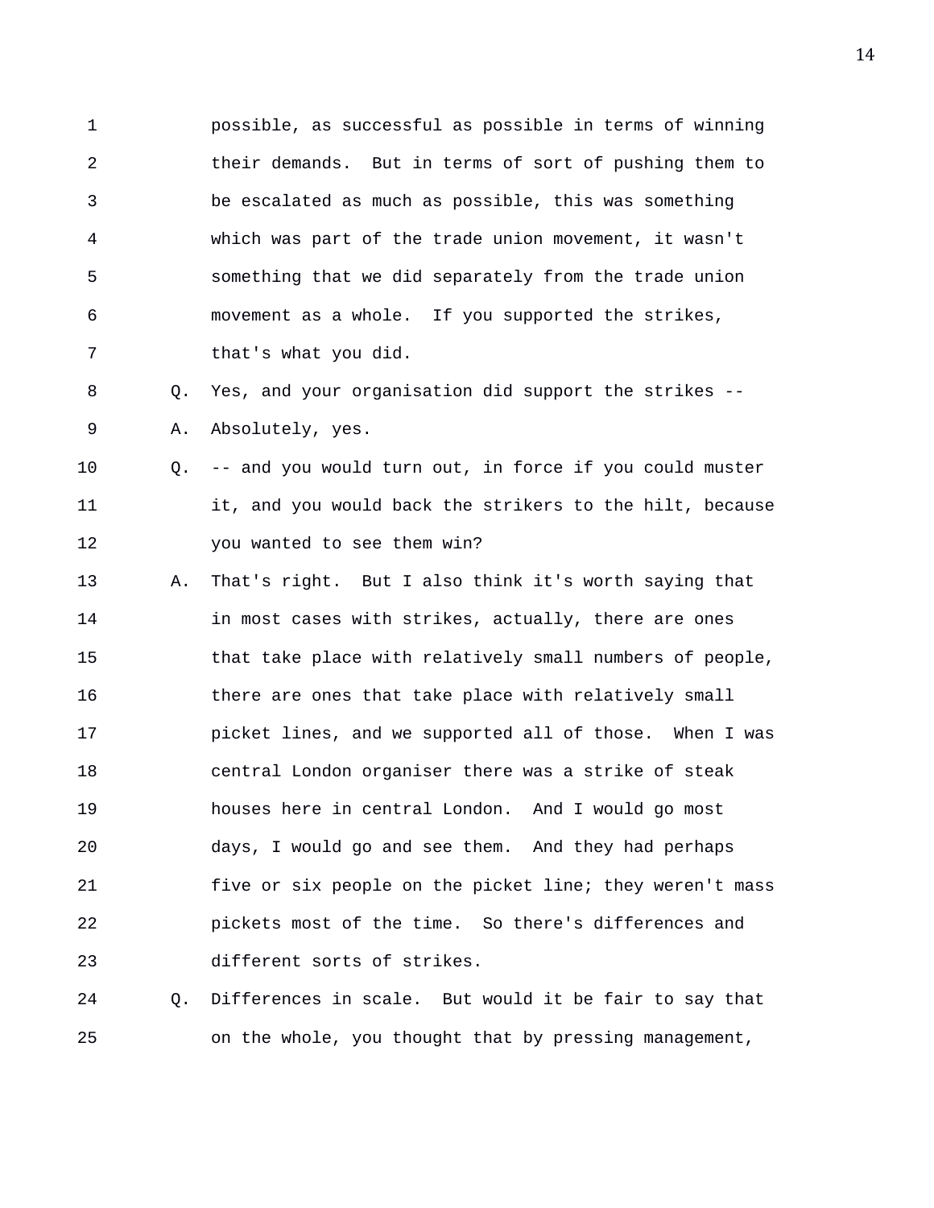possible, as successful as possible in terms of winning their demands. But in terms of sort of pushing them to be escalated as much as possible, this was something which was part of the trade union movement, it wasn't something that we did separately from the trade union movement as a whole. If you supported the strikes, that's what you did.

Q. Yes, and your organisation did support the strikes --

A. Absolutely, yes.

Q. -- and you would turn out, in force if you could muster it, and you would back the strikers to the hilt, because you wanted to see them win?

A. That's right. But I also think it's worth saying that in most cases with strikes, actually, there are ones that take place with relatively small numbers of people, there are ones that take place with relatively small picket lines, and we supported all of those. When I was central London organiser there was a strike of steak houses here in central London. And I would go most days, I would go and see them. And they had perhaps five or six people on the picket line; they weren't mass pickets most of the time. So there's differences and different sorts of strikes.

Q. Differences in scale. But would it be fair to say that on the whole, you thought that by pressing management,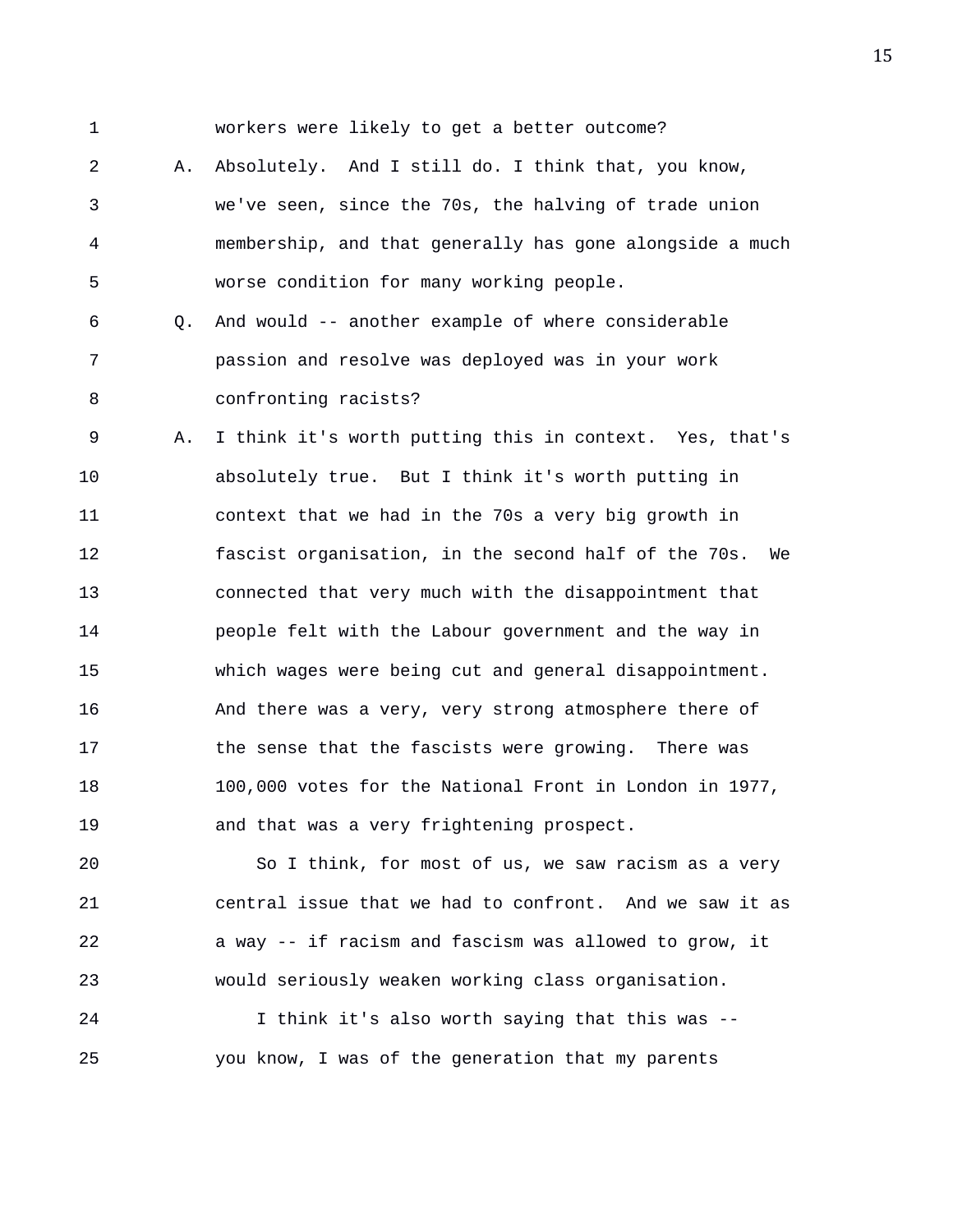workers were likely to get a better outcome?

A. Absolutely. And I still do. I think that, you know, we've seen, since the 70s, the halving of trade union membership, and that generally has gone alongside a much worse condition for many working people.

Q. And would -- another example of where considerable passion and resolve was deployed was in your work confronting racists?

A. I think it's worth putting this in context. Yes, that's absolutely true. But I think it's worth putting in context that we had in the 70s a very big growth in fascist organisation, in the second half of the 70s. We connected that very much with the disappointment that people felt with the Labour government and the way in which wages were being cut and general disappointment. And there was a very, very strong atmosphere there of the sense that the fascists were growing. There was 100,000 votes for the National Front in London in 1977, and that was a very frightening prospect.

So I think, for most of us, we saw racism as a very central issue that we had to confront. And we saw it as a way -- if racism and fascism was allowed to grow, it would seriously weaken working class organisation.

I think it's also worth saying that this was -- you know, I was of the generation that my parents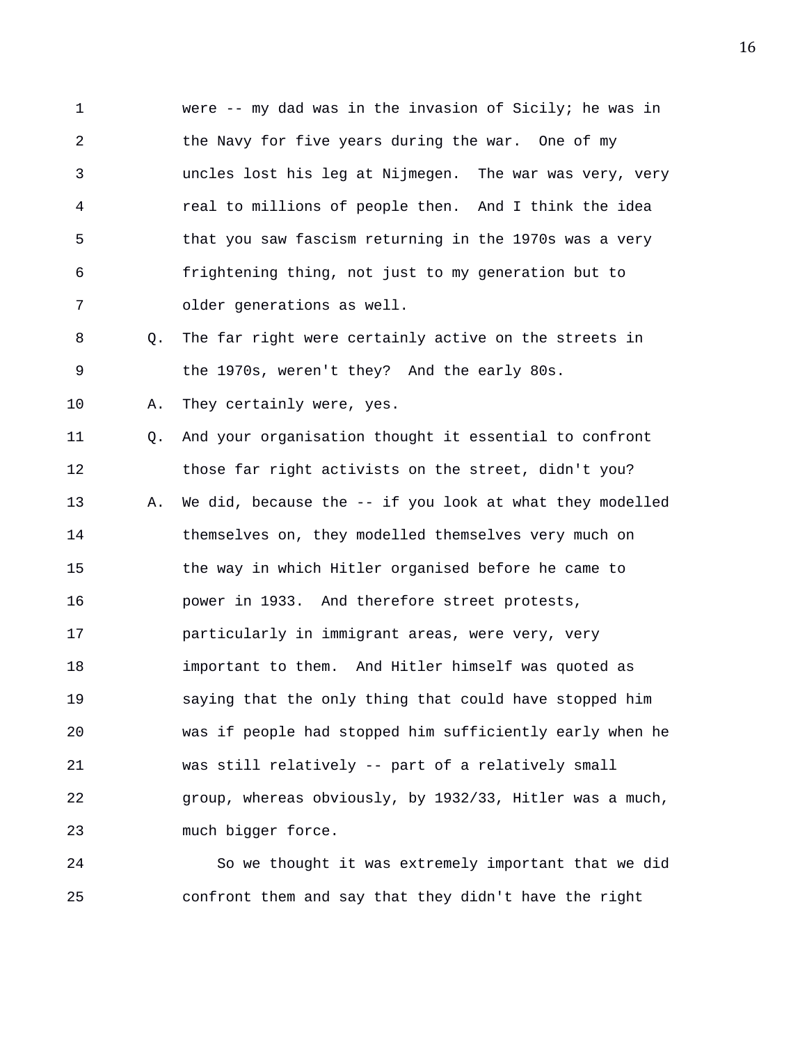were -- my dad was in the invasion of Sicily; he was in the Navy for five years during the war. One of my uncles lost his leg at Nijmegen. The war was very, very real to millions of people then. And I think the idea that you saw fascism returning in the 1970s was a very frightening thing, not just to my generation but to older generations as well.

Q. The far right were certainly active on the streets in the 1970s, weren't they? And the early 80s.

A. They certainly were, yes.

Q. And your organisation thought it essential to confront those far right activists on the street, didn't you?

A. We did, because the -- if you look at what they modelled themselves on, they modelled themselves very much on the way in which Hitler organised before he came to power in 1933. And therefore street protests, particularly in immigrant areas, were very, very important to them. And Hitler himself was quoted as saying that the only thing that could have stopped him was if people had stopped him sufficiently early when he was still relatively -- part of a relatively small group, whereas obviously, by 1932/33, Hitler was a much, much bigger force.

So we thought it was extremely important that we did confront them and say that they didn't have the right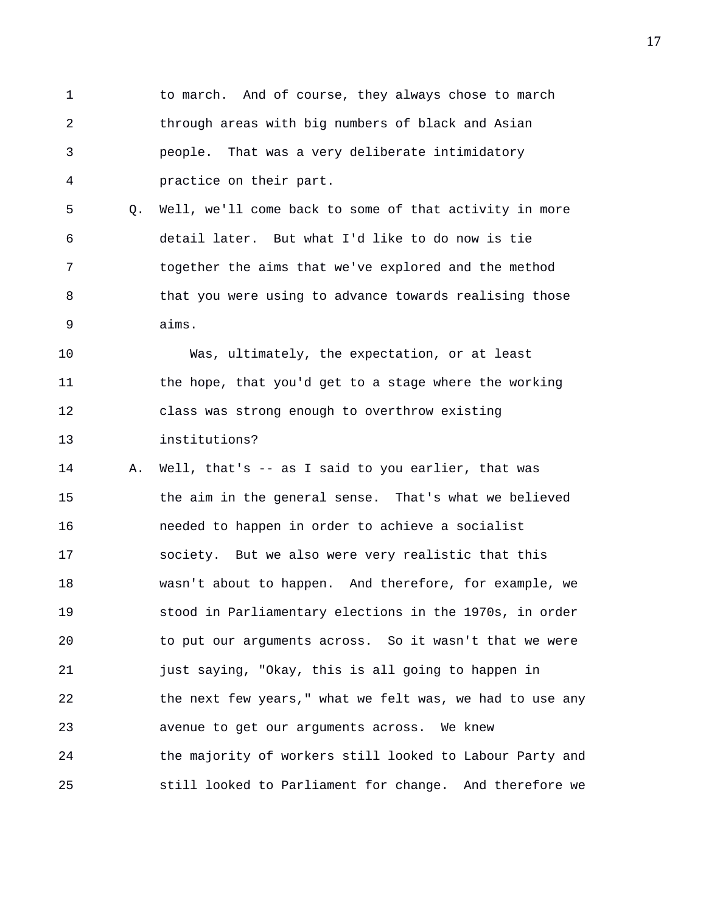to march. And of course, they always chose to march through areas with big numbers of black and Asian people. That was a very deliberate intimidatory practice on their part.

Q. Well, we'll come back to some of that activity in more detail later. But what I'd like to do now is tie together the aims that we've explored and the method that you were using to advance towards realising those aims.

Was, ultimately, the expectation, or at least the hope, that you'd get to a stage where the working class was strong enough to overthrow existing institutions?

A. Well, that's -- as I said to you earlier, that was the aim in the general sense. That's what we believed needed to happen in order to achieve a socialist society. But we also were very realistic that this wasn't about to happen. And therefore, for example, we stood in Parliamentary elections in the 1970s, in order to put our arguments across. So it wasn't that we were just saying, "Okay, this is all going to happen in the next few years," what we felt was, we had to use any avenue to get our arguments across. We knew the majority of workers still looked to Labour Party and still looked to Parliament for change. And therefore we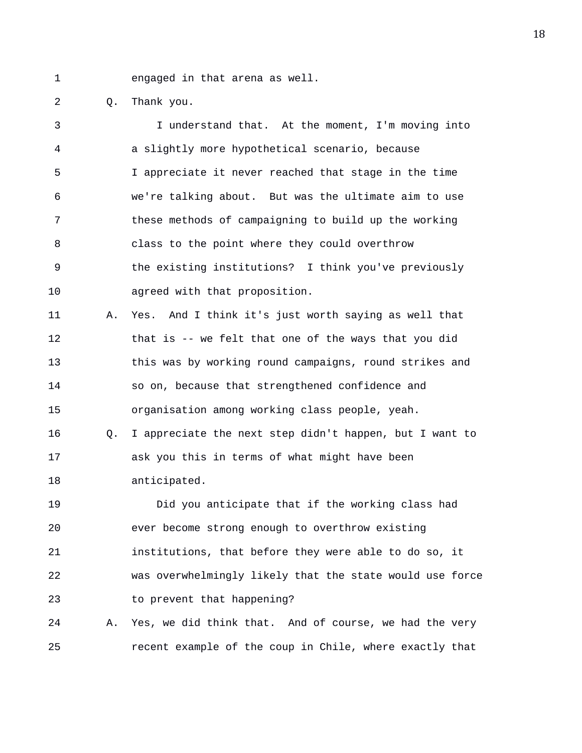engaged in that arena as well.

Q. Thank you.

I understand that. At the moment, I'm moving into a slightly more hypothetical scenario, because I appreciate it never reached that stage in the time we're talking about. But was the ultimate aim to use these methods of campaigning to build up the working class to the point where they could overthrow the existing institutions? I think you've previously agreed with that proposition.

A. Yes. And I think it's just worth saying as well that that is -- we felt that one of the ways that you did this was by working round campaigns, round strikes and so on, because that strengthened confidence and organisation among working class people, yeah.

Q. I appreciate the next step didn't happen, but I want to ask you this in terms of what might have been anticipated.

Did you anticipate that if the working class had ever become strong enough to overthrow existing institutions, that before they were able to do so, it was overwhelmingly likely that the state would use force to prevent that happening?

A. Yes, we did think that. And of course, we had the very recent example of the coup in Chile, where exactly that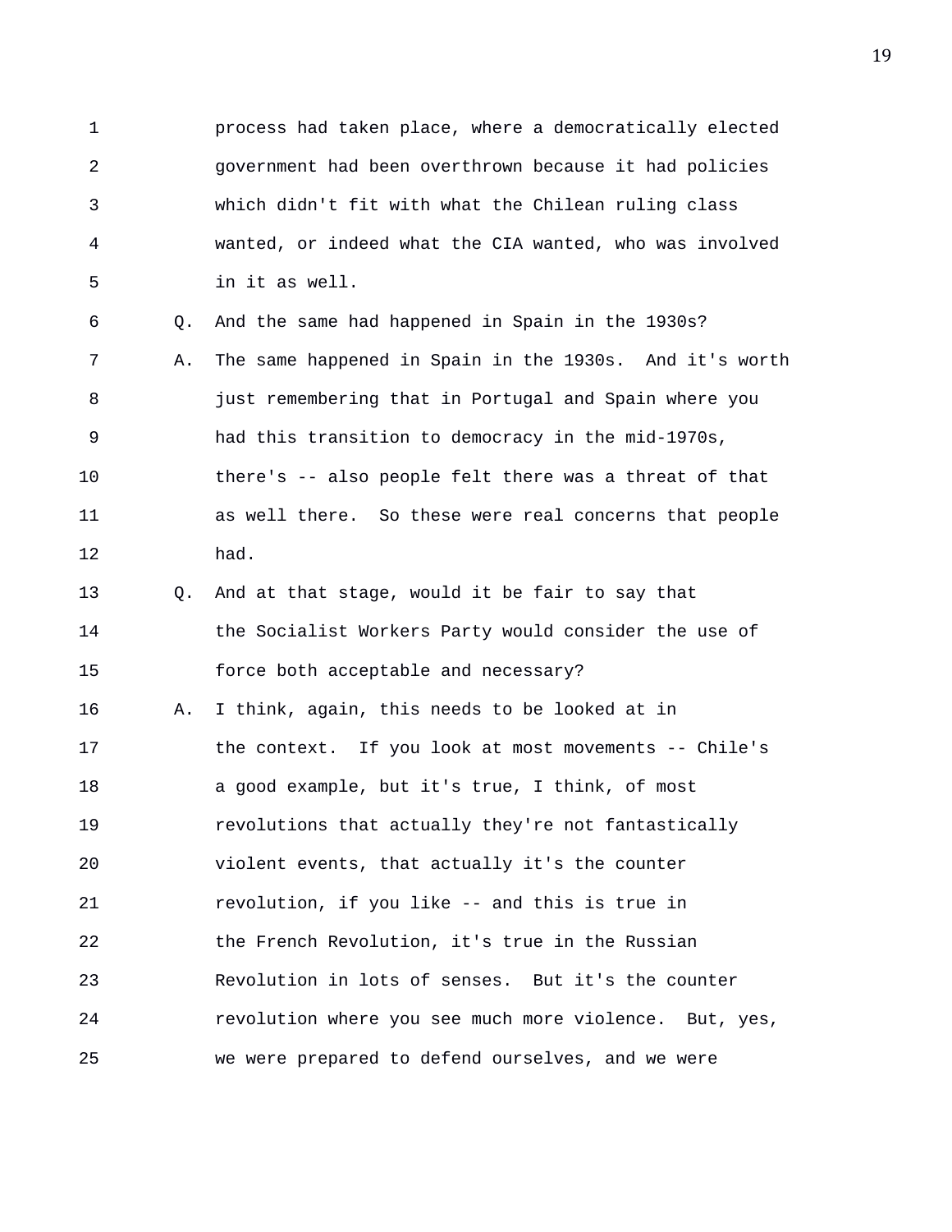process had taken place, where a democratically elected government had been overthrown because it had policies which didn't fit with what the Chilean ruling class wanted, or indeed what the CIA wanted, who was involved in it as well.

Q. And the same had happened in Spain in the 1930s?

A. The same happened in Spain in the 1930s. And it's worth just remembering that in Portugal and Spain where you had this transition to democracy in the mid-1970s, there's -- also people felt there was a threat of that as well there. So these were real concerns that people had.

Q. And at that stage, would it be fair to say that the Socialist Workers Party would consider the use of force both acceptable and necessary?

A. I think, again, this needs to be looked at in the context. If you look at most movements -- Chile's a good example, but it's true, I think, of most revolutions that actually they're not fantastically violent events, that actually it's the counter revolution, if you like -- and this is true in the French Revolution, it's true in the Russian Revolution in lots of senses. But it's the counter revolution where you see much more violence. But, yes, we were prepared to defend ourselves, and we were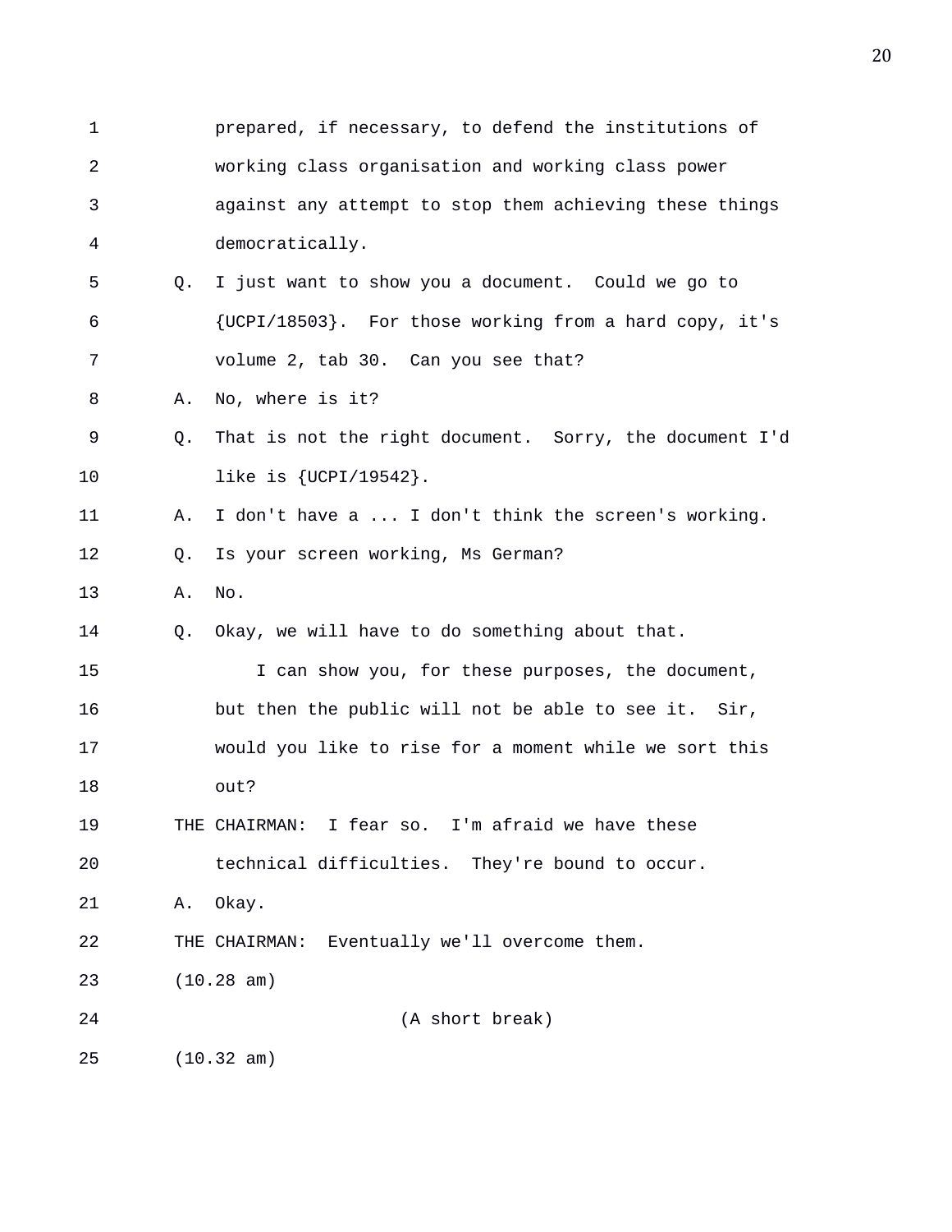prepared, if necessary, to defend the institutions of working class organisation and working class power against any attempt to stop them achieving these things democratically.

Q. I just want to show you a document. Could we go to {UCPI/18503}. For those working from a hard copy, it's volume 2, tab 30. Can you see that?

A. No, where is it?

Q. That is not the right document. Sorry, the document I'd like is {UCPI/19542}.

A. I don't have a ... I don't think the screen's working.

Q. Is your screen working, Ms German?

A. No.

Q. Okay, we will have to do something about that.

I can show you, for these purposes, the document, but then the public will not be able to see it. Sir, would you like to rise for a moment while we sort this out?

THE CHAIRMAN: I fear so. I'm afraid we have these technical difficulties. They're bound to occur.

A. Okay.

THE CHAIRMAN: Eventually we'll overcome them.

(10.28 am)

(A short break)

(10.32 am)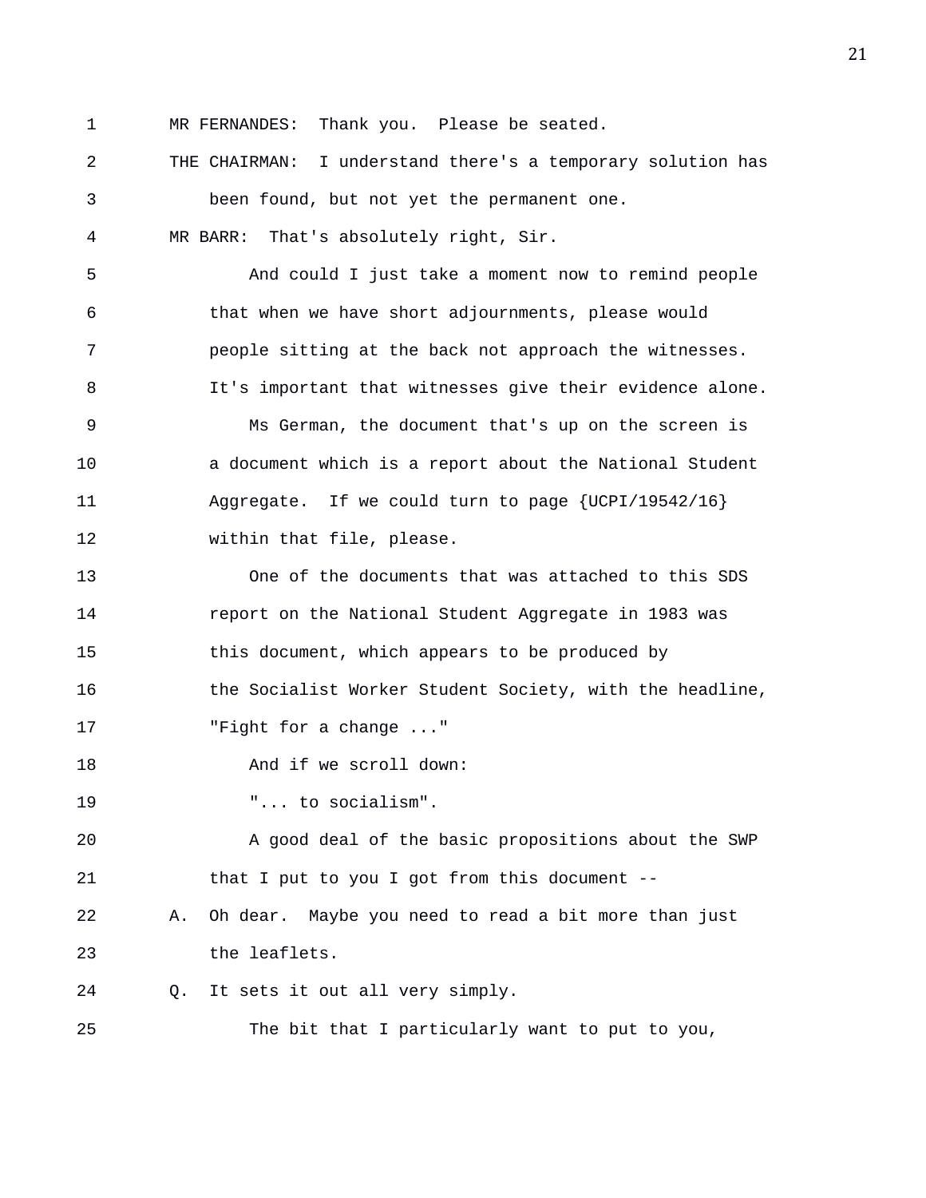MR FERNANDES: Thank you. Please be seated.

THE CHAIRMAN: I understand there's a temporary solution has been found, but not yet the permanent one.

MR BARR: That's absolutely right, Sir.

And could I just take a moment now to remind people that when we have short adjournments, please would people sitting at the back not approach the witnesses. It's important that witnesses give their evidence alone.

Ms German, the document that's up on the screen is a document which is a report about the National Student Aggregate. If we could turn to page {UCPI/19542/16} within that file, please.

One of the documents that was attached to this SDS report on the National Student Aggregate in 1983 was this document, which appears to be produced by the Socialist Worker Student Society, with the headline, "Fight for a change ..."

And if we scroll down:

"... to socialism".

A good deal of the basic propositions about the SWP that I put to you I got from this document --

A. Oh dear. Maybe you need to read a bit more than just the leaflets.

Q. It sets it out all very simply.

The bit that I particularly want to put to you,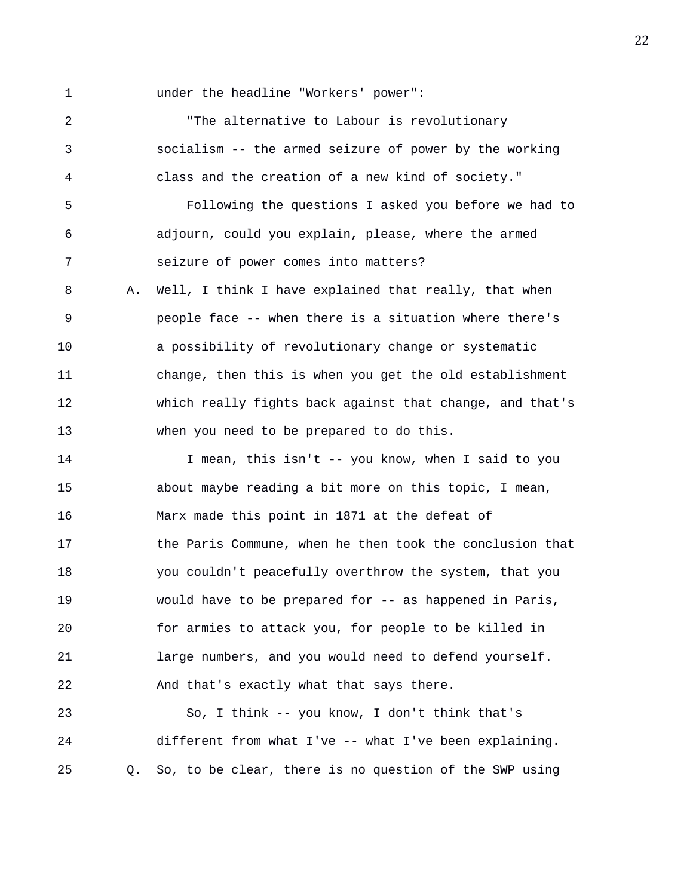under the headline "Workers' power":

"The alternative to Labour is revolutionary socialism -- the armed seizure of power by the working class and the creation of a new kind of society."

Following the questions I asked you before we had to adjourn, could you explain, please, where the armed seizure of power comes into matters?

A. Well, I think I have explained that really, that when people face -- when there is a situation where there's a possibility of revolutionary change or systematic change, then this is when you get the old establishment which really fights back against that change, and that's when you need to be prepared to do this.

I mean, this isn't -- you know, when I said to you about maybe reading a bit more on this topic, I mean, Marx made this point in 1871 at the defeat of the Paris Commune, when he then took the conclusion that you couldn't peacefully overthrow the system, that you would have to be prepared for -- as happened in Paris, for armies to attack you, for people to be killed in large numbers, and you would need to defend yourself. And that's exactly what that says there.

So, I think -- you know, I don't think that's different from what I've -- what I've been explaining.

Q. So, to be clear, there is no question of the SWP using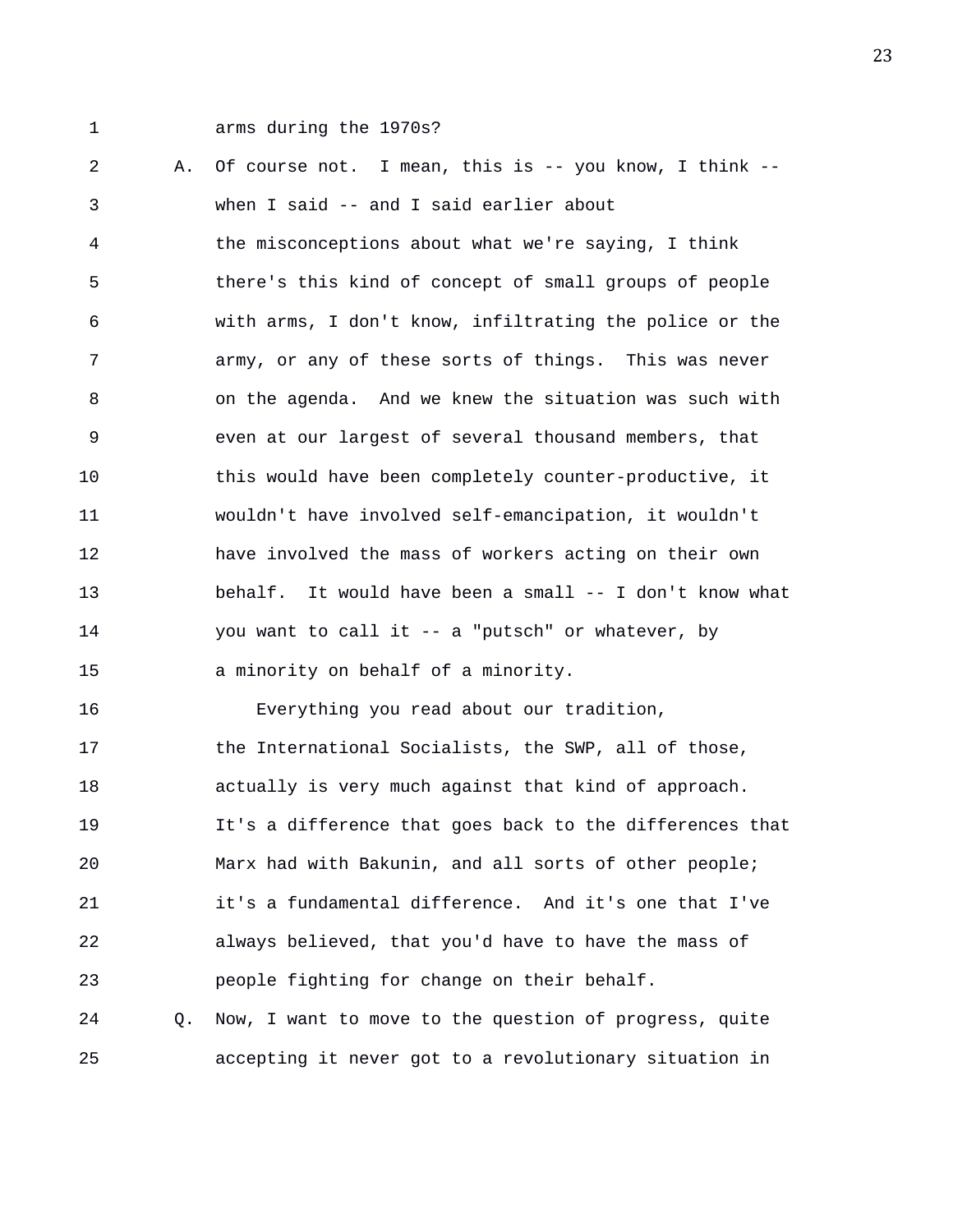arms during the 1970s?

A. Of course not. I mean, this is -- you know, I think -- when I said -- and I said earlier about the misconceptions about what we're saying, I think there's this kind of concept of small groups of people with arms, I don't know, infiltrating the police or the army, or any of these sorts of things. This was never on the agenda. And we knew the situation was such with even at our largest of several thousand members, that this would have been completely counter-productive, it wouldn't have involved self-emancipation, it wouldn't have involved the mass of workers acting on their own behalf. It would have been a small -- I don't know what you want to call it -- a "putsch" or whatever, by a minority on behalf of a minority.

Everything you read about our tradition, the International Socialists, the SWP, all of those, actually is very much against that kind of approach. It's a difference that goes back to the differences that Marx had with Bakunin, and all sorts of other people; it's a fundamental difference. And it's one that I've always believed, that you'd have to have the mass of people fighting for change on their behalf.

Q. Now, I want to move to the question of progress, quite accepting it never got to a revolutionary situation in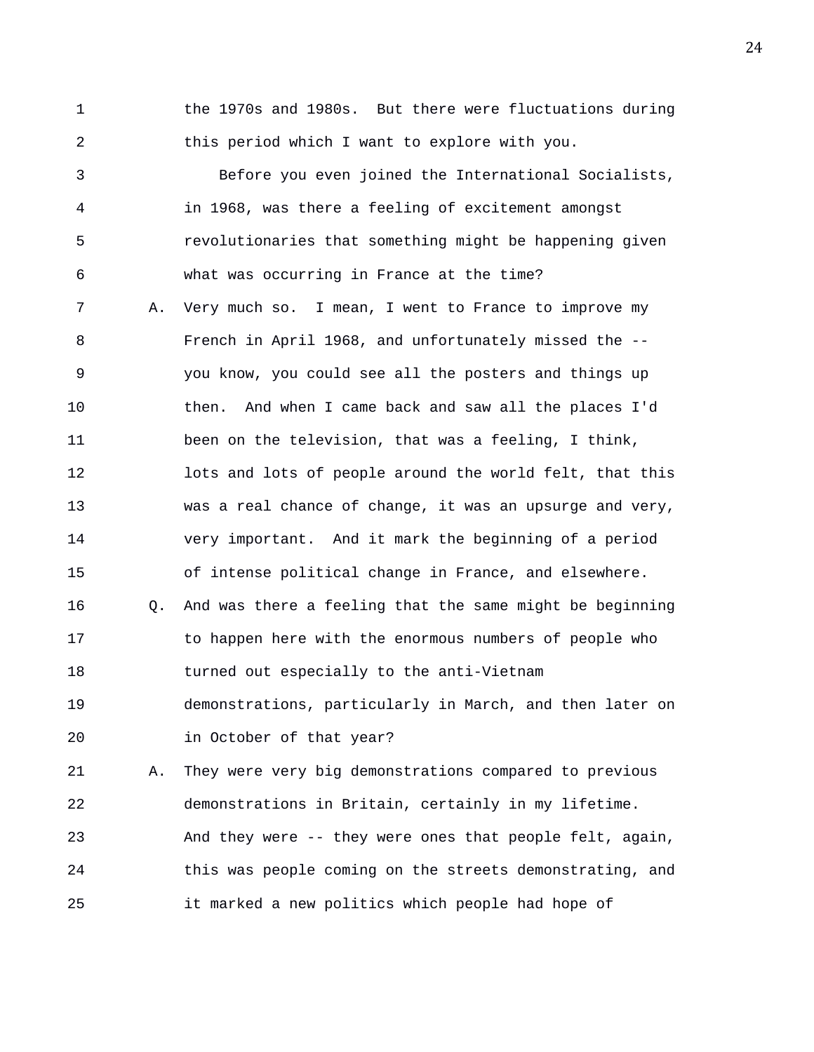the 1970s and 1980s. But there were fluctuations during this period which I want to explore with you.

Before you even joined the International Socialists, in 1968, was there a feeling of excitement amongst revolutionaries that something might be happening given what was occurring in France at the time?

A. Very much so. I mean, I went to France to improve my French in April 1968, and unfortunately missed the -- you know, you could see all the posters and things up then. And when I came back and saw all the places I'd been on the television, that was a feeling, I think, lots and lots of people around the world felt, that this was a real chance of change, it was an upsurge and very, very important. And it mark the beginning of a period of intense political change in France, and elsewhere.

Q. And was there a feeling that the same might be beginning to happen here with the enormous numbers of people who turned out especially to the anti-Vietnam demonstrations, particularly in March, and then later on in October of that year?

A. They were very big demonstrations compared to previous demonstrations in Britain, certainly in my lifetime. And they were -- they were ones that people felt, again, this was people coming on the streets demonstrating, and it marked a new politics which people had hope of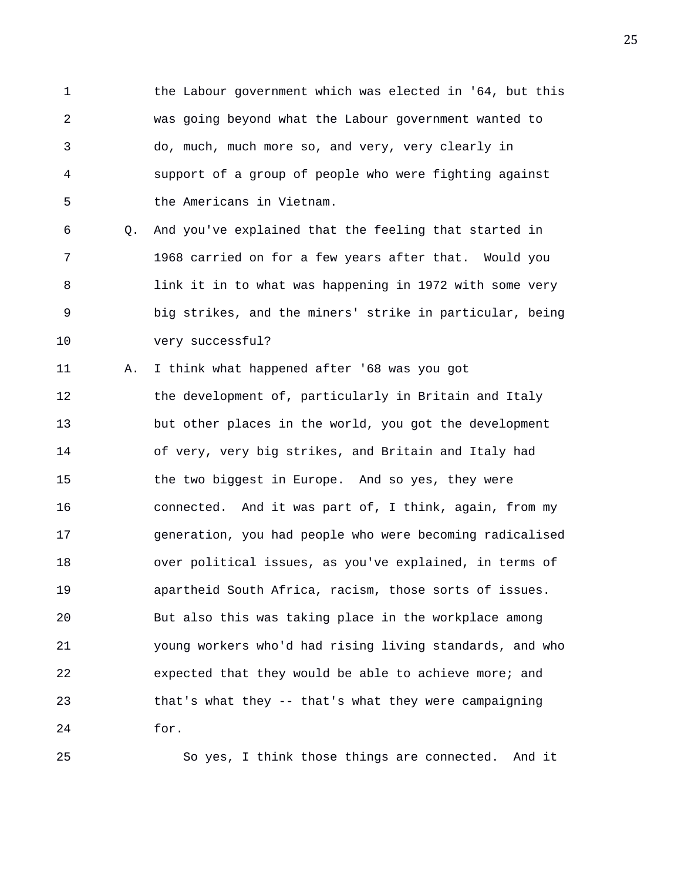the Labour government which was elected in '64, but this was going beyond what the Labour government wanted to do, much, much more so, and very, very clearly in support of a group of people who were fighting against the Americans in Vietnam.

Q. And you've explained that the feeling that started in 1968 carried on for a few years after that. Would you link it in to what was happening in 1972 with some very big strikes, and the miners' strike in particular, being very successful?

A. I think what happened after '68 was you got the development of, particularly in Britain and Italy but other places in the world, you got the development of very, very big strikes, and Britain and Italy had the two biggest in Europe. And so yes, they were connected. And it was part of, I think, again, from my generation, you had people who were becoming radicalised over political issues, as you've explained, in terms of apartheid South Africa, racism, those sorts of issues. But also this was taking place in the workplace among young workers who'd had rising living standards, and who expected that they would be able to achieve more; and that's what they -- that's what they were campaigning for.

So yes, I think those things are connected. And it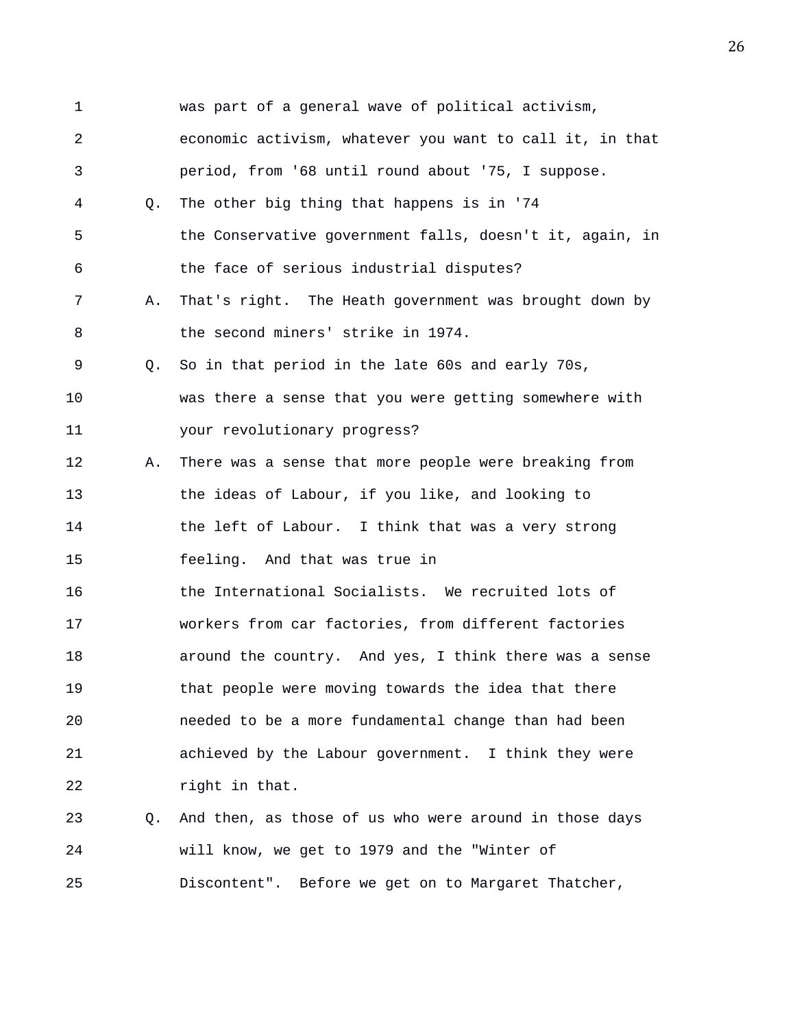1 was part of a general wave of political activism,
2 economic activism, whatever you want to call it, in that
3 period, from '68 until round about '75, I suppose.
4 Q. The other big thing that happens is in '74
5 the Conservative government falls, doesn't it, again, in
6 the face of serious industrial disputes?
7 A. That's right. The Heath government was brought down by
8 the second miners' strike in 1974.
9 Q. So in that period in the late 60s and early 70s,
10 was there a sense that you were getting somewhere with
11 your revolutionary progress?
12 A. There was a sense that more people were breaking from
13 the ideas of Labour, if you like, and looking to
14 the left of Labour. I think that was a very strong
15 feeling. And that was true in
16 the International Socialists. We recruited lots of
17 workers from car factories, from different factories
18 around the country. And yes, I think there was a sense
19 that people were moving towards the idea that there
20 needed to be a more fundamental change than had been
21 achieved by the Labour government. I think they were
22 right in that.
23 Q. And then, as those of us who were around in those days
24 will know, we get to 1979 and the "Winter of
25 Discontent". Before we get on to Margaret Thatcher,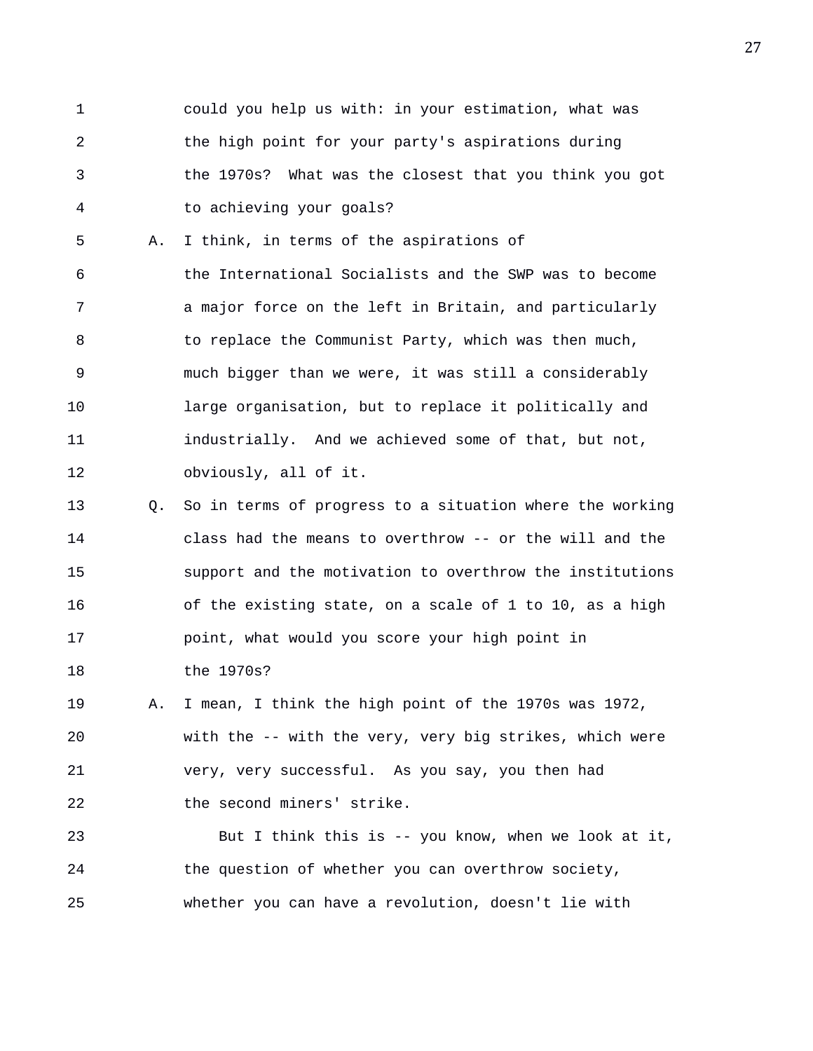could you help us with: in your estimation, what was the high point for your party's aspirations during the 1970s? What was the closest that you think you got to achieving your goals?

A. I think, in terms of the aspirations of the International Socialists and the SWP was to become a major force on the left in Britain, and particularly to replace the Communist Party, which was then much, much bigger than we were, it was still a considerably large organisation, but to replace it politically and industrially. And we achieved some of that, but not, obviously, all of it.

Q. So in terms of progress to a situation where the working class had the means to overthrow -- or the will and the support and the motivation to overthrow the institutions of the existing state, on a scale of 1 to 10, as a high point, what would you score your high point in the 1970s?

A. I mean, I think the high point of the 1970s was 1972, with the -- with the very, very big strikes, which were very, very successful. As you say, you then had the second miners' strike.

But I think this is -- you know, when we look at it, the question of whether you can overthrow society, whether you can have a revolution, doesn't lie with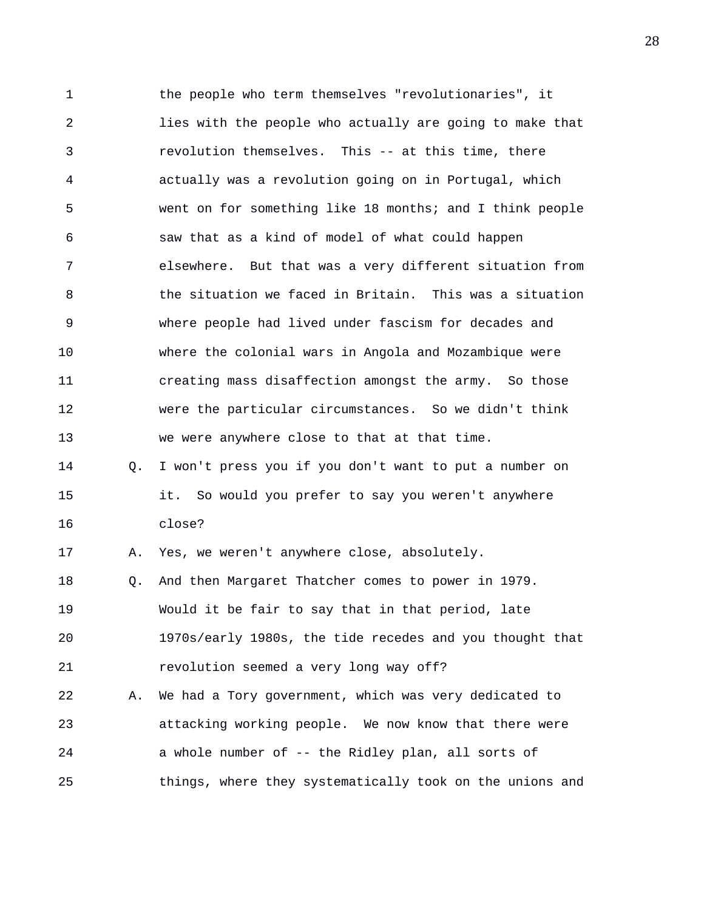1 the people who term themselves "revolutionaries", it
2 lies with the people who actually are going to make that
3 revolution themselves. This -- at this time, there
4 actually was a revolution going on in Portugal, which
5 went on for something like 18 months; and I think people
6 saw that as a kind of model of what could happen
7 elsewhere. But that was a very different situation from
8 the situation we faced in Britain. This was a situation
9 where people had lived under fascism for decades and
10 where the colonial wars in Angola and Mozambique were
11 creating mass disaffection amongst the army. So those
12 were the particular circumstances. So we didn't think
13 we were anywhere close to that at that time.

14 Q. I won't press you if you don't want to put a number on
15 it. So would you prefer to say you weren't anywhere
16 close?

17 A. Yes, we weren't anywhere close, absolutely.

18 Q. And then Margaret Thatcher comes to power in 1979.
19 Would it be fair to say that in that period, late
20 1970s/early 1980s, the tide recedes and you thought that
21 revolution seemed a very long way off?

22 A. We had a Tory government, which was very dedicated to
23 attacking working people. We now know that there were
24 a whole number of -- the Ridley plan, all sorts of
25 things, where they systematically took on the unions and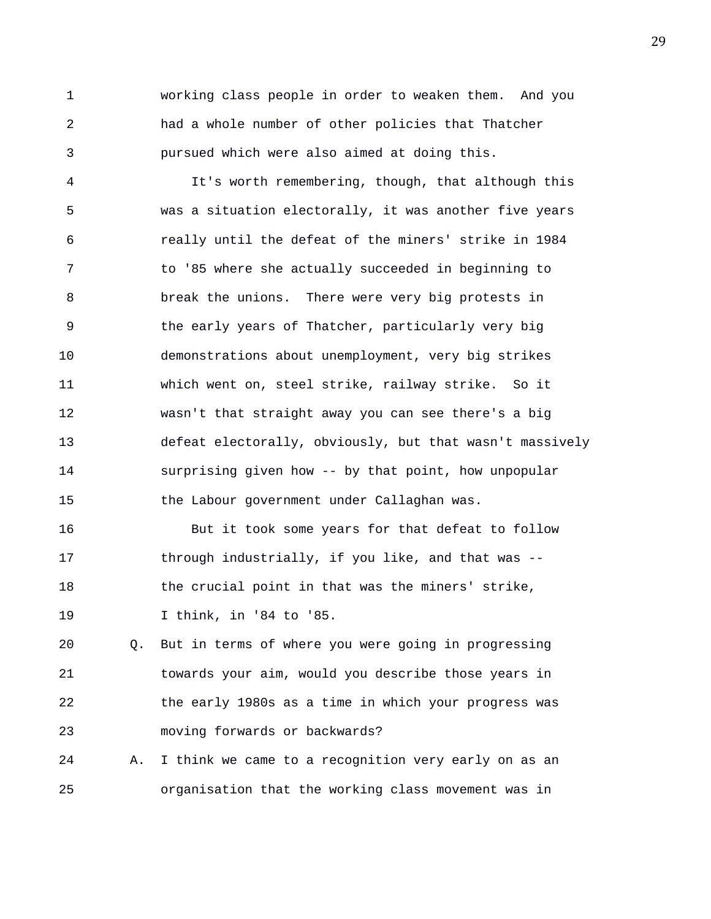working class people in order to weaken them. And you had a whole number of other policies that Thatcher pursued which were also aimed at doing this.

It's worth remembering, though, that although this was a situation electorally, it was another five years really until the defeat of the miners' strike in 1984 to '85 where she actually succeeded in beginning to break the unions. There were very big protests in the early years of Thatcher, particularly very big demonstrations about unemployment, very big strikes which went on, steel strike, railway strike. So it wasn't that straight away you can see there's a big defeat electorally, obviously, but that wasn't massively surprising given how -- by that point, how unpopular the Labour government under Callaghan was.

But it took some years for that defeat to follow through industrially, if you like, and that was -- the crucial point in that was the miners' strike, I think, in '84 to '85.

Q. But in terms of where you were going in progressing towards your aim, would you describe those years in the early 1980s as a time in which your progress was moving forwards or backwards?

A. I think we came to a recognition very early on as an organisation that the working class movement was in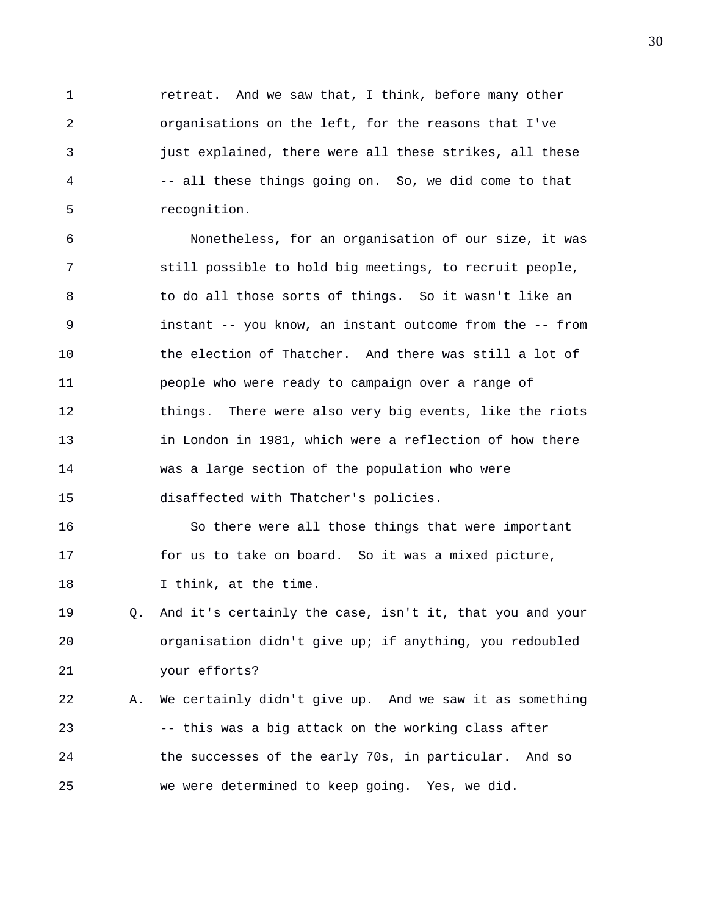retreat. And we saw that, I think, before many other organisations on the left, for the reasons that I've just explained, there were all these strikes, all these -- all these things going on. So, we did come to that recognition.

Nonetheless, for an organisation of our size, it was still possible to hold big meetings, to recruit people, to do all those sorts of things. So it wasn't like an instant -- you know, an instant outcome from the -- from the election of Thatcher. And there was still a lot of people who were ready to campaign over a range of things. There were also very big events, like the riots in London in 1981, which were a reflection of how there was a large section of the population who were disaffected with Thatcher's policies.

So there were all those things that were important for us to take on board. So it was a mixed picture, I think, at the time.

Q. And it's certainly the case, isn't it, that you and your organisation didn't give up; if anything, you redoubled your efforts?

A. We certainly didn't give up. And we saw it as something -- this was a big attack on the working class after the successes of the early 70s, in particular. And so we were determined to keep going. Yes, we did.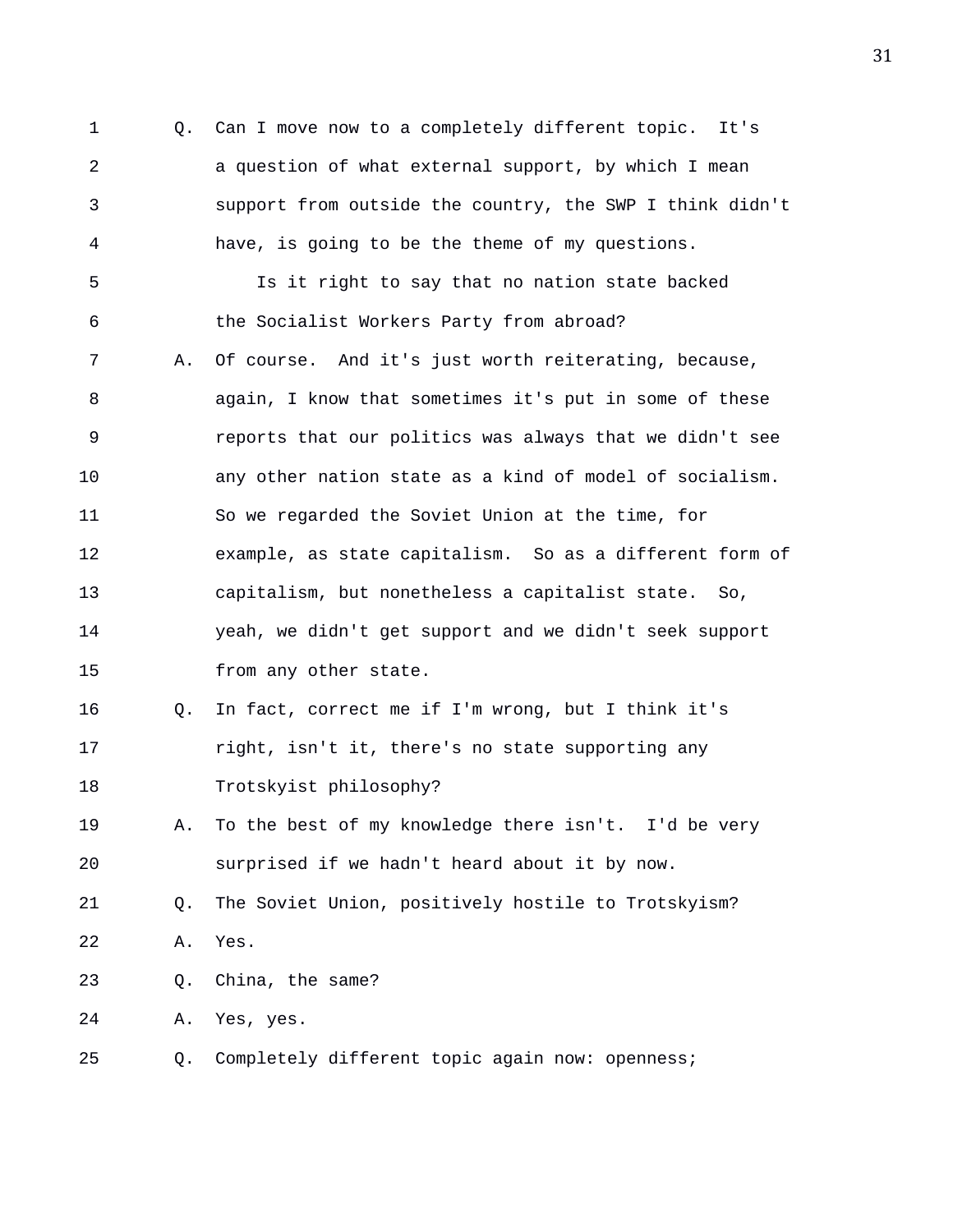Q. Can I move now to a completely different topic. It's a question of what external support, by which I mean support from outside the country, the SWP I think didn't have, is going to be the theme of my questions.

Is it right to say that no nation state backed the Socialist Workers Party from abroad?

A. Of course. And it's just worth reiterating, because, again, I know that sometimes it's put in some of these reports that our politics was always that we didn't see any other nation state as a kind of model of socialism. So we regarded the Soviet Union at the time, for example, as state capitalism. So as a different form of capitalism, but nonetheless a capitalist state. So, yeah, we didn't get support and we didn't seek support from any other state.

Q. In fact, correct me if I'm wrong, but I think it's right, isn't it, there's no state supporting any Trotskyist philosophy?

A. To the best of my knowledge there isn't. I'd be very surprised if we hadn't heard about it by now.

Q. The Soviet Union, positively hostile to Trotskyism?

A. Yes.

Q. China, the same?

A. Yes, yes.

Q. Completely different topic again now: openness;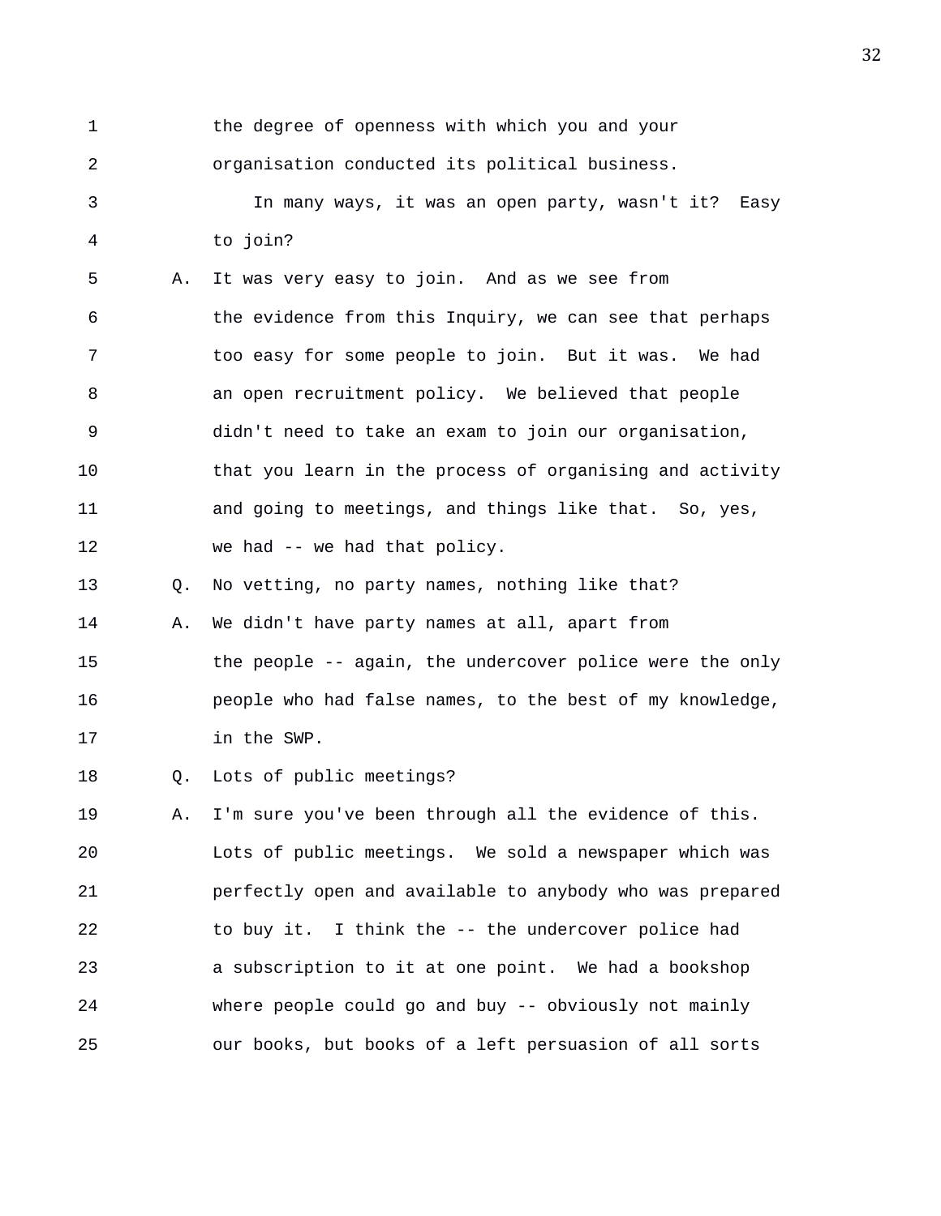1 the degree of openness with which you and your
2 organisation conducted its political business.
3 In many ways, it was an open party, wasn't it? Easy
4 to join?
5 A. It was very easy to join. And as we see from
6 the evidence from this Inquiry, we can see that perhaps
7 too easy for some people to join. But it was. We had
8 an open recruitment policy. We believed that people
9 didn't need to take an exam to join our organisation,
10 that you learn in the process of organising and activity
11 and going to meetings, and things like that. So, yes,
12 we had -- we had that policy.
13 Q. No vetting, no party names, nothing like that?
14 A. We didn't have party names at all, apart from
15 the people -- again, the undercover police were the only
16 people who had false names, to the best of my knowledge,
17 in the SWP.
18 Q. Lots of public meetings?
19 A. I'm sure you've been through all the evidence of this.
20 Lots of public meetings. We sold a newspaper which was
21 perfectly open and available to anybody who was prepared
22 to buy it. I think the -- the undercover police had
23 a subscription to it at one point. We had a bookshop
24 where people could go and buy -- obviously not mainly
25 our books, but books of a left persuasion of all sorts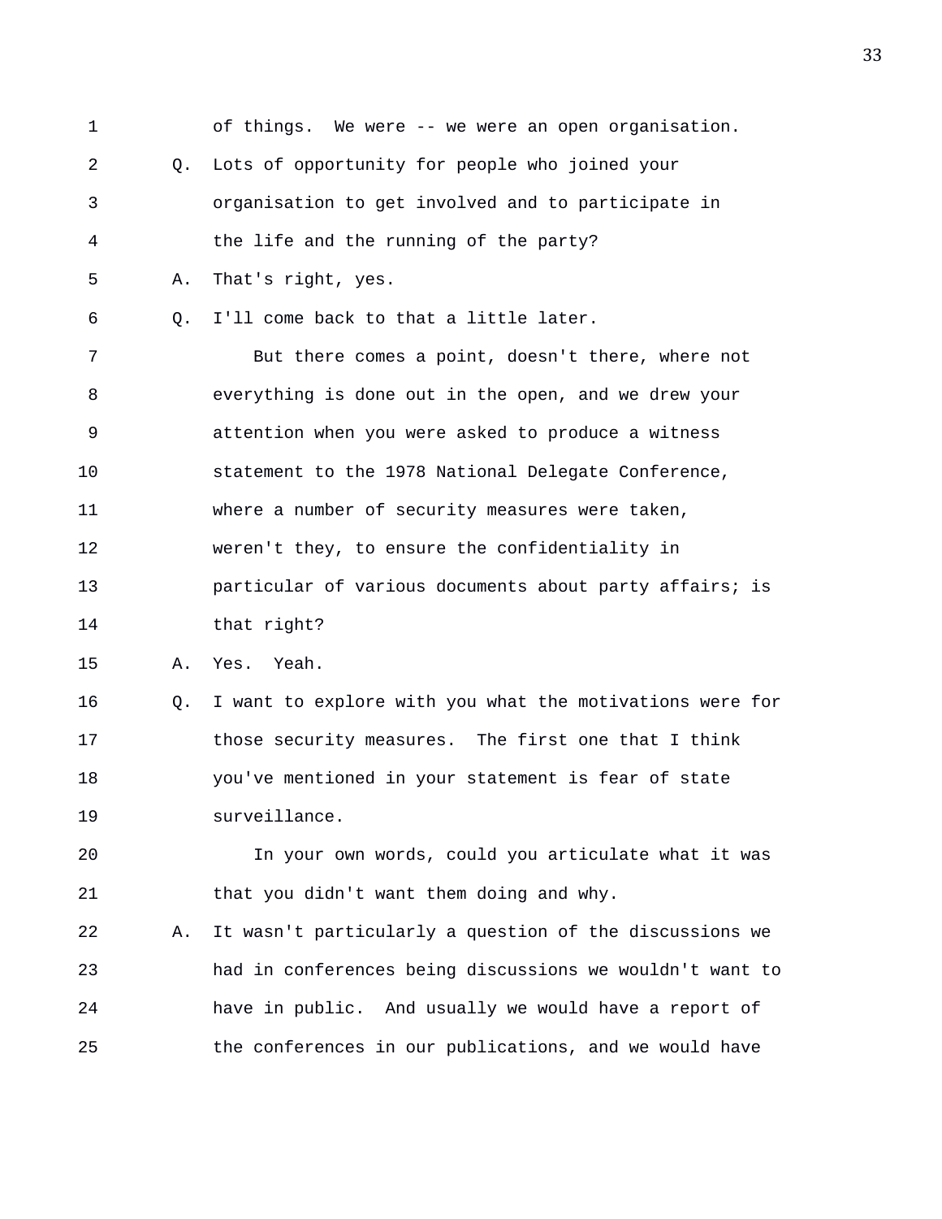of things. We were -- we were an open organisation.

Q. Lots of opportunity for people who joined your organisation to get involved and to participate in the life and the running of the party?

A. That's right, yes.

Q. I'll come back to that a little later.

But there comes a point, doesn't there, where not everything is done out in the open, and we drew your attention when you were asked to produce a witness statement to the 1978 National Delegate Conference, where a number of security measures were taken, weren't they, to ensure the confidentiality in particular of various documents about party affairs; is that right?

A. Yes. Yeah.

Q. I want to explore with you what the motivations were for those security measures. The first one that I think you've mentioned in your statement is fear of state surveillance.

In your own words, could you articulate what it was that you didn't want them doing and why.

A. It wasn't particularly a question of the discussions we had in conferences being discussions we wouldn't want to have in public. And usually we would have a report of the conferences in our publications, and we would have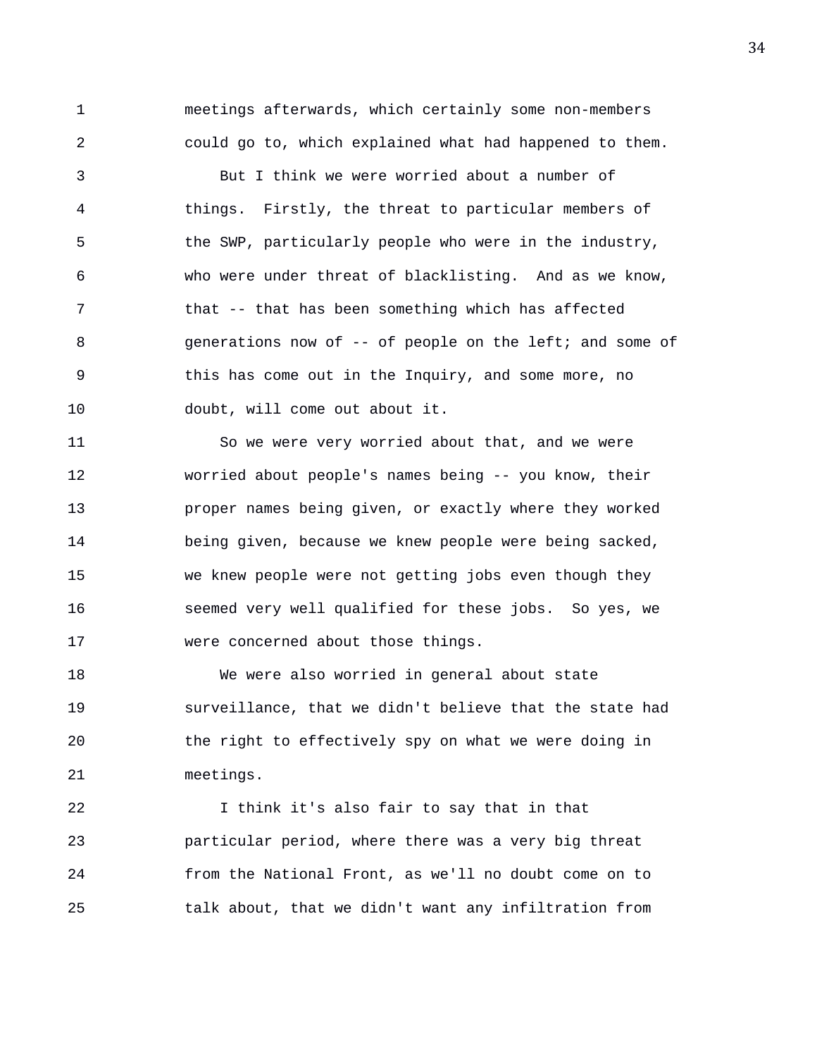meetings afterwards, which certainly some non-members could go to, which explained what had happened to them.

But I think we were worried about a number of things. Firstly, the threat to particular members of the SWP, particularly people who were in the industry, who were under threat of blacklisting. And as we know, that -- that has been something which has affected generations now of -- of people on the left; and some of this has come out in the Inquiry, and some more, no doubt, will come out about it.

So we were very worried about that, and we were worried about people's names being -- you know, their proper names being given, or exactly where they worked being given, because we knew people were being sacked, we knew people were not getting jobs even though they seemed very well qualified for these jobs. So yes, we were concerned about those things.

We were also worried in general about state surveillance, that we didn't believe that the state had the right to effectively spy on what we were doing in meetings.

I think it's also fair to say that in that particular period, where there was a very big threat from the National Front, as we'll no doubt come on to talk about, that we didn't want any infiltration from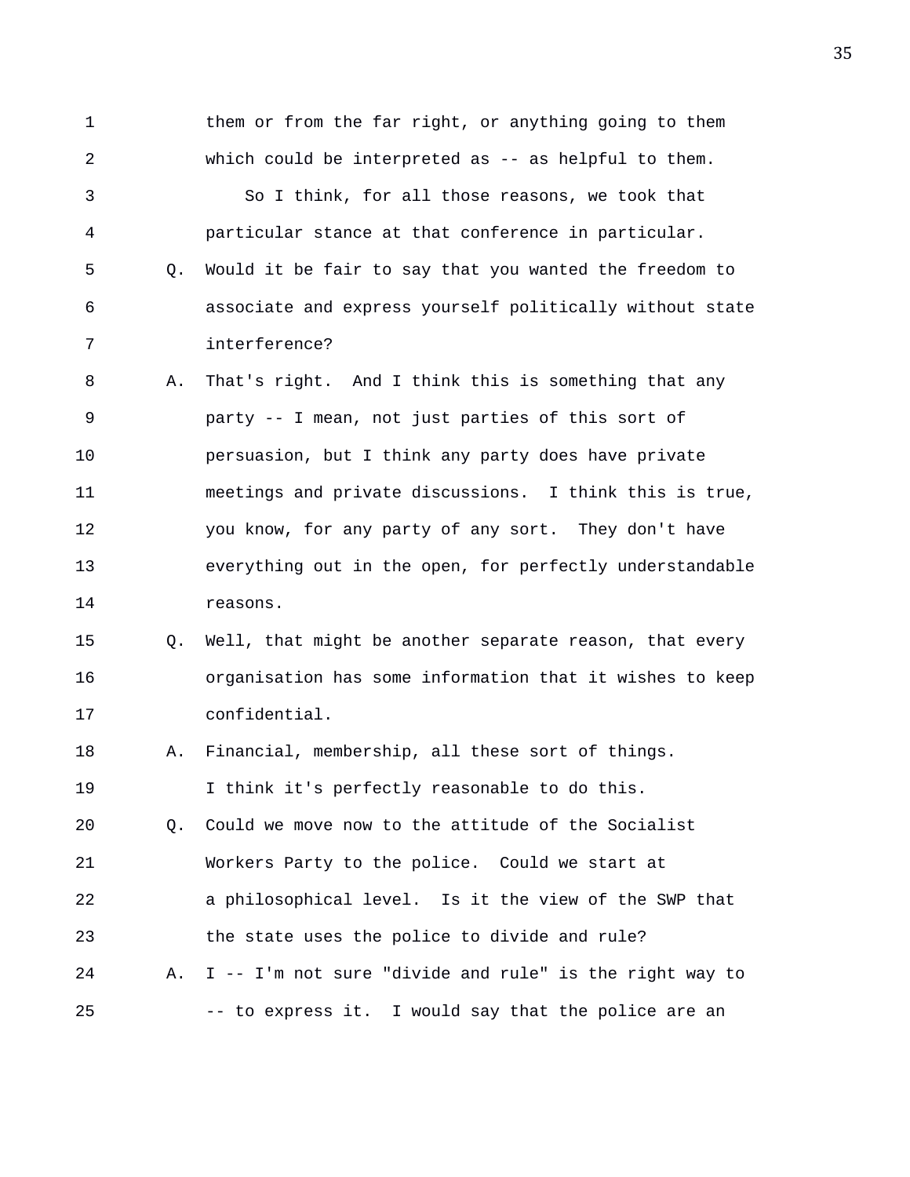them or from the far right, or anything going to them which could be interpreted as -- as helpful to them.

So I think, for all those reasons, we took that particular stance at that conference in particular.

Q. Would it be fair to say that you wanted the freedom to associate and express yourself politically without state interference?

A. That's right. And I think this is something that any party -- I mean, not just parties of this sort of persuasion, but I think any party does have private meetings and private discussions. I think this is true, you know, for any party of any sort. They don't have everything out in the open, for perfectly understandable reasons.

Q. Well, that might be another separate reason, that every organisation has some information that it wishes to keep confidential.

A. Financial, membership, all these sort of things. I think it's perfectly reasonable to do this.

Q. Could we move now to the attitude of the Socialist Workers Party to the police. Could we start at a philosophical level. Is it the view of the SWP that the state uses the police to divide and rule?

A. I -- I'm not sure "divide and rule" is the right way to -- to express it. I would say that the police are an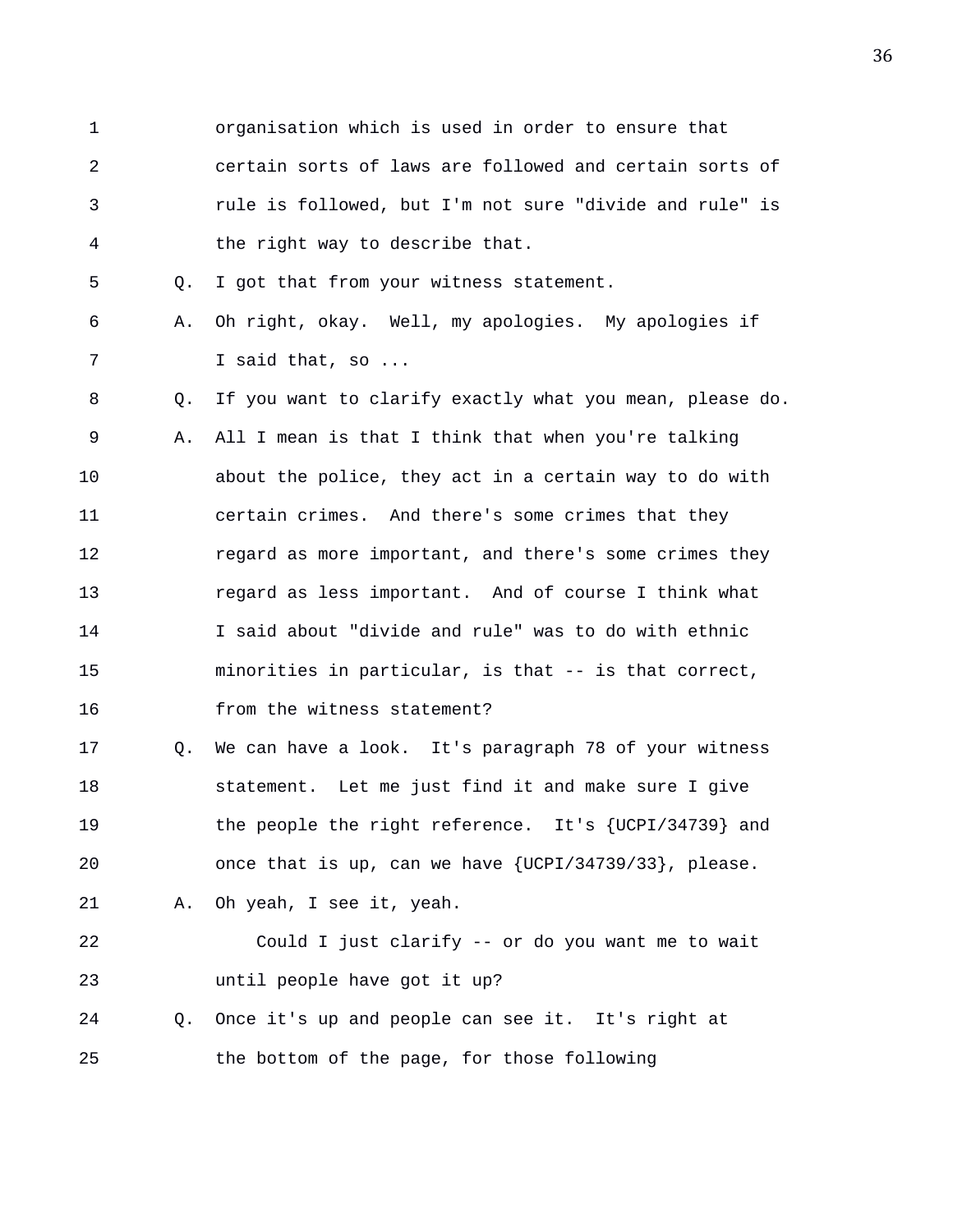organisation which is used in order to ensure that certain sorts of laws are followed and certain sorts of rule is followed, but I'm not sure "divide and rule" is the right way to describe that.

Q. I got that from your witness statement.

A. Oh right, okay. Well, my apologies. My apologies if I said that, so ...

Q. If you want to clarify exactly what you mean, please do.

A. All I mean is that I think that when you're talking about the police, they act in a certain way to do with certain crimes. And there's some crimes that they regard as more important, and there's some crimes they regard as less important. And of course I think what I said about "divide and rule" was to do with ethnic minorities in particular, is that -- is that correct, from the witness statement?

Q. We can have a look. It's paragraph 78 of your witness statement. Let me just find it and make sure I give the people the right reference. It's {UCPI/34739} and once that is up, can we have {UCPI/34739/33}, please.

A. Oh yeah, I see it, yeah.

Could I just clarify -- or do you want me to wait until people have got it up?

Q. Once it's up and people can see it. It's right at the bottom of the page, for those following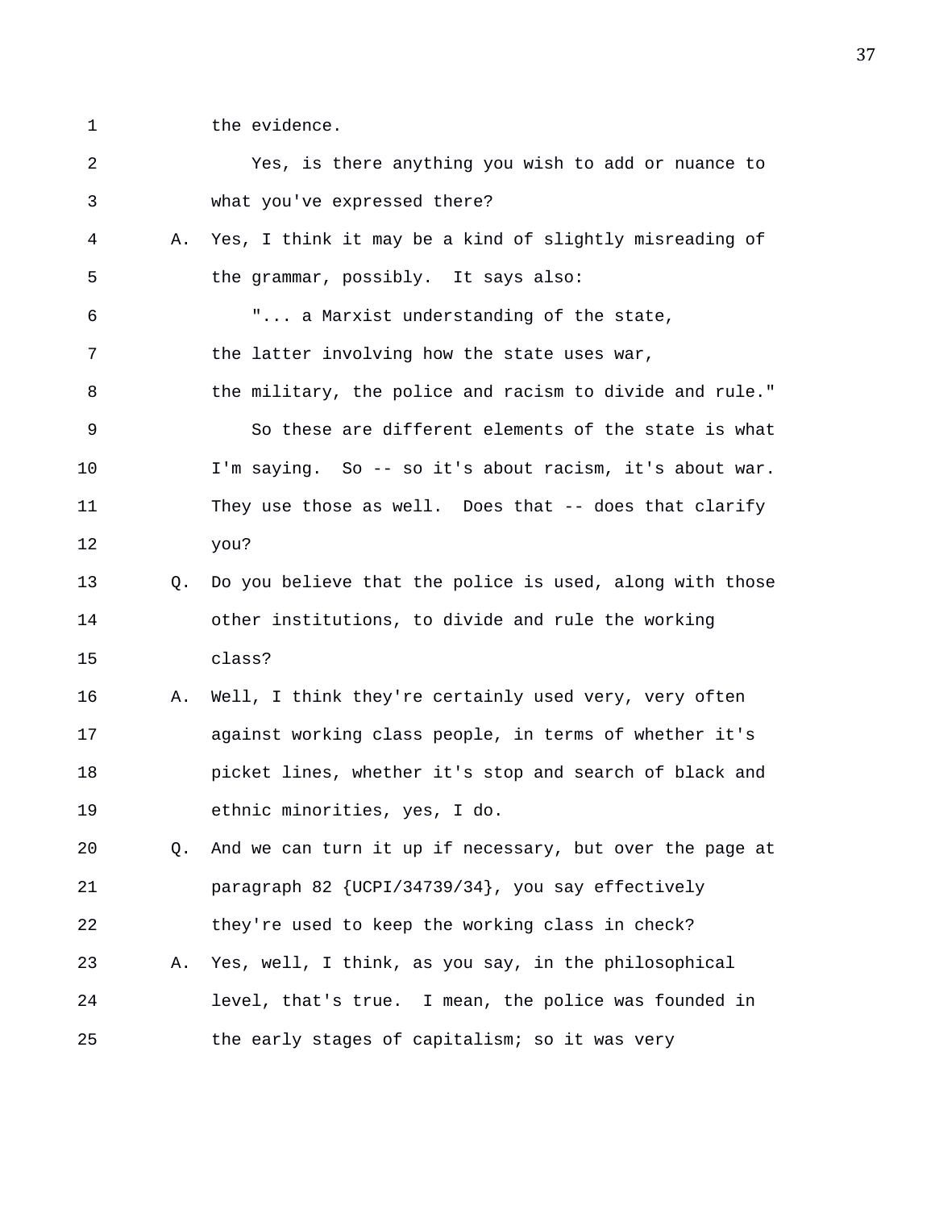the evidence.

Yes, is there anything you wish to add or nuance to what you've expressed there?

A. Yes, I think it may be a kind of slightly misreading of the grammar, possibly. It says also:

"... a Marxist understanding of the state, the latter involving how the state uses war, the military, the police and racism to divide and rule."

So these are different elements of the state is what I'm saying. So -- so it's about racism, it's about war. They use those as well. Does that -- does that clarify you?

Q. Do you believe that the police is used, along with those other institutions, to divide and rule the working class?

A. Well, I think they're certainly used very, very often against working class people, in terms of whether it's picket lines, whether it's stop and search of black and ethnic minorities, yes, I do.

Q. And we can turn it up if necessary, but over the page at paragraph 82 {UCPI/34739/34}, you say effectively they're used to keep the working class in check?

A. Yes, well, I think, as you say, in the philosophical level, that's true. I mean, the police was founded in the early stages of capitalism; so it was very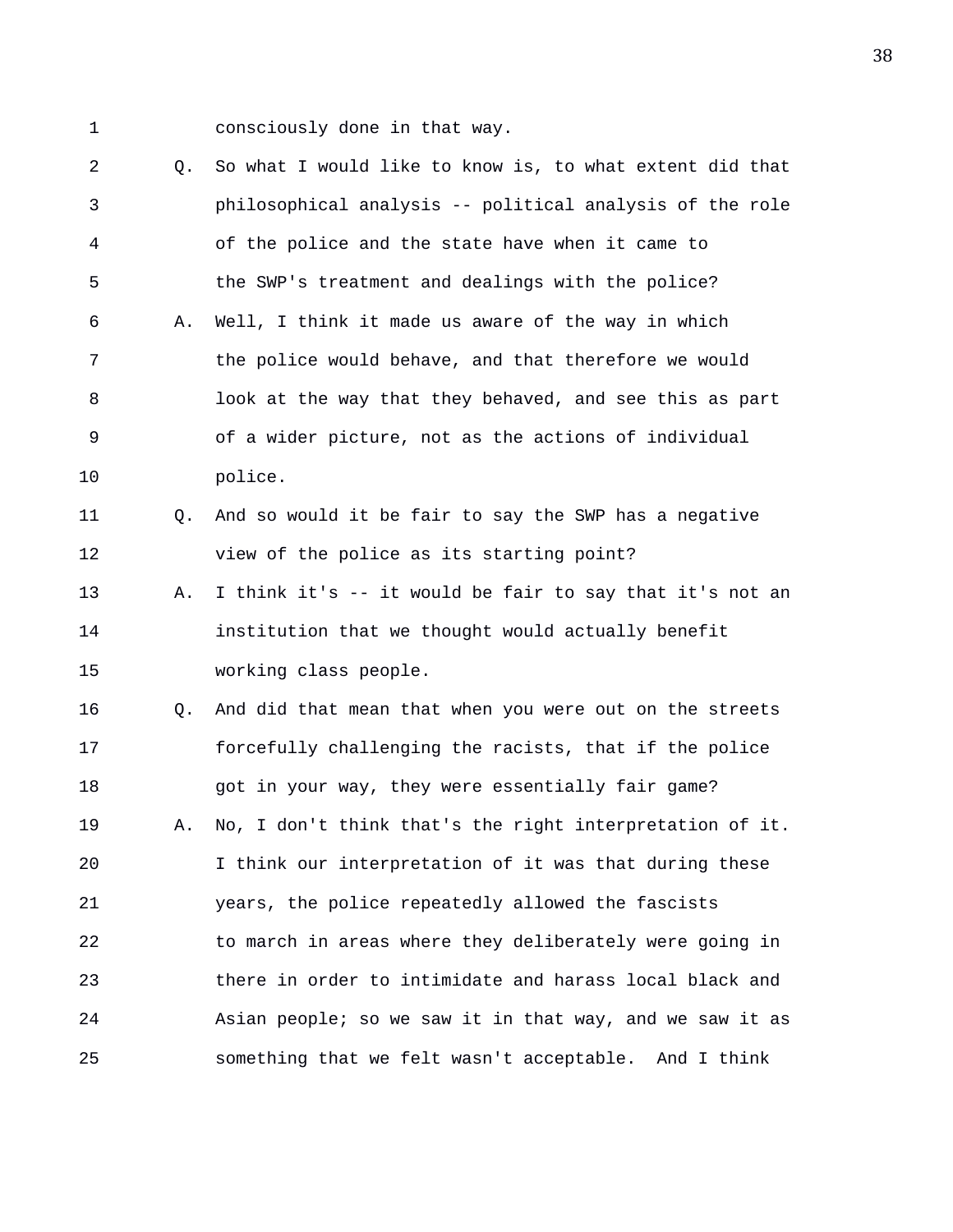consciously done in that way.

Q. So what I would like to know is, to what extent did that philosophical analysis -- political analysis of the role of the police and the state have when it came to the SWP's treatment and dealings with the police?

A. Well, I think it made us aware of the way in which the police would behave, and that therefore we would look at the way that they behaved, and see this as part of a wider picture, not as the actions of individual police.

Q. And so would it be fair to say the SWP has a negative view of the police as its starting point?

A. I think it's -- it would be fair to say that it's not an institution that we thought would actually benefit working class people.

Q. And did that mean that when you were out on the streets forcefully challenging the racists, that if the police got in your way, they were essentially fair game?

A. No, I don't think that's the right interpretation of it. I think our interpretation of it was that during these years, the police repeatedly allowed the fascists to march in areas where they deliberately were going in there in order to intimidate and harass local black and Asian people; so we saw it in that way, and we saw it as something that we felt wasn't acceptable. And I think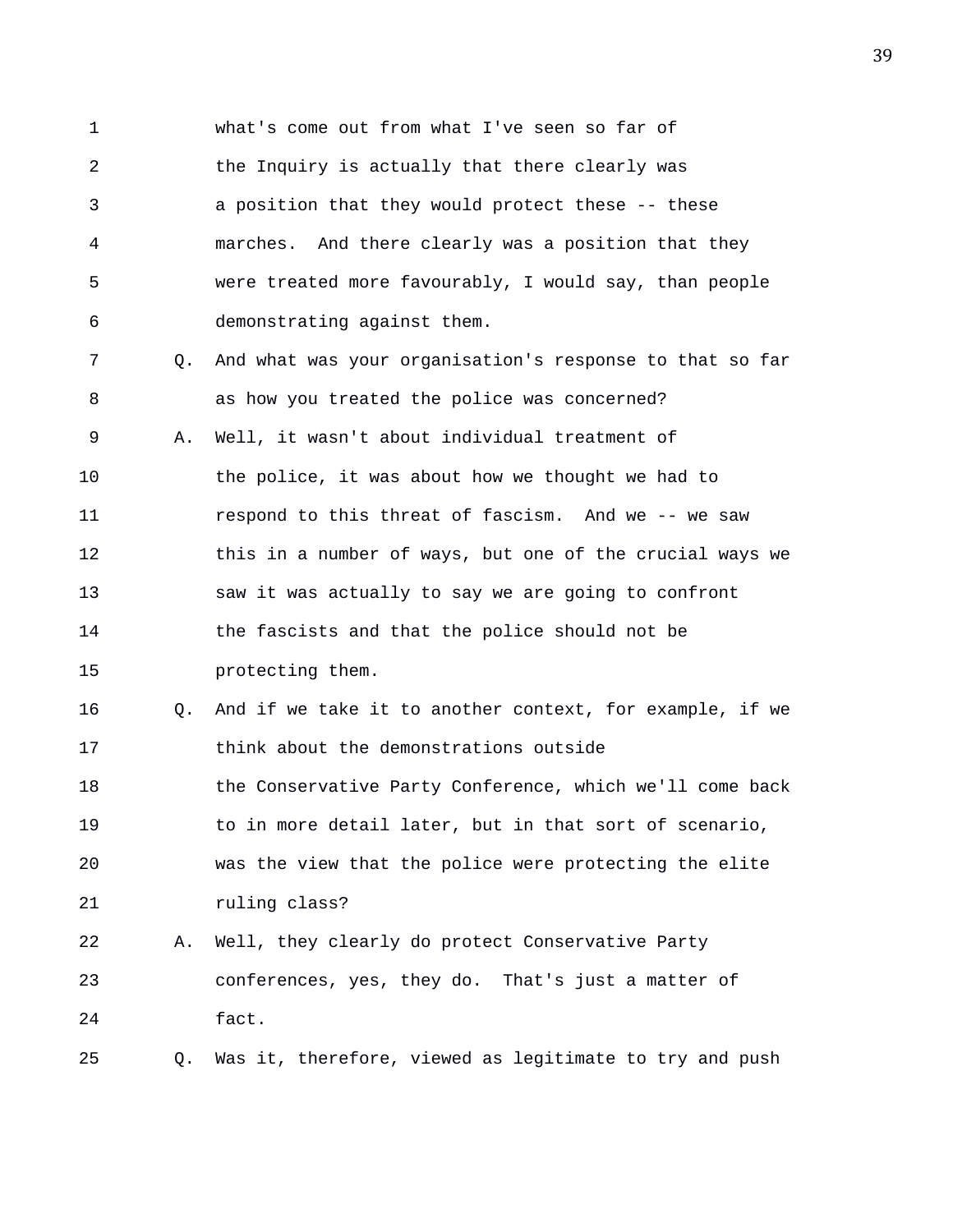1 what's come out from what I've seen so far of
2 the Inquiry is actually that there clearly was
3 a position that they would protect these -- these
4 marches. And there clearly was a position that they
5 were treated more favourably, I would say, than people
6 demonstrating against them.

7 Q. And what was your organisation's response to that so far
8 as how you treated the police was concerned?

9 A. Well, it wasn't about individual treatment of
10 the police, it was about how we thought we had to
11 respond to this threat of fascism. And we -- we saw
12 this in a number of ways, but one of the crucial ways we
13 saw it was actually to say we are going to confront
14 the fascists and that the police should not be
15 protecting them.

16 Q. And if we take it to another context, for example, if we
17 think about the demonstrations outside
18 the Conservative Party Conference, which we'll come back
19 to in more detail later, but in that sort of scenario,
20 was the view that the police were protecting the elite
21 ruling class?

22 A. Well, they clearly do protect Conservative Party
23 conferences, yes, they do. That's just a matter of
24 fact.

25 Q. Was it, therefore, viewed as legitimate to try and push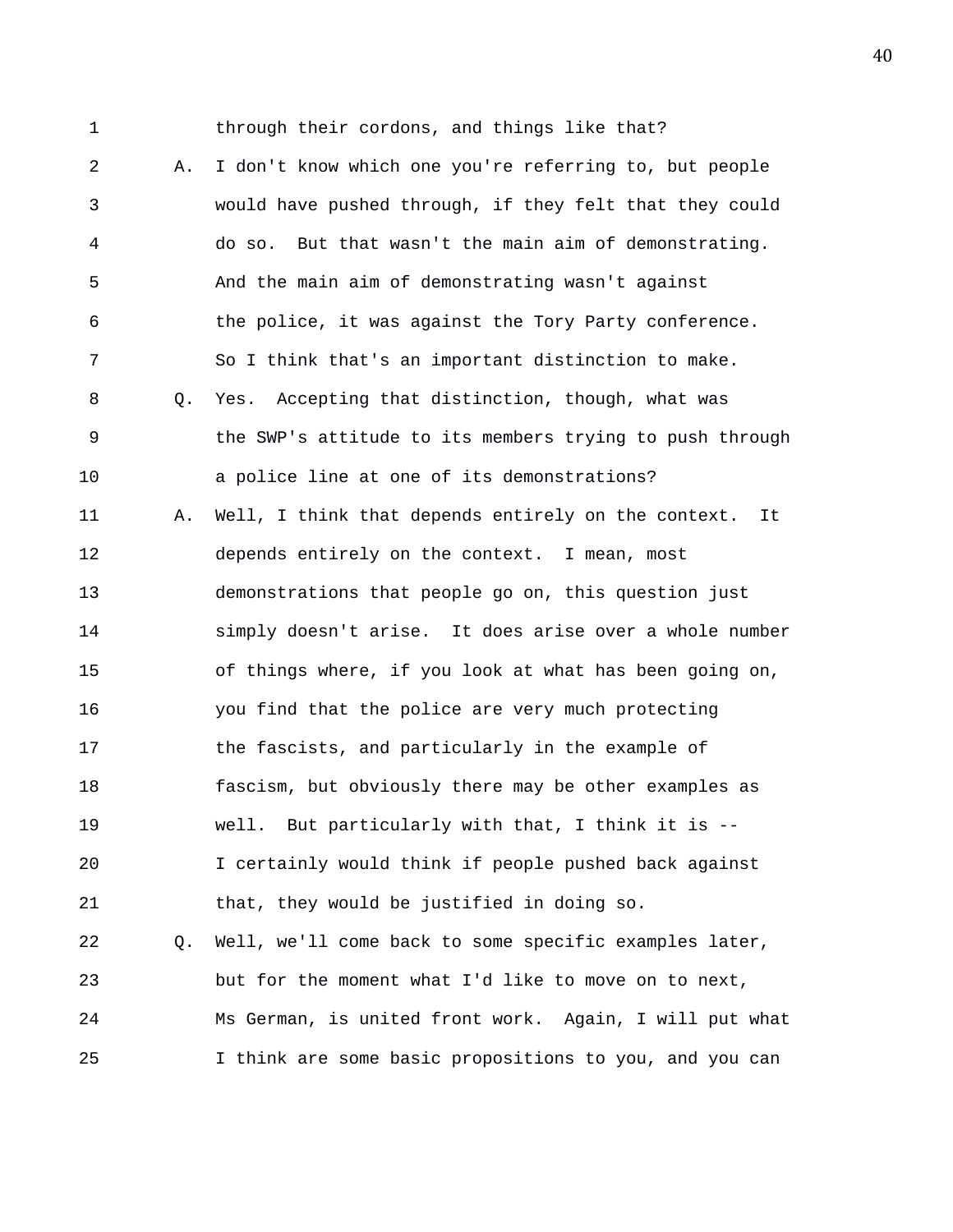1 through their cordons, and things like that?

2 A. I don't know which one you're referring to, but people

3 would have pushed through, if they felt that they could

4 do so. But that wasn't the main aim of demonstrating.

5 And the main aim of demonstrating wasn't against

6 the police, it was against the Tory Party conference.

7 So I think that's an important distinction to make.

8 Q. Yes. Accepting that distinction, though, what was

9 the SWP's attitude to its members trying to push through

10 a police line at one of its demonstrations?

11 A. Well, I think that depends entirely on the context. It

12 depends entirely on the context. I mean, most

13 demonstrations that people go on, this question just

14 simply doesn't arise. It does arise over a whole number

15 of things where, if you look at what has been going on,

16 you find that the police are very much protecting

17 the fascists, and particularly in the example of

18 fascism, but obviously there may be other examples as

19 well. But particularly with that, I think it is --

20 I certainly would think if people pushed back against

21 that, they would be justified in doing so.

22 Q. Well, we'll come back to some specific examples later,

23 but for the moment what I'd like to move on to next,

24 Ms German, is united front work. Again, I will put what

25 I think are some basic propositions to you, and you can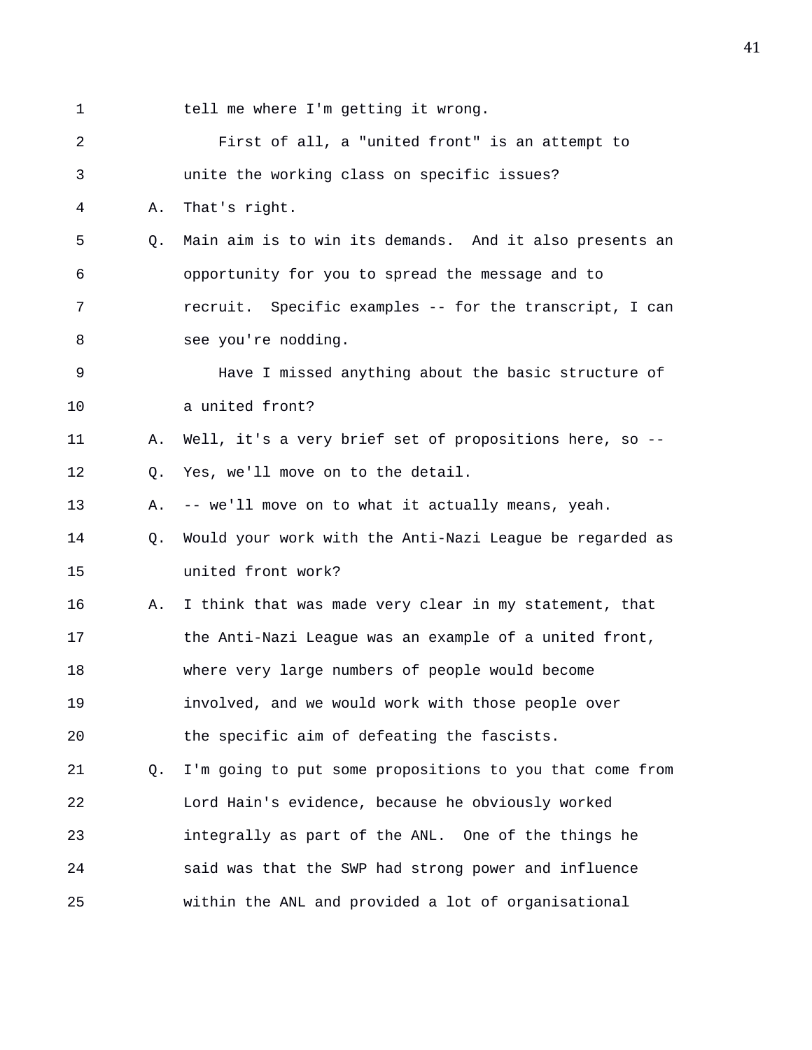tell me where I'm getting it wrong.

First of all, a "united front" is an attempt to unite the working class on specific issues?

A. That's right.

Q. Main aim is to win its demands. And it also presents an opportunity for you to spread the message and to recruit. Specific examples -- for the transcript, I can see you're nodding.

Have I missed anything about the basic structure of a united front?

A. Well, it's a very brief set of propositions here, so --

Q. Yes, we'll move on to the detail.

A. -- we'll move on to what it actually means, yeah.

Q. Would your work with the Anti-Nazi League be regarded as united front work?

A. I think that was made very clear in my statement, that the Anti-Nazi League was an example of a united front, where very large numbers of people would become involved, and we would work with those people over the specific aim of defeating the fascists.

Q. I'm going to put some propositions to you that come from Lord Hain's evidence, because he obviously worked integrally as part of the ANL. One of the things he said was that the SWP had strong power and influence within the ANL and provided a lot of organisational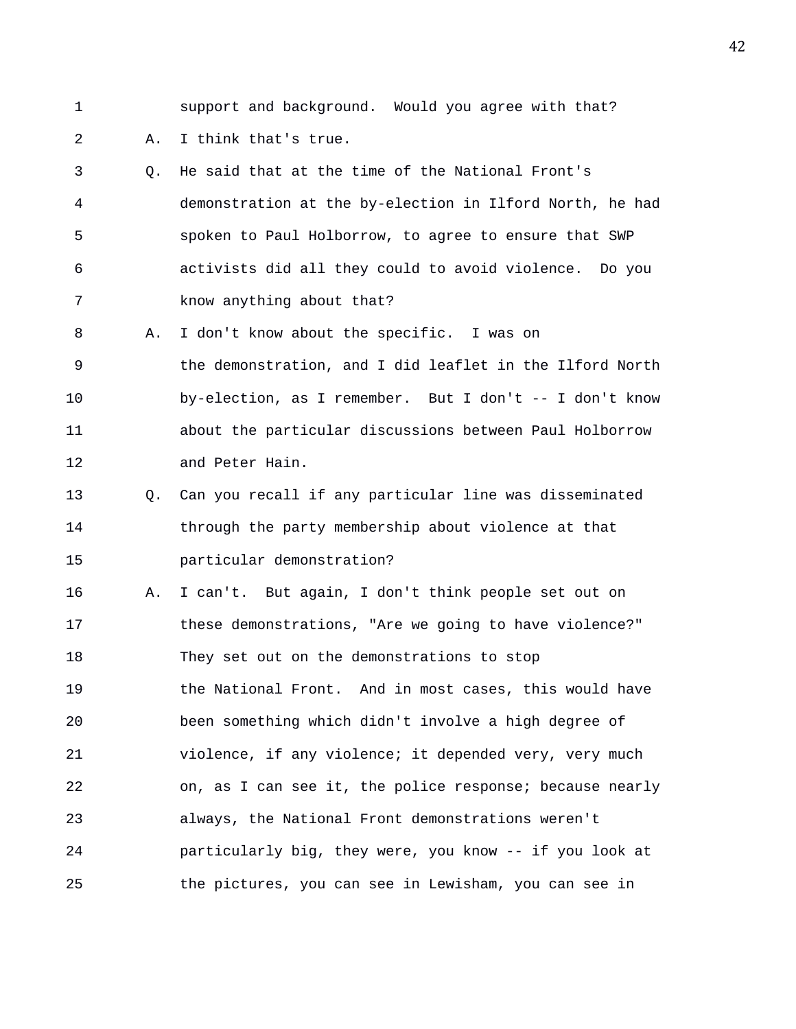support and background. Would you agree with that?

A. I think that's true.

Q. He said that at the time of the National Front's demonstration at the by-election in Ilford North, he had spoken to Paul Holborrow, to agree to ensure that SWP activists did all they could to avoid violence. Do you know anything about that?

A. I don't know about the specific. I was on the demonstration, and I did leaflet in the Ilford North by-election, as I remember. But I don't -- I don't know about the particular discussions between Paul Holborrow and Peter Hain.

Q. Can you recall if any particular line was disseminated through the party membership about violence at that particular demonstration?

A. I can't. But again, I don't think people set out on these demonstrations, "Are we going to have violence?" They set out on the demonstrations to stop the National Front. And in most cases, this would have been something which didn't involve a high degree of violence, if any violence; it depended very, very much on, as I can see it, the police response; because nearly always, the National Front demonstrations weren't particularly big, they were, you know -- if you look at the pictures, you can see in Lewisham, you can see in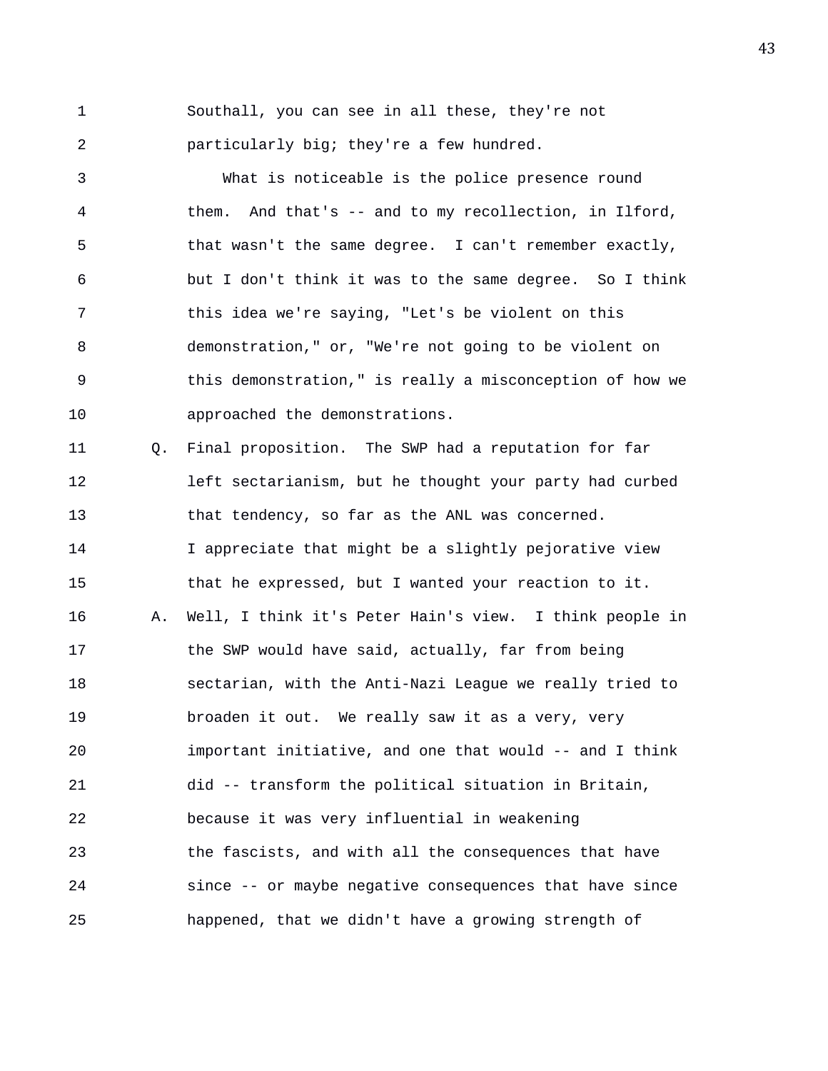Southall, you can see in all these, they're not particularly big; they're a few hundred.

What is noticeable is the police presence round them. And that's -- and to my recollection, in Ilford, that wasn't the same degree. I can't remember exactly, but I don't think it was to the same degree. So I think this idea we're saying, "Let's be violent on this demonstration," or, "We're not going to be violent on this demonstration," is really a misconception of how we approached the demonstrations.

Q. Final proposition. The SWP had a reputation for far left sectarianism, but he thought your party had curbed that tendency, so far as the ANL was concerned. I appreciate that might be a slightly pejorative view that he expressed, but I wanted your reaction to it.

A. Well, I think it's Peter Hain's view. I think people in the SWP would have said, actually, far from being sectarian, with the Anti-Nazi League we really tried to broaden it out. We really saw it as a very, very important initiative, and one that would -- and I think did -- transform the political situation in Britain, because it was very influential in weakening the fascists, and with all the consequences that have since -- or maybe negative consequences that have since happened, that we didn't have a growing strength of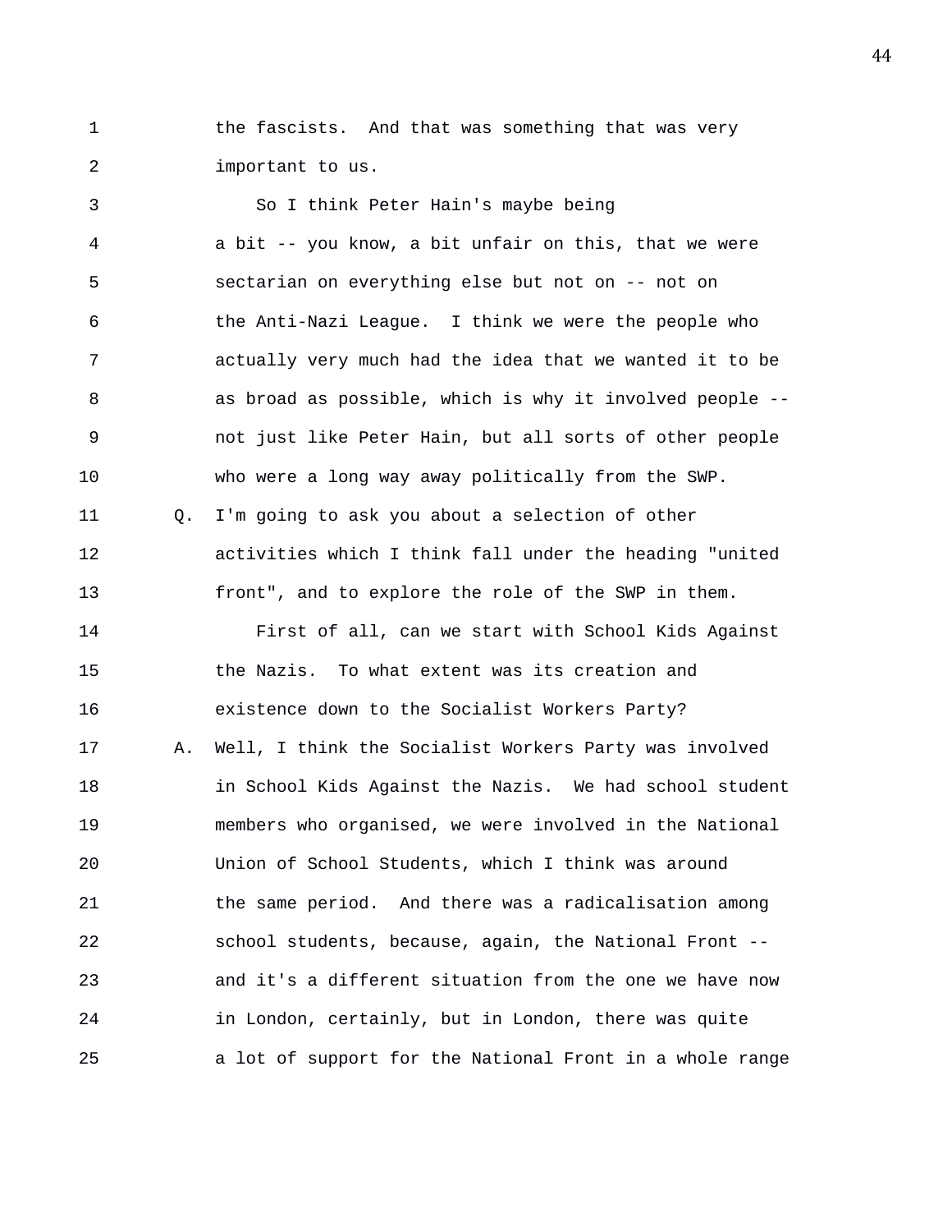1 the fascists. And that was something that was very
2 important to us.

3 So I think Peter Hain's maybe being
4 a bit -- you know, a bit unfair on this, that we were
5 sectarian on everything else but not on -- not on
6 the Anti-Nazi League. I think we were the people who
7 actually very much had the idea that we wanted it to be
8 as broad as possible, which is why it involved people --
9 not just like Peter Hain, but all sorts of other people
10 who were a long way away politically from the SWP.

11 Q. I'm going to ask you about a selection of other
12 activities which I think fall under the heading "united
13 front", and to explore the role of the SWP in them.

14 First of all, can we start with School Kids Against
15 the Nazis. To what extent was its creation and
16 existence down to the Socialist Workers Party?

17 A. Well, I think the Socialist Workers Party was involved
18 in School Kids Against the Nazis. We had school student
19 members who organised, we were involved in the National
20 Union of School Students, which I think was around
21 the same period. And there was a radicalisation among
22 school students, because, again, the National Front --
23 and it's a different situation from the one we have now
24 in London, certainly, but in London, there was quite
25 a lot of support for the National Front in a whole range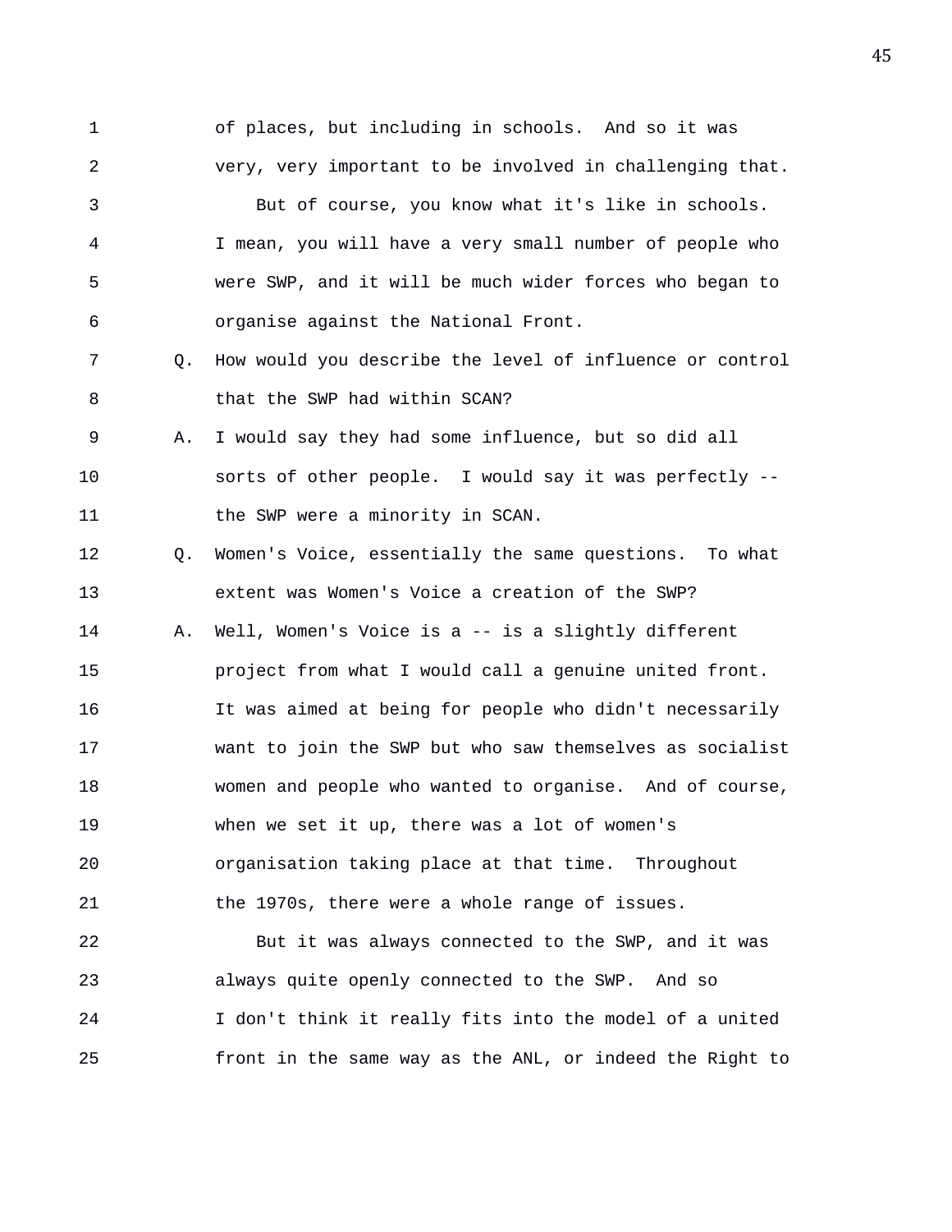1 of places, but including in schools. And so it was
2 very, very important to be involved in challenging that.
3 But of course, you know what it's like in schools.
4 I mean, you will have a very small number of people who
5 were SWP, and it will be much wider forces who began to
6 organise against the National Front.
7 Q. How would you describe the level of influence or control
8 that the SWP had within SCAN?
9 A. I would say they had some influence, but so did all
10 sorts of other people. I would say it was perfectly --
11 the SWP were a minority in SCAN.
12 Q. Women's Voice, essentially the same questions. To what
13 extent was Women's Voice a creation of the SWP?
14 A. Well, Women's Voice is a -- is a slightly different
15 project from what I would call a genuine united front.
16 It was aimed at being for people who didn't necessarily
17 want to join the SWP but who saw themselves as socialist
18 women and people who wanted to organise. And of course,
19 when we set it up, there was a lot of women's
20 organisation taking place at that time. Throughout
21 the 1970s, there were a whole range of issues.
22 But it was always connected to the SWP, and it was
23 always quite openly connected to the SWP. And so
24 I don't think it really fits into the model of a united
25 front in the same way as the ANL, or indeed the Right to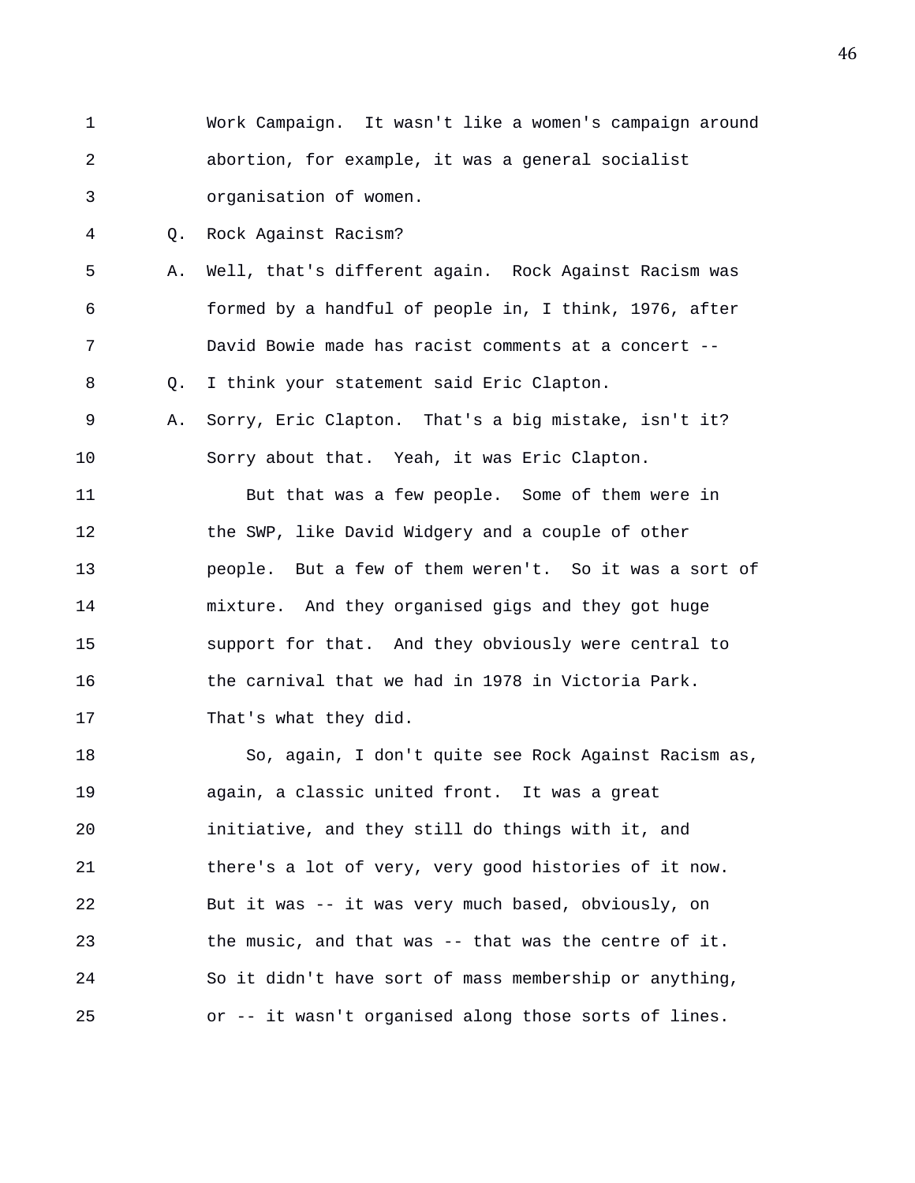Work Campaign. It wasn't like a women's campaign around abortion, for example, it was a general socialist organisation of women.

Q. Rock Against Racism?

A. Well, that's different again. Rock Against Racism was formed by a handful of people in, I think, 1976, after David Bowie made has racist comments at a concert --

Q. I think your statement said Eric Clapton.

A. Sorry, Eric Clapton. That's a big mistake, isn't it? Sorry about that. Yeah, it was Eric Clapton.

But that was a few people. Some of them were in the SWP, like David Widgery and a couple of other people. But a few of them weren't. So it was a sort of mixture. And they organised gigs and they got huge support for that. And they obviously were central to the carnival that we had in 1978 in Victoria Park. That's what they did.

So, again, I don't quite see Rock Against Racism as, again, a classic united front. It was a great initiative, and they still do things with it, and there's a lot of very, very good histories of it now. But it was -- it was very much based, obviously, on the music, and that was -- that was the centre of it. So it didn't have sort of mass membership or anything, or -- it wasn't organised along those sorts of lines.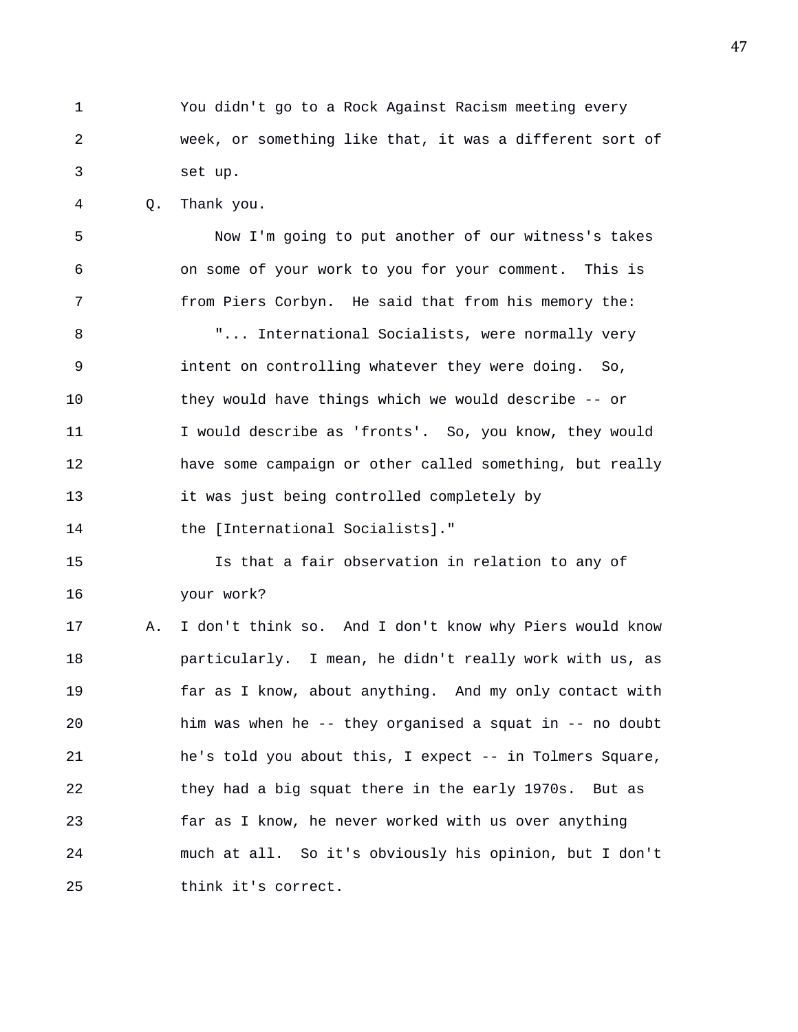You didn't go to a Rock Against Racism meeting every week, or something like that, it was a different sort of set up.

Q. Thank you.

Now I'm going to put another of our witness's takes on some of your work to you for your comment. This is from Piers Corbyn. He said that from his memory the:

"... International Socialists, were normally very intent on controlling whatever they were doing. So, they would have things which we would describe -- or I would describe as 'fronts'. So, you know, they would have some campaign or other called something, but really it was just being controlled completely by the [International Socialists]."

Is that a fair observation in relation to any of your work?

A. I don't think so. And I don't know why Piers would know particularly. I mean, he didn't really work with us, as far as I know, about anything. And my only contact with him was when he -- they organised a squat in -- no doubt he's told you about this, I expect -- in Tolmers Square, they had a big squat there in the early 1970s. But as far as I know, he never worked with us over anything much at all. So it's obviously his opinion, but I don't think it's correct.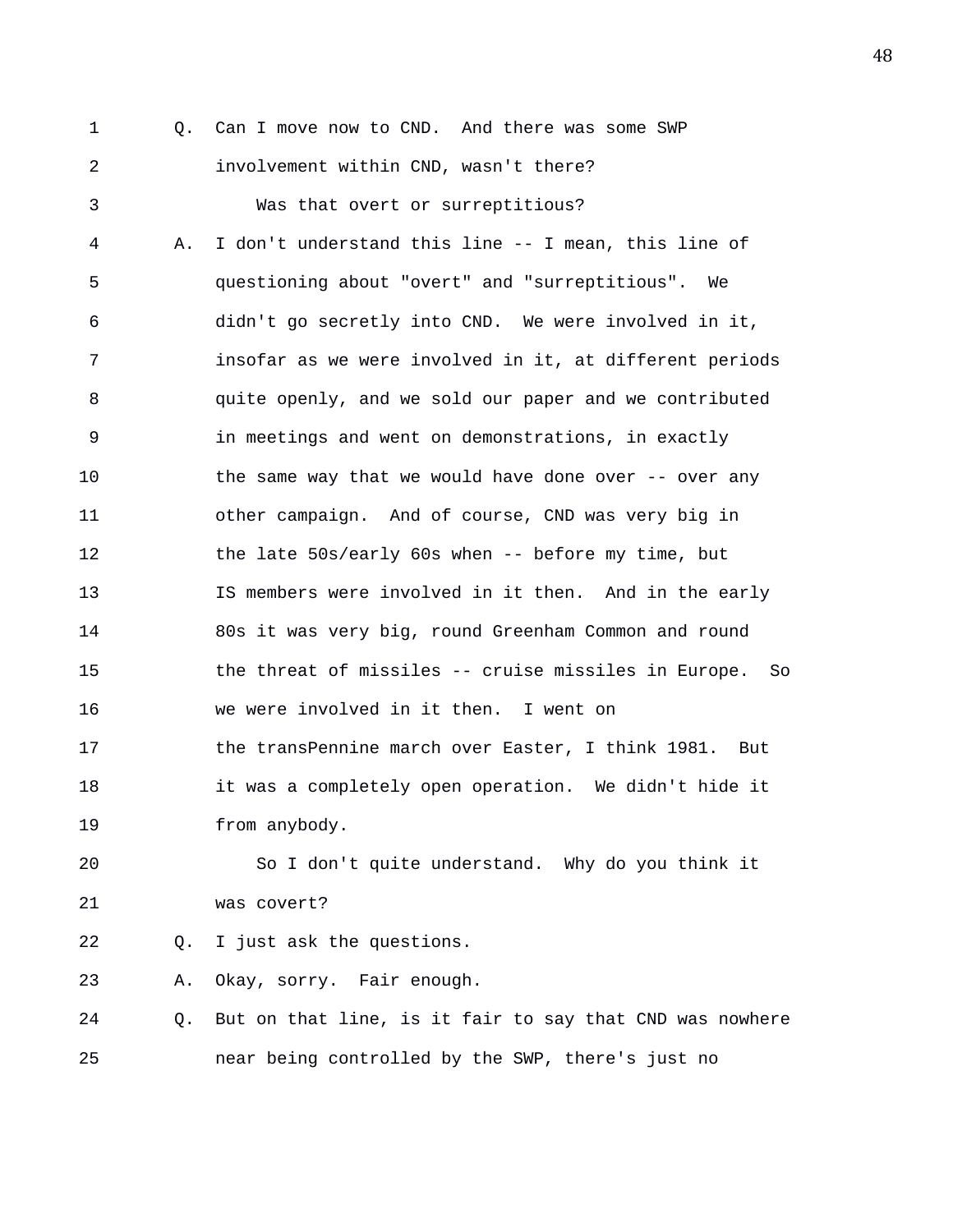Q. Can I move now to CND. And there was some SWP involvement within CND, wasn't there?

Was that overt or surreptitious?

A. I don't understand this line -- I mean, this line of questioning about "overt" and "surreptitious". We didn't go secretly into CND. We were involved in it, insofar as we were involved in it, at different periods quite openly, and we sold our paper and we contributed in meetings and went on demonstrations, in exactly the same way that we would have done over -- over any other campaign. And of course, CND was very big in the late 50s/early 60s when -- before my time, but IS members were involved in it then. And in the early 80s it was very big, round Greenham Common and round the threat of missiles -- cruise missiles in Europe. So we were involved in it then. I went on the transPennine march over Easter, I think 1981. But it was a completely open operation. We didn't hide it from anybody.

So I don't quite understand. Why do you think it was covert?

Q. I just ask the questions.

A. Okay, sorry. Fair enough.

Q. But on that line, is it fair to say that CND was nowhere near being controlled by the SWP, there's just no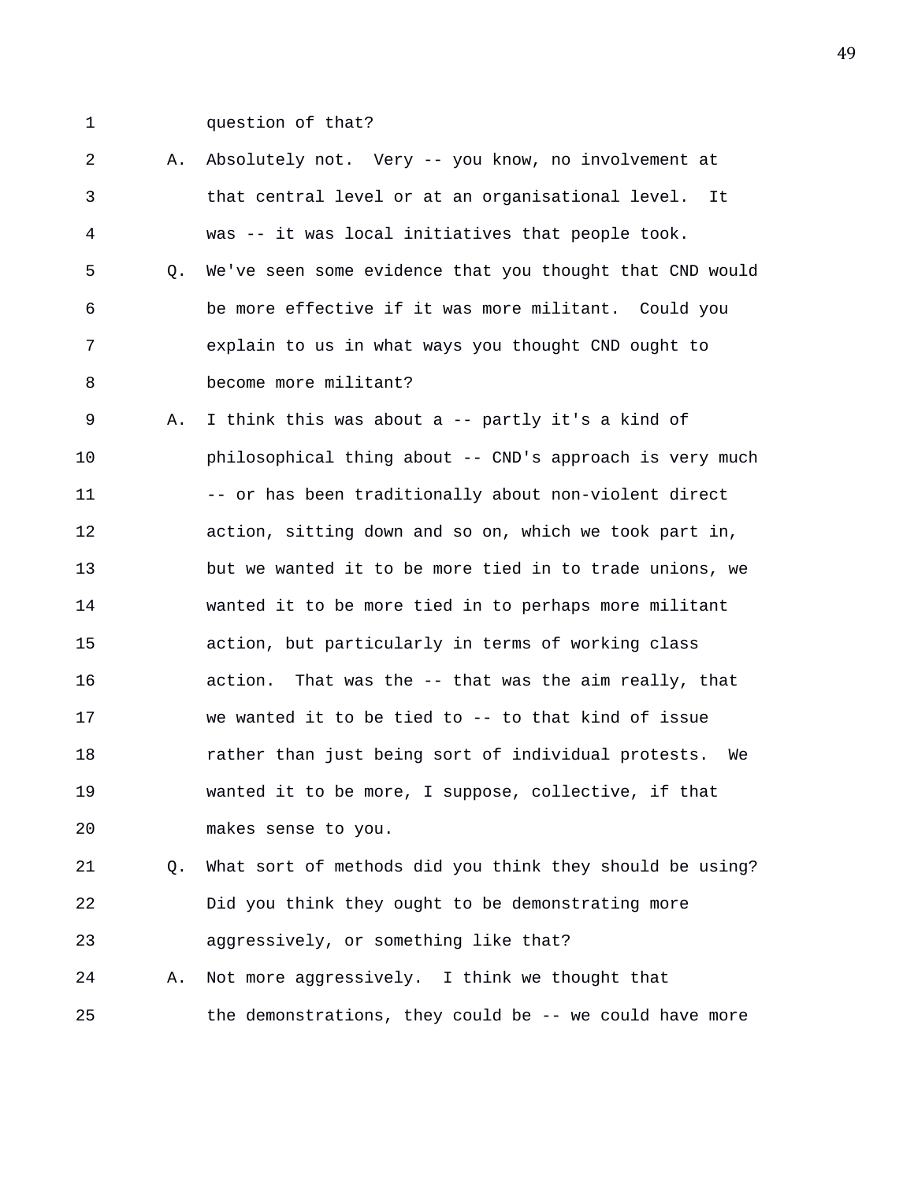question of that?

A. Absolutely not. Very -- you know, no involvement at that central level or at an organisational level. It was -- it was local initiatives that people took.

Q. We've seen some evidence that you thought that CND would be more effective if it was more militant. Could you explain to us in what ways you thought CND ought to become more militant?

A. I think this was about a -- partly it's a kind of philosophical thing about -- CND's approach is very much -- or has been traditionally about non-violent direct action, sitting down and so on, which we took part in, but we wanted it to be more tied in to trade unions, we wanted it to be more tied in to perhaps more militant action, but particularly in terms of working class action. That was the -- that was the aim really, that we wanted it to be tied to -- to that kind of issue rather than just being sort of individual protests. We wanted it to be more, I suppose, collective, if that makes sense to you.

Q. What sort of methods did you think they should be using? Did you think they ought to be demonstrating more aggressively, or something like that?

A. Not more aggressively. I think we thought that the demonstrations, they could be -- we could have more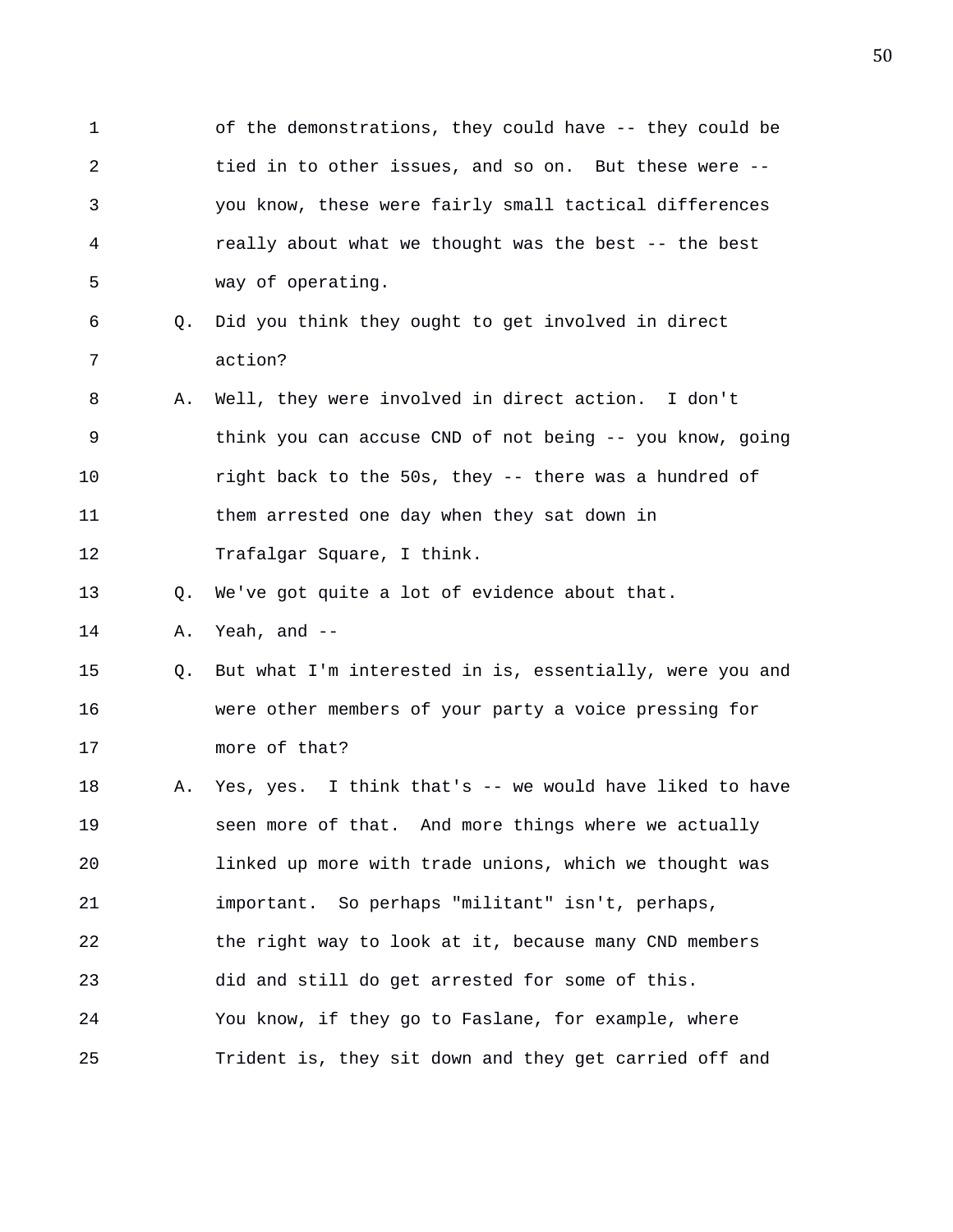of the demonstrations, they could have -- they could be tied in to other issues, and so on. But these were -- you know, these were fairly small tactical differences really about what we thought was the best -- the best way of operating.

Q. Did you think they ought to get involved in direct action?

A. Well, they were involved in direct action. I don't think you can accuse CND of not being -- you know, going right back to the 50s, they -- there was a hundred of them arrested one day when they sat down in Trafalgar Square, I think.

Q. We've got quite a lot of evidence about that.

A. Yeah, and --

Q. But what I'm interested in is, essentially, were you and were other members of your party a voice pressing for more of that?

A. Yes, yes. I think that's -- we would have liked to have seen more of that. And more things where we actually linked up more with trade unions, which we thought was important. So perhaps "militant" isn't, perhaps, the right way to look at it, because many CND members did and still do get arrested for some of this. You know, if they go to Faslane, for example, where Trident is, they sit down and they get carried off and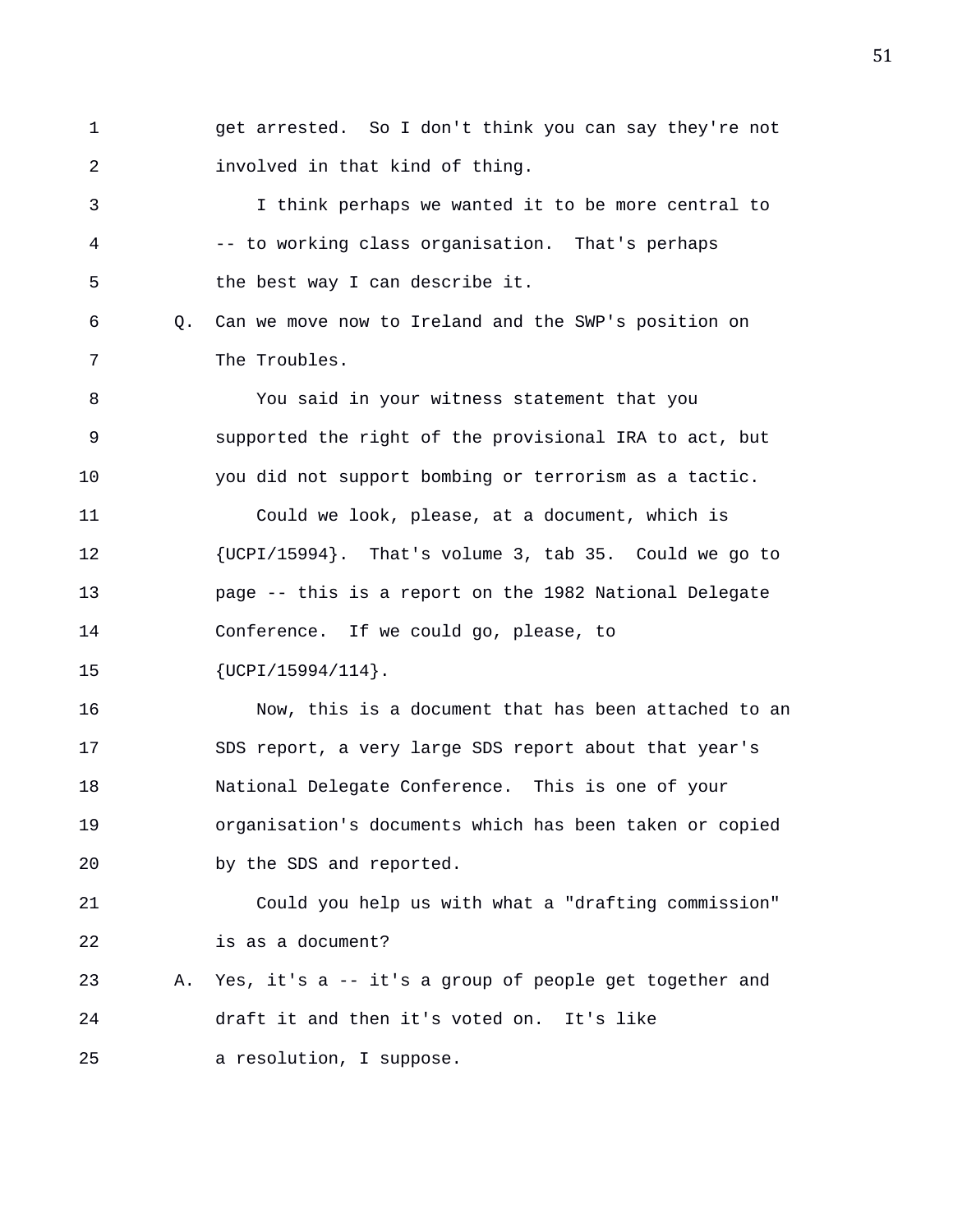get arrested. So I don't think you can say they're not involved in that kind of thing.

I think perhaps we wanted it to be more central to -- to working class organisation. That's perhaps the best way I can describe it.

Q. Can we move now to Ireland and the SWP's position on The Troubles.

You said in your witness statement that you supported the right of the provisional IRA to act, but you did not support bombing or terrorism as a tactic.

Could we look, please, at a document, which is {UCPI/15994}. That's volume 3, tab 35. Could we go to page -- this is a report on the 1982 National Delegate Conference. If we could go, please, to {UCPI/15994/114}.

Now, this is a document that has been attached to an SDS report, a very large SDS report about that year's National Delegate Conference. This is one of your organisation's documents which has been taken or copied by the SDS and reported.

Could you help us with what a "drafting commission" is as a document?

A. Yes, it's a -- it's a group of people get together and draft it and then it's voted on. It's like a resolution, I suppose.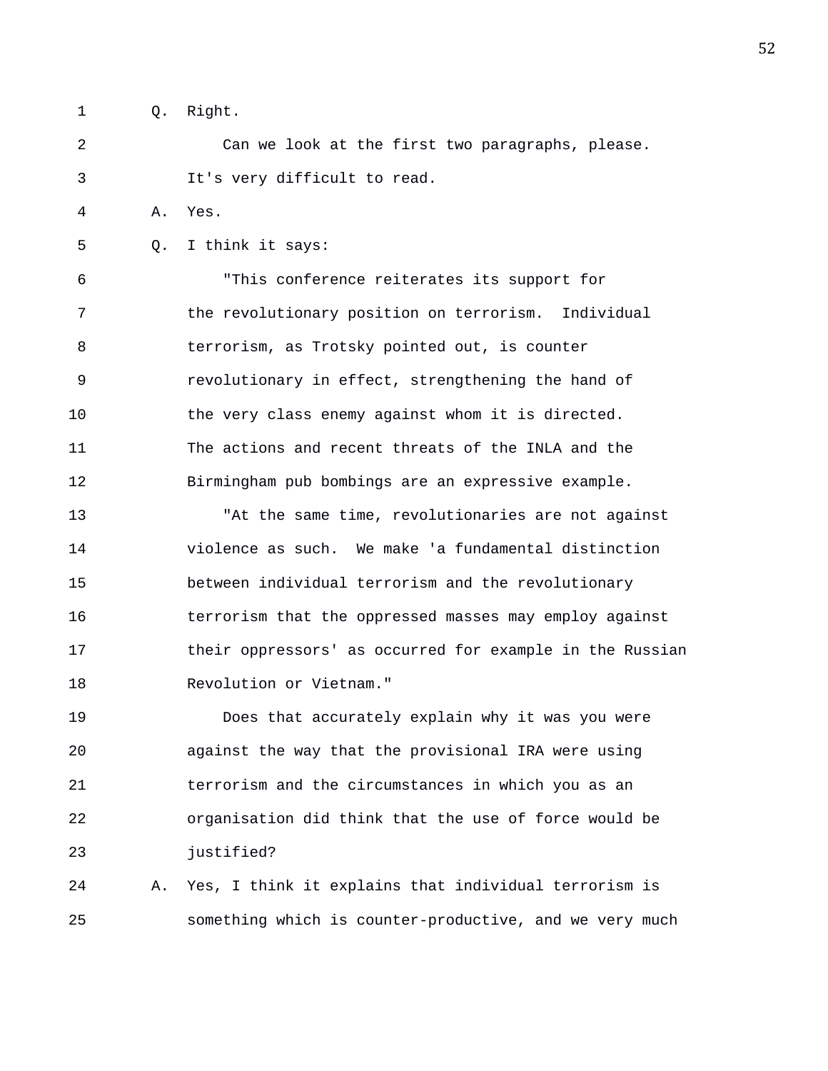Q. Right.

Can we look at the first two paragraphs, please. It's very difficult to read.

A. Yes.

Q. I think it says:

"This conference reiterates its support for the revolutionary position on terrorism. Individual terrorism, as Trotsky pointed out, is counter revolutionary in effect, strengthening the hand of the very class enemy against whom it is directed. The actions and recent threats of the INLA and the Birmingham pub bombings are an expressive example.

"At the same time, revolutionaries are not against violence as such. We make 'a fundamental distinction between individual terrorism and the revolutionary terrorism that the oppressed masses may employ against their oppressors' as occurred for example in the Russian Revolution or Vietnam."

Does that accurately explain why it was you were against the way that the provisional IRA were using terrorism and the circumstances in which you as an organisation did think that the use of force would be justified?

A. Yes, I think it explains that individual terrorism is something which is counter-productive, and we very much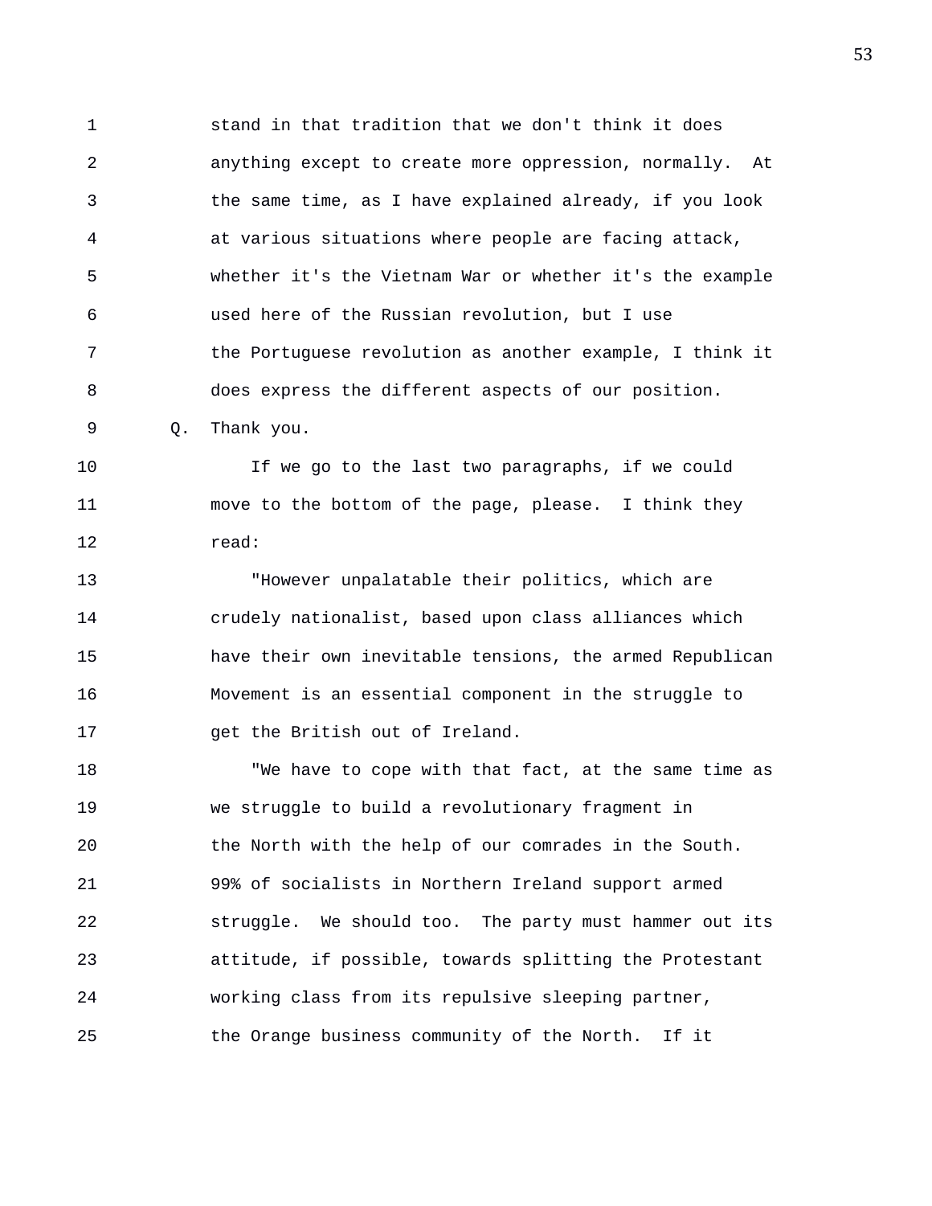stand in that tradition that we don't think it does anything except to create more oppression, normally. At the same time, as I have explained already, if you look at various situations where people are facing attack, whether it's the Vietnam War or whether it's the example used here of the Russian revolution, but I use the Portuguese revolution as another example, I think it does express the different aspects of our position.

Q. Thank you.

If we go to the last two paragraphs, if we could move to the bottom of the page, please. I think they read:

"However unpalatable their politics, which are crudely nationalist, based upon class alliances which have their own inevitable tensions, the armed Republican Movement is an essential component in the struggle to get the British out of Ireland.

"We have to cope with that fact, at the same time as we struggle to build a revolutionary fragment in the North with the help of our comrades in the South. 99% of socialists in Northern Ireland support armed struggle. We should too. The party must hammer out its attitude, if possible, towards splitting the Protestant working class from its repulsive sleeping partner, the Orange business community of the North. If it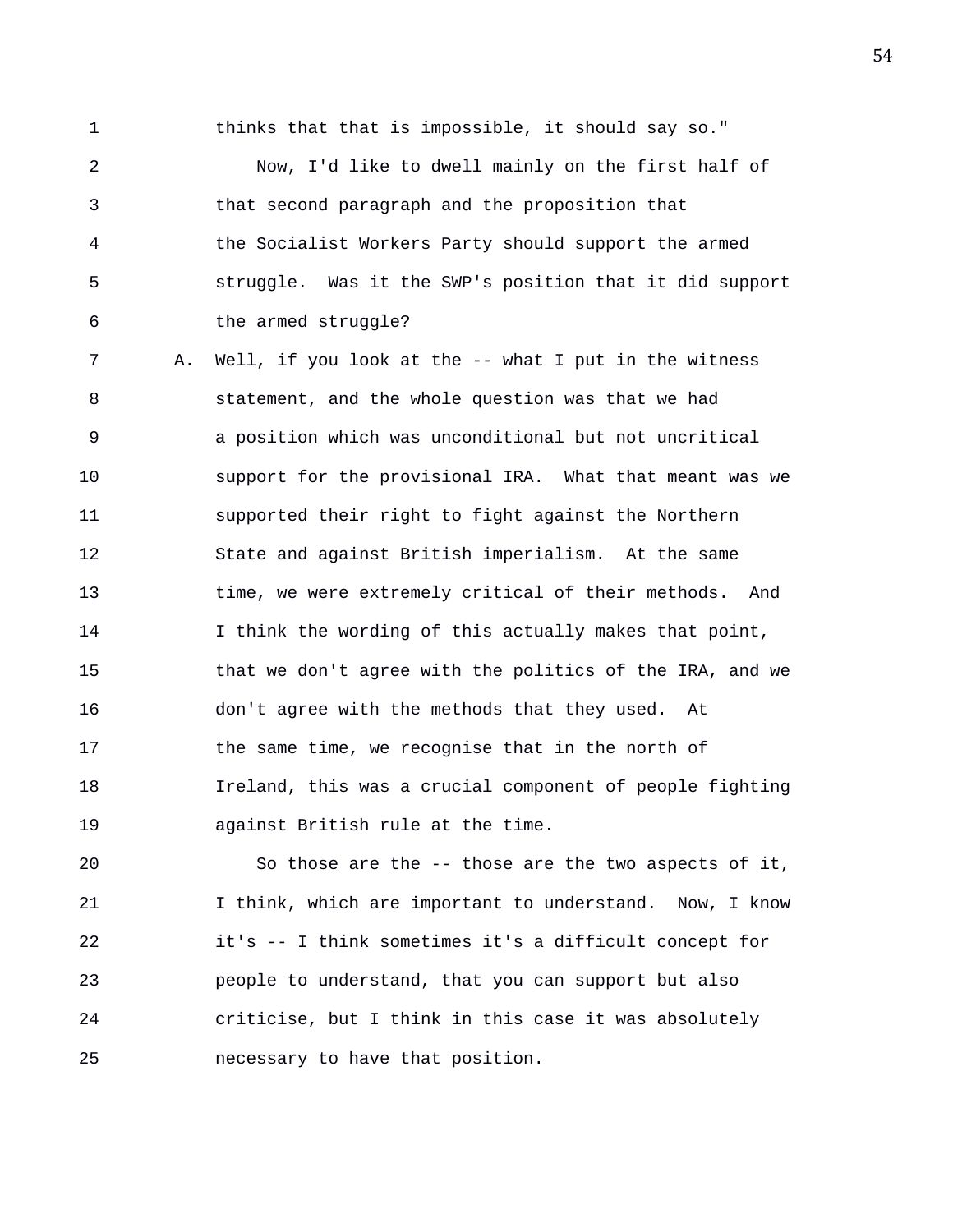thinks that that is impossible, it should say so."

Now, I'd like to dwell mainly on the first half of that second paragraph and the proposition that the Socialist Workers Party should support the armed struggle. Was it the SWP's position that it did support the armed struggle?

A. Well, if you look at the -- what I put in the witness statement, and the whole question was that we had a position which was unconditional but not uncritical support for the provisional IRA. What that meant was we supported their right to fight against the Northern State and against British imperialism. At the same time, we were extremely critical of their methods. And I think the wording of this actually makes that point, that we don't agree with the politics of the IRA, and we don't agree with the methods that they used. At the same time, we recognise that in the north of Ireland, this was a crucial component of people fighting against British rule at the time.

So those are the -- those are the two aspects of it, I think, which are important to understand. Now, I know it's -- I think sometimes it's a difficult concept for people to understand, that you can support but also criticise, but I think in this case it was absolutely necessary to have that position.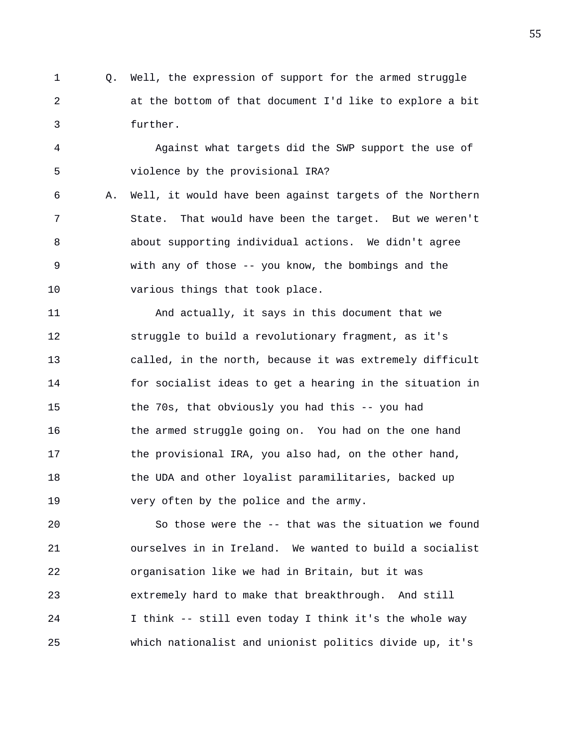Q. Well, the expression of support for the armed struggle at the bottom of that document I'd like to explore a bit further.

Against what targets did the SWP support the use of violence by the provisional IRA?

A. Well, it would have been against targets of the Northern State. That would have been the target. But we weren't about supporting individual actions. We didn't agree with any of those -- you know, the bombings and the various things that took place.

And actually, it says in this document that we struggle to build a revolutionary fragment, as it's called, in the north, because it was extremely difficult for socialist ideas to get a hearing in the situation in the 70s, that obviously you had this -- you had the armed struggle going on. You had on the one hand the provisional IRA, you also had, on the other hand, the UDA and other loyalist paramilitaries, backed up very often by the police and the army.

So those were the -- that was the situation we found ourselves in in Ireland. We wanted to build a socialist organisation like we had in Britain, but it was extremely hard to make that breakthrough. And still I think -- still even today I think it's the whole way which nationalist and unionist politics divide up, it's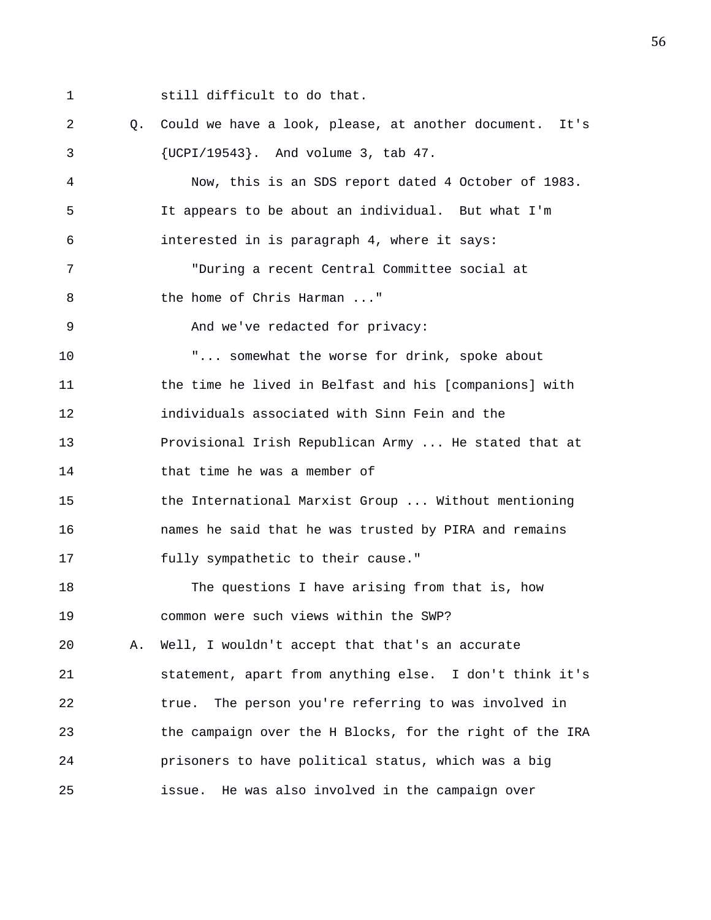still difficult to do that.

Q. Could we have a look, please, at another document. It's {UCPI/19543}. And volume 3, tab 47.

Now, this is an SDS report dated 4 October of 1983. It appears to be about an individual. But what I'm interested in is paragraph 4, where it says:

"During a recent Central Committee social at the home of Chris Harman ..."

And we've redacted for privacy:

"... somewhat the worse for drink, spoke about the time he lived in Belfast and his [companions] with individuals associated with Sinn Fein and the Provisional Irish Republican Army ... He stated that at that time he was a member of the International Marxist Group ... Without mentioning names he said that he was trusted by PIRA and remains fully sympathetic to their cause."

The questions I have arising from that is, how common were such views within the SWP?

A. Well, I wouldn't accept that that's an accurate statement, apart from anything else. I don't think it's true. The person you're referring to was involved in the campaign over the H Blocks, for the right of the IRA prisoners to have political status, which was a big issue. He was also involved in the campaign over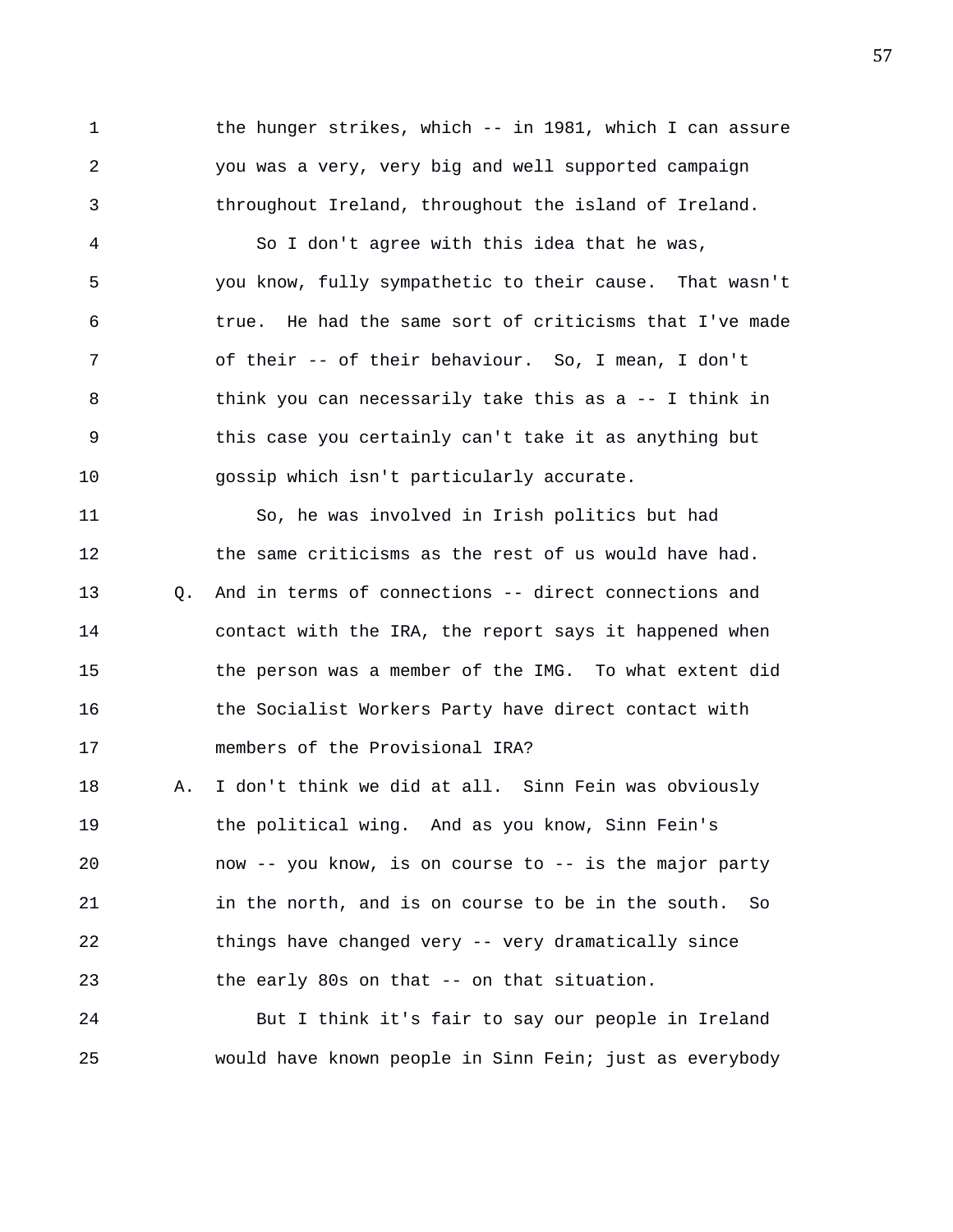1 the hunger strikes, which -- in 1981, which I can assure
2 you was a very, very big and well supported campaign
3 throughout Ireland, throughout the island of Ireland.
4 So I don't agree with this idea that he was,
5 you know, fully sympathetic to their cause. That wasn't
6 true. He had the same sort of criticisms that I've made
7 of their -- of their behaviour. So, I mean, I don't
8 think you can necessarily take this as a -- I think in
9 this case you certainly can't take it as anything but
10 gossip which isn't particularly accurate.
11 So, he was involved in Irish politics but had
12 the same criticisms as the rest of us would have had.
13 Q. And in terms of connections -- direct connections and
14 contact with the IRA, the report says it happened when
15 the person was a member of the IMG. To what extent did
16 the Socialist Workers Party have direct contact with
17 members of the Provisional IRA?
18 A. I don't think we did at all. Sinn Fein was obviously
19 the political wing. And as you know, Sinn Fein's
20 now -- you know, is on course to -- is the major party
21 in the north, and is on course to be in the south. So
22 things have changed very -- very dramatically since
23 the early 80s on that -- on that situation.
24 But I think it's fair to say our people in Ireland
25 would have known people in Sinn Fein; just as everybody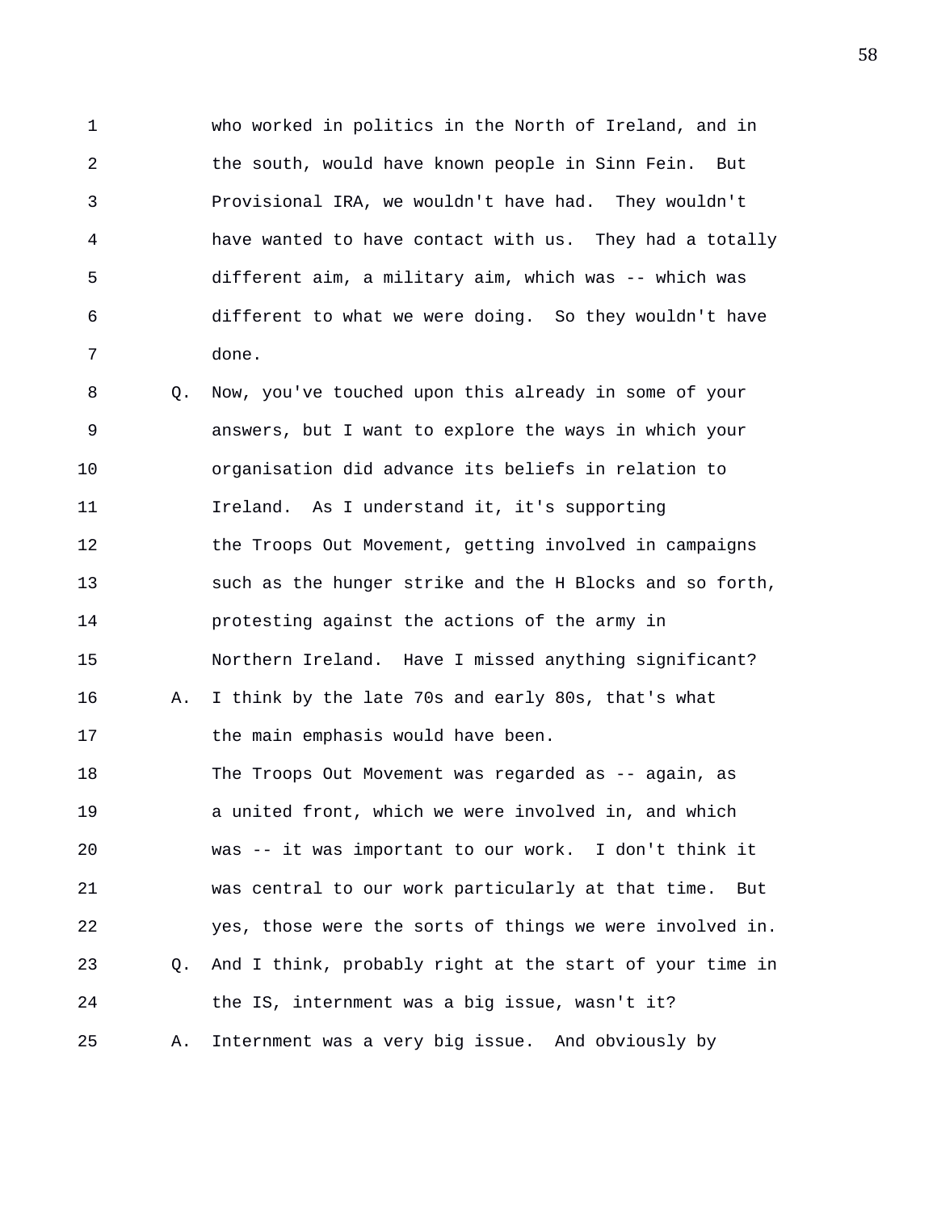who worked in politics in the North of Ireland, and in the south, would have known people in Sinn Fein. But Provisional IRA, we wouldn't have had. They wouldn't have wanted to have contact with us. They had a totally different aim, a military aim, which was -- which was different to what we were doing. So they wouldn't have done.

Q. Now, you've touched upon this already in some of your answers, but I want to explore the ways in which your organisation did advance its beliefs in relation to Ireland. As I understand it, it's supporting the Troops Out Movement, getting involved in campaigns such as the hunger strike and the H Blocks and so forth, protesting against the actions of the army in Northern Ireland. Have I missed anything significant?

A. I think by the late 70s and early 80s, that's what the main emphasis would have been.

The Troops Out Movement was regarded as -- again, as a united front, which we were involved in, and which was -- it was important to our work. I don't think it was central to our work particularly at that time. But yes, those were the sorts of things we were involved in.

Q. And I think, probably right at the start of your time in the IS, internment was a big issue, wasn't it?

A. Internment was a very big issue. And obviously by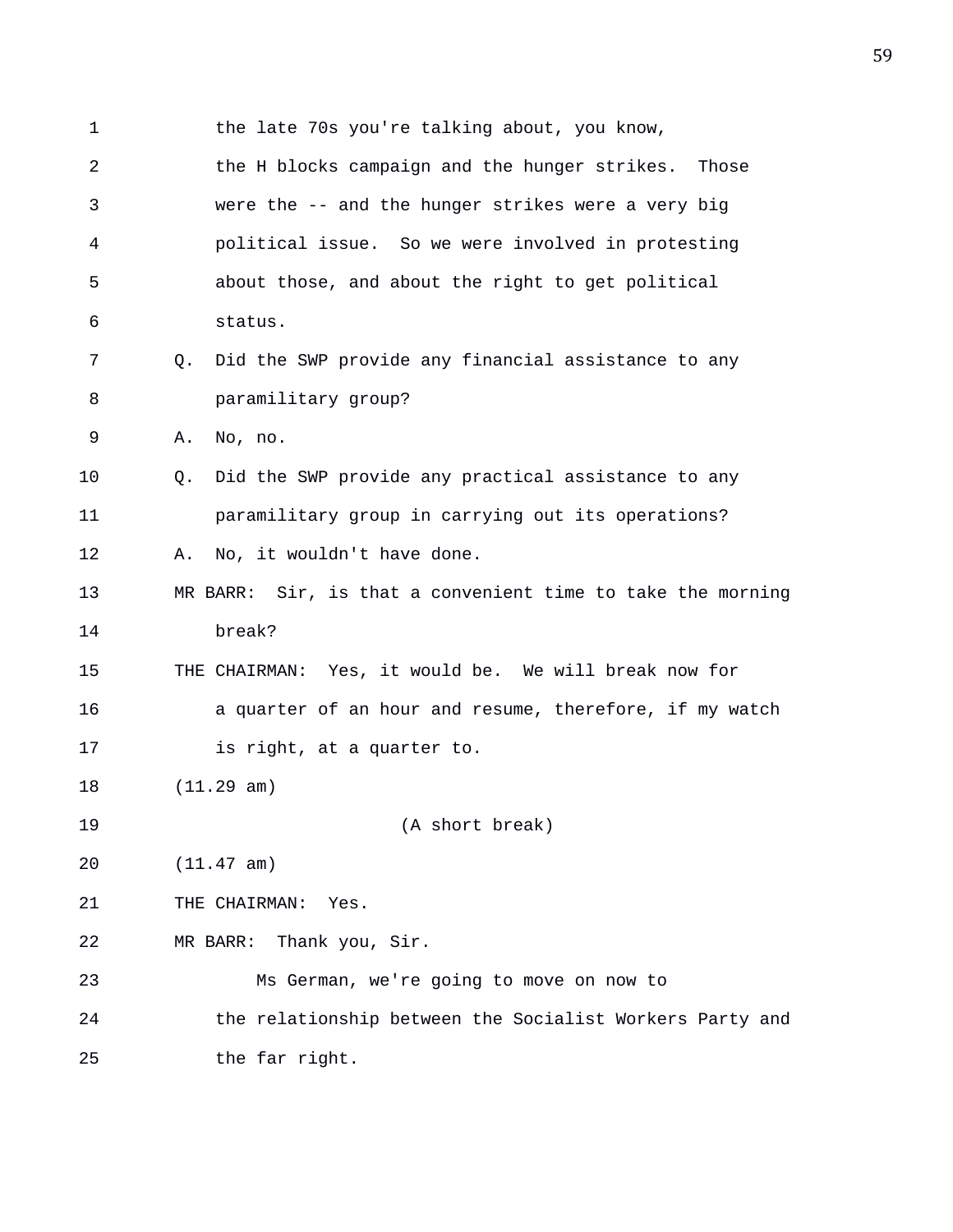the late 70s you're talking about, you know, the H blocks campaign and the hunger strikes. Those were the -- and the hunger strikes were a very big political issue. So we were involved in protesting about those, and about the right to get political status.

Q. Did the SWP provide any financial assistance to any paramilitary group?

A. No, no.

Q. Did the SWP provide any practical assistance to any paramilitary group in carrying out its operations?

A. No, it wouldn't have done.

MR BARR: Sir, is that a convenient time to take the morning break?

THE CHAIRMAN: Yes, it would be. We will break now for a quarter of an hour and resume, therefore, if my watch is right, at a quarter to.

(11.29 am)

(A short break)

(11.47 am)

THE CHAIRMAN: Yes.

MR BARR: Thank you, Sir.

Ms German, we're going to move on now to the relationship between the Socialist Workers Party and the far right.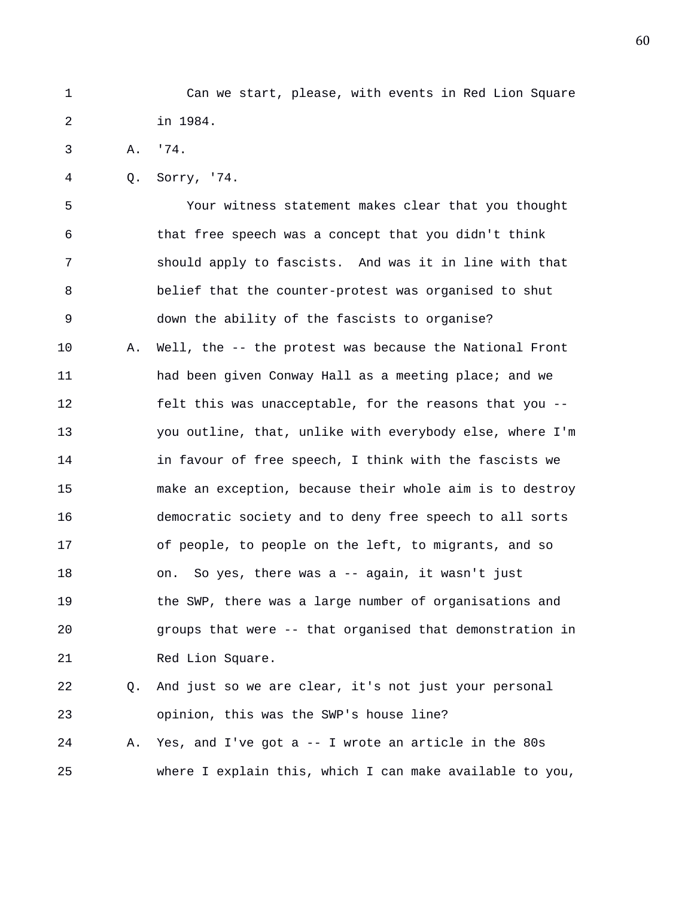Can we start, please, with events in Red Lion Square in 1984.

A. '74.

Q. Sorry, '74.

Your witness statement makes clear that you thought that free speech was a concept that you didn't think should apply to fascists. And was it in line with that belief that the counter-protest was organised to shut down the ability of the fascists to organise?

A. Well, the -- the protest was because the National Front had been given Conway Hall as a meeting place; and we felt this was unacceptable, for the reasons that you -- you outline, that, unlike with everybody else, where I'm in favour of free speech, I think with the fascists we make an exception, because their whole aim is to destroy democratic society and to deny free speech to all sorts of people, to people on the left, to migrants, and so on. So yes, there was a -- again, it wasn't just the SWP, there was a large number of organisations and groups that were -- that organised that demonstration in Red Lion Square.

Q. And just so we are clear, it's not just your personal opinion, this was the SWP's house line?

A. Yes, and I've got a -- I wrote an article in the 80s where I explain this, which I can make available to you,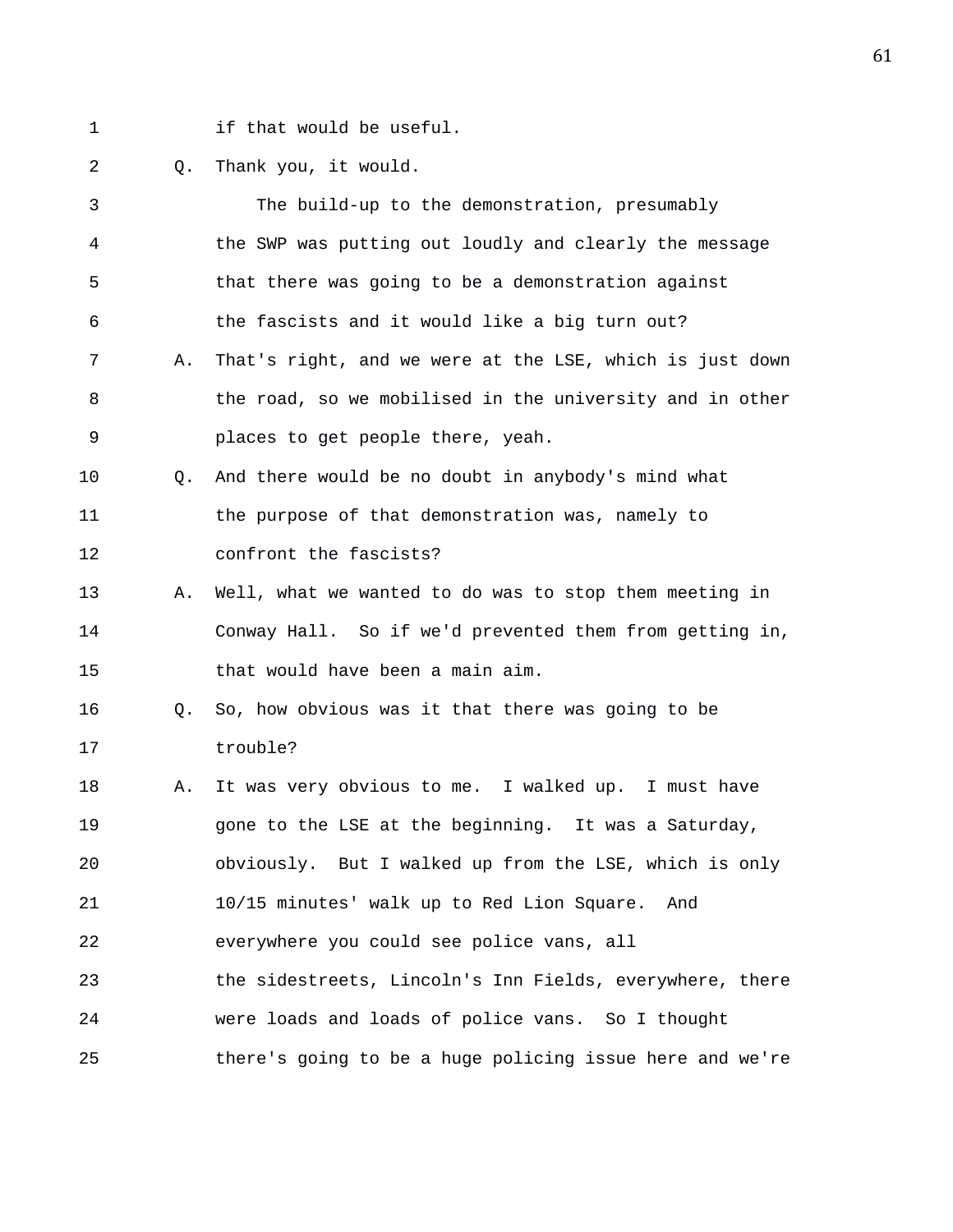if that would be useful.

Q. Thank you, it would.

The build-up to the demonstration, presumably the SWP was putting out loudly and clearly the message that there was going to be a demonstration against the fascists and it would like a big turn out?

A. That's right, and we were at the LSE, which is just down the road, so we mobilised in the university and in other places to get people there, yeah.

Q. And there would be no doubt in anybody's mind what the purpose of that demonstration was, namely to confront the fascists?

A. Well, what we wanted to do was to stop them meeting in Conway Hall. So if we'd prevented them from getting in, that would have been a main aim.

Q. So, how obvious was it that there was going to be trouble?

A. It was very obvious to me. I walked up. I must have gone to the LSE at the beginning. It was a Saturday, obviously. But I walked up from the LSE, which is only 10/15 minutes' walk up to Red Lion Square. And everywhere you could see police vans, all the sidestreets, Lincoln's Inn Fields, everywhere, there were loads and loads of police vans. So I thought there's going to be a huge policing issue here and we're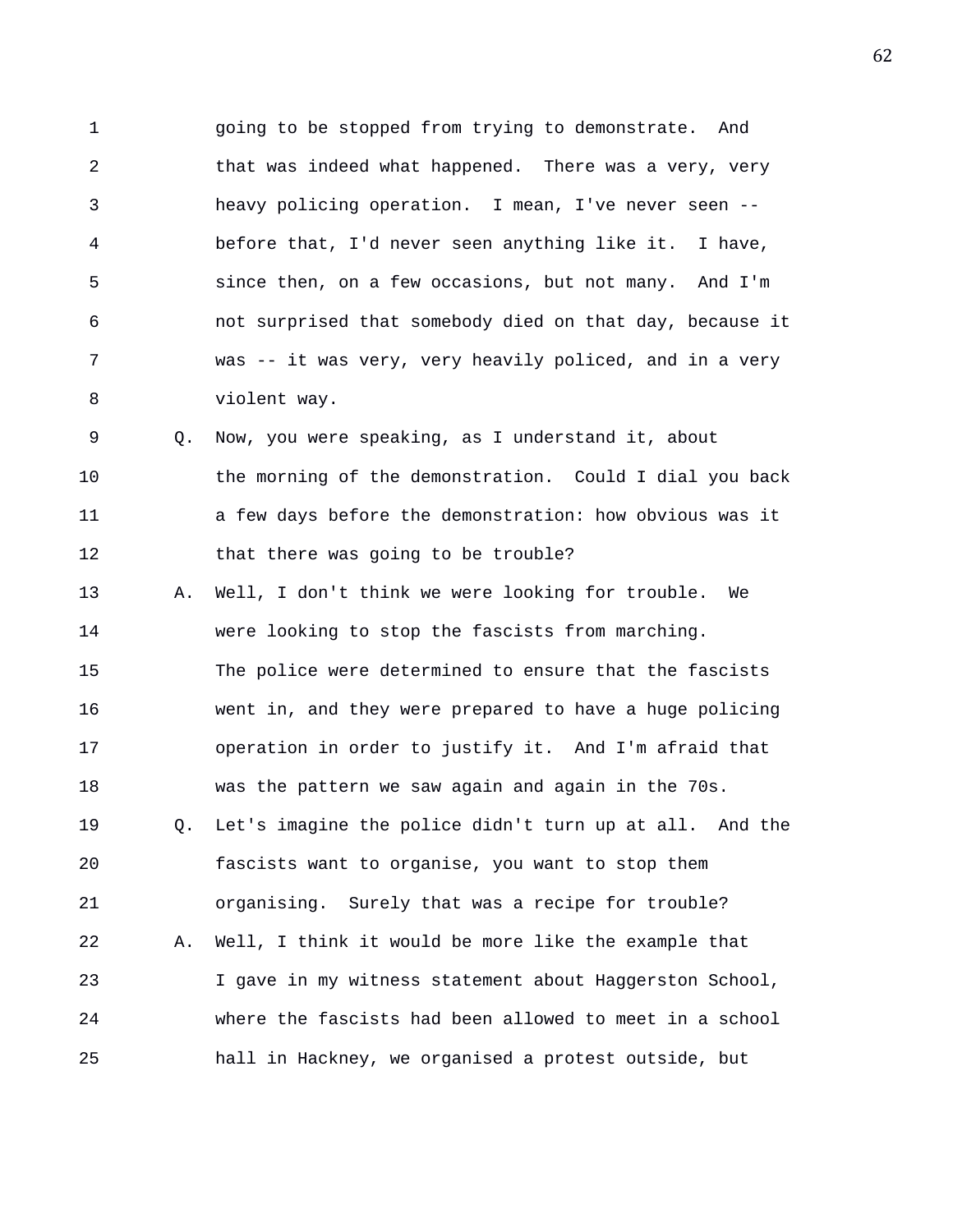1 going to be stopped from trying to demonstrate. And
2 that was indeed what happened. There was a very, very
3 heavy policing operation. I mean, I've never seen --
4 before that, I'd never seen anything like it. I have,
5 since then, on a few occasions, but not many. And I'm
6 not surprised that somebody died on that day, because it
7 was -- it was very, very heavily policed, and in a very
8 violent way.

9 Q. Now, you were speaking, as I understand it, about
10 the morning of the demonstration. Could I dial you back
11 a few days before the demonstration: how obvious was it
12 that there was going to be trouble?

13 A. Well, I don't think we were looking for trouble. We
14 were looking to stop the fascists from marching.
15 The police were determined to ensure that the fascists
16 went in, and they were prepared to have a huge policing
17 operation in order to justify it. And I'm afraid that
18 was the pattern we saw again and again in the 70s.

19 Q. Let's imagine the police didn't turn up at all. And the
20 fascists want to organise, you want to stop them
21 organising. Surely that was a recipe for trouble?

22 A. Well, I think it would be more like the example that
23 I gave in my witness statement about Haggerston School,
24 where the fascists had been allowed to meet in a school
25 hall in Hackney, we organised a protest outside, but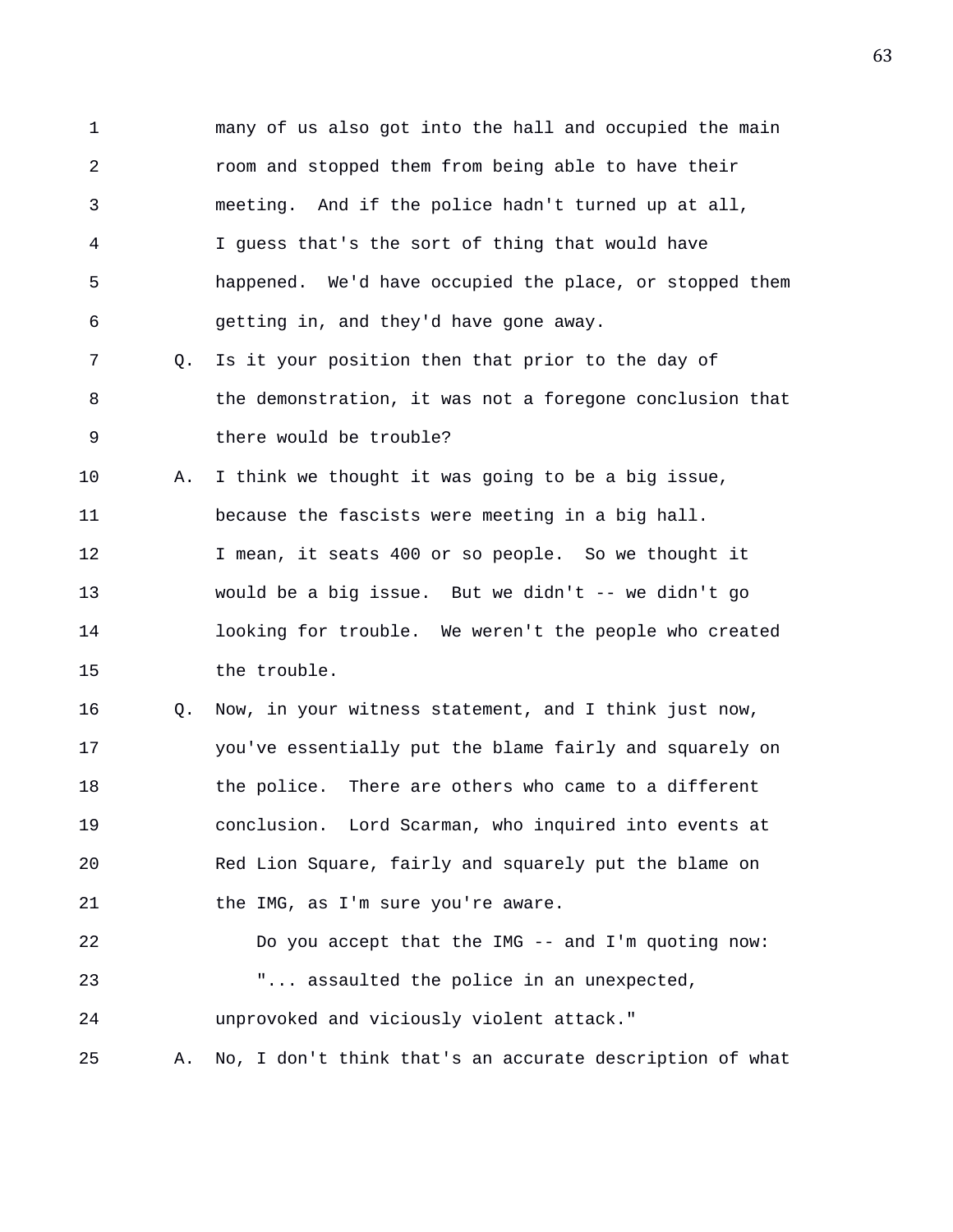1 many of us also got into the hall and occupied the main
2 room and stopped them from being able to have their
3 meeting. And if the police hadn't turned up at all,
4 I guess that's the sort of thing that would have
5 happened. We'd have occupied the place, or stopped them
6 getting in, and they'd have gone away.

7 Q. Is it your position then that prior to the day of
8 the demonstration, it was not a foregone conclusion that
9 there would be trouble?

10 A. I think we thought it was going to be a big issue,
11 because the fascists were meeting in a big hall.
12 I mean, it seats 400 or so people. So we thought it
13 would be a big issue. But we didn't -- we didn't go
14 looking for trouble. We weren't the people who created
15 the trouble.

16 Q. Now, in your witness statement, and I think just now,
17 you've essentially put the blame fairly and squarely on
18 the police. There are others who came to a different
19 conclusion. Lord Scarman, who inquired into events at
20 Red Lion Square, fairly and squarely put the blame on
21 the IMG, as I'm sure you're aware.

22 Do you accept that the IMG -- and I'm quoting now:
23 "... assaulted the police in an unexpected,
24 unprovoked and viciously violent attack."

25 A. No, I don't think that's an accurate description of what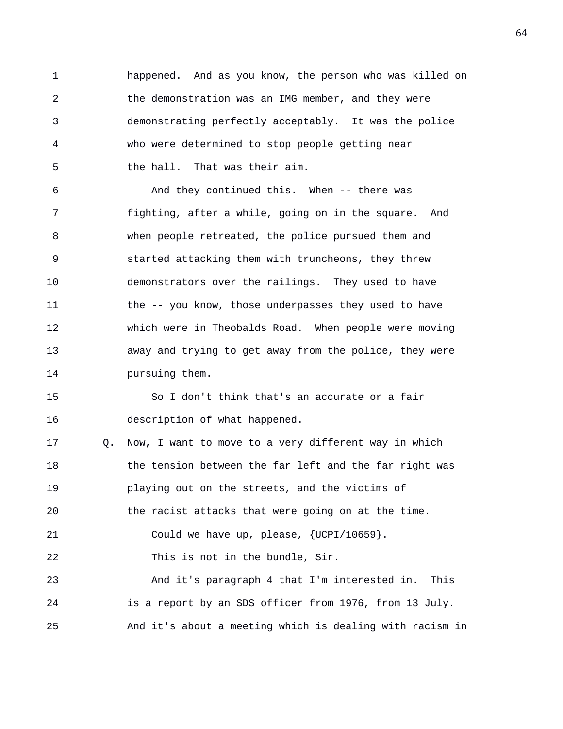happened. And as you know, the person who was killed on the demonstration was an IMG member, and they were demonstrating perfectly acceptably. It was the police who were determined to stop people getting near the hall. That was their aim.

And they continued this. When -- there was fighting, after a while, going on in the square. And when people retreated, the police pursued them and started attacking them with truncheons, they threw demonstrators over the railings. They used to have the -- you know, those underpasses they used to have which were in Theobalds Road. When people were moving away and trying to get away from the police, they were pursuing them.

So I don't think that's an accurate or a fair description of what happened.

Q. Now, I want to move to a very different way in which the tension between the far left and the far right was playing out on the streets, and the victims of the racist attacks that were going on at the time.

Could we have up, please, {UCPI/10659}.

This is not in the bundle, Sir.

And it's paragraph 4 that I'm interested in. This is a report by an SDS officer from 1976, from 13 July. And it's about a meeting which is dealing with racism in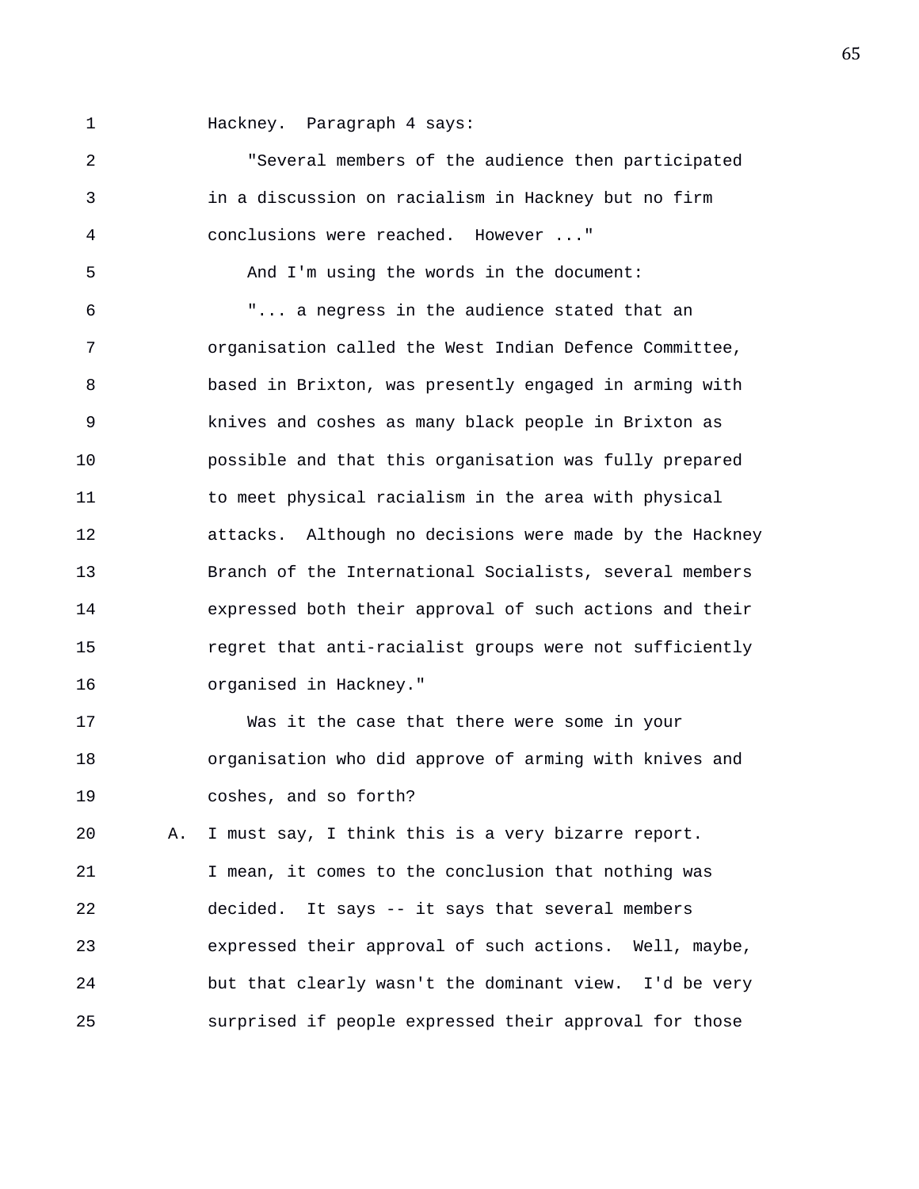Hackney. Paragraph 4 says:

"Several members of the audience then participated in a discussion on racialism in Hackney but no firm conclusions were reached. However ..."

And I'm using the words in the document:

"... a negress in the audience stated that an organisation called the West Indian Defence Committee, based in Brixton, was presently engaged in arming with knives and coshes as many black people in Brixton as possible and that this organisation was fully prepared to meet physical racialism in the area with physical attacks. Although no decisions were made by the Hackney Branch of the International Socialists, several members expressed both their approval of such actions and their regret that anti-racialist groups were not sufficiently organised in Hackney."

Was it the case that there were some in your organisation who did approve of arming with knives and coshes, and so forth?

A. I must say, I think this is a very bizarre report. I mean, it comes to the conclusion that nothing was decided. It says -- it says that several members expressed their approval of such actions. Well, maybe, but that clearly wasn't the dominant view. I'd be very surprised if people expressed their approval for those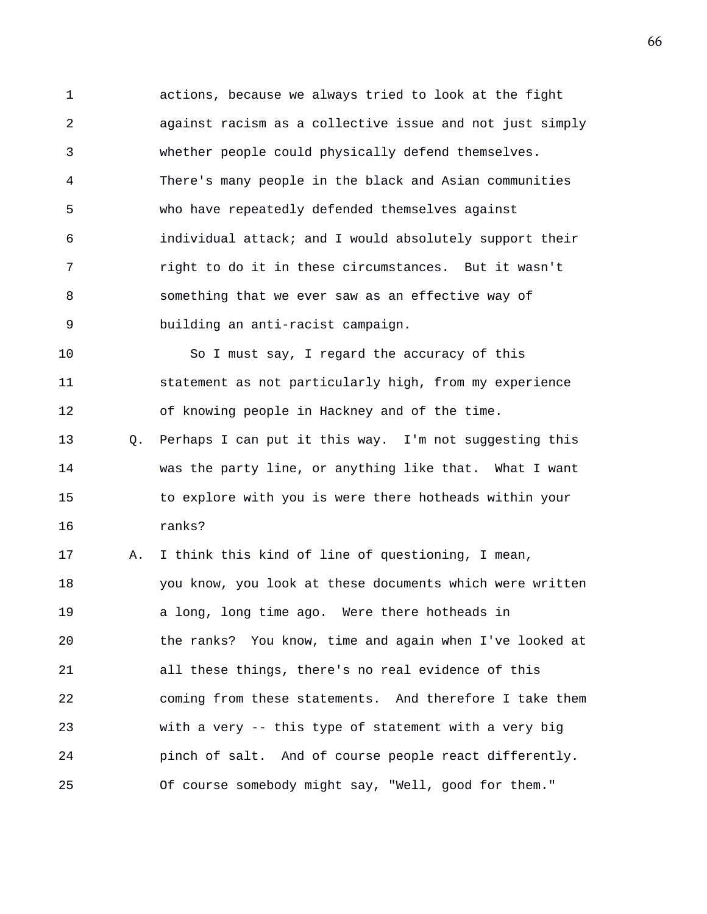actions, because we always tried to look at the fight against racism as a collective issue and not just simply whether people could physically defend themselves. There's many people in the black and Asian communities who have repeatedly defended themselves against individual attack; and I would absolutely support their right to do it in these circumstances. But it wasn't something that we ever saw as an effective way of building an anti-racist campaign.

So I must say, I regard the accuracy of this statement as not particularly high, from my experience of knowing people in Hackney and of the time.

Q. Perhaps I can put it this way. I'm not suggesting this was the party line, or anything like that. What I want to explore with you is were there hotheads within your ranks?

A. I think this kind of line of questioning, I mean, you know, you look at these documents which were written a long, long time ago. Were there hotheads in the ranks? You know, time and again when I've looked at all these things, there's no real evidence of this coming from these statements. And therefore I take them with a very -- this type of statement with a very big pinch of salt. And of course people react differently. Of course somebody might say, "Well, good for them."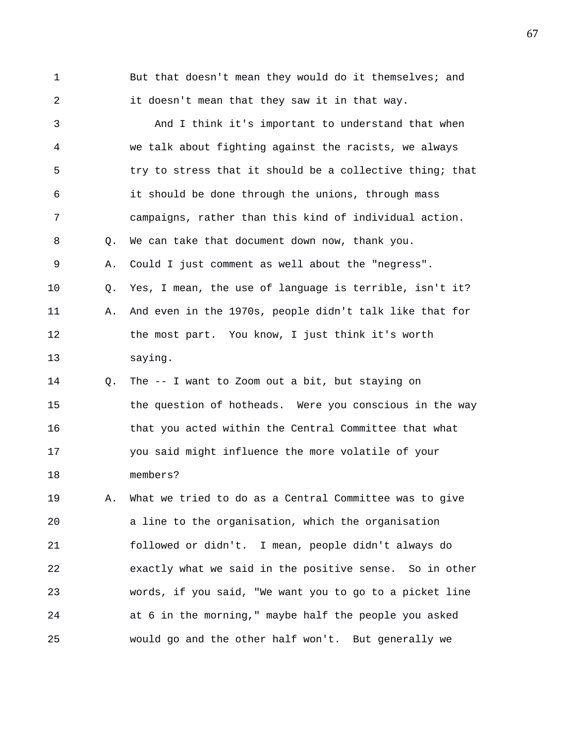But that doesn't mean they would do it themselves; and it doesn't mean that they saw it in that way.

And I think it's important to understand that when we talk about fighting against the racists, we always try to stress that it should be a collective thing; that it should be done through the unions, through mass campaigns, rather than this kind of individual action.

Q. We can take that document down now, thank you.

A. Could I just comment as well about the "negress".

Q. Yes, I mean, the use of language is terrible, isn't it?

A. And even in the 1970s, people didn't talk like that for the most part. You know, I just think it's worth saying.

Q. The -- I want to Zoom out a bit, but staying on the question of hotheads. Were you conscious in the way that you acted within the Central Committee that what you said might influence the more volatile of your members?

A. What we tried to do as a Central Committee was to give a line to the organisation, which the organisation followed or didn't. I mean, people didn't always do exactly what we said in the positive sense. So in other words, if you said, "We want you to go to a picket line at 6 in the morning," maybe half the people you asked would go and the other half won't. But generally we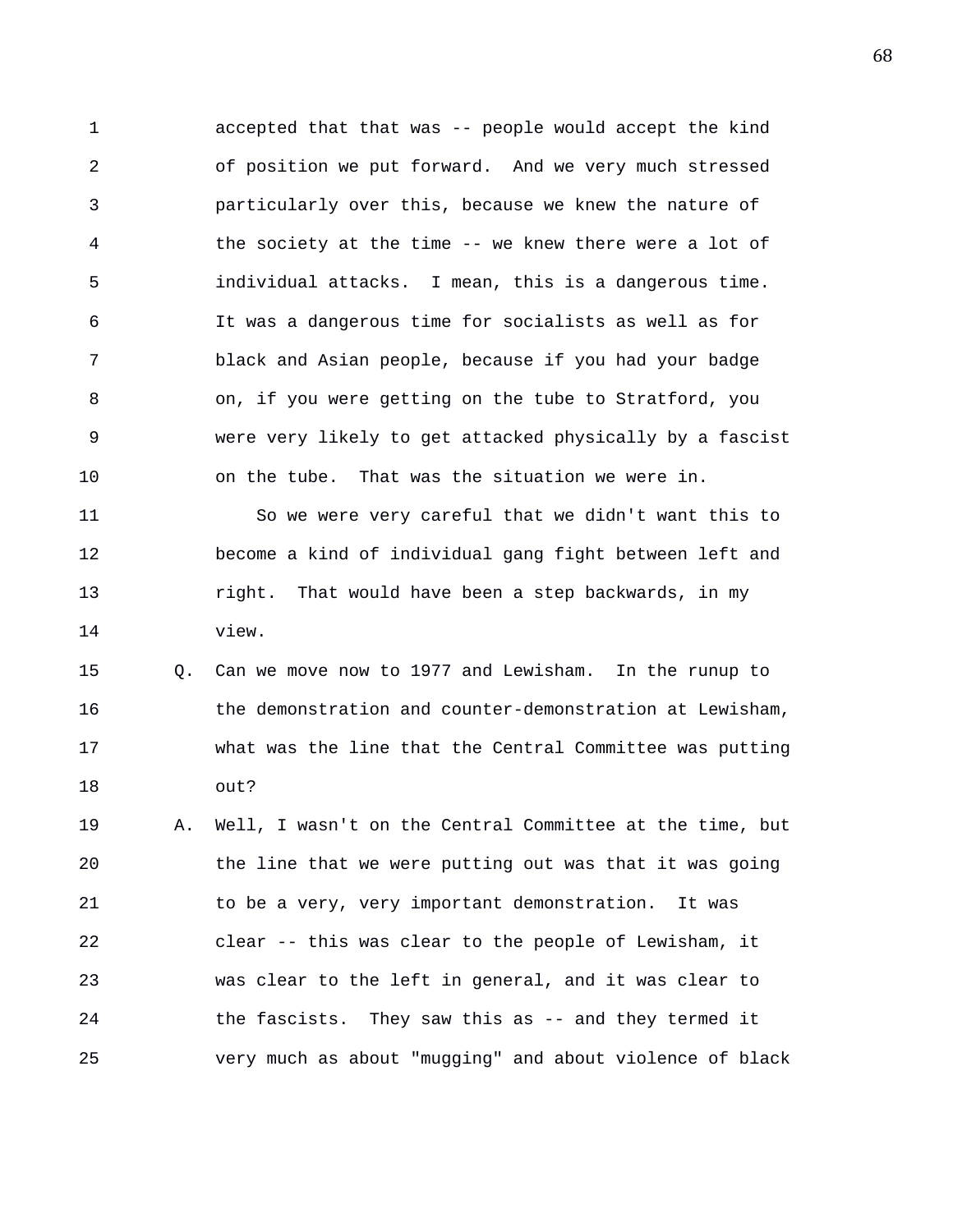accepted that that was -- people would accept the kind of position we put forward. And we very much stressed particularly over this, because we knew the nature of the society at the time -- we knew there were a lot of individual attacks. I mean, this is a dangerous time. It was a dangerous time for socialists as well as for black and Asian people, because if you had your badge on, if you were getting on the tube to Stratford, you were very likely to get attacked physically by a fascist on the tube. That was the situation we were in.

So we were very careful that we didn't want this to become a kind of individual gang fight between left and right. That would have been a step backwards, in my view.

Q. Can we move now to 1977 and Lewisham. In the runup to the demonstration and counter-demonstration at Lewisham, what was the line that the Central Committee was putting out?

A. Well, I wasn't on the Central Committee at the time, but the line that we were putting out was that it was going to be a very, very important demonstration. It was clear -- this was clear to the people of Lewisham, it was clear to the left in general, and it was clear to the fascists. They saw this as -- and they termed it very much as about "mugging" and about violence of black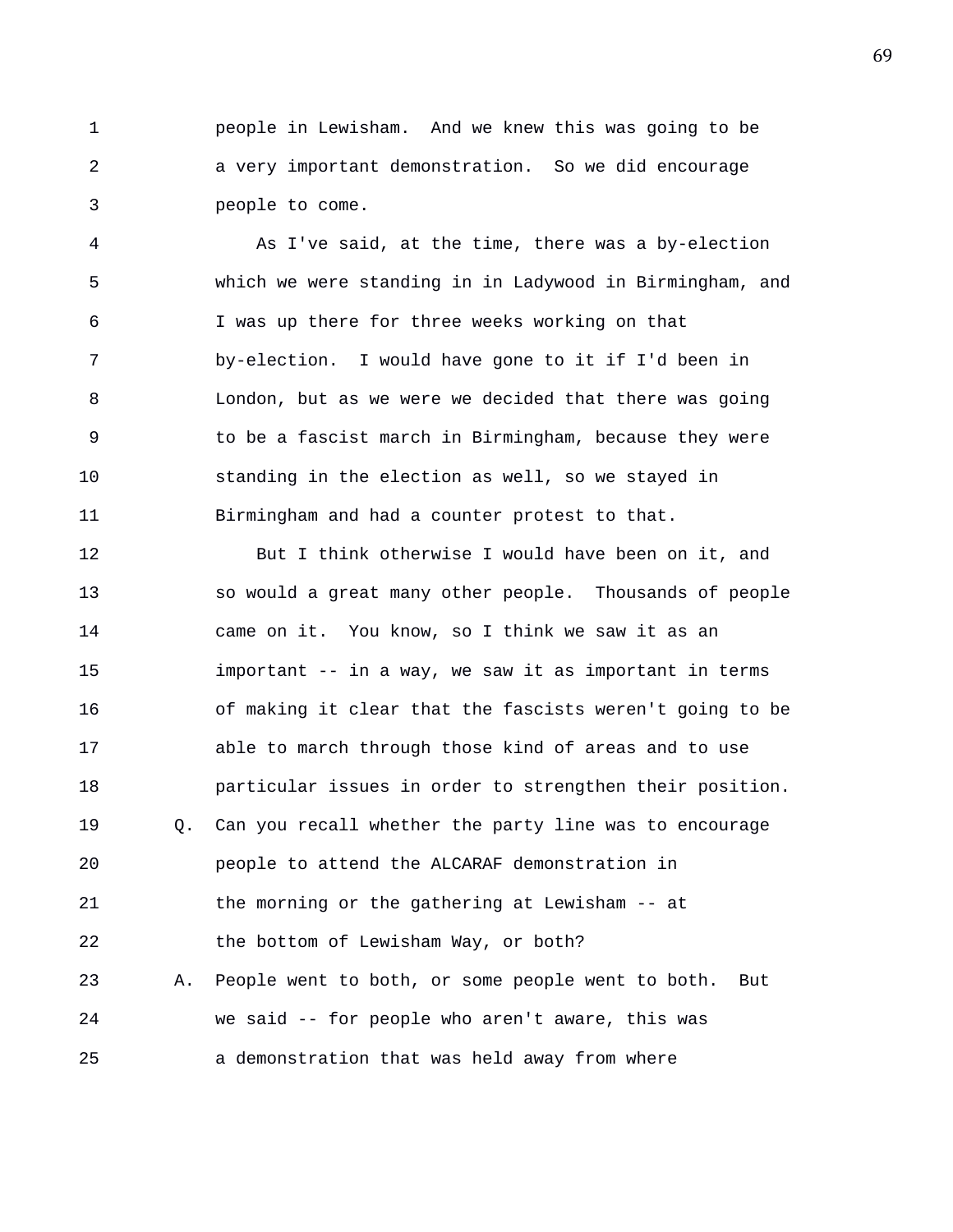people in Lewisham. And we knew this was going to be a very important demonstration. So we did encourage people to come.

As I've said, at the time, there was a by-election which we were standing in in Ladywood in Birmingham, and I was up there for three weeks working on that by-election. I would have gone to it if I'd been in London, but as we were we decided that there was going to be a fascist march in Birmingham, because they were standing in the election as well, so we stayed in Birmingham and had a counter protest to that.

But I think otherwise I would have been on it, and so would a great many other people. Thousands of people came on it. You know, so I think we saw it as an important -- in a way, we saw it as important in terms of making it clear that the fascists weren't going to be able to march through those kind of areas and to use particular issues in order to strengthen their position.

Q. Can you recall whether the party line was to encourage people to attend the ALCARAF demonstration in the morning or the gathering at Lewisham -- at the bottom of Lewisham Way, or both?

A. People went to both, or some people went to both. But we said -- for people who aren't aware, this was a demonstration that was held away from where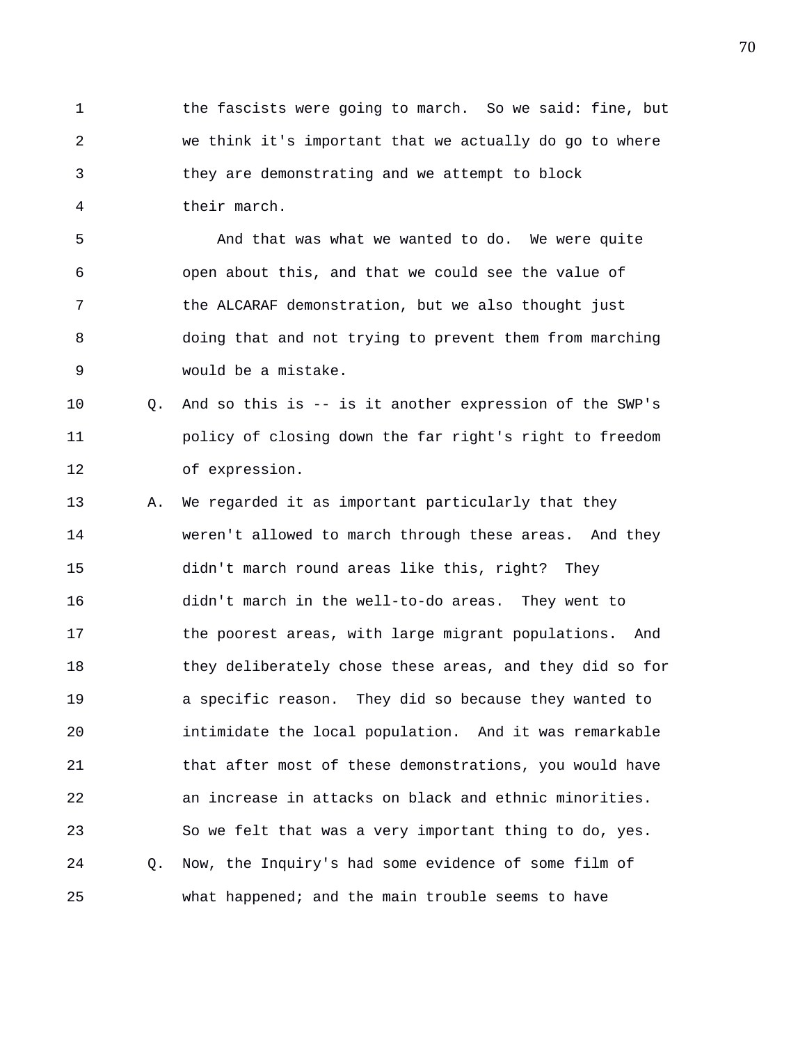the fascists were going to march. So we said: fine, but we think it's important that we actually do go to where they are demonstrating and we attempt to block their march.

And that was what we wanted to do. We were quite open about this, and that we could see the value of the ALCARAF demonstration, but we also thought just doing that and not trying to prevent them from marching would be a mistake.

Q. And so this is -- is it another expression of the SWP's policy of closing down the far right's right to freedom of expression.

A. We regarded it as important particularly that they weren't allowed to march through these areas. And they didn't march round areas like this, right? They didn't march in the well-to-do areas. They went to the poorest areas, with large migrant populations. And they deliberately chose these areas, and they did so for a specific reason. They did so because they wanted to intimidate the local population. And it was remarkable that after most of these demonstrations, you would have an increase in attacks on black and ethnic minorities. So we felt that was a very important thing to do, yes.

Q. Now, the Inquiry's had some evidence of some film of what happened; and the main trouble seems to have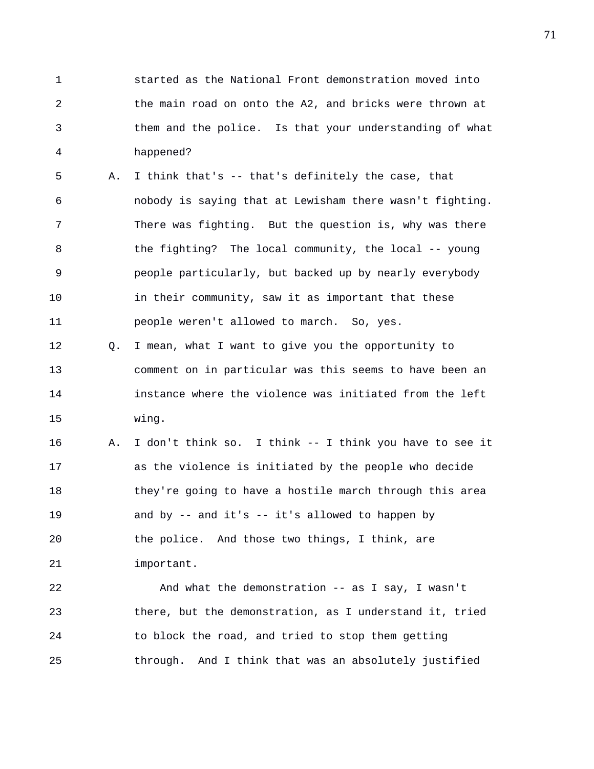started as the National Front demonstration moved into the main road on onto the A2, and bricks were thrown at them and the police. Is that your understanding of what happened?

A. I think that's -- that's definitely the case, that nobody is saying that at Lewisham there wasn't fighting. There was fighting. But the question is, why was there the fighting? The local community, the local -- young people particularly, but backed up by nearly everybody in their community, saw it as important that these people weren't allowed to march. So, yes.

Q. I mean, what I want to give you the opportunity to comment on in particular was this seems to have been an instance where the violence was initiated from the left wing.

A. I don't think so. I think -- I think you have to see it as the violence is initiated by the people who decide they're going to have a hostile march through this area and by -- and it's -- it's allowed to happen by the police. And those two things, I think, are important.

And what the demonstration -- as I say, I wasn't there, but the demonstration, as I understand it, tried to block the road, and tried to stop them getting through. And I think that was an absolutely justified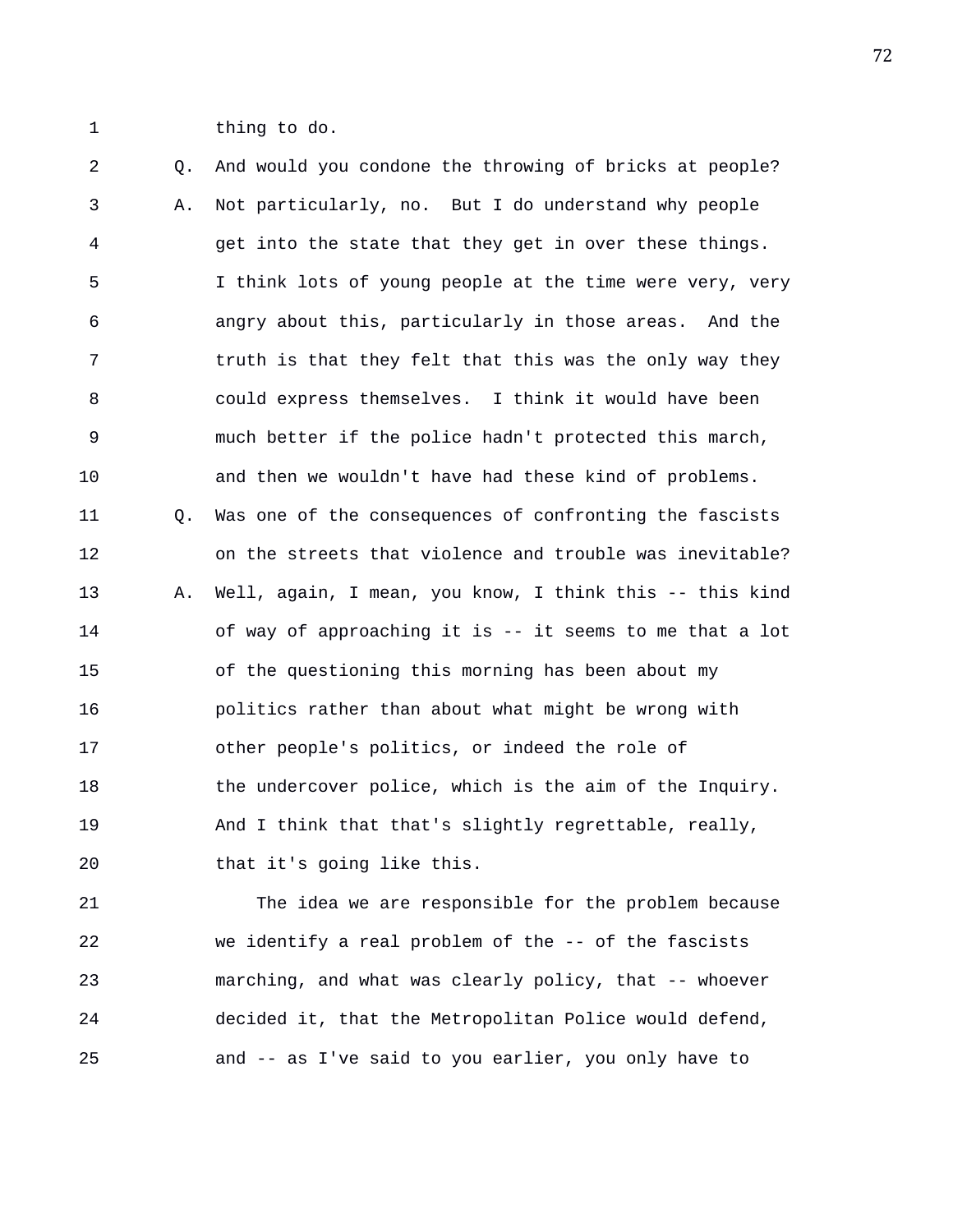thing to do.

Q. And would you condone the throwing of bricks at people?

A. Not particularly, no. But I do understand why people get into the state that they get in over these things. I think lots of young people at the time were very, very angry about this, particularly in those areas. And the truth is that they felt that this was the only way they could express themselves. I think it would have been much better if the police hadn't protected this march, and then we wouldn't have had these kind of problems.

Q. Was one of the consequences of confronting the fascists on the streets that violence and trouble was inevitable?

A. Well, again, I mean, you know, I think this -- this kind of way of approaching it is -- it seems to me that a lot of the questioning this morning has been about my politics rather than about what might be wrong with other people's politics, or indeed the role of the undercover police, which is the aim of the Inquiry. And I think that that's slightly regrettable, really, that it's going like this.

The idea we are responsible for the problem because we identify a real problem of the -- of the fascists marching, and what was clearly policy, that -- whoever decided it, that the Metropolitan Police would defend, and -- as I've said to you earlier, you only have to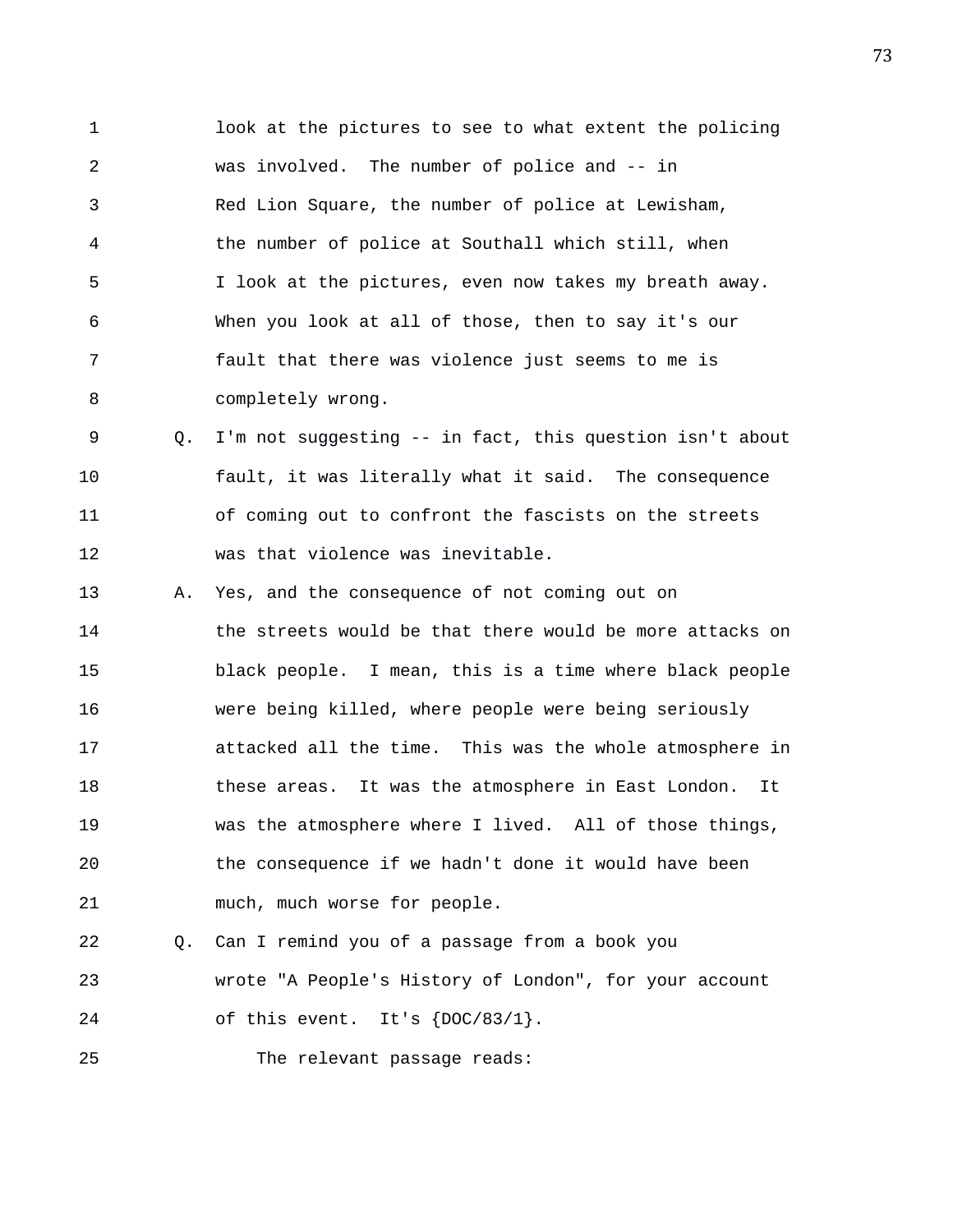look at the pictures to see to what extent the policing was involved. The number of police and -- in Red Lion Square, the number of police at Lewisham, the number of police at Southall which still, when I look at the pictures, even now takes my breath away. When you look at all of those, then to say it's our fault that there was violence just seems to me is completely wrong.

Q. I'm not suggesting -- in fact, this question isn't about fault, it was literally what it said. The consequence of coming out to confront the fascists on the streets was that violence was inevitable.

A. Yes, and the consequence of not coming out on the streets would be that there would be more attacks on black people. I mean, this is a time where black people were being killed, where people were being seriously attacked all the time. This was the whole atmosphere in these areas. It was the atmosphere in East London. It was the atmosphere where I lived. All of those things, the consequence if we hadn't done it would have been much, much worse for people.

Q. Can I remind you of a passage from a book you wrote "A People's History of London", for your account of this event. It's {DOC/83/1}.

The relevant passage reads: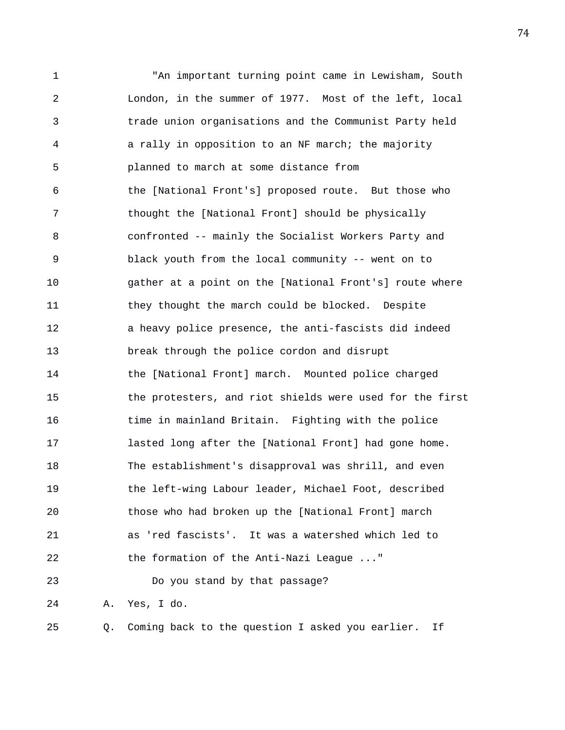"An important turning point came in Lewisham, South London, in the summer of 1977. Most of the left, local trade union organisations and the Communist Party held a rally in opposition to an NF march; the majority planned to march at some distance from the [National Front's] proposed route. But those who thought the [National Front] should be physically confronted -- mainly the Socialist Workers Party and black youth from the local community -- went on to gather at a point on the [National Front's] route where they thought the march could be blocked. Despite a heavy police presence, the anti-fascists did indeed break through the police cordon and disrupt the [National Front] march. Mounted police charged the protesters, and riot shields were used for the first time in mainland Britain. Fighting with the police lasted long after the [National Front] had gone home. The establishment's disapproval was shrill, and even the left-wing Labour leader, Michael Foot, described those who had broken up the [National Front] march as 'red fascists'. It was a watershed which led to the formation of the Anti-Nazi League ..."

Do you stand by that passage?

A. Yes, I do.

Q. Coming back to the question I asked you earlier. If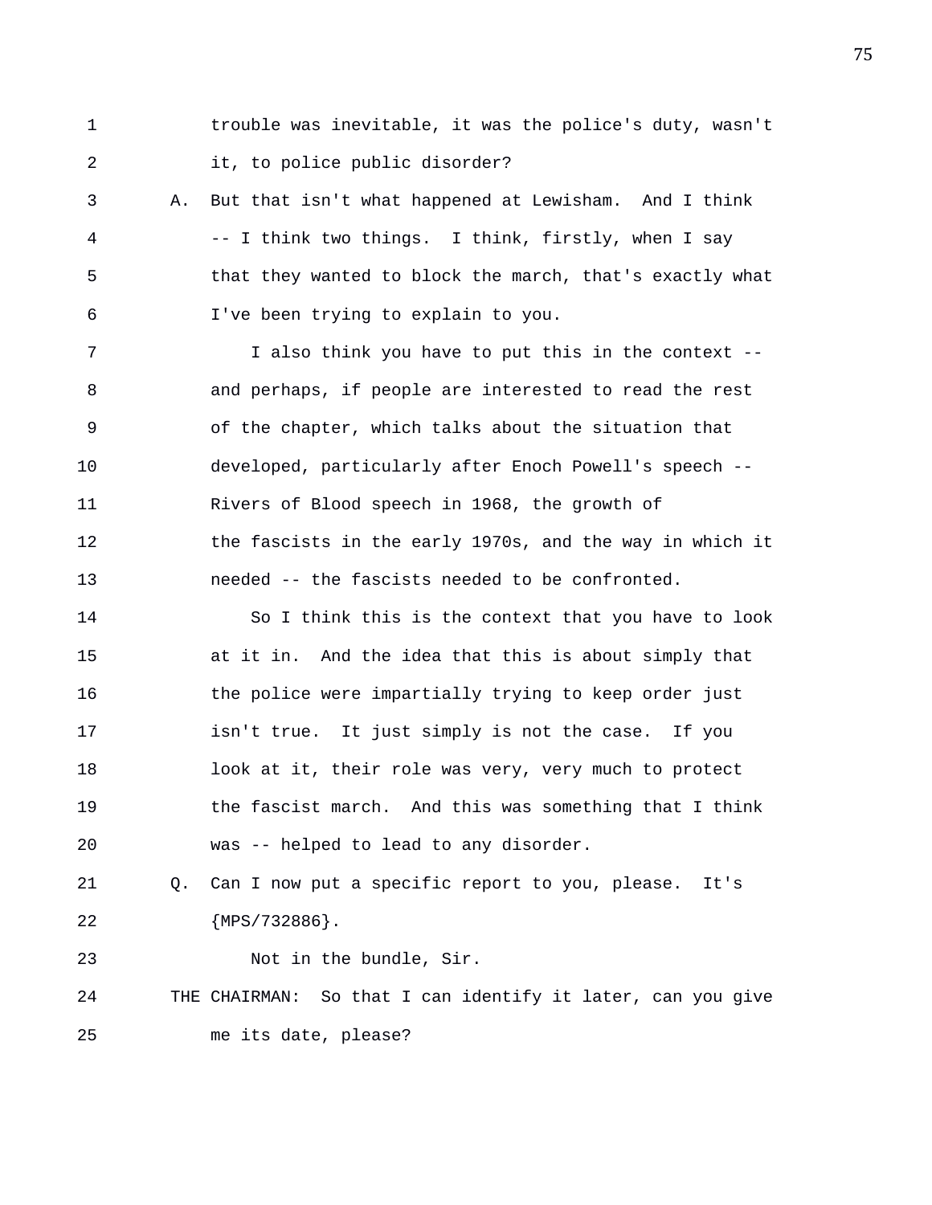trouble was inevitable, it was the police's duty, wasn't it, to police public disorder?

A. But that isn't what happened at Lewisham. And I think -- I think two things. I think, firstly, when I say that they wanted to block the march, that's exactly what I've been trying to explain to you.

I also think you have to put this in the context -- and perhaps, if people are interested to read the rest of the chapter, which talks about the situation that developed, particularly after Enoch Powell's speech -- Rivers of Blood speech in 1968, the growth of the fascists in the early 1970s, and the way in which it needed -- the fascists needed to be confronted.

So I think this is the context that you have to look at it in. And the idea that this is about simply that the police were impartially trying to keep order just isn't true. It just simply is not the case. If you look at it, their role was very, very much to protect the fascist march. And this was something that I think was -- helped to lead to any disorder.

Q. Can I now put a specific report to you, please. It's {MPS/732886}.

Not in the bundle, Sir.

THE CHAIRMAN: So that I can identify it later, can you give me its date, please?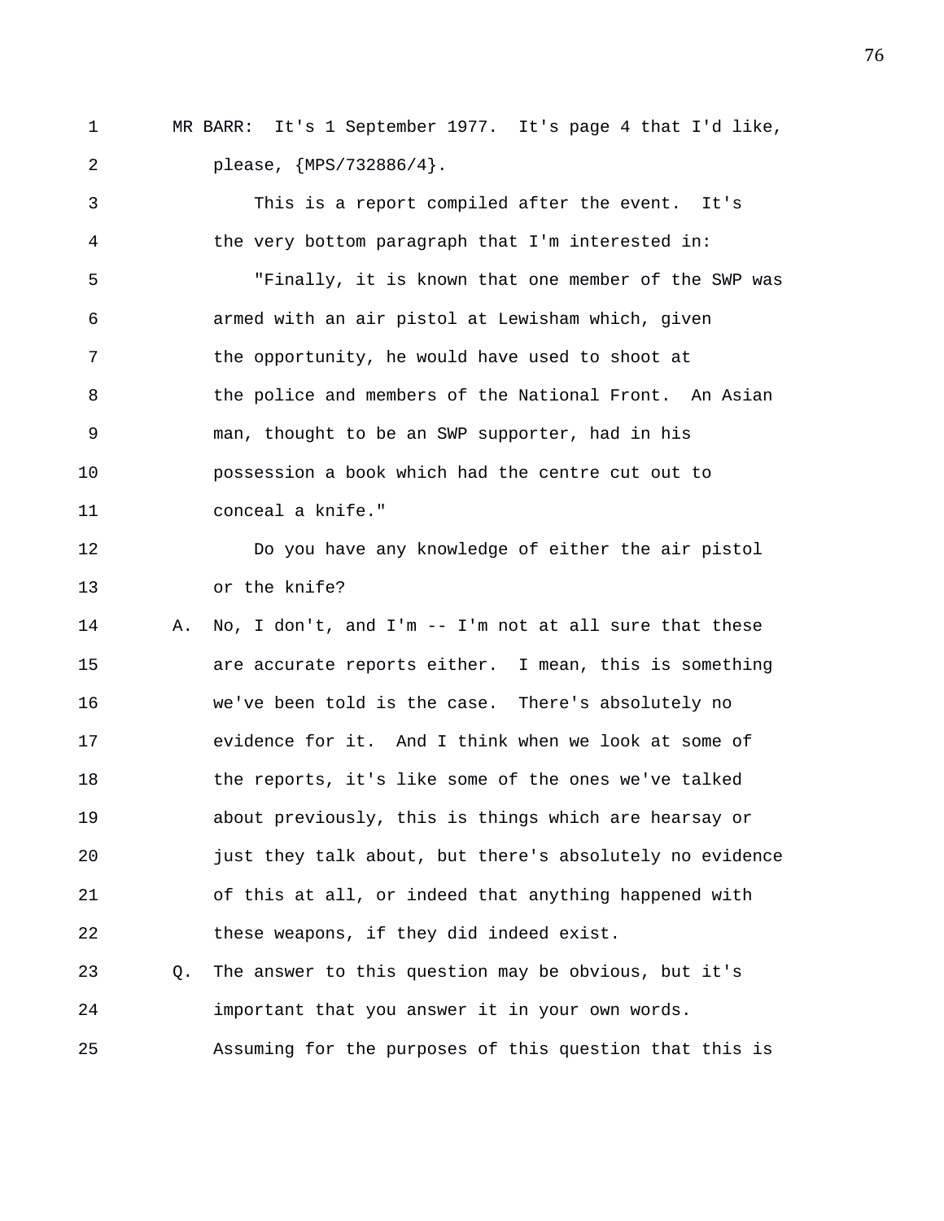MR BARR: It's 1 September 1977. It's page 4 that I'd like, please, {MPS/732886/4}.

This is a report compiled after the event. It's the very bottom paragraph that I'm interested in:

"Finally, it is known that one member of the SWP was armed with an air pistol at Lewisham which, given the opportunity, he would have used to shoot at the police and members of the National Front. An Asian man, thought to be an SWP supporter, had in his possession a book which had the centre cut out to conceal a knife."

Do you have any knowledge of either the air pistol or the knife?

A. No, I don't, and I'm -- I'm not at all sure that these are accurate reports either. I mean, this is something we've been told is the case. There's absolutely no evidence for it. And I think when we look at some of the reports, it's like some of the ones we've talked about previously, this is things which are hearsay or just they talk about, but there's absolutely no evidence of this at all, or indeed that anything happened with these weapons, if they did indeed exist.

Q. The answer to this question may be obvious, but it's important that you answer it in your own words. Assuming for the purposes of this question that this is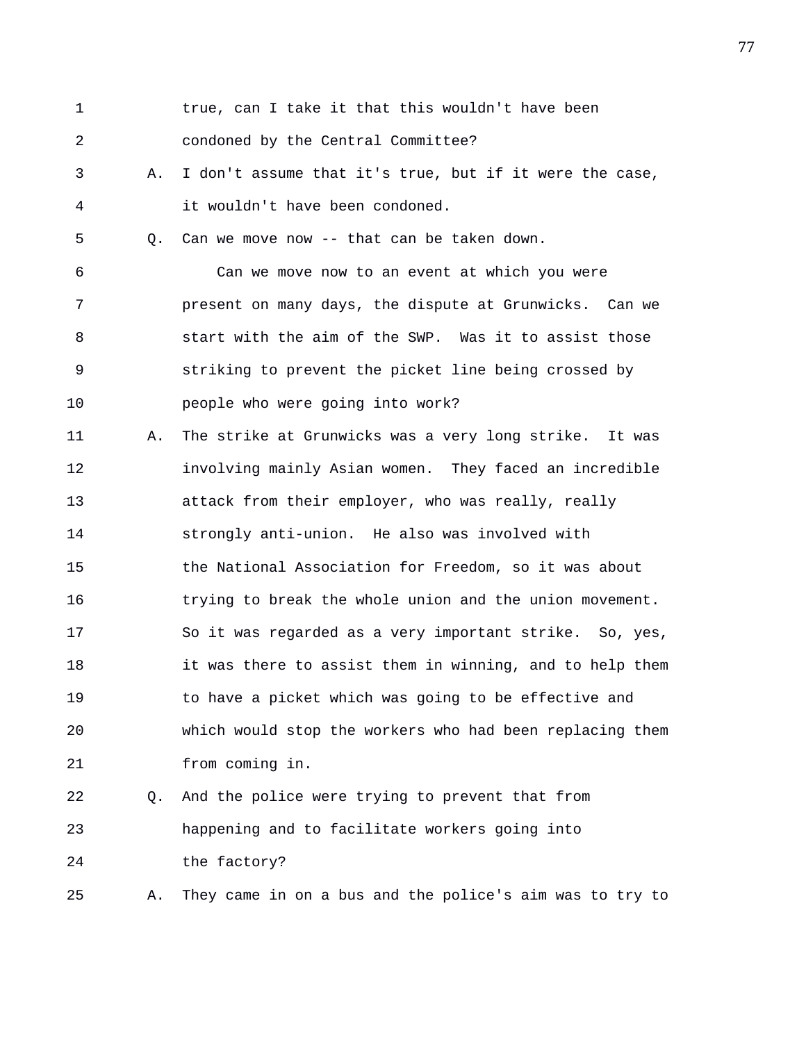1 true, can I take it that this wouldn't have been
2 condoned by the Central Committee?
3 A. I don't assume that it's true, but if it were the case,
4 it wouldn't have been condoned.
5 Q. Can we move now -- that can be taken down.
6 Can we move now to an event at which you were
7 present on many days, the dispute at Grunwicks. Can we
8 start with the aim of the SWP. Was it to assist those
9 striking to prevent the picket line being crossed by
10 people who were going into work?
11 A. The strike at Grunwicks was a very long strike. It was
12 involving mainly Asian women. They faced an incredible
13 attack from their employer, who was really, really
14 strongly anti-union. He also was involved with
15 the National Association for Freedom, so it was about
16 trying to break the whole union and the union movement.
17 So it was regarded as a very important strike. So, yes,
18 it was there to assist them in winning, and to help them
19 to have a picket which was going to be effective and
20 which would stop the workers who had been replacing them
21 from coming in.
22 Q. And the police were trying to prevent that from
23 happening and to facilitate workers going into
24 the factory?
25 A. They came in on a bus and the police's aim was to try to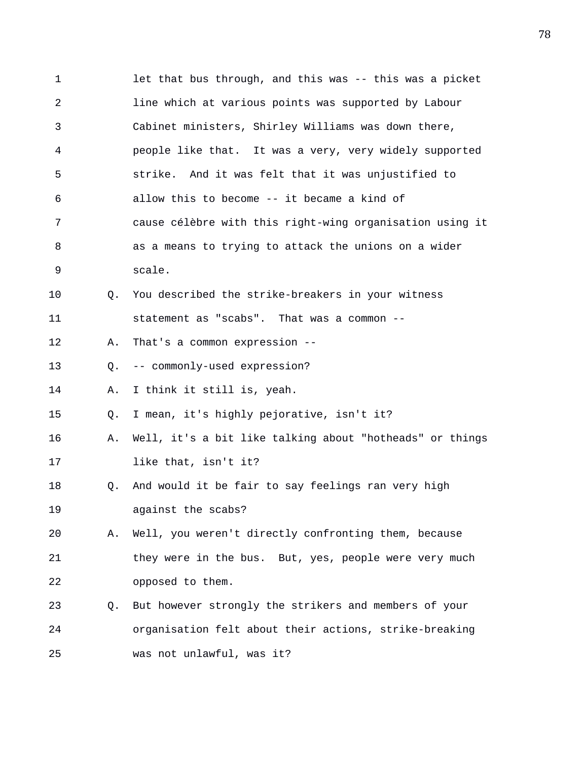1 let that bus through, and this was -- this was a picket
2 line which at various points was supported by Labour
3 Cabinet ministers, Shirley Williams was down there,
4 people like that. It was a very, very widely supported
5 strike. And it was felt that it was unjustified to
6 allow this to become -- it became a kind of
7 cause célèbre with this right-wing organisation using it
8 as a means to trying to attack the unions on a wider
9 scale.
10 Q. You described the strike-breakers in your witness
11 statement as "scabs". That was a common --
12 A. That's a common expression --
13 Q. -- commonly-used expression?
14 A. I think it still is, yeah.
15 Q. I mean, it's highly pejorative, isn't it?
16 A. Well, it's a bit like talking about "hotheads" or things
17 like that, isn't it?
18 Q. And would it be fair to say feelings ran very high
19 against the scabs?
20 A. Well, you weren't directly confronting them, because
21 they were in the bus. But, yes, people were very much
22 opposed to them.
23 Q. But however strongly the strikers and members of your
24 organisation felt about their actions, strike-breaking
25 was not unlawful, was it?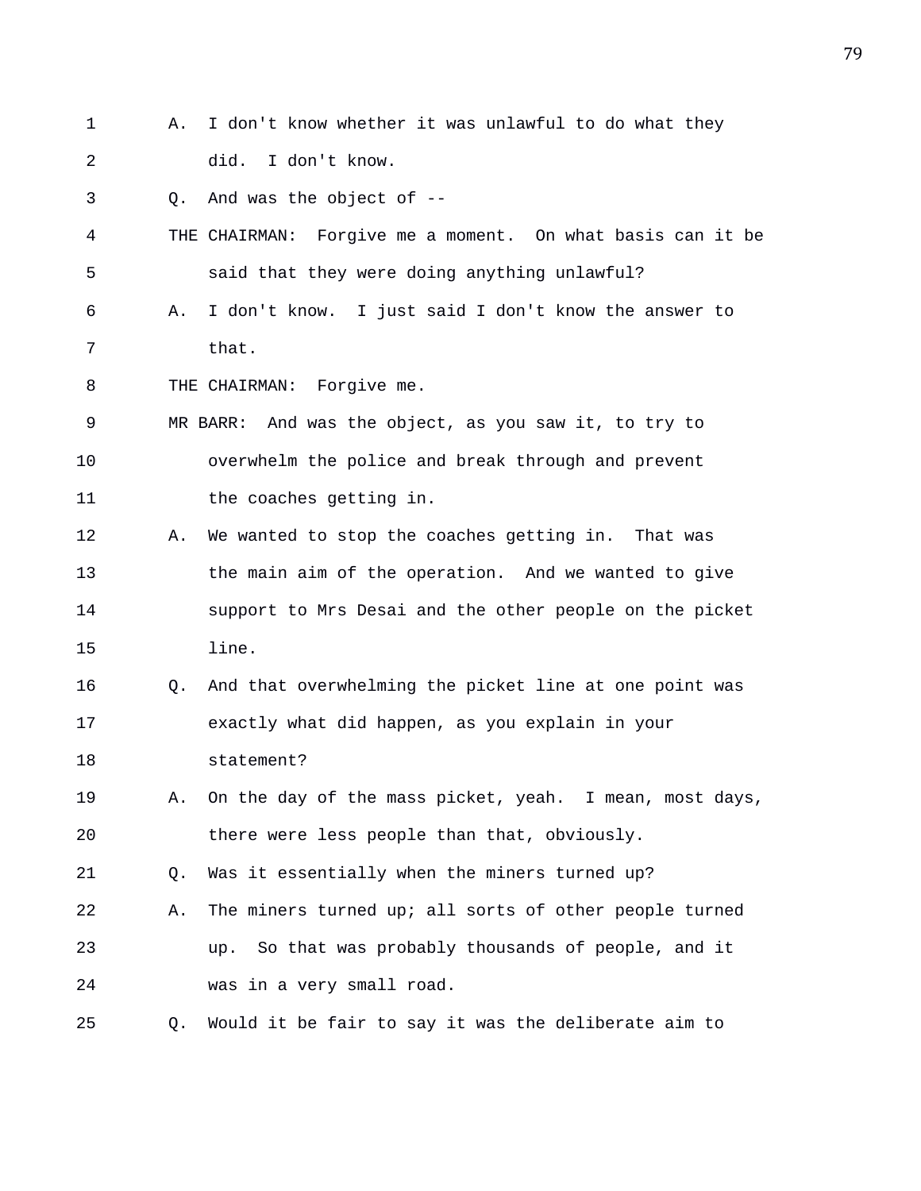A. I don't know whether it was unlawful to do what they did. I don't know.

Q. And was the object of --

THE CHAIRMAN: Forgive me a moment. On what basis can it be said that they were doing anything unlawful?

A. I don't know. I just said I don't know the answer to that.

THE CHAIRMAN: Forgive me.

MR BARR: And was the object, as you saw it, to try to overwhelm the police and break through and prevent the coaches getting in.

A. We wanted to stop the coaches getting in. That was the main aim of the operation. And we wanted to give support to Mrs Desai and the other people on the picket line.

Q. And that overwhelming the picket line at one point was exactly what did happen, as you explain in your statement?

A. On the day of the mass picket, yeah. I mean, most days, there were less people than that, obviously.

Q. Was it essentially when the miners turned up?

A. The miners turned up; all sorts of other people turned up. So that was probably thousands of people, and it was in a very small road.

Q. Would it be fair to say it was the deliberate aim to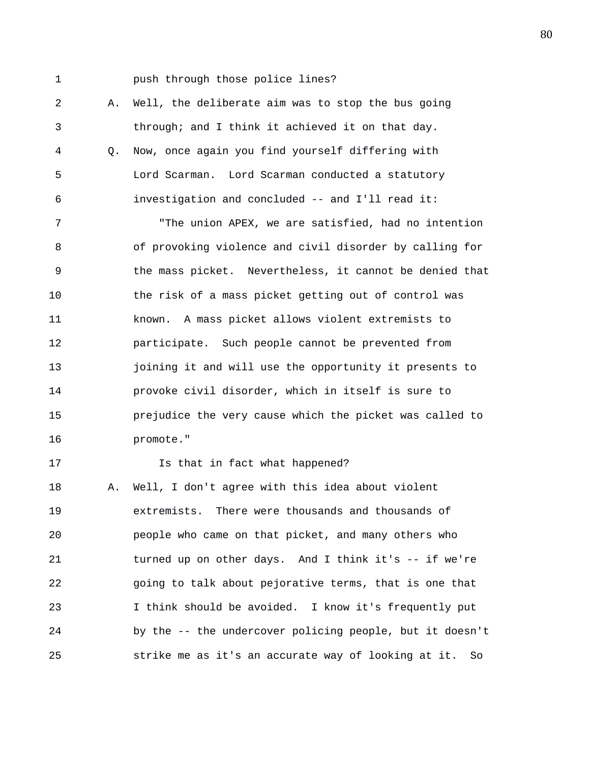1 push through those police lines?

2 A. Well, the deliberate aim was to stop the bus going

3 through; and I think it achieved it on that day.

4 Q. Now, once again you find yourself differing with

5 Lord Scarman. Lord Scarman conducted a statutory

6 investigation and concluded -- and I'll read it:

7 "The union APEX, we are satisfied, had no intention

8 of provoking violence and civil disorder by calling for

9 the mass picket. Nevertheless, it cannot be denied that

10 the risk of a mass picket getting out of control was

11 known. A mass picket allows violent extremists to

12 participate. Such people cannot be prevented from

13 joining it and will use the opportunity it presents to

14 provoke civil disorder, which in itself is sure to

15 prejudice the very cause which the picket was called to

16 promote."

17 Is that in fact what happened?

18 A. Well, I don't agree with this idea about violent

19 extremists. There were thousands and thousands of

20 people who came on that picket, and many others who

21 turned up on other days. And I think it's -- if we're

22 going to talk about pejorative terms, that is one that

23 I think should be avoided. I know it's frequently put

24 by the -- the undercover policing people, but it doesn't

25 strike me as it's an accurate way of looking at it. So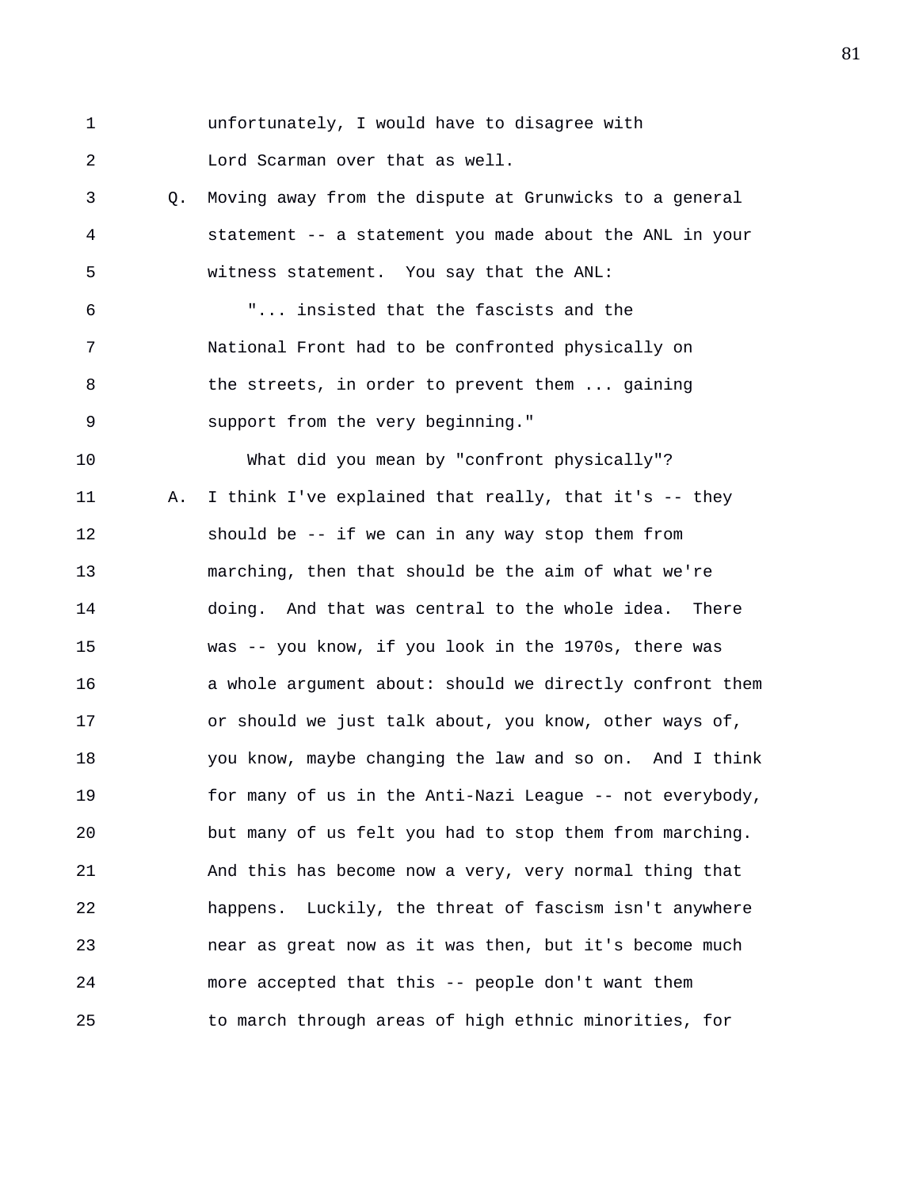unfortunately, I would have to disagree with Lord Scarman over that as well.

Q. Moving away from the dispute at Grunwicks to a general statement -- a statement you made about the ANL in your witness statement. You say that the ANL:

> "... insisted that the fascists and the National Front had to be confronted physically on the streets, in order to prevent them ... gaining support from the very beginning."

What did you mean by "confront physically"?

A. I think I've explained that really, that it's -- they should be -- if we can in any way stop them from marching, then that should be the aim of what we're doing. And that was central to the whole idea. There was -- you know, if you look in the 1970s, there was a whole argument about: should we directly confront them or should we just talk about, you know, other ways of, you know, maybe changing the law and so on. And I think for many of us in the Anti-Nazi League -- not everybody, but many of us felt you had to stop them from marching. And this has become now a very, very normal thing that happens. Luckily, the threat of fascism isn't anywhere near as great now as it was then, but it's become much more accepted that this -- people don't want them to march through areas of high ethnic minorities, for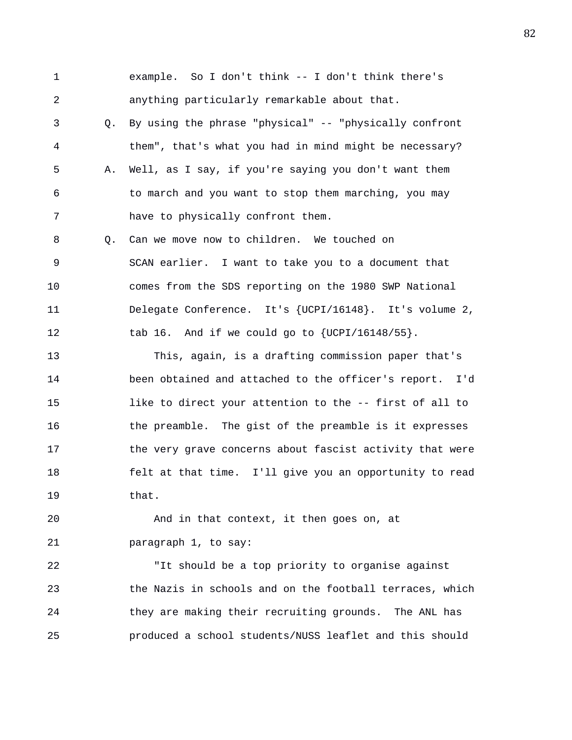example. So I don't think -- I don't think there's anything particularly remarkable about that.

Q. By using the phrase "physical" -- "physically confront them", that's what you had in mind might be necessary?

A. Well, as I say, if you're saying you don't want them to march and you want to stop them marching, you may have to physically confront them.

Q. Can we move now to children. We touched on SCAN earlier. I want to take you to a document that comes from the SDS reporting on the 1980 SWP National Delegate Conference. It's {UCPI/16148}. It's volume 2, tab 16. And if we could go to {UCPI/16148/55}.

This, again, is a drafting commission paper that's been obtained and attached to the officer's report. I'd like to direct your attention to the -- first of all to the preamble. The gist of the preamble is it expresses the very grave concerns about fascist activity that were felt at that time. I'll give you an opportunity to read that.

And in that context, it then goes on, at paragraph 1, to say:

"It should be a top priority to organise against the Nazis in schools and on the football terraces, which they are making their recruiting grounds. The ANL has produced a school students/NUSS leaflet and this should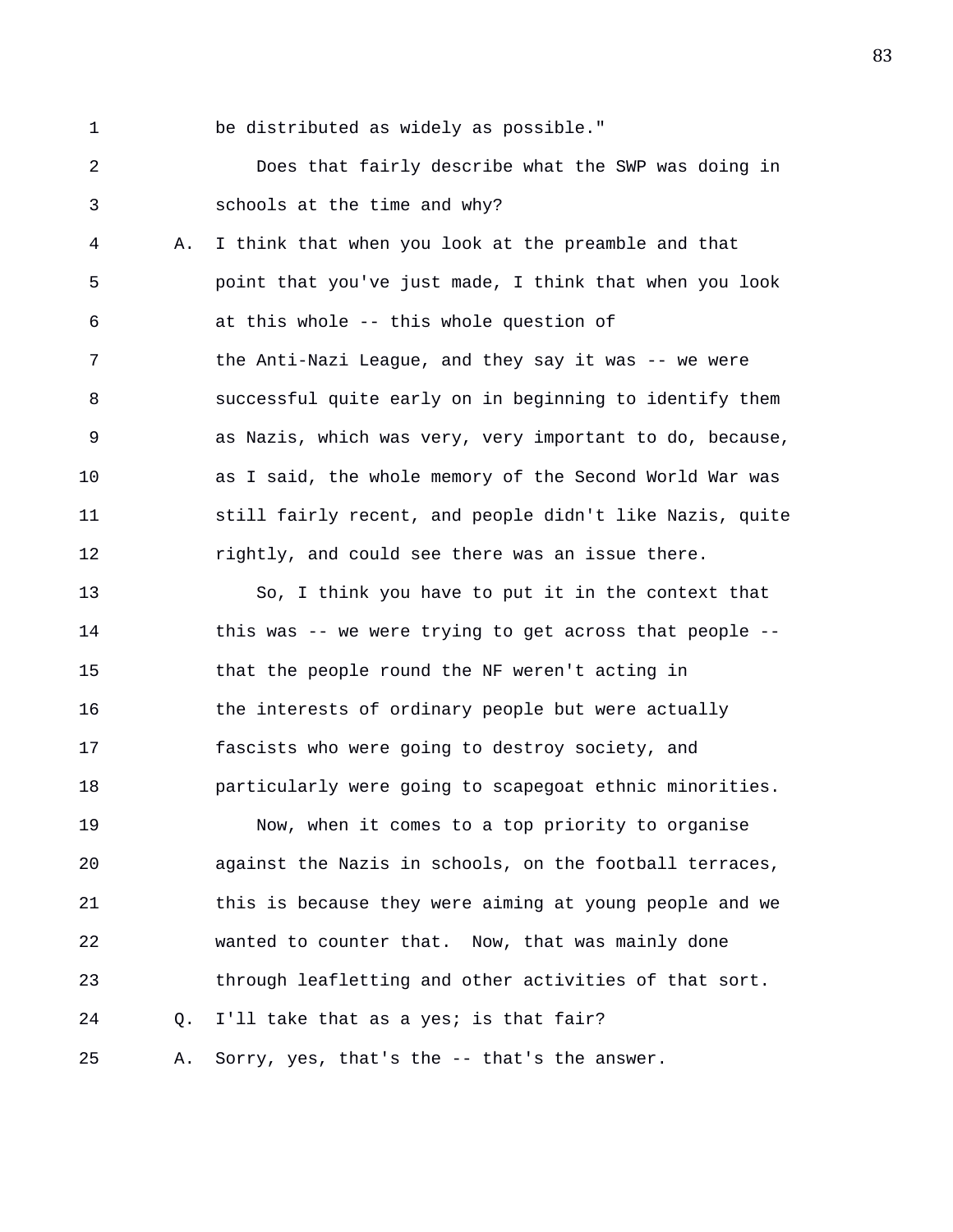1 be distributed as widely as possible."

2 Does that fairly describe what the SWP was doing in

3 schools at the time and why?

4 A. I think that when you look at the preamble and that

5 point that you've just made, I think that when you look

6 at this whole -- this whole question of

7 the Anti-Nazi League, and they say it was -- we were

8 successful quite early on in beginning to identify them

9 as Nazis, which was very, very important to do, because,

10 as I said, the whole memory of the Second World War was

11 still fairly recent, and people didn't like Nazis, quite

12 rightly, and could see there was an issue there.

13 So, I think you have to put it in the context that

14 this was -- we were trying to get across that people --

15 that the people round the NF weren't acting in

16 the interests of ordinary people but were actually

17 fascists who were going to destroy society, and

18 particularly were going to scapegoat ethnic minorities.

19 Now, when it comes to a top priority to organise

20 against the Nazis in schools, on the football terraces,

21 this is because they were aiming at young people and we

22 wanted to counter that. Now, that was mainly done

23 through leafletting and other activities of that sort.

24 Q. I'll take that as a yes; is that fair?

25 A. Sorry, yes, that's the -- that's the answer.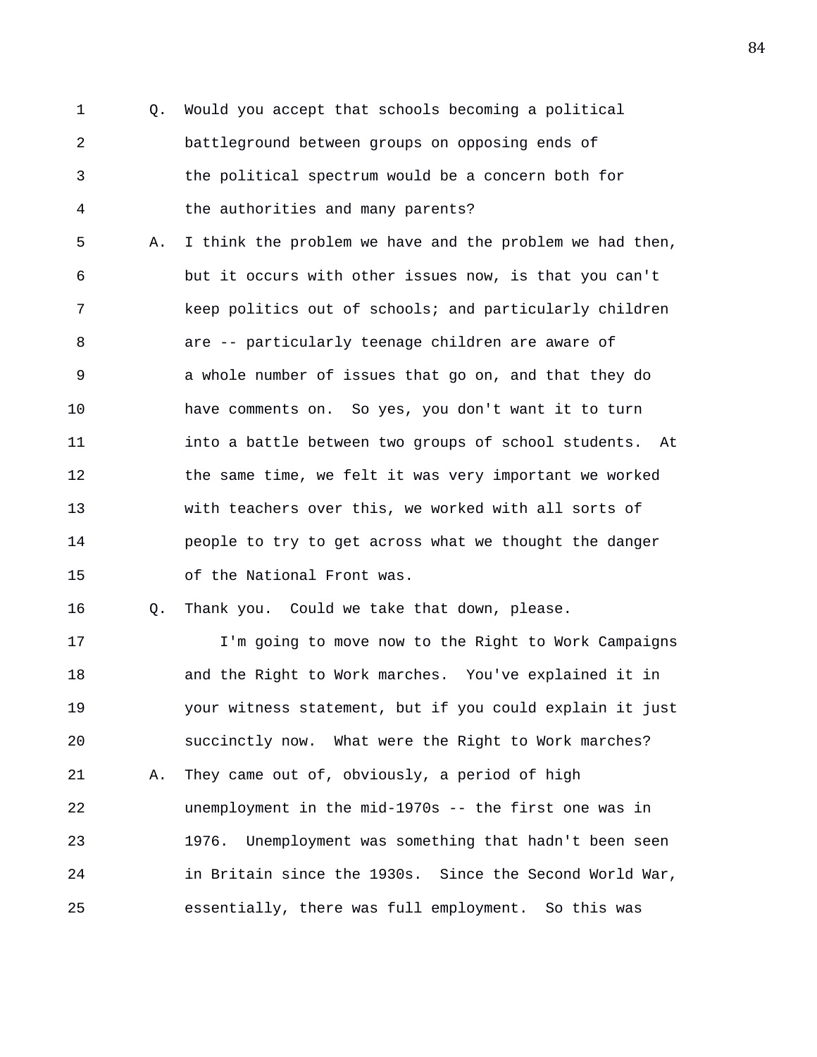Q. Would you accept that schools becoming a political battleground between groups on opposing ends of the political spectrum would be a concern both for the authorities and many parents?

A. I think the problem we have and the problem we had then, but it occurs with other issues now, is that you can't keep politics out of schools; and particularly children are -- particularly teenage children are aware of a whole number of issues that go on, and that they do have comments on. So yes, you don't want it to turn into a battle between two groups of school students. At the same time, we felt it was very important we worked with teachers over this, we worked with all sorts of people to try to get across what we thought the danger of the National Front was.

Q. Thank you. Could we take that down, please.

I'm going to move now to the Right to Work Campaigns and the Right to Work marches. You've explained it in your witness statement, but if you could explain it just succinctly now. What were the Right to Work marches?

A. They came out of, obviously, a period of high unemployment in the mid-1970s -- the first one was in 1976. Unemployment was something that hadn't been seen in Britain since the 1930s. Since the Second World War, essentially, there was full employment. So this was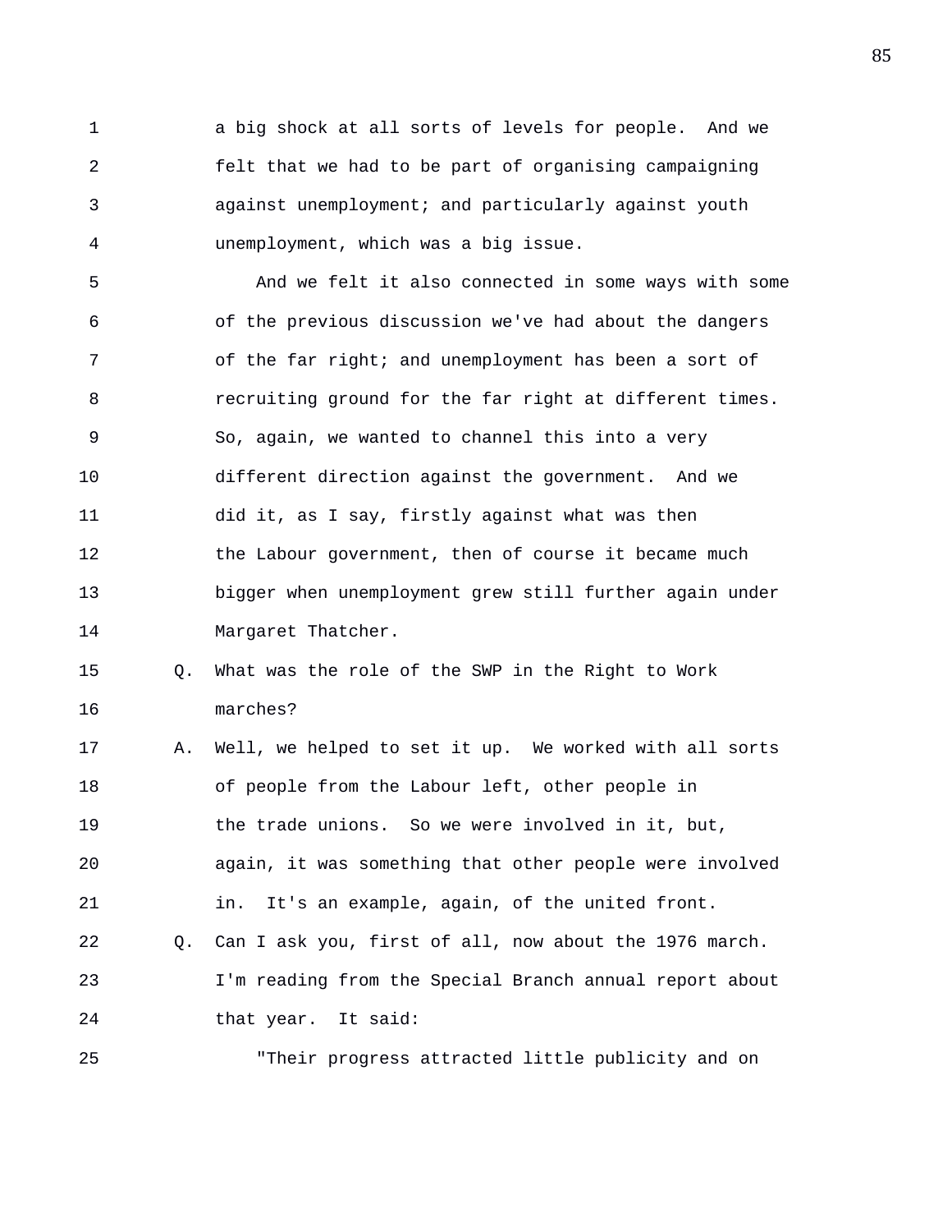a big shock at all sorts of levels for people. And we felt that we had to be part of organising campaigning against unemployment; and particularly against youth unemployment, which was a big issue.

And we felt it also connected in some ways with some of the previous discussion we've had about the dangers of the far right; and unemployment has been a sort of recruiting ground for the far right at different times. So, again, we wanted to channel this into a very different direction against the government. And we did it, as I say, firstly against what was then the Labour government, then of course it became much bigger when unemployment grew still further again under Margaret Thatcher.

Q. What was the role of the SWP in the Right to Work marches?

A. Well, we helped to set it up. We worked with all sorts of people from the Labour left, other people in the trade unions. So we were involved in it, but, again, it was something that other people were involved in. It's an example, again, of the united front.

Q. Can I ask you, first of all, now about the 1976 march. I'm reading from the Special Branch annual report about that year. It said:

"Their progress attracted little publicity and on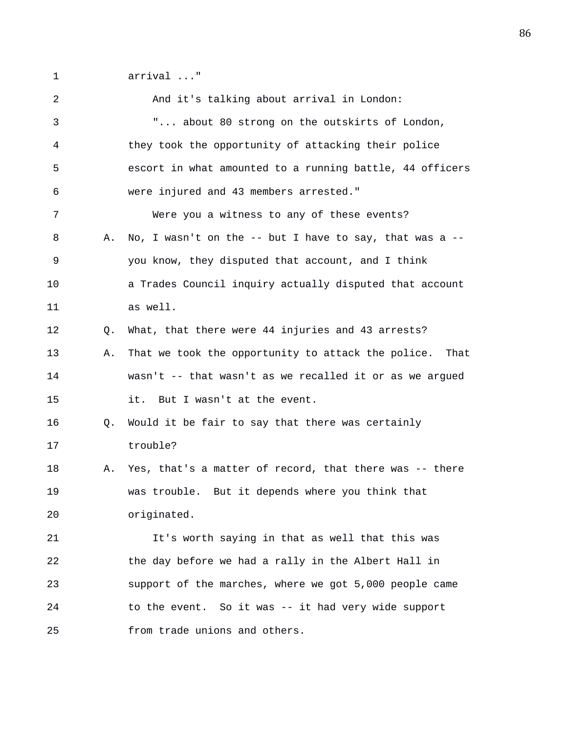arrival ..."

And it's talking about arrival in London:

"... about 80 strong on the outskirts of London, they took the opportunity of attacking their police escort in what amounted to a running battle, 44 officers were injured and 43 members arrested."

Were you a witness to any of these events?

A. No, I wasn't on the -- but I have to say, that was a -- you know, they disputed that account, and I think a Trades Council inquiry actually disputed that account as well.

Q. What, that there were 44 injuries and 43 arrests?

A. That we took the opportunity to attack the police. That wasn't -- that wasn't as we recalled it or as we argued it. But I wasn't at the event.

Q. Would it be fair to say that there was certainly trouble?

A. Yes, that's a matter of record, that there was -- there was trouble. But it depends where you think that originated.

It's worth saying in that as well that this was the day before we had a rally in the Albert Hall in support of the marches, where we got 5,000 people came to the event. So it was -- it had very wide support from trade unions and others.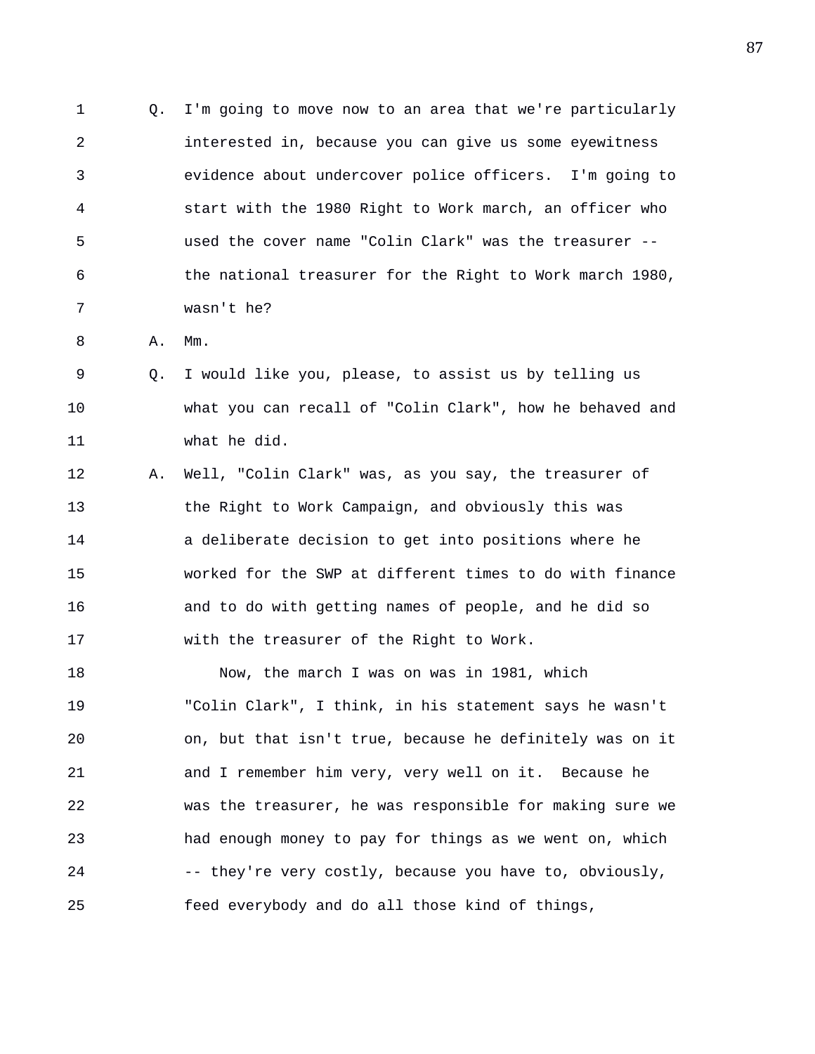Q. I'm going to move now to an area that we're particularly interested in, because you can give us some eyewitness evidence about undercover police officers. I'm going to start with the 1980 Right to Work march, an officer who used the cover name "Colin Clark" was the treasurer -- the national treasurer for the Right to Work march 1980, wasn't he?

A. Mm.

Q. I would like you, please, to assist us by telling us what you can recall of "Colin Clark", how he behaved and what he did.

A. Well, "Colin Clark" was, as you say, the treasurer of the Right to Work Campaign, and obviously this was a deliberate decision to get into positions where he worked for the SWP at different times to do with finance and to do with getting names of people, and he did so with the treasurer of the Right to Work.

Now, the march I was on was in 1981, which "Colin Clark", I think, in his statement says he wasn't on, but that isn't true, because he definitely was on it and I remember him very, very well on it. Because he was the treasurer, he was responsible for making sure we had enough money to pay for things as we went on, which -- they're very costly, because you have to, obviously, feed everybody and do all those kind of things,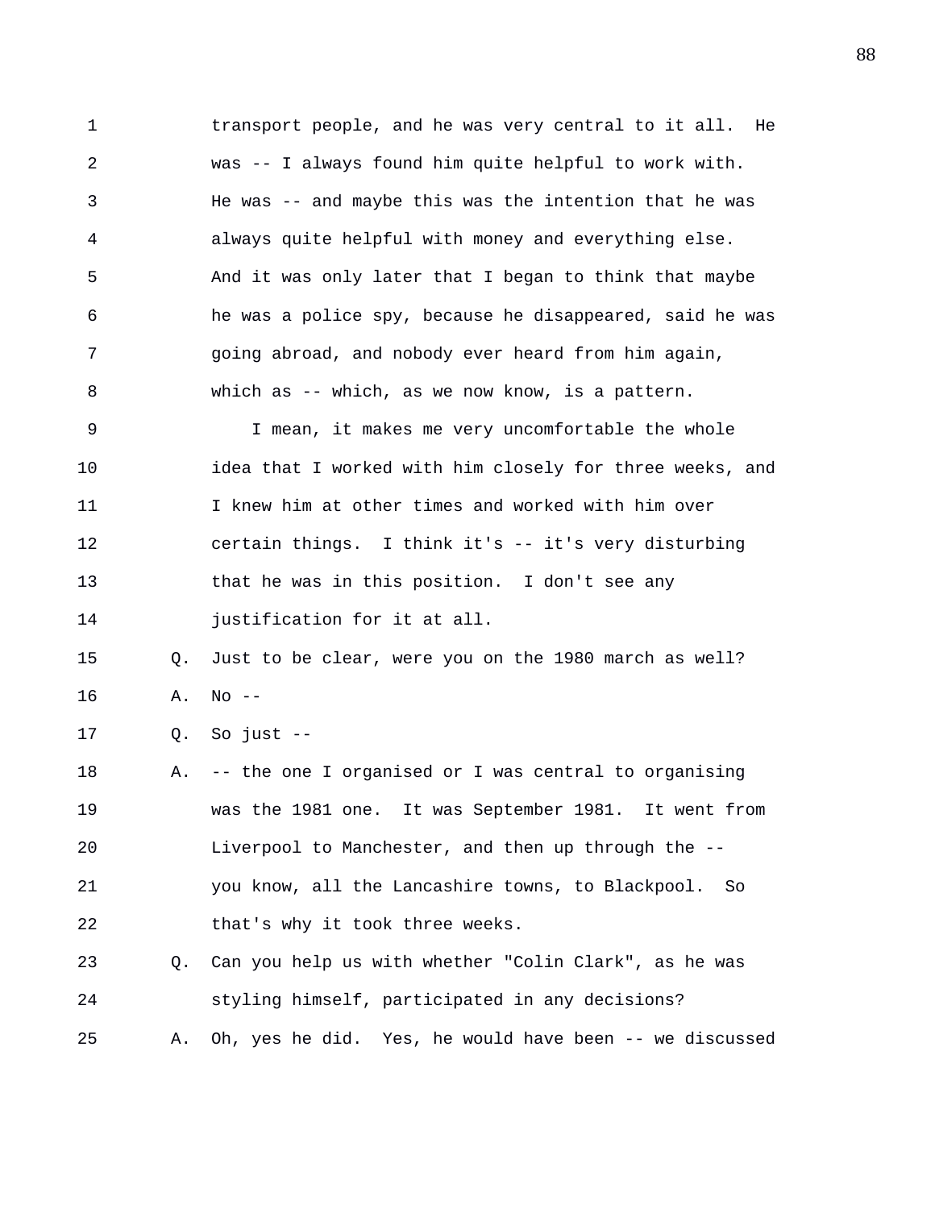transport people, and he was very central to it all. He was -- I always found him quite helpful to work with. He was -- and maybe this was the intention that he was always quite helpful with money and everything else. And it was only later that I began to think that maybe he was a police spy, because he disappeared, said he was going abroad, and nobody ever heard from him again, which as -- which, as we now know, is a pattern.

I mean, it makes me very uncomfortable the whole idea that I worked with him closely for three weeks, and I knew him at other times and worked with him over certain things. I think it's -- it's very disturbing that he was in this position. I don't see any justification for it at all.

Q. Just to be clear, were you on the 1980 march as well?

A. No --

Q. So just --

A. -- the one I organised or I was central to organising was the 1981 one. It was September 1981. It went from Liverpool to Manchester, and then up through the -- you know, all the Lancashire towns, to Blackpool. So that's why it took three weeks.

Q. Can you help us with whether "Colin Clark", as he was styling himself, participated in any decisions?

A. Oh, yes he did. Yes, he would have been -- we discussed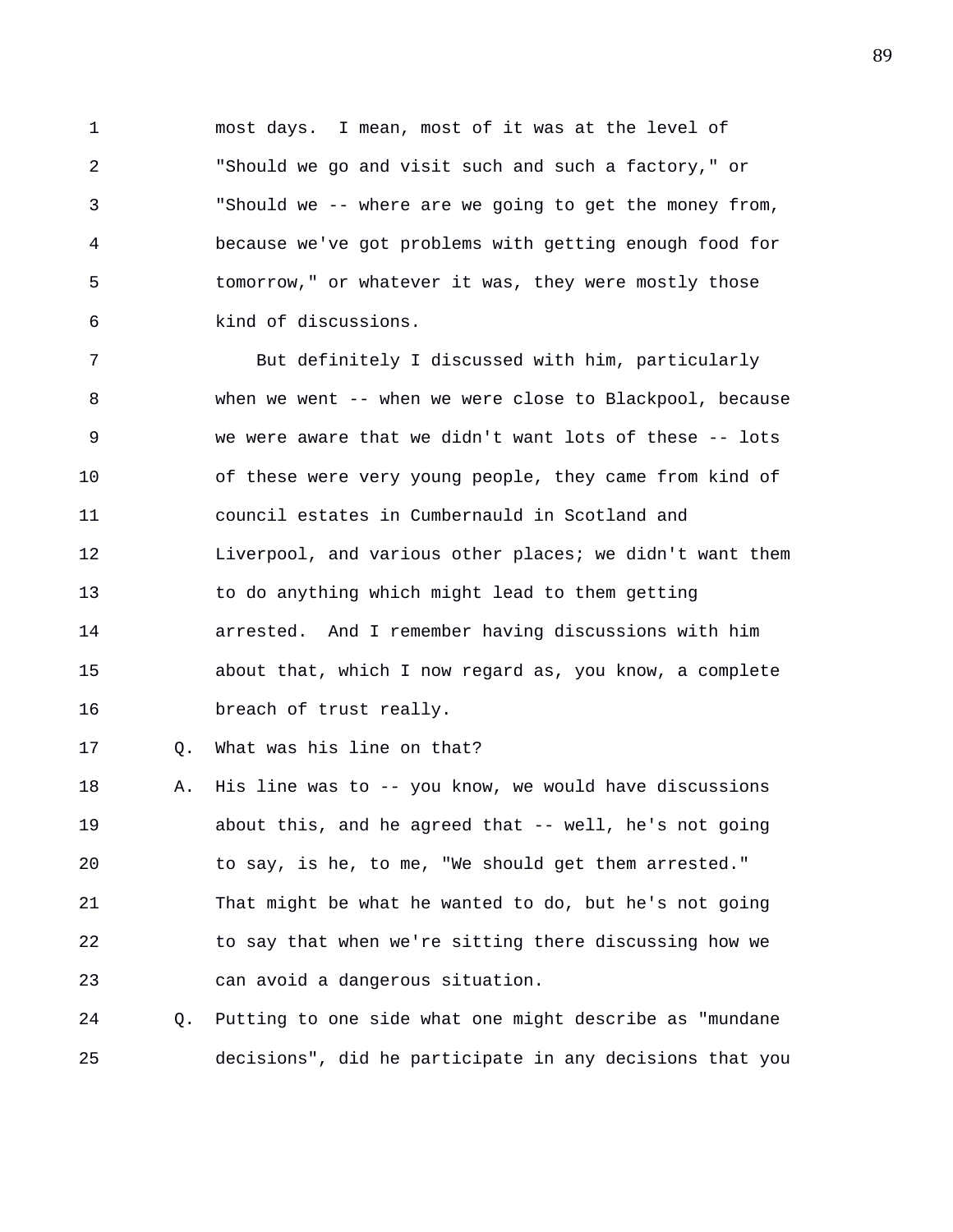most days. I mean, most of it was at the level of "Should we go and visit such and such a factory," or "Should we -- where are we going to get the money from, because we've got problems with getting enough food for tomorrow," or whatever it was, they were mostly those kind of discussions.

But definitely I discussed with him, particularly when we went -- when we were close to Blackpool, because we were aware that we didn't want lots of these -- lots of these were very young people, they came from kind of council estates in Cumbernauld in Scotland and Liverpool, and various other places; we didn't want them to do anything which might lead to them getting arrested. And I remember having discussions with him about that, which I now regard as, you know, a complete breach of trust really.

Q. What was his line on that?

A. His line was to -- you know, we would have discussions about this, and he agreed that -- well, he's not going to say, is he, to me, "We should get them arrested." That might be what he wanted to do, but he's not going to say that when we're sitting there discussing how we can avoid a dangerous situation.

Q. Putting to one side what one might describe as "mundane decisions", did he participate in any decisions that you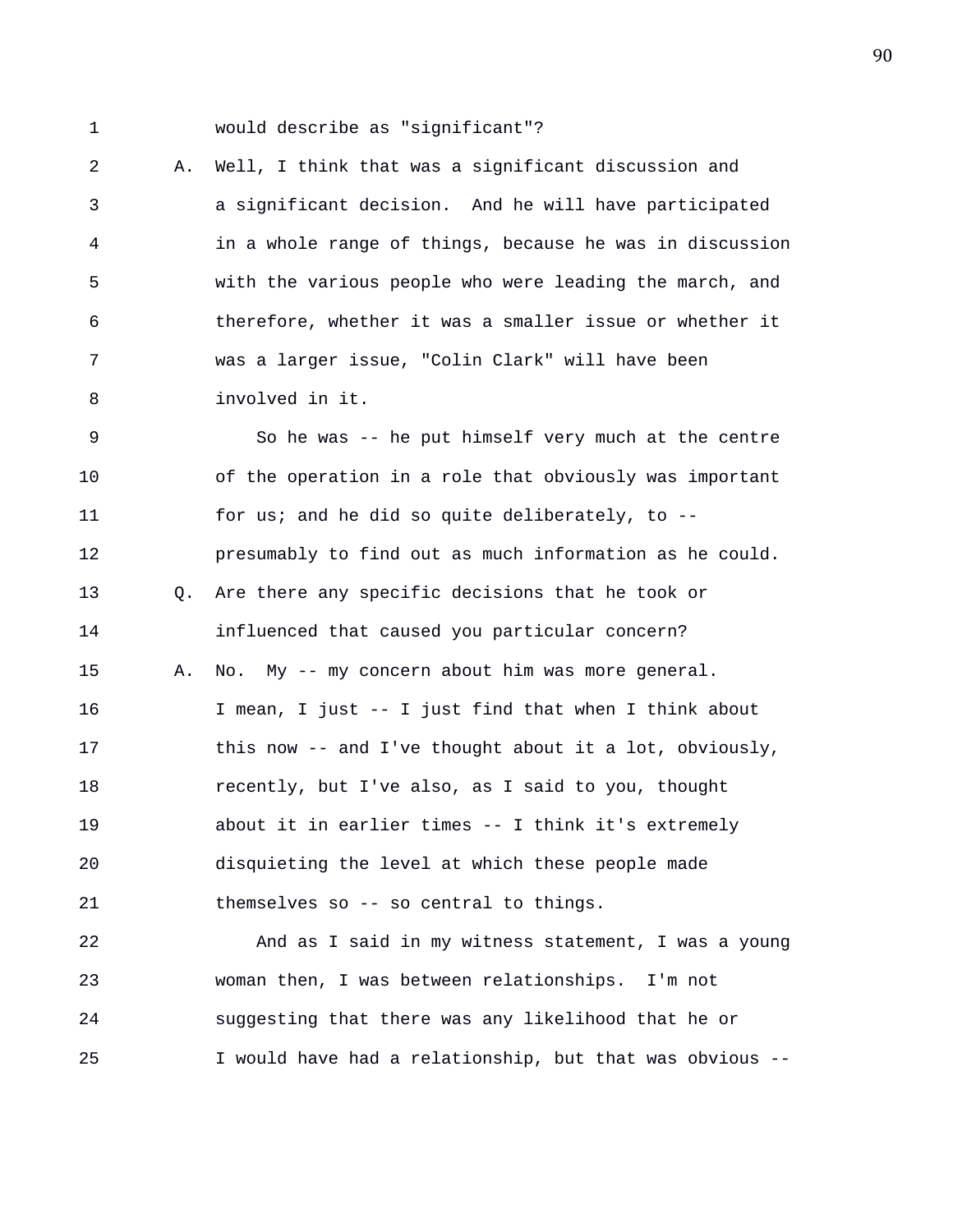would describe as "significant"?

A. Well, I think that was a significant discussion and a significant decision. And he will have participated in a whole range of things, because he was in discussion with the various people who were leading the march, and therefore, whether it was a smaller issue or whether it was a larger issue, "Colin Clark" will have been involved in it.

So he was -- he put himself very much at the centre of the operation in a role that obviously was important for us; and he did so quite deliberately, to -- presumably to find out as much information as he could.

Q. Are there any specific decisions that he took or influenced that caused you particular concern?

A. No. My -- my concern about him was more general. I mean, I just -- I just find that when I think about this now -- and I've thought about it a lot, obviously, recently, but I've also, as I said to you, thought about it in earlier times -- I think it's extremely disquieting the level at which these people made themselves so -- so central to things.

And as I said in my witness statement, I was a young woman then, I was between relationships. I'm not suggesting that there was any likelihood that he or I would have had a relationship, but that was obvious --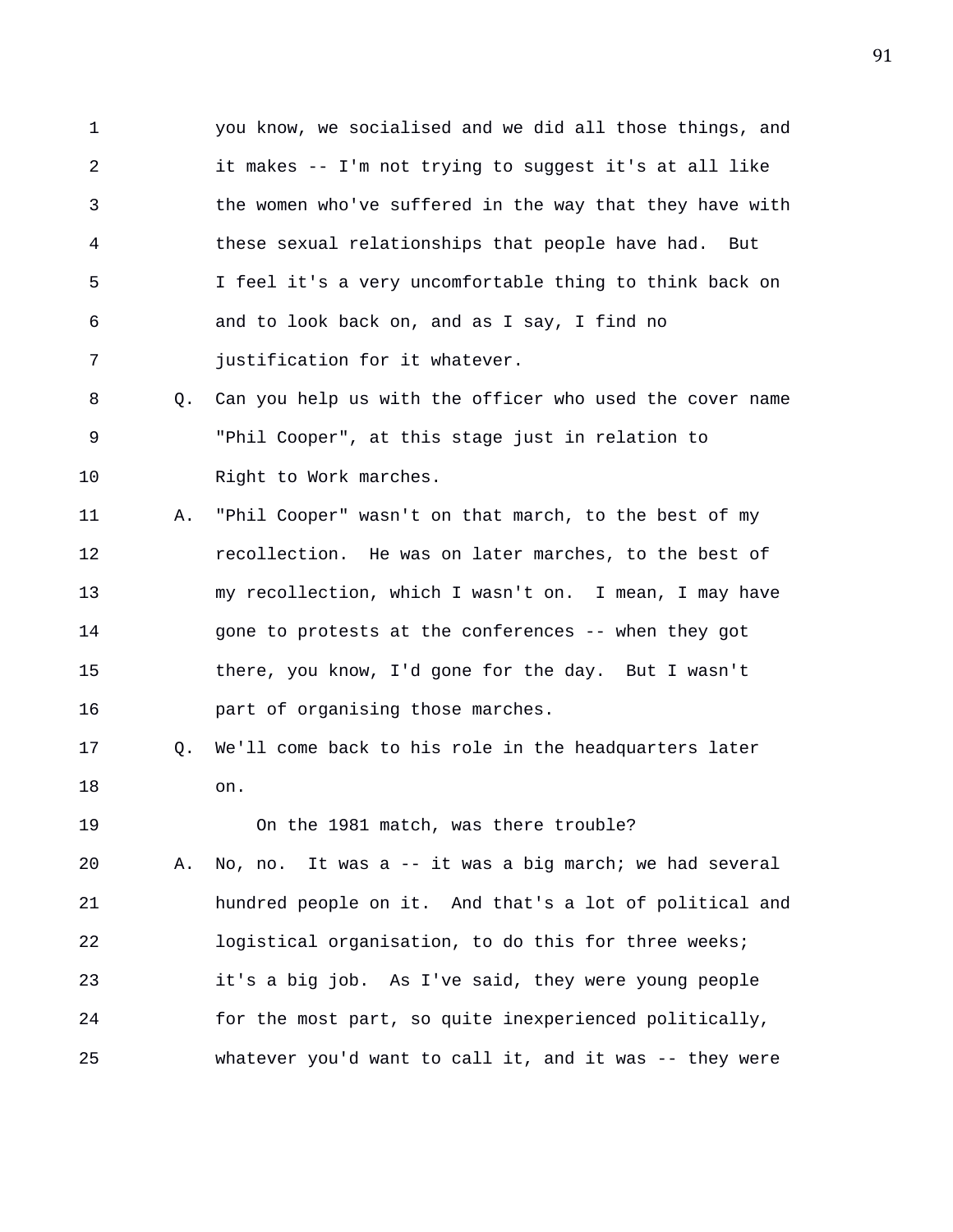you know, we socialised and we did all those things, and it makes -- I'm not trying to suggest it's at all like the women who've suffered in the way that they have with these sexual relationships that people have had. But I feel it's a very uncomfortable thing to think back on and to look back on, and as I say, I find no justification for it whatever.

Q. Can you help us with the officer who used the cover name "Phil Cooper", at this stage just in relation to Right to Work marches.

A. "Phil Cooper" wasn't on that march, to the best of my recollection. He was on later marches, to the best of my recollection, which I wasn't on. I mean, I may have gone to protests at the conferences -- when they got there, you know, I'd gone for the day. But I wasn't part of organising those marches.

Q. We'll come back to his role in the headquarters later on.

On the 1981 match, was there trouble?

A. No, no. It was a -- it was a big march; we had several hundred people on it. And that's a lot of political and logistical organisation, to do this for three weeks; it's a big job. As I've said, they were young people for the most part, so quite inexperienced politically, whatever you'd want to call it, and it was -- they were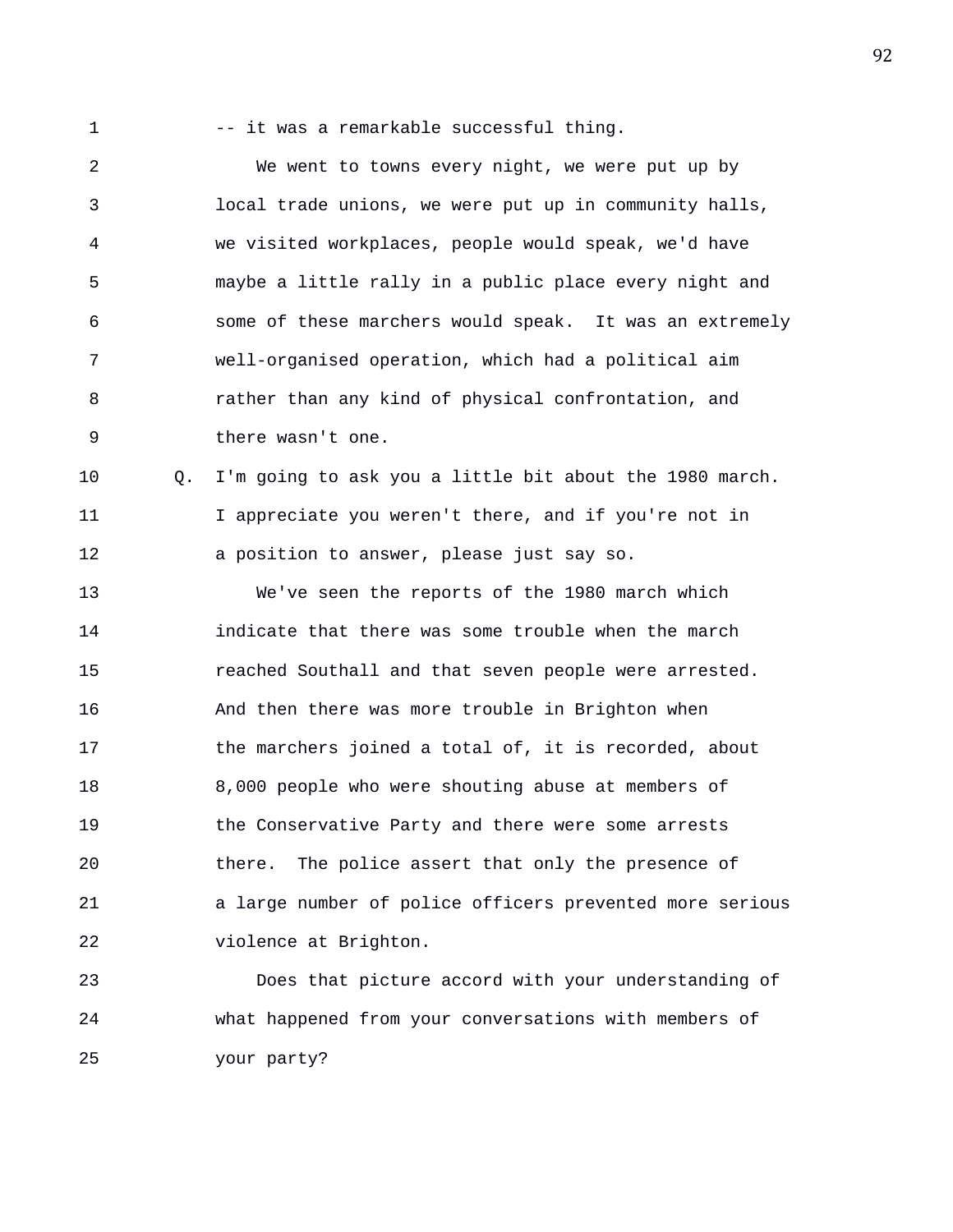-- it was a remarkable successful thing.

We went to towns every night, we were put up by local trade unions, we were put up in community halls, we visited workplaces, people would speak, we'd have maybe a little rally in a public place every night and some of these marchers would speak. It was an extremely well-organised operation, which had a political aim rather than any kind of physical confrontation, and there wasn't one.

Q. I'm going to ask you a little bit about the 1980 march. I appreciate you weren't there, and if you're not in a position to answer, please just say so.

We've seen the reports of the 1980 march which indicate that there was some trouble when the march reached Southall and that seven people were arrested. And then there was more trouble in Brighton when the marchers joined a total of, it is recorded, about 8,000 people who were shouting abuse at members of the Conservative Party and there were some arrests there. The police assert that only the presence of a large number of police officers prevented more serious violence at Brighton.

Does that picture accord with your understanding of what happened from your conversations with members of your party?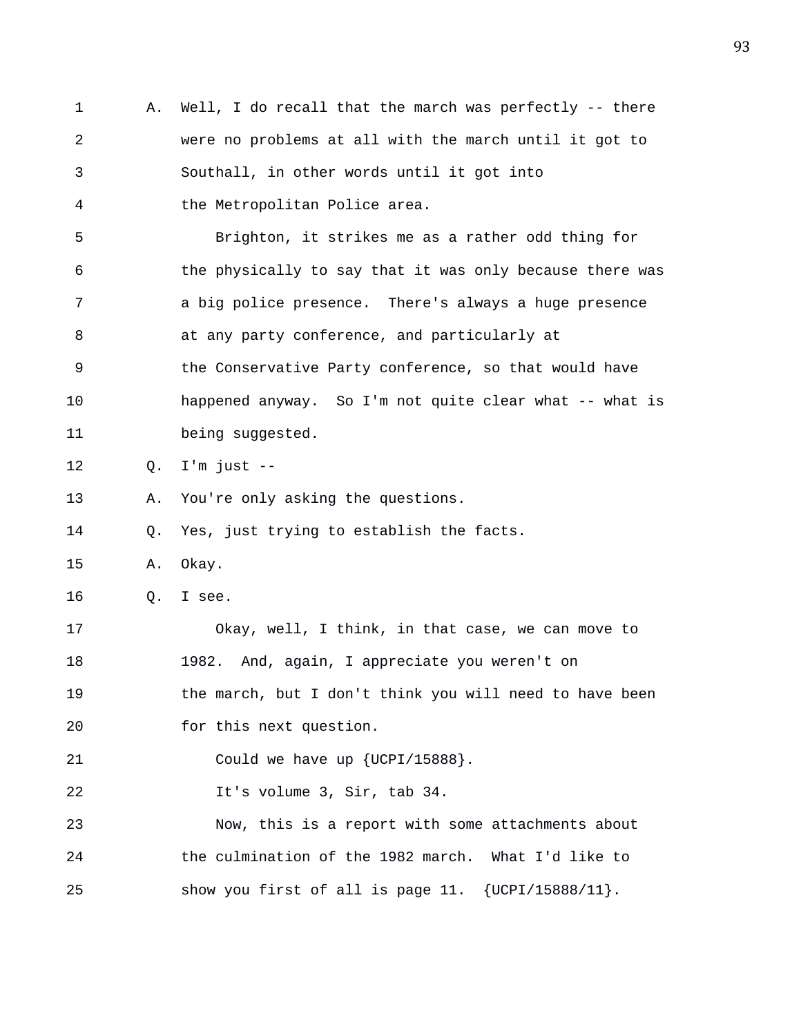A. Well, I do recall that the march was perfectly -- there were no problems at all with the march until it got to Southall, in other words until it got into the Metropolitan Police area.

Brighton, it strikes me as a rather odd thing for the physically to say that it was only because there was a big police presence. There's always a huge presence at any party conference, and particularly at the Conservative Party conference, so that would have happened anyway. So I'm not quite clear what -- what is being suggested.

Q. I'm just --

A. You're only asking the questions.

Q. Yes, just trying to establish the facts.

A. Okay.

Q. I see.

Okay, well, I think, in that case, we can move to 1982. And, again, I appreciate you weren't on the march, but I don't think you will need to have been for this next question.

Could we have up {UCPI/15888}.

It's volume 3, Sir, tab 34.

Now, this is a report with some attachments about the culmination of the 1982 march. What I'd like to show you first of all is page 11. {UCPI/15888/11}.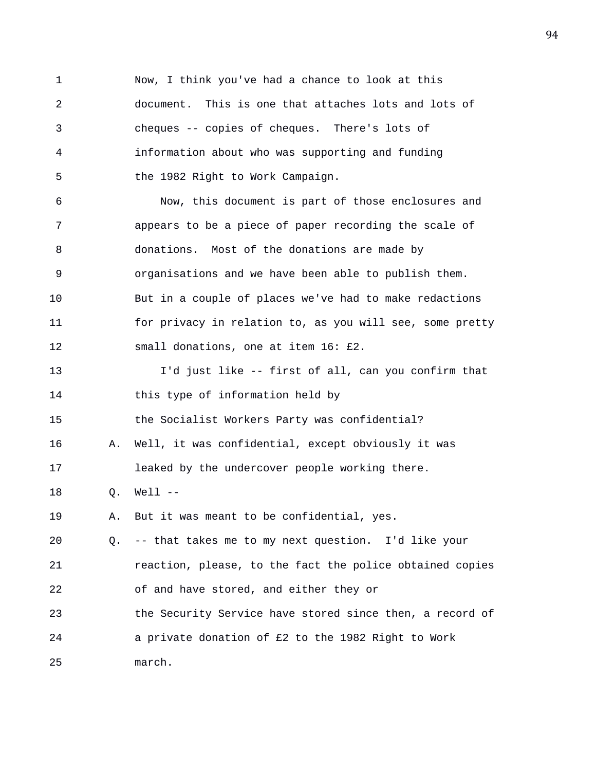Now, I think you've had a chance to look at this document. This is one that attaches lots and lots of cheques -- copies of cheques. There's lots of information about who was supporting and funding the 1982 Right to Work Campaign.

Now, this document is part of those enclosures and appears to be a piece of paper recording the scale of donations. Most of the donations are made by organisations and we have been able to publish them. But in a couple of places we've had to make redactions for privacy in relation to, as you will see, some pretty small donations, one at item 16: £2.

I'd just like -- first of all, can you confirm that this type of information held by the Socialist Workers Party was confidential?

A. Well, it was confidential, except obviously it was leaked by the undercover people working there.

Q. Well --

A. But it was meant to be confidential, yes.

Q. -- that takes me to my next question. I'd like your reaction, please, to the fact the police obtained copies of and have stored, and either they or the Security Service have stored since then, a record of a private donation of £2 to the 1982 Right to Work march.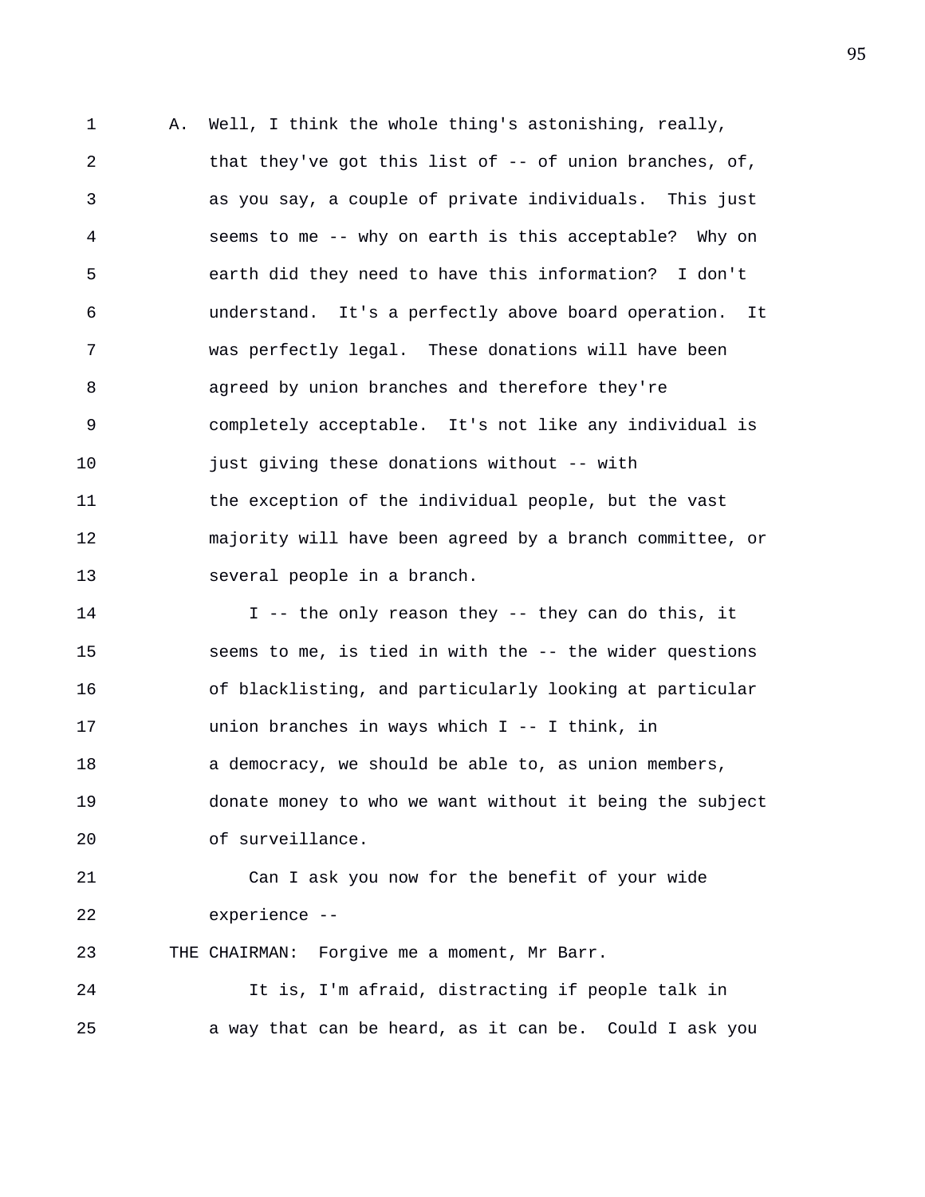A. Well, I think the whole thing's astonishing, really, that they've got this list of -- of union branches, of, as you say, a couple of private individuals. This just seems to me -- why on earth is this acceptable? Why on earth did they need to have this information? I don't understand. It's a perfectly above board operation. It was perfectly legal. These donations will have been agreed by union branches and therefore they're completely acceptable. It's not like any individual is just giving these donations without -- with the exception of the individual people, but the vast majority will have been agreed by a branch committee, or several people in a branch.

I -- the only reason they -- they can do this, it seems to me, is tied in with the -- the wider questions of blacklisting, and particularly looking at particular union branches in ways which I -- I think, in a democracy, we should be able to, as union members, donate money to who we want without it being the subject of surveillance.

Can I ask you now for the benefit of your wide experience --

THE CHAIRMAN: Forgive me a moment, Mr Barr.

It is, I'm afraid, distracting if people talk in a way that can be heard, as it can be. Could I ask you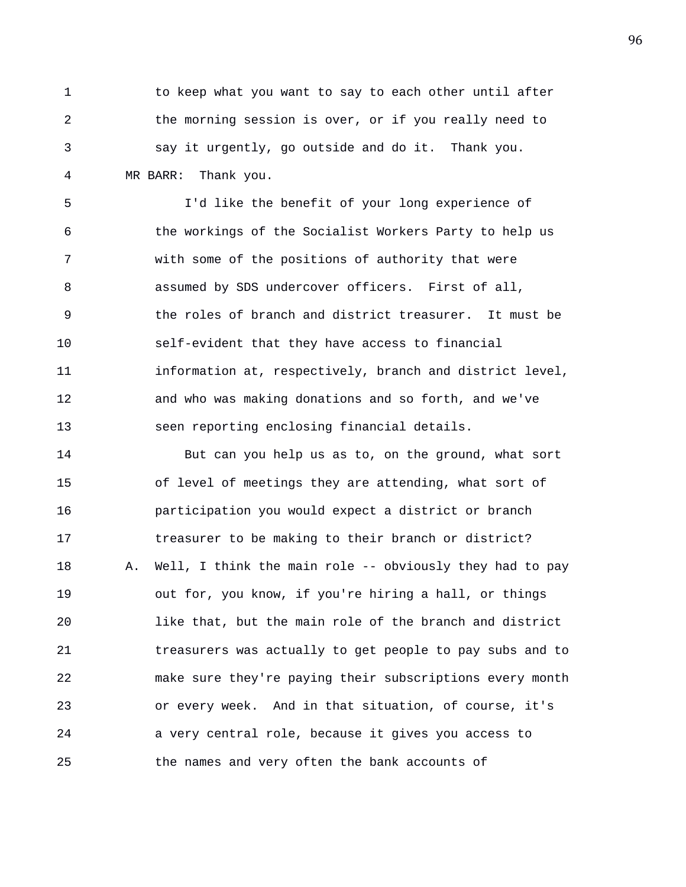to keep what you want to say to each other until after the morning session is over, or if you really need to say it urgently, go outside and do it. Thank you.

MR BARR: Thank you.

I'd like the benefit of your long experience of the workings of the Socialist Workers Party to help us with some of the positions of authority that were assumed by SDS undercover officers. First of all, the roles of branch and district treasurer. It must be self-evident that they have access to financial information at, respectively, branch and district level, and who was making donations and so forth, and we've seen reporting enclosing financial details.

But can you help us as to, on the ground, what sort of level of meetings they are attending, what sort of participation you would expect a district or branch treasurer to be making to their branch or district?

A. Well, I think the main role -- obviously they had to pay out for, you know, if you're hiring a hall, or things like that, but the main role of the branch and district treasurers was actually to get people to pay subs and to make sure they're paying their subscriptions every month or every week. And in that situation, of course, it's a very central role, because it gives you access to the names and very often the bank accounts of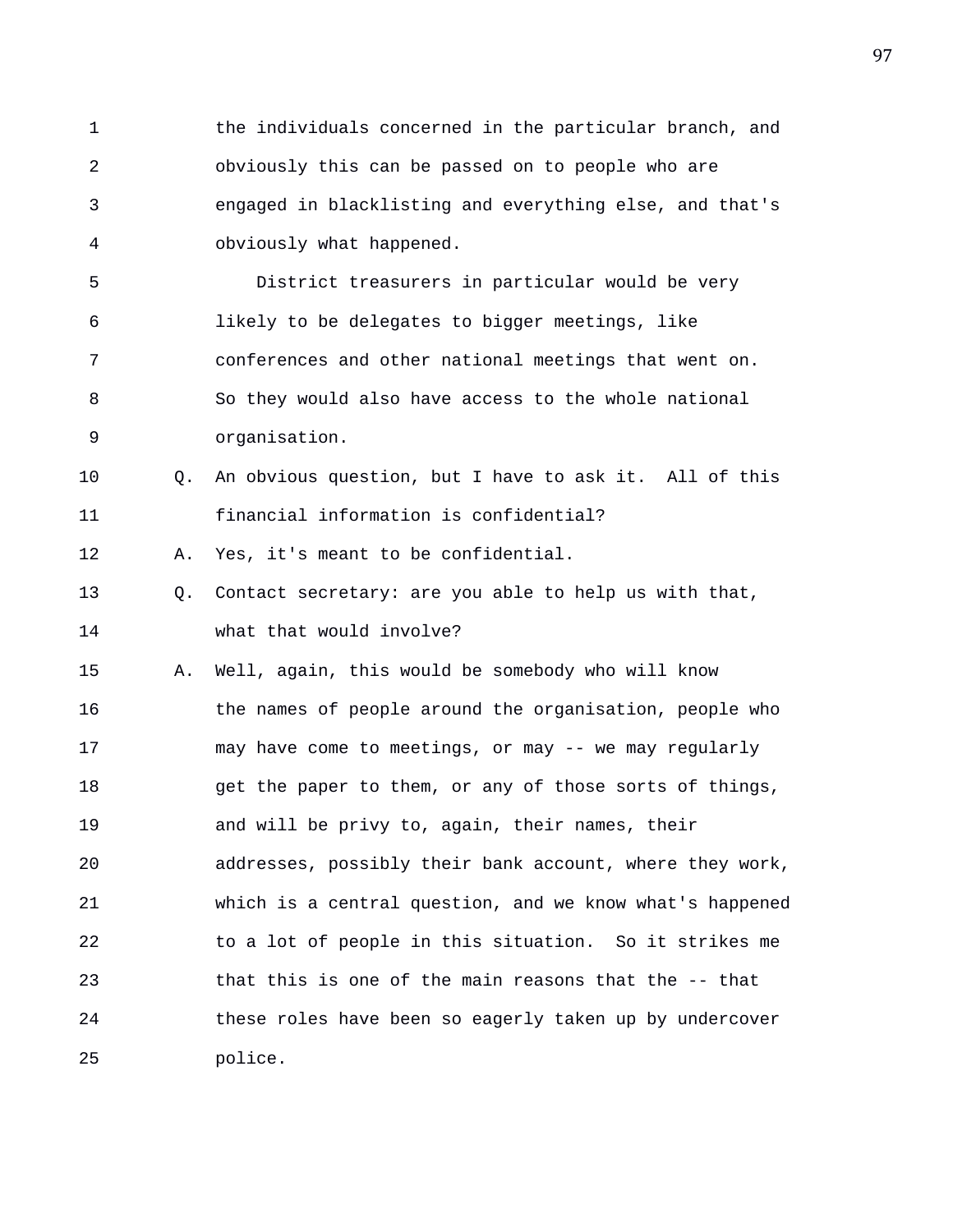the individuals concerned in the particular branch, and obviously this can be passed on to people who are engaged in blacklisting and everything else, and that's obviously what happened.

District treasurers in particular would be very likely to be delegates to bigger meetings, like conferences and other national meetings that went on. So they would also have access to the whole national organisation.

Q. An obvious question, but I have to ask it. All of this financial information is confidential?

A. Yes, it's meant to be confidential.

Q. Contact secretary: are you able to help us with that, what that would involve?

A. Well, again, this would be somebody who will know the names of people around the organisation, people who may have come to meetings, or may -- we may regularly get the paper to them, or any of those sorts of things, and will be privy to, again, their names, their addresses, possibly their bank account, where they work, which is a central question, and we know what's happened to a lot of people in this situation. So it strikes me that this is one of the main reasons that the -- that these roles have been so eagerly taken up by undercover police.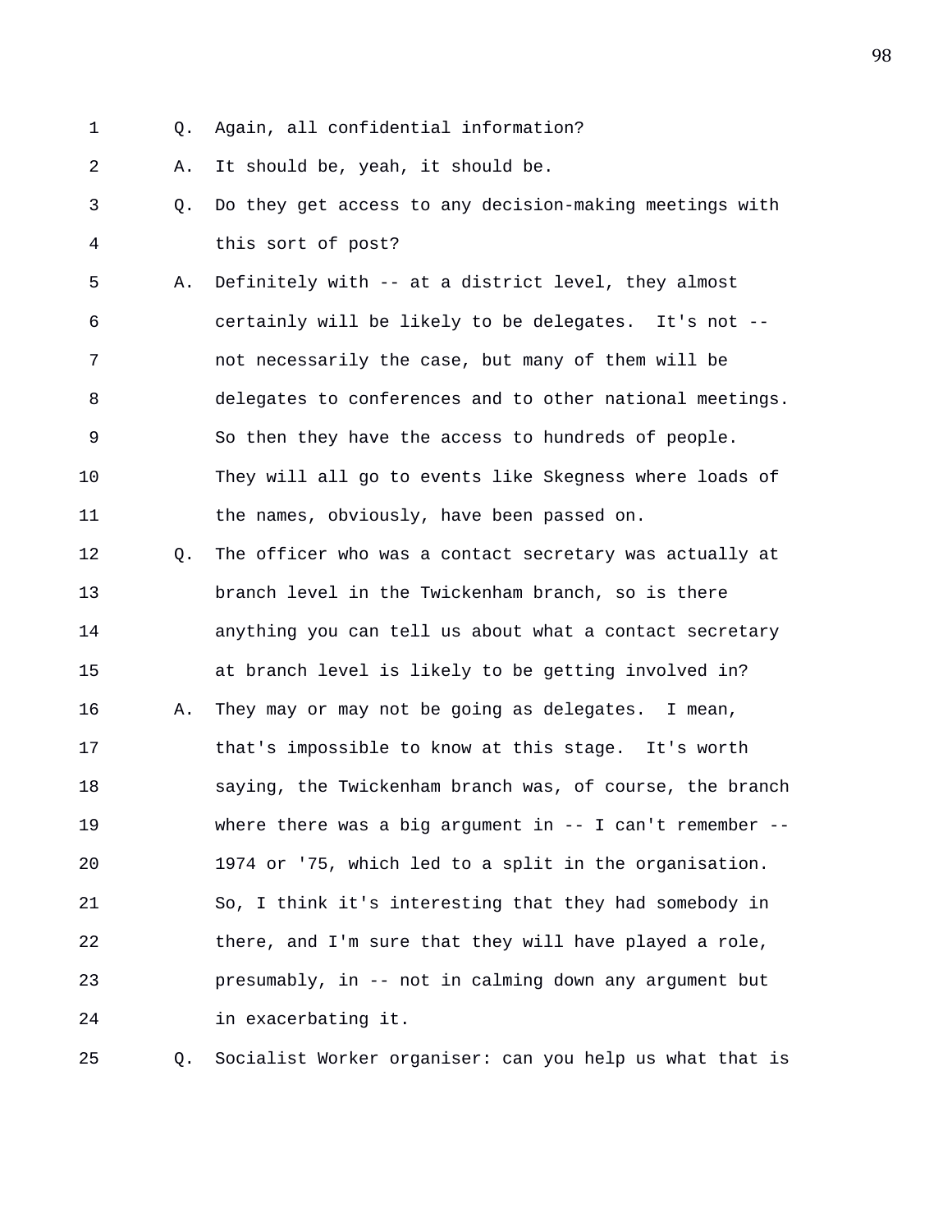Q. Again, all confidential information?

A. It should be, yeah, it should be.

Q. Do they get access to any decision-making meetings with this sort of post?

A. Definitely with -- at a district level, they almost certainly will be likely to be delegates. It's not -- not necessarily the case, but many of them will be delegates to conferences and to other national meetings. So then they have the access to hundreds of people. They will all go to events like Skegness where loads of the names, obviously, have been passed on.

Q. The officer who was a contact secretary was actually at branch level in the Twickenham branch, so is there anything you can tell us about what a contact secretary at branch level is likely to be getting involved in?

A. They may or may not be going as delegates. I mean, that's impossible to know at this stage. It's worth saying, the Twickenham branch was, of course, the branch where there was a big argument in -- I can't remember -- 1974 or '75, which led to a split in the organisation. So, I think it's interesting that they had somebody in there, and I'm sure that they will have played a role, presumably, in -- not in calming down any argument but in exacerbating it.

Q. Socialist Worker organiser: can you help us what that is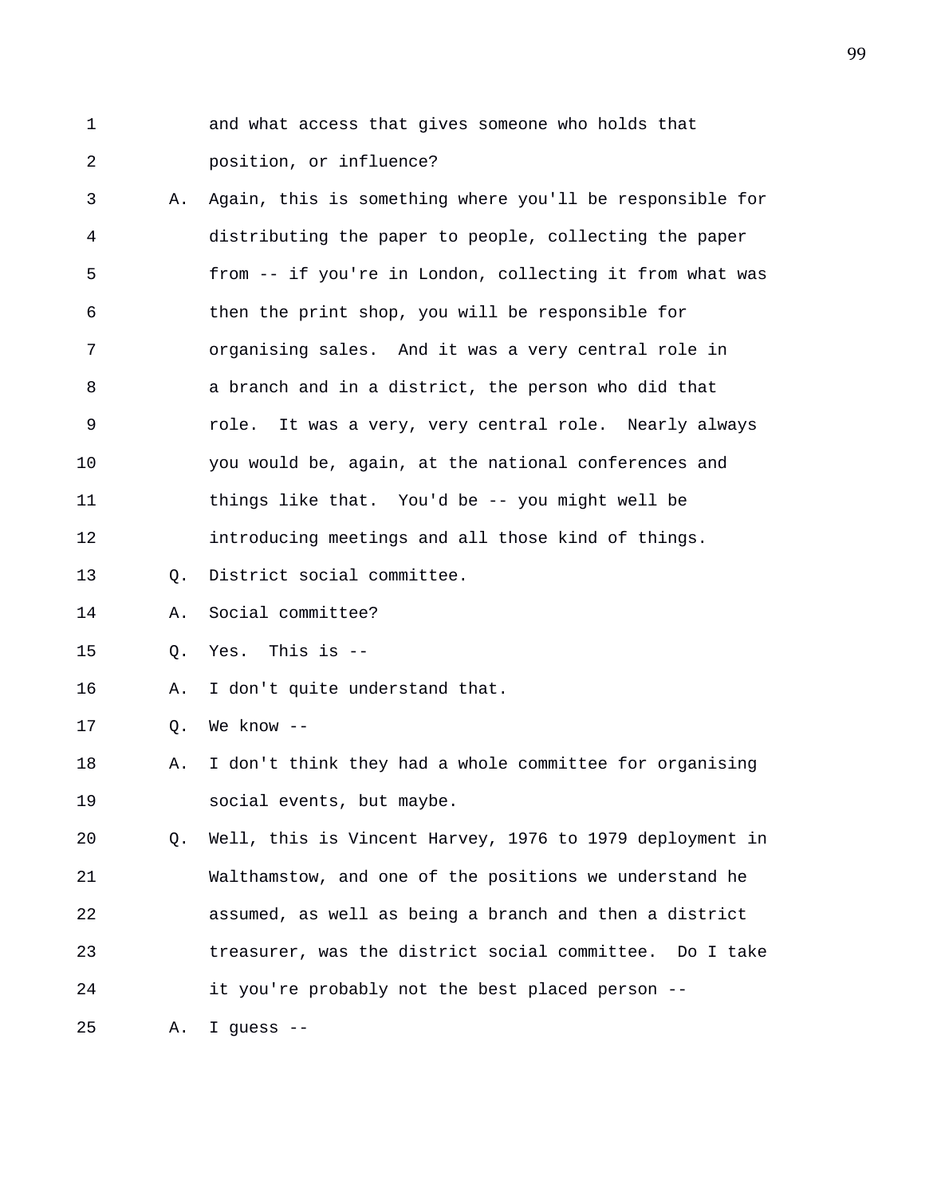1 and what access that gives someone who holds that
2 position, or influence?
3 A. Again, this is something where you'll be responsible for
4 distributing the paper to people, collecting the paper
5 from -- if you're in London, collecting it from what was
6 then the print shop, you will be responsible for
7 organising sales. And it was a very central role in
8 a branch and in a district, the person who did that
9 role. It was a very, very central role. Nearly always
10 you would be, again, at the national conferences and
11 things like that. You'd be -- you might well be
12 introducing meetings and all those kind of things.
13 Q. District social committee.
14 A. Social committee?
15 Q. Yes. This is --
16 A. I don't quite understand that.
17 Q. We know --
18 A. I don't think they had a whole committee for organising
19 social events, but maybe.
20 Q. Well, this is Vincent Harvey, 1976 to 1979 deployment in
21 Walthamstow, and one of the positions we understand he
22 assumed, as well as being a branch and then a district
23 treasurer, was the district social committee. Do I take
24 it you're probably not the best placed person --
25 A. I guess --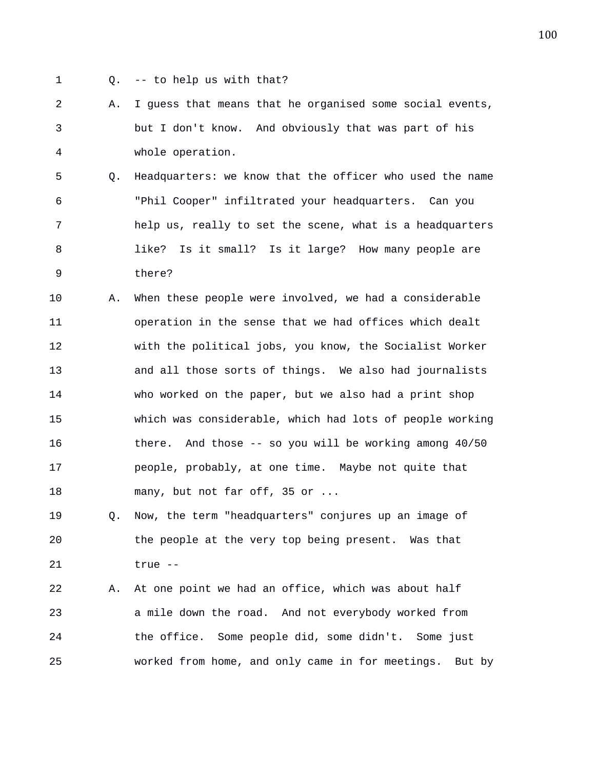Q. -- to help us with that?

A. I guess that means that he organised some social events, but I don't know. And obviously that was part of his whole operation.

Q. Headquarters: we know that the officer who used the name "Phil Cooper" infiltrated your headquarters. Can you help us, really to set the scene, what is a headquarters like? Is it small? Is it large? How many people are there?

A. When these people were involved, we had a considerable operation in the sense that we had offices which dealt with the political jobs, you know, the Socialist Worker and all those sorts of things. We also had journalists who worked on the paper, but we also had a print shop which was considerable, which had lots of people working there. And those -- so you will be working among 40/50 people, probably, at one time. Maybe not quite that many, but not far off, 35 or ...

Q. Now, the term "headquarters" conjures up an image of the people at the very top being present. Was that true --

A. At one point we had an office, which was about half a mile down the road. And not everybody worked from the office. Some people did, some didn't. Some just worked from home, and only came in for meetings. But by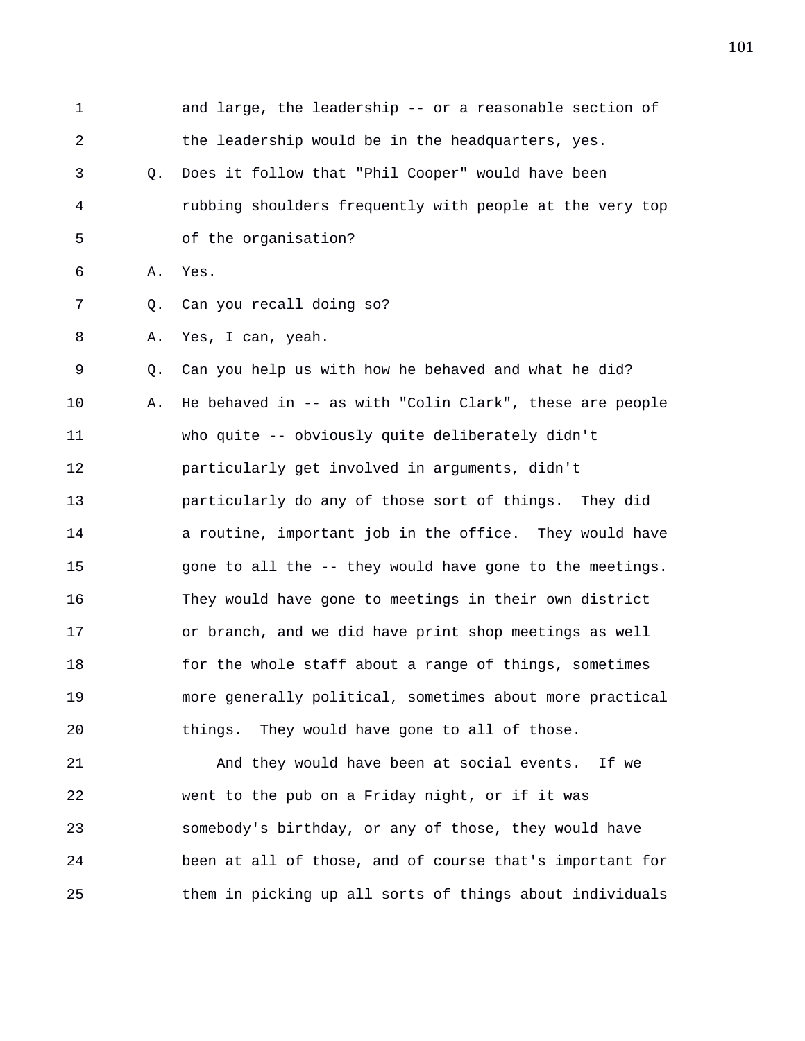and large, the leadership -- or a reasonable section of the leadership would be in the headquarters, yes.

Q. Does it follow that "Phil Cooper" would have been rubbing shoulders frequently with people at the very top of the organisation?

A. Yes.

Q. Can you recall doing so?

A. Yes, I can, yeah.

Q. Can you help us with how he behaved and what he did?

A. He behaved in -- as with "Colin Clark", these are people who quite -- obviously quite deliberately didn't particularly get involved in arguments, didn't particularly do any of those sort of things. They did a routine, important job in the office. They would have gone to all the -- they would have gone to the meetings. They would have gone to meetings in their own district or branch, and we did have print shop meetings as well for the whole staff about a range of things, sometimes more generally political, sometimes about more practical things. They would have gone to all of those.

And they would have been at social events. If we went to the pub on a Friday night, or if it was somebody's birthday, or any of those, they would have been at all of those, and of course that's important for them in picking up all sorts of things about individuals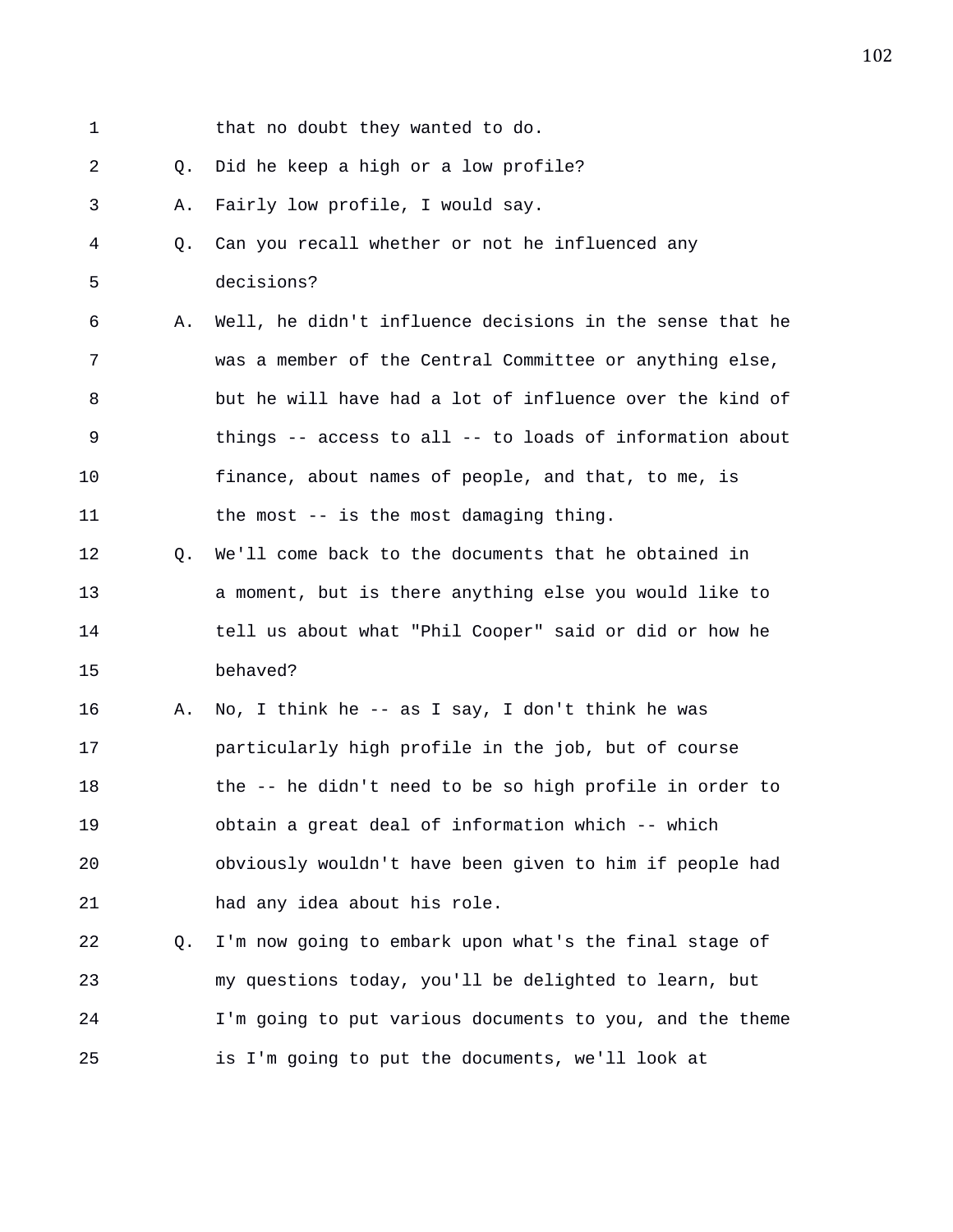that no doubt they wanted to do.

Q. Did he keep a high or a low profile?

A. Fairly low profile, I would say.

Q. Can you recall whether or not he influenced any decisions?

A. Well, he didn't influence decisions in the sense that he was a member of the Central Committee or anything else, but he will have had a lot of influence over the kind of things -- access to all -- to loads of information about finance, about names of people, and that, to me, is the most -- is the most damaging thing.

Q. We'll come back to the documents that he obtained in a moment, but is there anything else you would like to tell us about what "Phil Cooper" said or did or how he behaved?

A. No, I think he -- as I say, I don't think he was particularly high profile in the job, but of course the -- he didn't need to be so high profile in order to obtain a great deal of information which -- which obviously wouldn't have been given to him if people had had any idea about his role.

Q. I'm now going to embark upon what's the final stage of my questions today, you'll be delighted to learn, but I'm going to put various documents to you, and the theme is I'm going to put the documents, we'll look at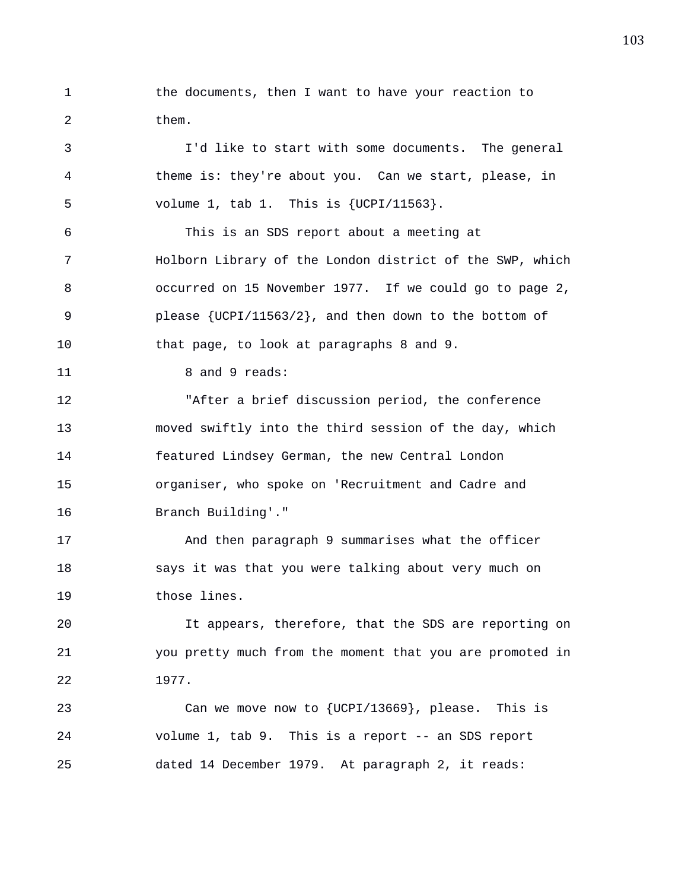the documents, then I want to have your reaction to them.

I'd like to start with some documents. The general theme is: they're about you. Can we start, please, in volume 1, tab 1. This is {UCPI/11563}.

This is an SDS report about a meeting at Holborn Library of the London district of the SWP, which occurred on 15 November 1977. If we could go to page 2, please {UCPI/11563/2}, and then down to the bottom of that page, to look at paragraphs 8 and 9.

8 and 9 reads:

"After a brief discussion period, the conference moved swiftly into the third session of the day, which featured Lindsey German, the new Central London organiser, who spoke on 'Recruitment and Cadre and Branch Building'."

And then paragraph 9 summarises what the officer says it was that you were talking about very much on those lines.

It appears, therefore, that the SDS are reporting on you pretty much from the moment that you are promoted in 1977.

Can we move now to {UCPI/13669}, please. This is volume 1, tab 9. This is a report -- an SDS report dated 14 December 1979. At paragraph 2, it reads: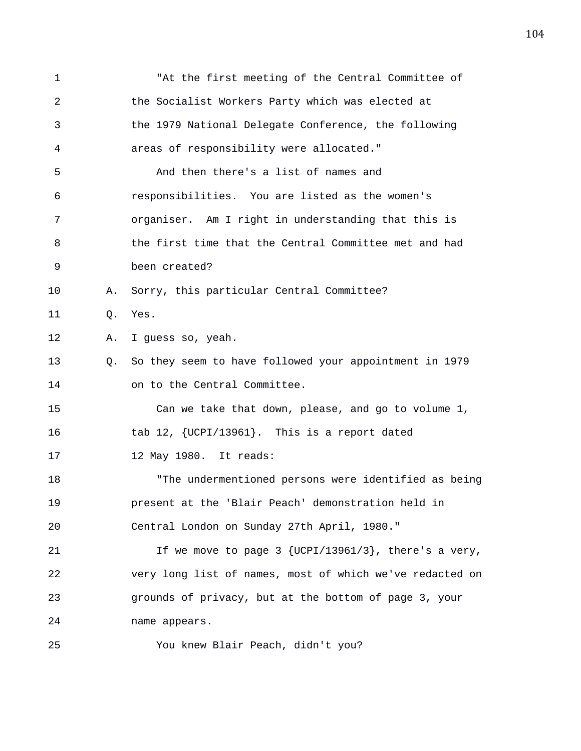"At the first meeting of the Central Committee of the Socialist Workers Party which was elected at the 1979 National Delegate Conference, the following areas of responsibility were allocated."

And then there's a list of names and responsibilities. You are listed as the women's organiser. Am I right in understanding that this is the first time that the Central Committee met and had been created?

A. Sorry, this particular Central Committee?

Q. Yes.

A. I guess so, yeah.

Q. So they seem to have followed your appointment in 1979 on to the Central Committee.

Can we take that down, please, and go to volume 1, tab 12, {UCPI/13961}. This is a report dated 12 May 1980. It reads:

"The undermentioned persons were identified as being present at the 'Blair Peach' demonstration held in Central London on Sunday 27th April, 1980."

If we move to page 3 {UCPI/13961/3}, there's a very, very long list of names, most of which we've redacted on grounds of privacy, but at the bottom of page 3, your name appears.

You knew Blair Peach, didn't you?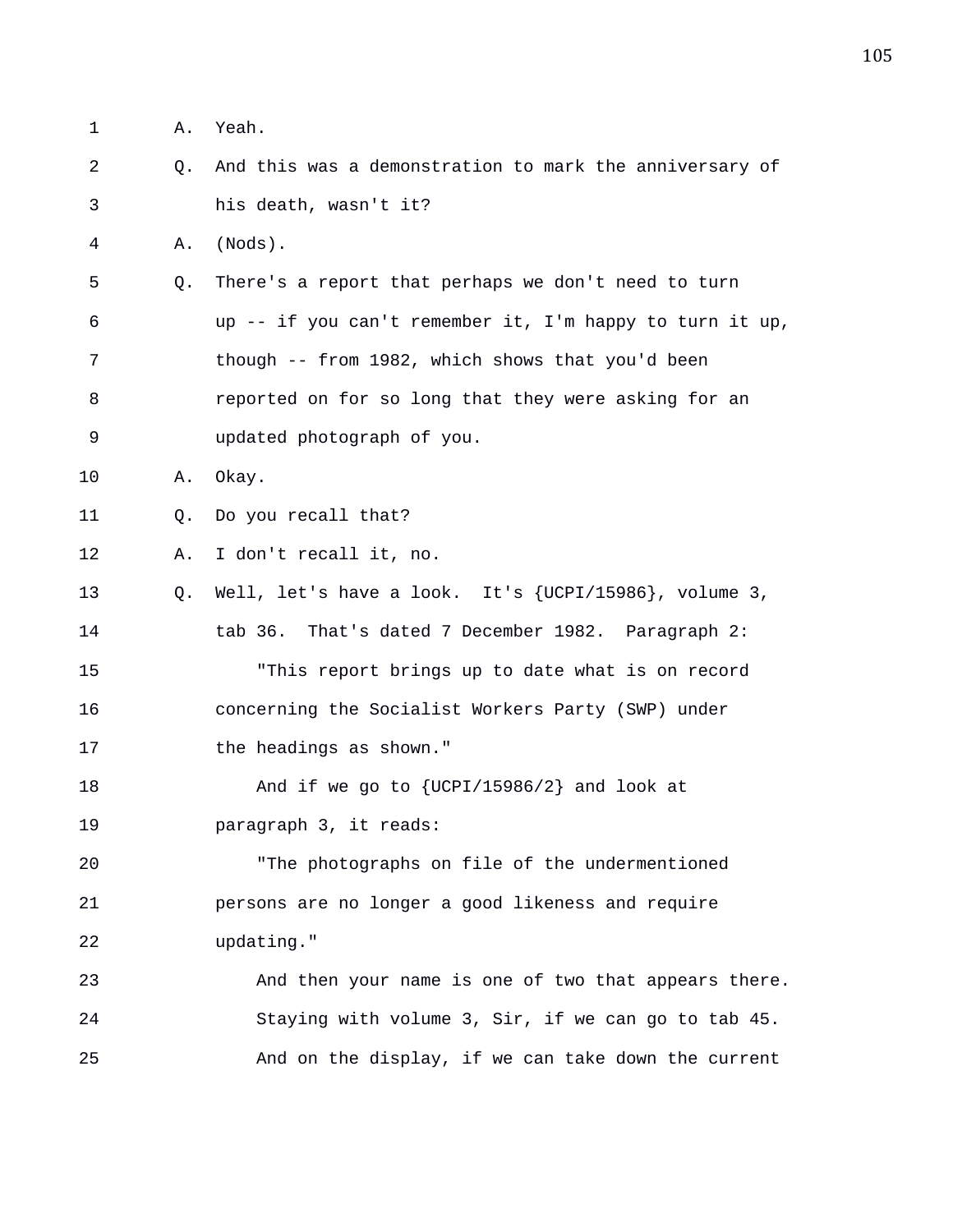A. Yeah.

Q. And this was a demonstration to mark the anniversary of his death, wasn't it?

A. (Nods).

Q. There's a report that perhaps we don't need to turn up -- if you can't remember it, I'm happy to turn it up, though -- from 1982, which shows that you'd been reported on for so long that they were asking for an updated photograph of you.

A. Okay.

Q. Do you recall that?

A. I don't recall it, no.

Q. Well, let's have a look. It's {UCPI/15986}, volume 3, tab 36. That's dated 7 December 1982. Paragraph 2:

"This report brings up to date what is on record concerning the Socialist Workers Party (SWP) under the headings as shown."

And if we go to {UCPI/15986/2} and look at paragraph 3, it reads:

"The photographs on file of the undermentioned persons are no longer a good likeness and require updating."

And then your name is one of two that appears there.

Staying with volume 3, Sir, if we can go to tab 45.

And on the display, if we can take down the current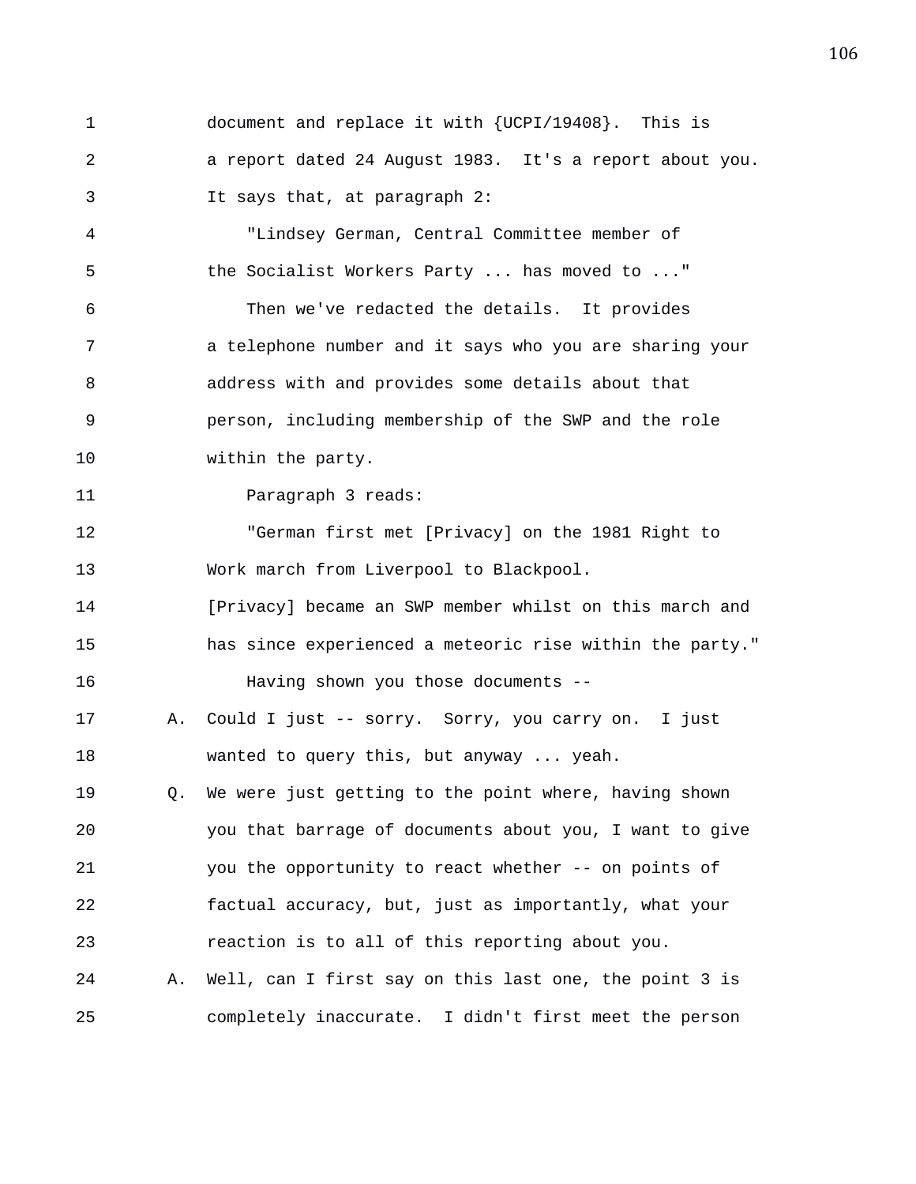document and replace it with {UCPI/19408}. This is a report dated 24 August 1983. It's a report about you. It says that, at paragraph 2:

"Lindsey German, Central Committee member of the Socialist Workers Party ... has moved to ..."

Then we've redacted the details. It provides a telephone number and it says who you are sharing your address with and provides some details about that person, including membership of the SWP and the role within the party.

Paragraph 3 reads:

"German first met [Privacy] on the 1981 Right to Work march from Liverpool to Blackpool. [Privacy] became an SWP member whilst on this march and has since experienced a meteoric rise within the party."

Having shown you those documents --

A. Could I just -- sorry. Sorry, you carry on. I just wanted to query this, but anyway ... yeah.

Q. We were just getting to the point where, having shown you that barrage of documents about you, I want to give you the opportunity to react whether -- on points of factual accuracy, but, just as importantly, what your reaction is to all of this reporting about you.

A. Well, can I first say on this last one, the point 3 is completely inaccurate. I didn't first meet the person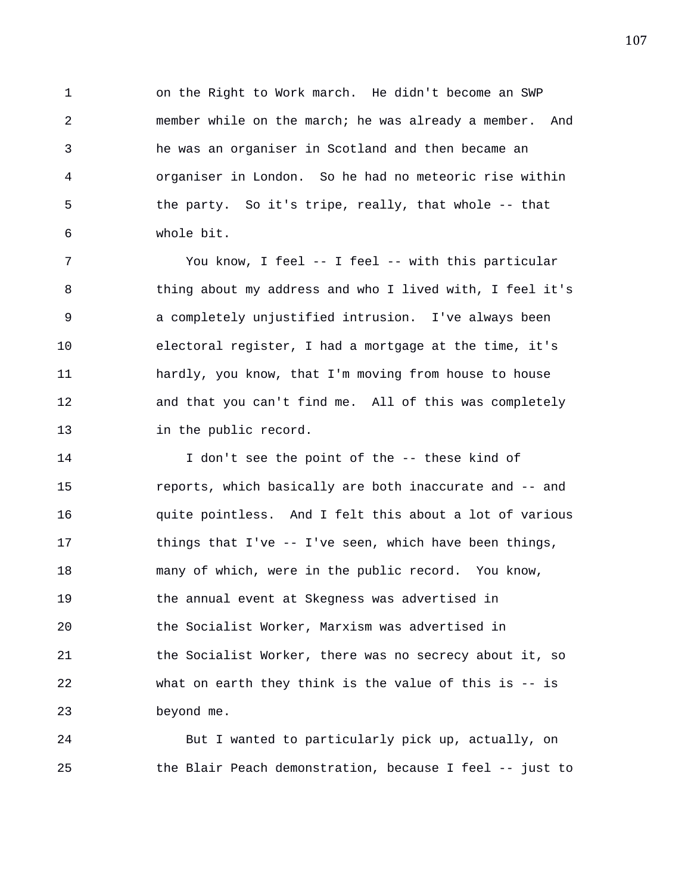on the Right to Work march. He didn't become an SWP member while on the march; he was already a member. And he was an organiser in Scotland and then became an organiser in London. So he had no meteoric rise within the party. So it's tripe, really, that whole -- that whole bit.

You know, I feel -- I feel -- with this particular thing about my address and who I lived with, I feel it's a completely unjustified intrusion. I've always been electoral register, I had a mortgage at the time, it's hardly, you know, that I'm moving from house to house and that you can't find me. All of this was completely in the public record.

I don't see the point of the -- these kind of reports, which basically are both inaccurate and -- and quite pointless. And I felt this about a lot of various things that I've -- I've seen, which have been things, many of which, were in the public record. You know, the annual event at Skegness was advertised in the Socialist Worker, Marxism was advertised in the Socialist Worker, there was no secrecy about it, so what on earth they think is the value of this is -- is beyond me.

But I wanted to particularly pick up, actually, on the Blair Peach demonstration, because I feel -- just to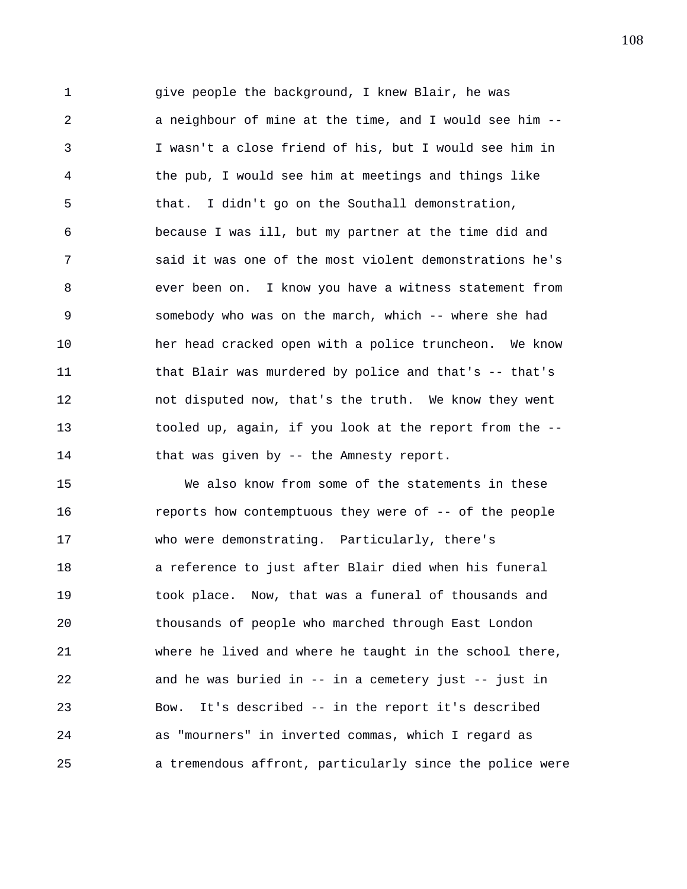give people the background, I knew Blair, he was a neighbour of mine at the time, and I would see him -- I wasn't a close friend of his, but I would see him in the pub, I would see him at meetings and things like that. I didn't go on the Southall demonstration, because I was ill, but my partner at the time did and said it was one of the most violent demonstrations he's ever been on. I know you have a witness statement from somebody who was on the march, which -- where she had her head cracked open with a police truncheon. We know that Blair was murdered by police and that's -- that's not disputed now, that's the truth. We know they went tooled up, again, if you look at the report from the -- that was given by -- the Amnesty report.

We also know from some of the statements in these reports how contemptuous they were of -- of the people who were demonstrating. Particularly, there's a reference to just after Blair died when his funeral took place. Now, that was a funeral of thousands and thousands of people who marched through East London where he lived and where he taught in the school there, and he was buried in -- in a cemetery just -- just in Bow. It's described -- in the report it's described as "mourners" in inverted commas, which I regard as a tremendous affront, particularly since the police were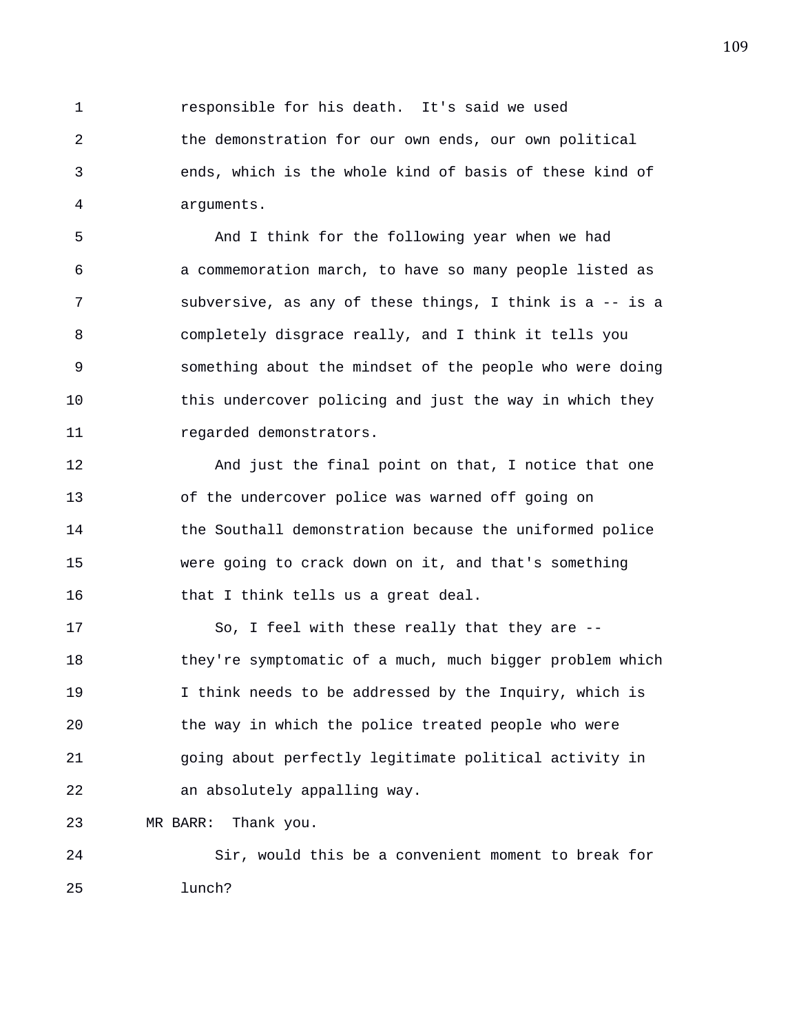responsible for his death. It's said we used the demonstration for our own ends, our own political ends, which is the whole kind of basis of these kind of arguments.

And I think for the following year when we had a commemoration march, to have so many people listed as subversive, as any of these things, I think is a -- is a completely disgrace really, and I think it tells you something about the mindset of the people who were doing this undercover policing and just the way in which they regarded demonstrators.

And just the final point on that, I notice that one of the undercover police was warned off going on the Southall demonstration because the uniformed police were going to crack down on it, and that's something that I think tells us a great deal.

So, I feel with these really that they are -- they're symptomatic of a much, much bigger problem which I think needs to be addressed by the Inquiry, which is the way in which the police treated people who were going about perfectly legitimate political activity in an absolutely appalling way.

MR BARR: Thank you.

Sir, would this be a convenient moment to break for lunch?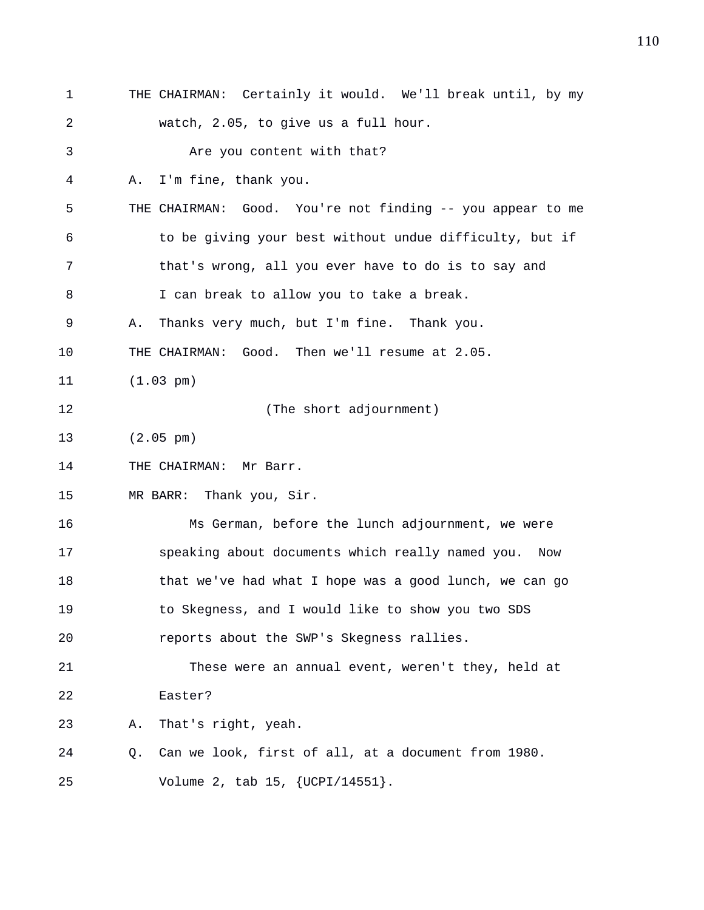THE CHAIRMAN: Certainly it would. We'll break until, by my watch, 2.05, to give us a full hour.

Are you content with that?

A. I'm fine, thank you.

THE CHAIRMAN: Good. You're not finding -- you appear to me to be giving your best without undue difficulty, but if that's wrong, all you ever have to do is to say and I can break to allow you to take a break.

A. Thanks very much, but I'm fine. Thank you.

THE CHAIRMAN: Good. Then we'll resume at 2.05.

(1.03 pm)

(The short adjournment)

(2.05 pm)

THE CHAIRMAN: Mr Barr.

MR BARR: Thank you, Sir.

Ms German, before the lunch adjournment, we were speaking about documents which really named you. Now that we've had what I hope was a good lunch, we can go to Skegness, and I would like to show you two SDS reports about the SWP's Skegness rallies.

These were an annual event, weren't they, held at Easter?

A. That's right, yeah.

Q. Can we look, first of all, at a document from 1980. Volume 2, tab 15, {UCPI/14551}.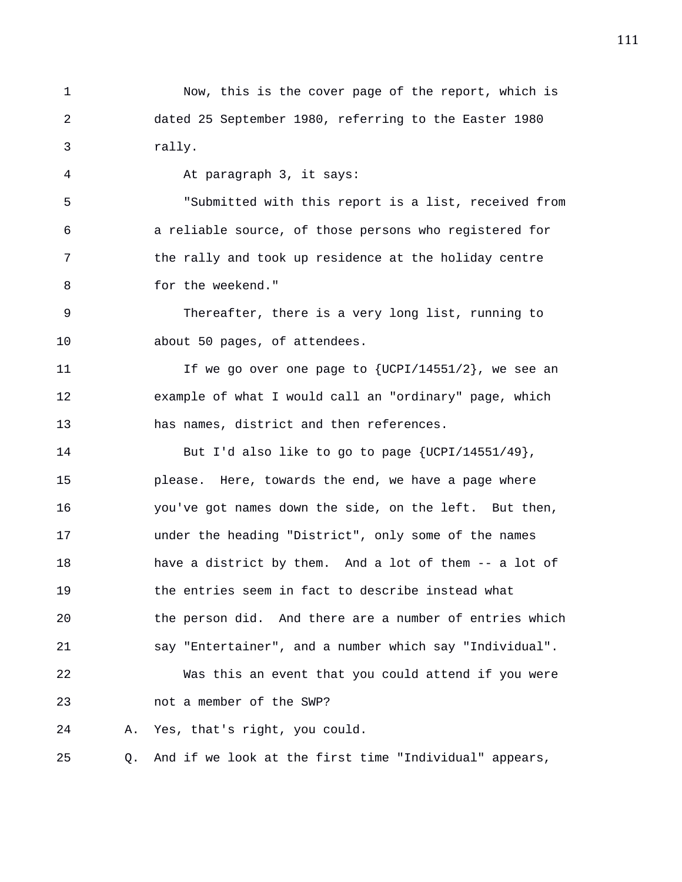Now, this is the cover page of the report, which is dated 25 September 1980, referring to the Easter 1980 rally.

At paragraph 3, it says:

"Submitted with this report is a list, received from a reliable source, of those persons who registered for the rally and took up residence at the holiday centre for the weekend."

Thereafter, there is a very long list, running to about 50 pages, of attendees.

If we go over one page to {UCPI/14551/2}, we see an example of what I would call an "ordinary" page, which has names, district and then references.

But I'd also like to go to page {UCPI/14551/49}, please. Here, towards the end, we have a page where you've got names down the side, on the left. But then, under the heading "District", only some of the names have a district by them. And a lot of them -- a lot of the entries seem in fact to describe instead what the person did. And there are a number of entries which say "Entertainer", and a number which say "Individual".

Was this an event that you could attend if you were not a member of the SWP?

A. Yes, that's right, you could.

Q. And if we look at the first time "Individual" appears,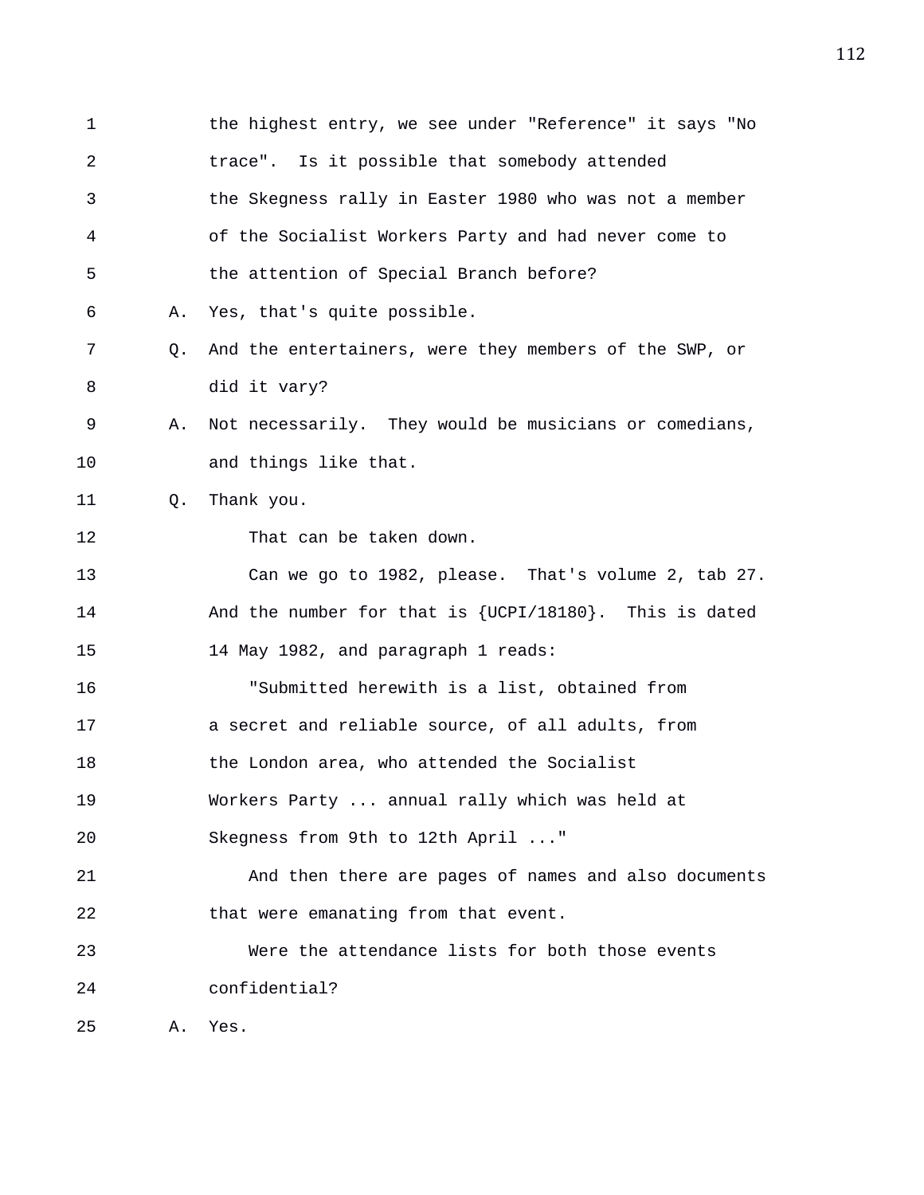the highest entry, we see under "Reference" it says "No trace". Is it possible that somebody attended the Skegness rally in Easter 1980 who was not a member of the Socialist Workers Party and had never come to the attention of Special Branch before?

A. Yes, that's quite possible.

Q. And the entertainers, were they members of the SWP, or did it vary?

A. Not necessarily. They would be musicians or comedians, and things like that.

Q. Thank you.

That can be taken down.

Can we go to 1982, please. That's volume 2, tab 27. And the number for that is {UCPI/18180}. This is dated 14 May 1982, and paragraph 1 reads:

"Submitted herewith is a list, obtained from a secret and reliable source, of all adults, from the London area, who attended the Socialist Workers Party ... annual rally which was held at Skegness from 9th to 12th April ..."

And then there are pages of names and also documents that were emanating from that event.

Were the attendance lists for both those events confidential?

A. Yes.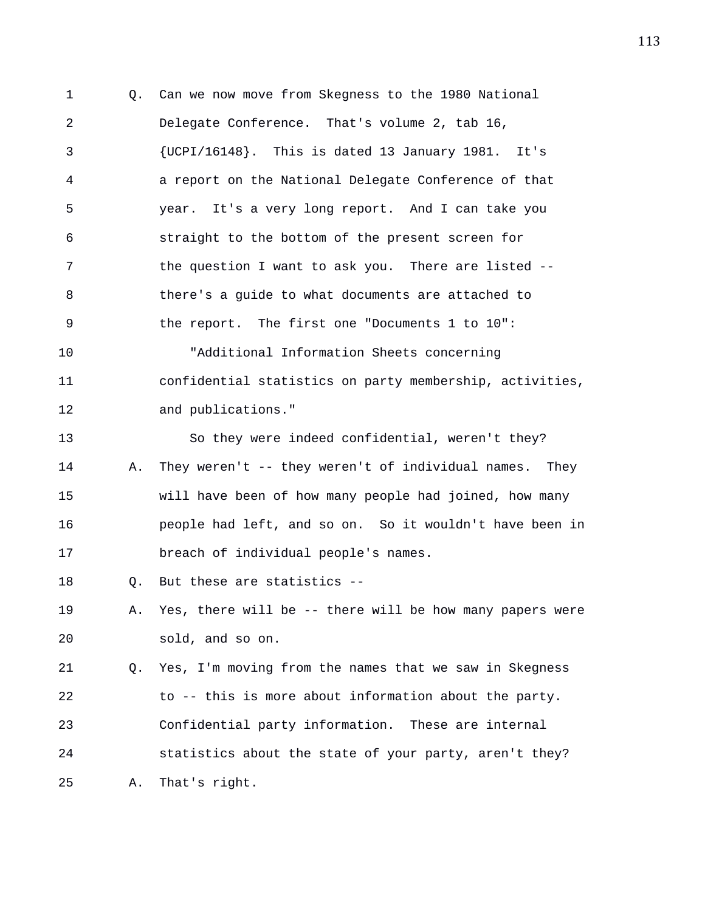1 Q. Can we now move from Skegness to the 1980 National
2 Delegate Conference. That's volume 2, tab 16,
3 {UCPI/16148}. This is dated 13 January 1981. It's
4 a report on the National Delegate Conference of that
5 year. It's a very long report. And I can take you
6 straight to the bottom of the present screen for
7 the question I want to ask you. There are listed --
8 there's a guide to what documents are attached to
9 the report. The first one "Documents 1 to 10":
10 "Additional Information Sheets concerning
11 confidential statistics on party membership, activities,
12 and publications."
13 So they were indeed confidential, weren't they?
14 A. They weren't -- they weren't of individual names. They
15 will have been of how many people had joined, how many
16 people had left, and so on. So it wouldn't have been in
17 breach of individual people's names.
18 Q. But these are statistics --
19 A. Yes, there will be -- there will be how many papers were
20 sold, and so on.
21 Q. Yes, I'm moving from the names that we saw in Skegness
22 to -- this is more about information about the party.
23 Confidential party information. These are internal
24 statistics about the state of your party, aren't they?
25 A. That's right.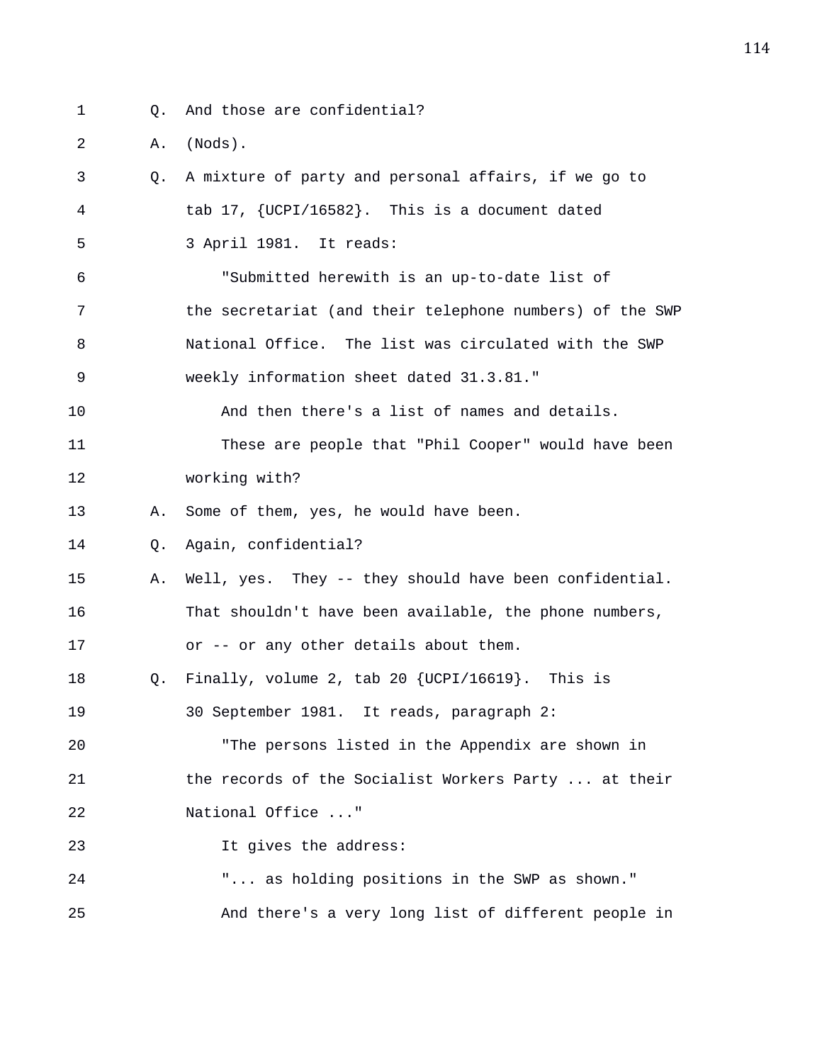1 Q. And those are confidential?

2 A. (Nods).

3 Q. A mixture of party and personal affairs, if we go to
4 tab 17, {UCPI/16582}. This is a document dated
5 3 April 1981. It reads:

6 "Submitted herewith is an up-to-date list of
7 the secretariat (and their telephone numbers) of the SWP
8 National Office. The list was circulated with the SWP
9 weekly information sheet dated 31.3.81."

10 And then there's a list of names and details.

11 These are people that "Phil Cooper" would have been
12 working with?

13 A. Some of them, yes, he would have been.

14 Q. Again, confidential?

15 A. Well, yes. They -- they should have been confidential.
16 That shouldn't have been available, the phone numbers,
17 or -- or any other details about them.

18 Q. Finally, volume 2, tab 20 {UCPI/16619}. This is
19 30 September 1981. It reads, paragraph 2:

20 "The persons listed in the Appendix are shown in
21 the records of the Socialist Workers Party ... at their
22 National Office ..."

23 It gives the address:

24 "... as holding positions in the SWP as shown."

25 And there's a very long list of different people in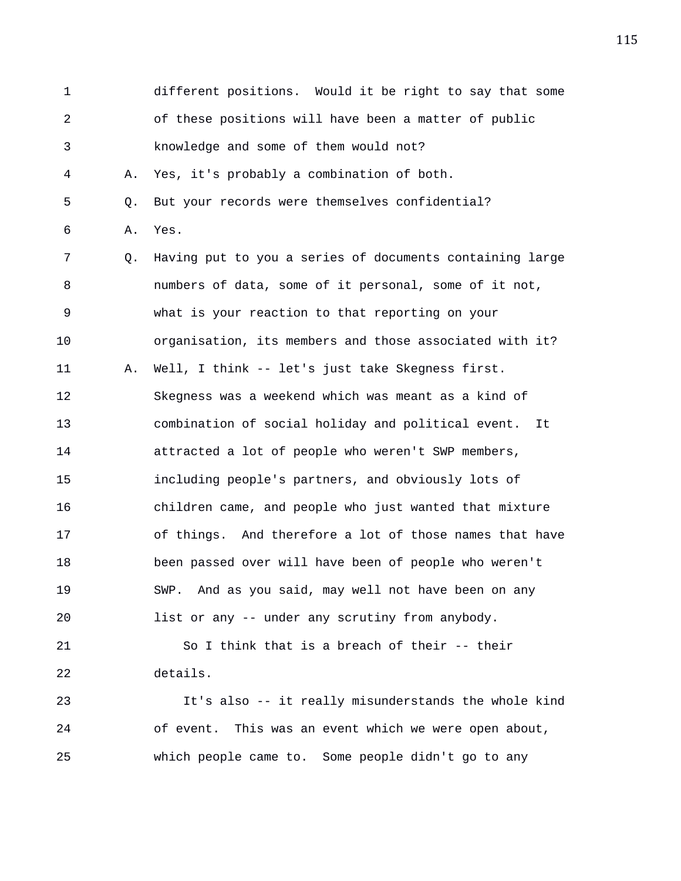1 different positions. Would it be right to say that some
2 of these positions will have been a matter of public
3 knowledge and some of them would not?

4 A. Yes, it's probably a combination of both.

5 Q. But your records were themselves confidential?

6 A. Yes.

7 Q. Having put to you a series of documents containing large
8 numbers of data, some of it personal, some of it not,
9 what is your reaction to that reporting on your
10 organisation, its members and those associated with it?

11 A. Well, I think -- let's just take Skegness first.
12 Skegness was a weekend which was meant as a kind of
13 combination of social holiday and political event. It
14 attracted a lot of people who weren't SWP members,
15 including people's partners, and obviously lots of
16 children came, and people who just wanted that mixture
17 of things. And therefore a lot of those names that have
18 been passed over will have been of people who weren't
19 SWP. And as you said, may well not have been on any
20 list or any -- under any scrutiny from anybody.

21 So I think that is a breach of their -- their
22 details.

23 It's also -- it really misunderstands the whole kind
24 of event. This was an event which we were open about,
25 which people came to. Some people didn't go to any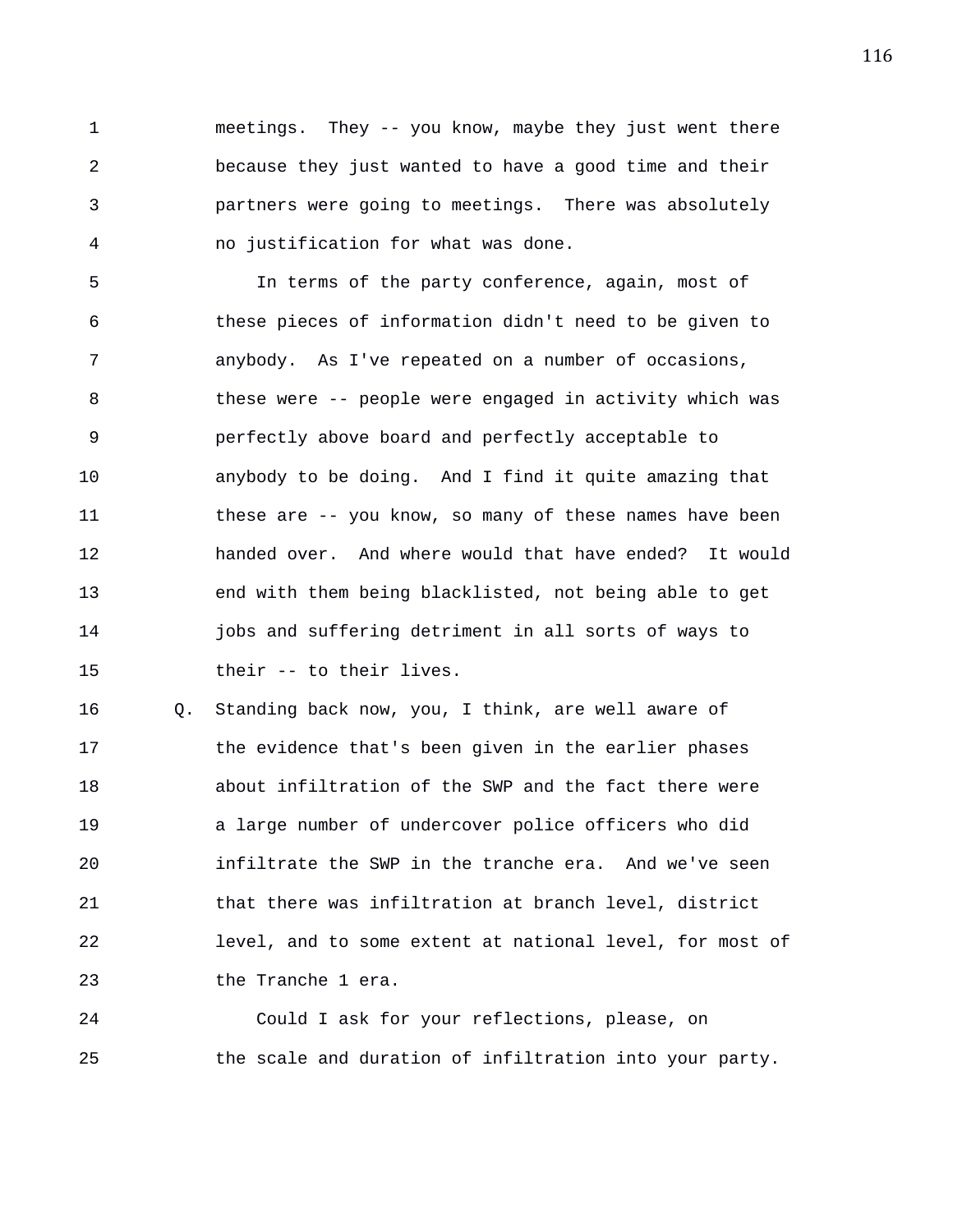meetings. They -- you know, maybe they just went there because they just wanted to have a good time and their partners were going to meetings. There was absolutely no justification for what was done.

In terms of the party conference, again, most of these pieces of information didn't need to be given to anybody. As I've repeated on a number of occasions, these were -- people were engaged in activity which was perfectly above board and perfectly acceptable to anybody to be doing. And I find it quite amazing that these are -- you know, so many of these names have been handed over. And where would that have ended? It would end with them being blacklisted, not being able to get jobs and suffering detriment in all sorts of ways to their -- to their lives.

Q. Standing back now, you, I think, are well aware of the evidence that's been given in the earlier phases about infiltration of the SWP and the fact there were a large number of undercover police officers who did infiltrate the SWP in the tranche era. And we've seen that there was infiltration at branch level, district level, and to some extent at national level, for most of the Tranche 1 era.

Could I ask for your reflections, please, on the scale and duration of infiltration into your party.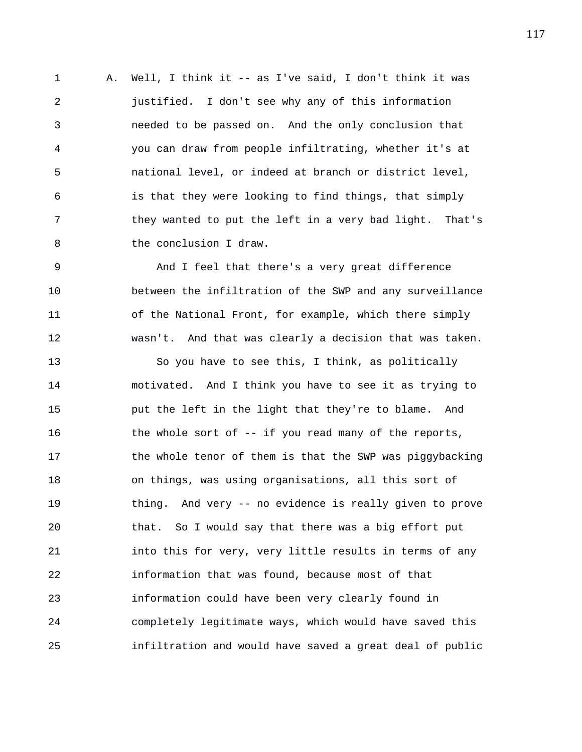A. Well, I think it -- as I've said, I don't think it was justified. I don't see why any of this information needed to be passed on. And the only conclusion that you can draw from people infiltrating, whether it's at national level, or indeed at branch or district level, is that they were looking to find things, that simply they wanted to put the left in a very bad light. That's the conclusion I draw.

And I feel that there's a very great difference between the infiltration of the SWP and any surveillance of the National Front, for example, which there simply wasn't. And that was clearly a decision that was taken.

So you have to see this, I think, as politically motivated. And I think you have to see it as trying to put the left in the light that they're to blame. And the whole sort of -- if you read many of the reports, the whole tenor of them is that the SWP was piggybacking on things, was using organisations, all this sort of thing. And very -- no evidence is really given to prove that. So I would say that there was a big effort put into this for very, very little results in terms of any information that was found, because most of that information could have been very clearly found in completely legitimate ways, which would have saved this infiltration and would have saved a great deal of public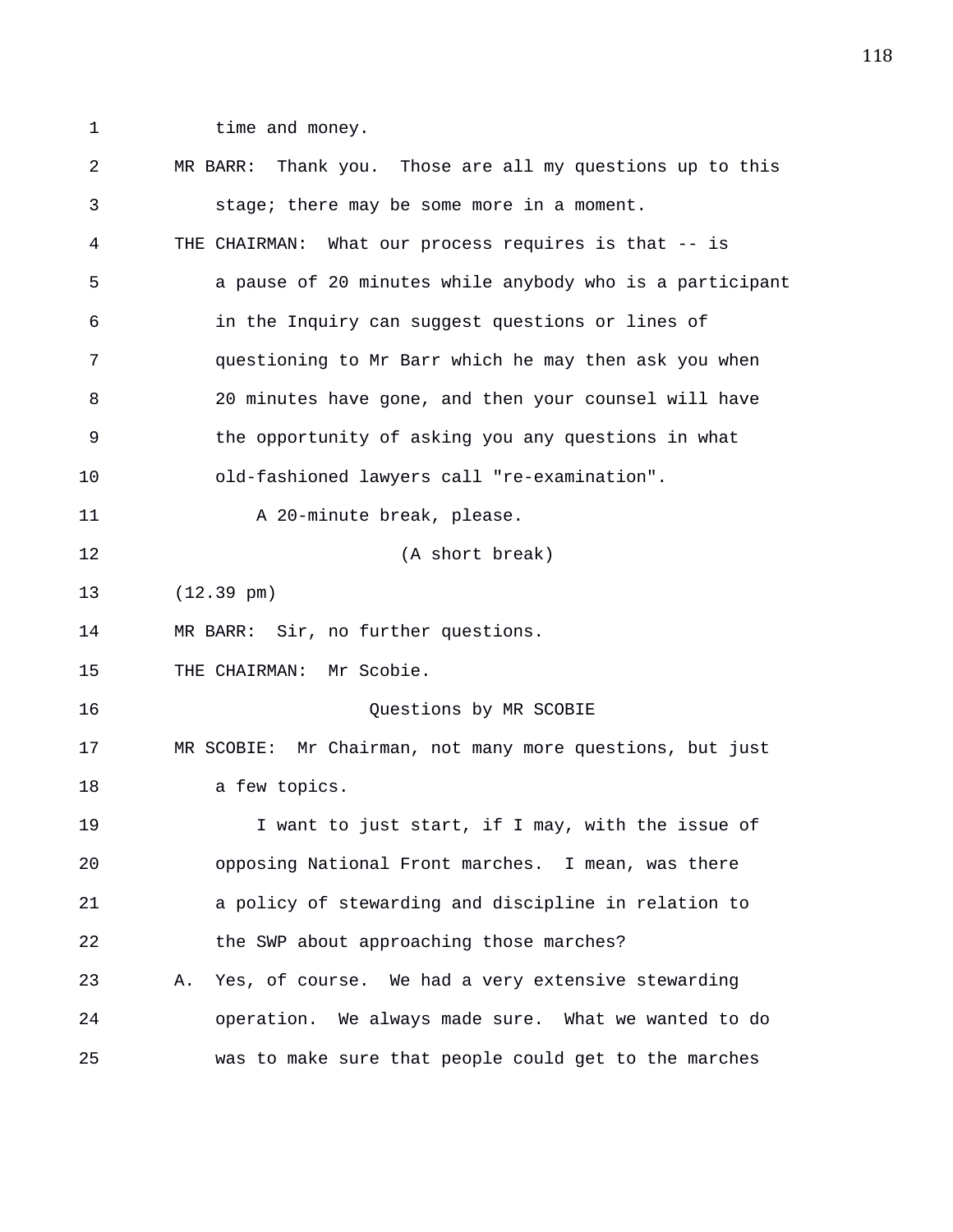time and money.

MR BARR: Thank you. Those are all my questions up to this stage; there may be some more in a moment.

THE CHAIRMAN: What our process requires is that -- is a pause of 20 minutes while anybody who is a participant in the Inquiry can suggest questions or lines of questioning to Mr Barr which he may then ask you when 20 minutes have gone, and then your counsel will have the opportunity of asking you any questions in what old-fashioned lawyers call "re-examination".

A 20-minute break, please.

(A short break)

(12.39 pm)

MR BARR: Sir, no further questions.

THE CHAIRMAN: Mr Scobie.

Questions by MR SCOBIE

MR SCOBIE: Mr Chairman, not many more questions, but just a few topics.

I want to just start, if I may, with the issue of opposing National Front marches. I mean, was there a policy of stewarding and discipline in relation to the SWP about approaching those marches?

A. Yes, of course. We had a very extensive stewarding operation. We always made sure. What we wanted to do was to make sure that people could get to the marches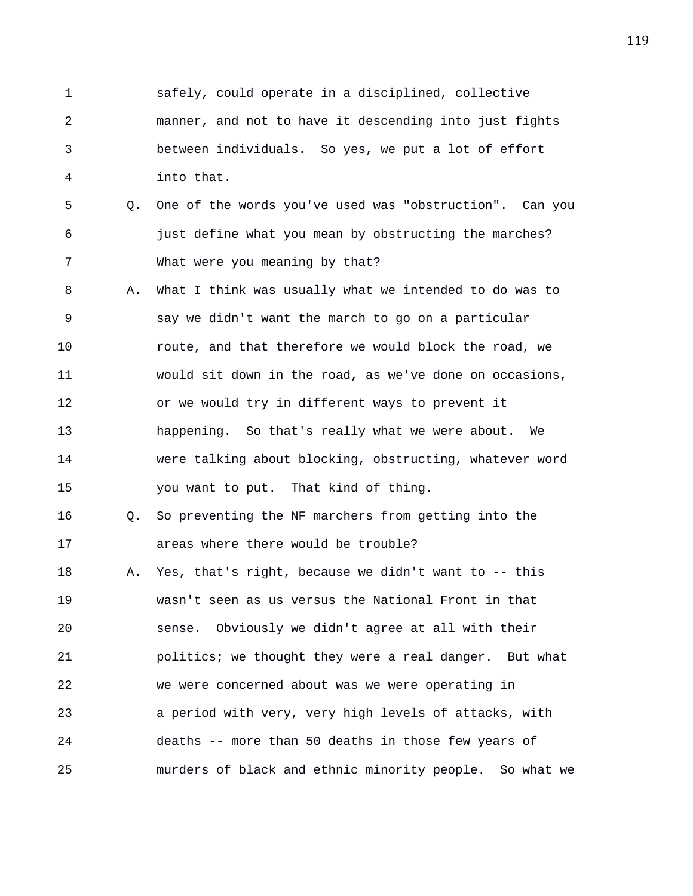safely, could operate in a disciplined, collective manner, and not to have it descending into just fights between individuals. So yes, we put a lot of effort into that.

Q. One of the words you've used was "obstruction". Can you just define what you mean by obstructing the marches? What were you meaning by that?

A. What I think was usually what we intended to do was to say we didn't want the march to go on a particular route, and that therefore we would block the road, we would sit down in the road, as we've done on occasions, or we would try in different ways to prevent it happening. So that's really what we were about. We were talking about blocking, obstructing, whatever word you want to put. That kind of thing.

Q. So preventing the NF marchers from getting into the areas where there would be trouble?

A. Yes, that's right, because we didn't want to -- this wasn't seen as us versus the National Front in that sense. Obviously we didn't agree at all with their politics; we thought they were a real danger. But what we were concerned about was we were operating in a period with very, very high levels of attacks, with deaths -- more than 50 deaths in those few years of murders of black and ethnic minority people. So what we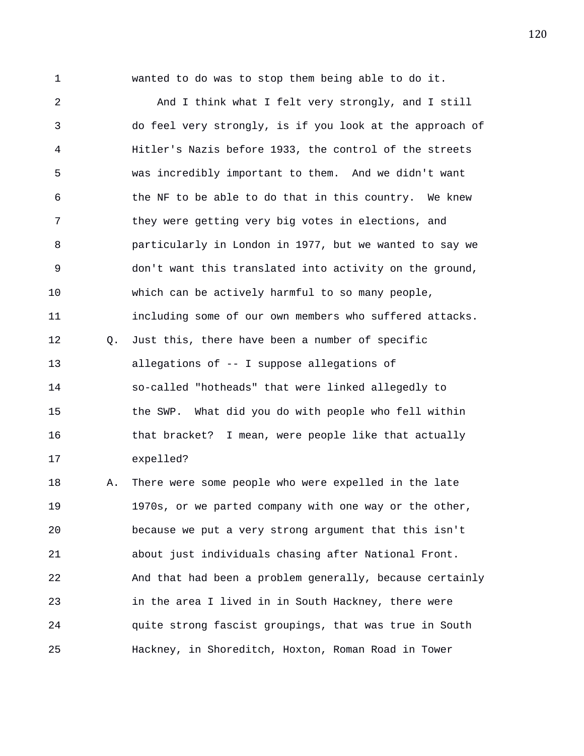wanted to do was to stop them being able to do it.

And I think what I felt very strongly, and I still do feel very strongly, is if you look at the approach of Hitler's Nazis before 1933, the control of the streets was incredibly important to them. And we didn't want the NF to be able to do that in this country. We knew they were getting very big votes in elections, and particularly in London in 1977, but we wanted to say we don't want this translated into activity on the ground, which can be actively harmful to so many people, including some of our own members who suffered attacks.

Q. Just this, there have been a number of specific allegations of -- I suppose allegations of so-called "hotheads" that were linked allegedly to the SWP. What did you do with people who fell within that bracket? I mean, were people like that actually expelled?

A. There were some people who were expelled in the late 1970s, or we parted company with one way or the other, because we put a very strong argument that this isn't about just individuals chasing after National Front. And that had been a problem generally, because certainly in the area I lived in in South Hackney, there were quite strong fascist groupings, that was true in South Hackney, in Shoreditch, Hoxton, Roman Road in Tower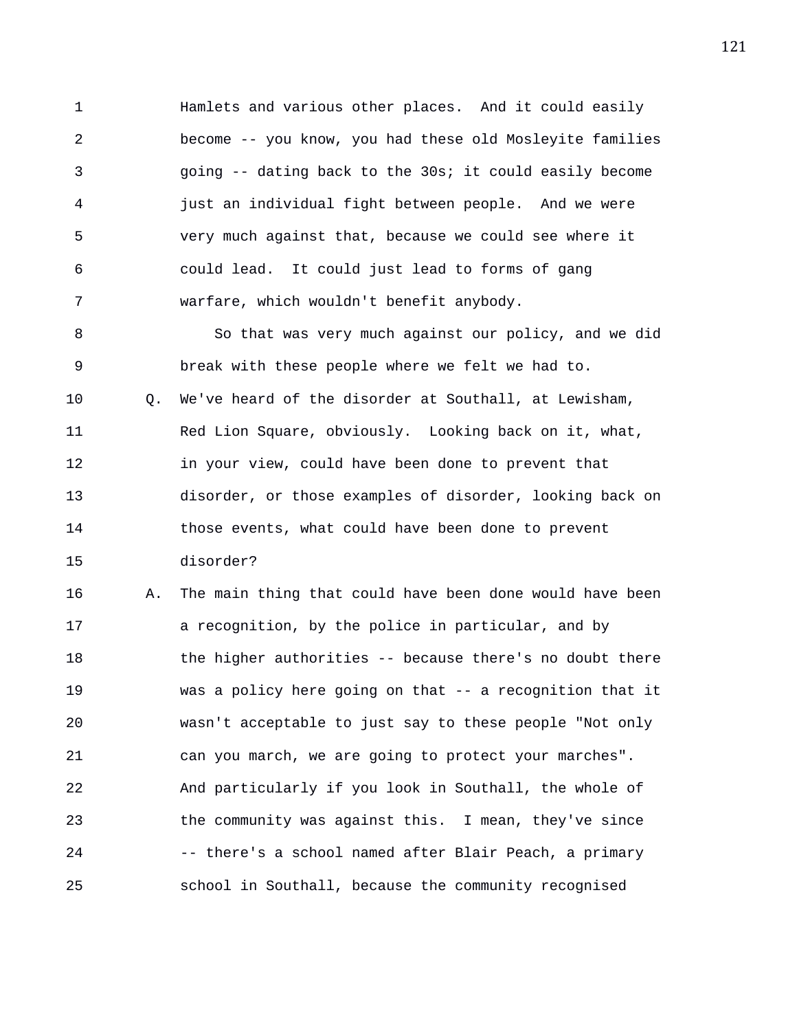Hamlets and various other places. And it could easily become -- you know, you had these old Mosleyite families going -- dating back to the 30s; it could easily become just an individual fight between people. And we were very much against that, because we could see where it could lead. It could just lead to forms of gang warfare, which wouldn't benefit anybody.

So that was very much against our policy, and we did break with these people where we felt we had to.

Q. We've heard of the disorder at Southall, at Lewisham, Red Lion Square, obviously. Looking back on it, what, in your view, could have been done to prevent that disorder, or those examples of disorder, looking back on those events, what could have been done to prevent disorder?

A. The main thing that could have been done would have been a recognition, by the police in particular, and by the higher authorities -- because there's no doubt there was a policy here going on that -- a recognition that it wasn't acceptable to just say to these people "Not only can you march, we are going to protect your marches". And particularly if you look in Southall, the whole of the community was against this. I mean, they've since -- there's a school named after Blair Peach, a primary school in Southall, because the community recognised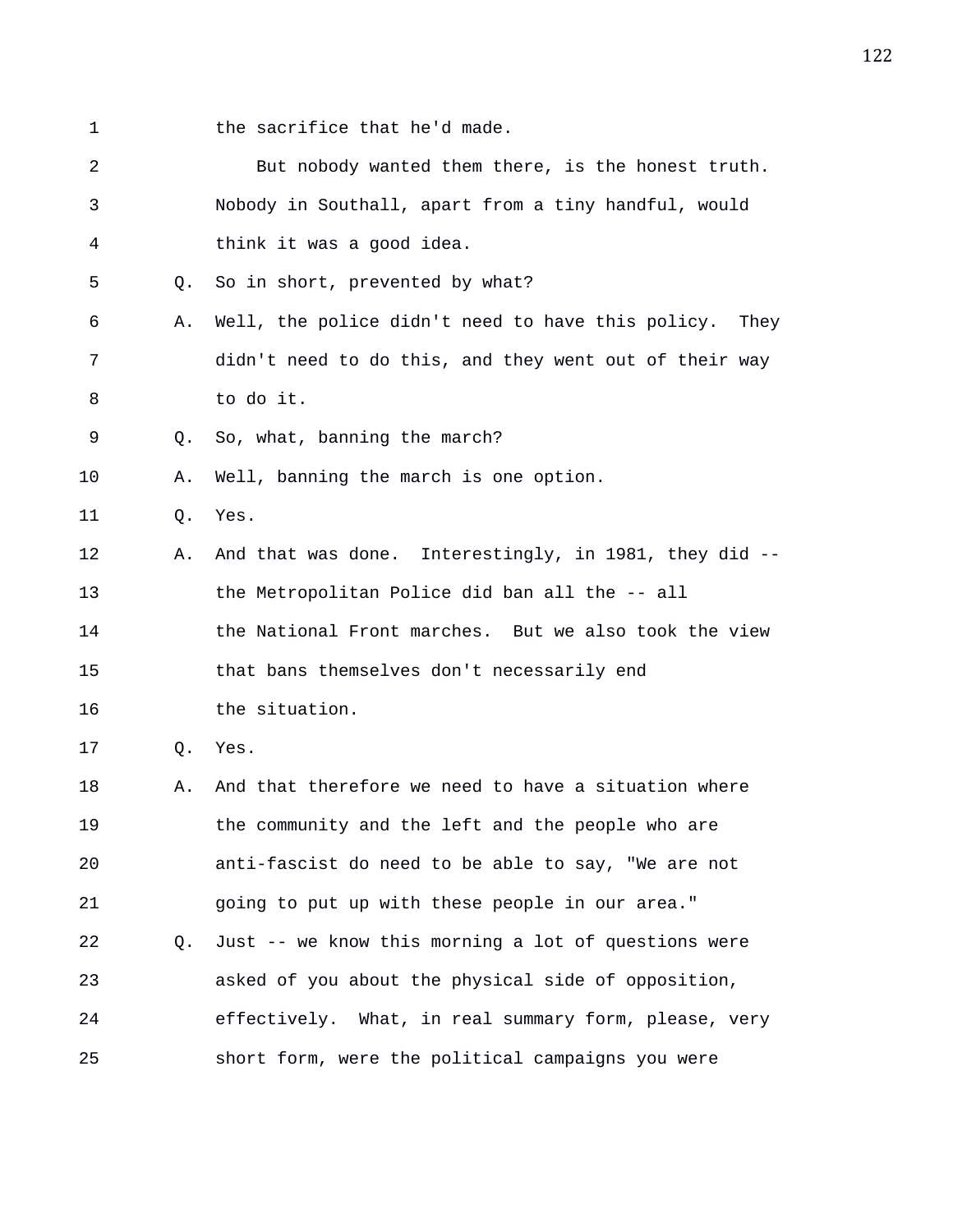1 the sacrifice that he'd made.

2 But nobody wanted them there, is the honest truth.

3 Nobody in Southall, apart from a tiny handful, would

4 think it was a good idea.

5 Q. So in short, prevented by what?

6 A. Well, the police didn't need to have this policy. They

7 didn't need to do this, and they went out of their way

8 to do it.

9 Q. So, what, banning the march?

10 A. Well, banning the march is one option.

11 Q. Yes.

12 A. And that was done. Interestingly, in 1981, they did --

13 the Metropolitan Police did ban all the -- all

14 the National Front marches. But we also took the view

15 that bans themselves don't necessarily end

16 the situation.

17 Q. Yes.

18 A. And that therefore we need to have a situation where

19 the community and the left and the people who are

20 anti-fascist do need to be able to say, "We are not

21 going to put up with these people in our area."

22 Q. Just -- we know this morning a lot of questions were

23 asked of you about the physical side of opposition,

24 effectively. What, in real summary form, please, very

25 short form, were the political campaigns you were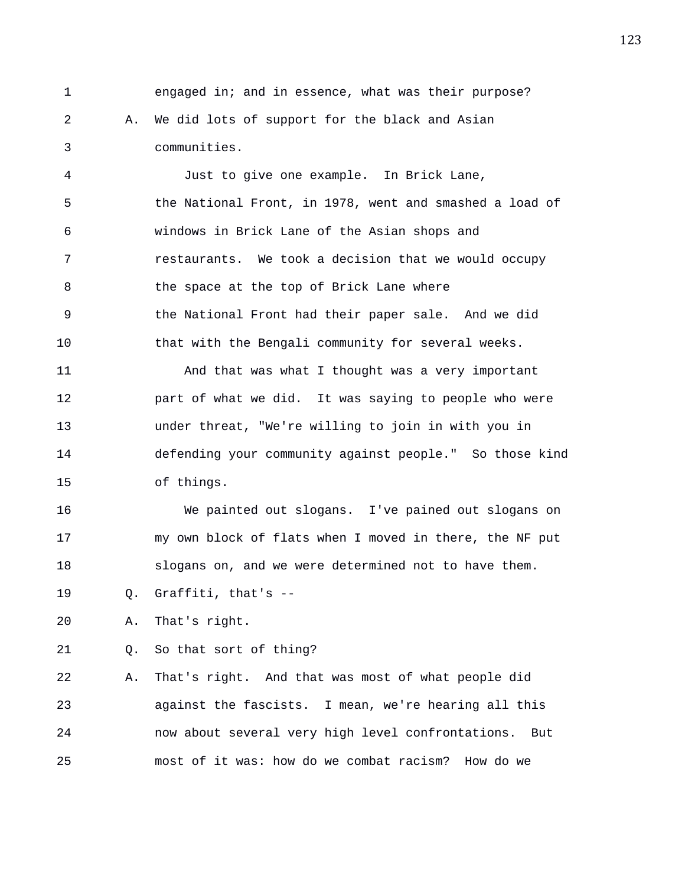engaged in; and in essence, what was their purpose?

A. We did lots of support for the black and Asian communities.

Just to give one example. In Brick Lane, the National Front, in 1978, went and smashed a load of windows in Brick Lane of the Asian shops and restaurants. We took a decision that we would occupy the space at the top of Brick Lane where the National Front had their paper sale. And we did that with the Bengali community for several weeks.

And that was what I thought was a very important part of what we did. It was saying to people who were under threat, "We're willing to join in with you in defending your community against people." So those kind of things.

We painted out slogans. I've pained out slogans on my own block of flats when I moved in there, the NF put slogans on, and we were determined not to have them.

Q. Graffiti, that's --

A. That's right.

Q. So that sort of thing?

A. That's right. And that was most of what people did against the fascists. I mean, we're hearing all this now about several very high level confrontations. But most of it was: how do we combat racism? How do we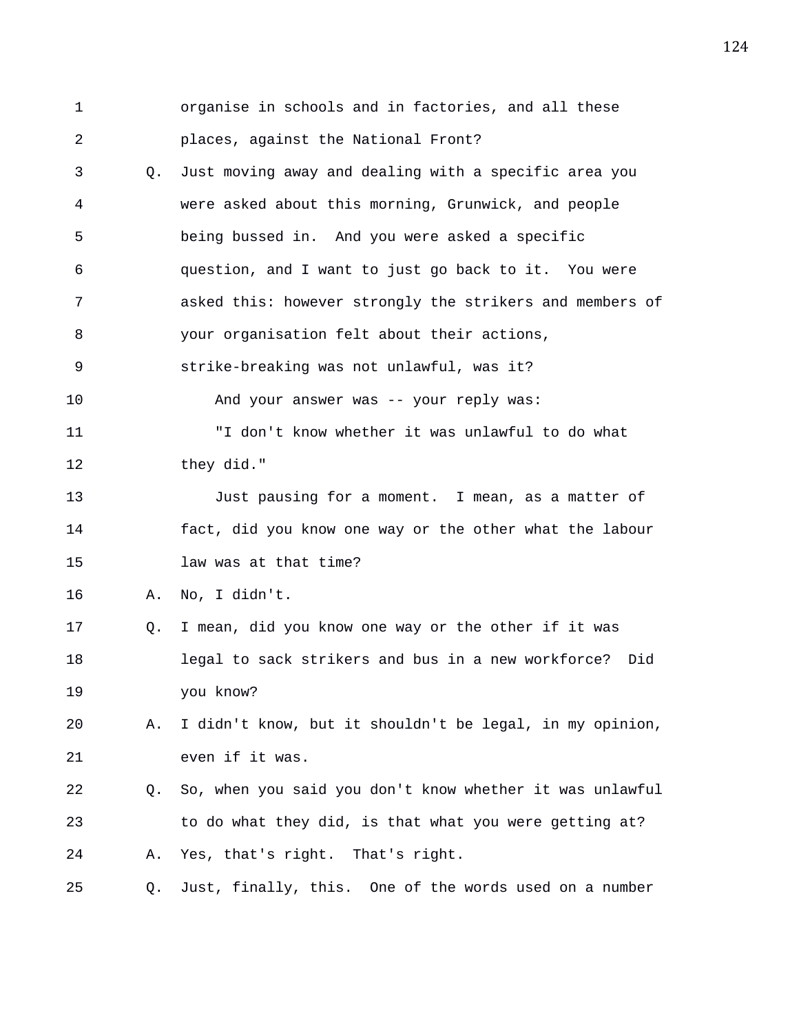1 organise in schools and in factories, and all these
2 places, against the National Front?

3 Q. Just moving away and dealing with a specific area you
4 were asked about this morning, Grunwick, and people
5 being bussed in. And you were asked a specific
6 question, and I want to just go back to it. You were
7 asked this: however strongly the strikers and members of
8 your organisation felt about their actions,
9 strike-breaking was not unlawful, was it?

10 And your answer was -- your reply was:

11 "I don't know whether it was unlawful to do what
12 they did."

13 Just pausing for a moment. I mean, as a matter of
14 fact, did you know one way or the other what the labour
15 law was at that time?

16 A. No, I didn't.

17 Q. I mean, did you know one way or the other if it was
18 legal to sack strikers and bus in a new workforce? Did
19 you know?

20 A. I didn't know, but it shouldn't be legal, in my opinion,
21 even if it was.

22 Q. So, when you said you don't know whether it was unlawful
23 to do what they did, is that what you were getting at?

24 A. Yes, that's right. That's right.

25 Q. Just, finally, this. One of the words used on a number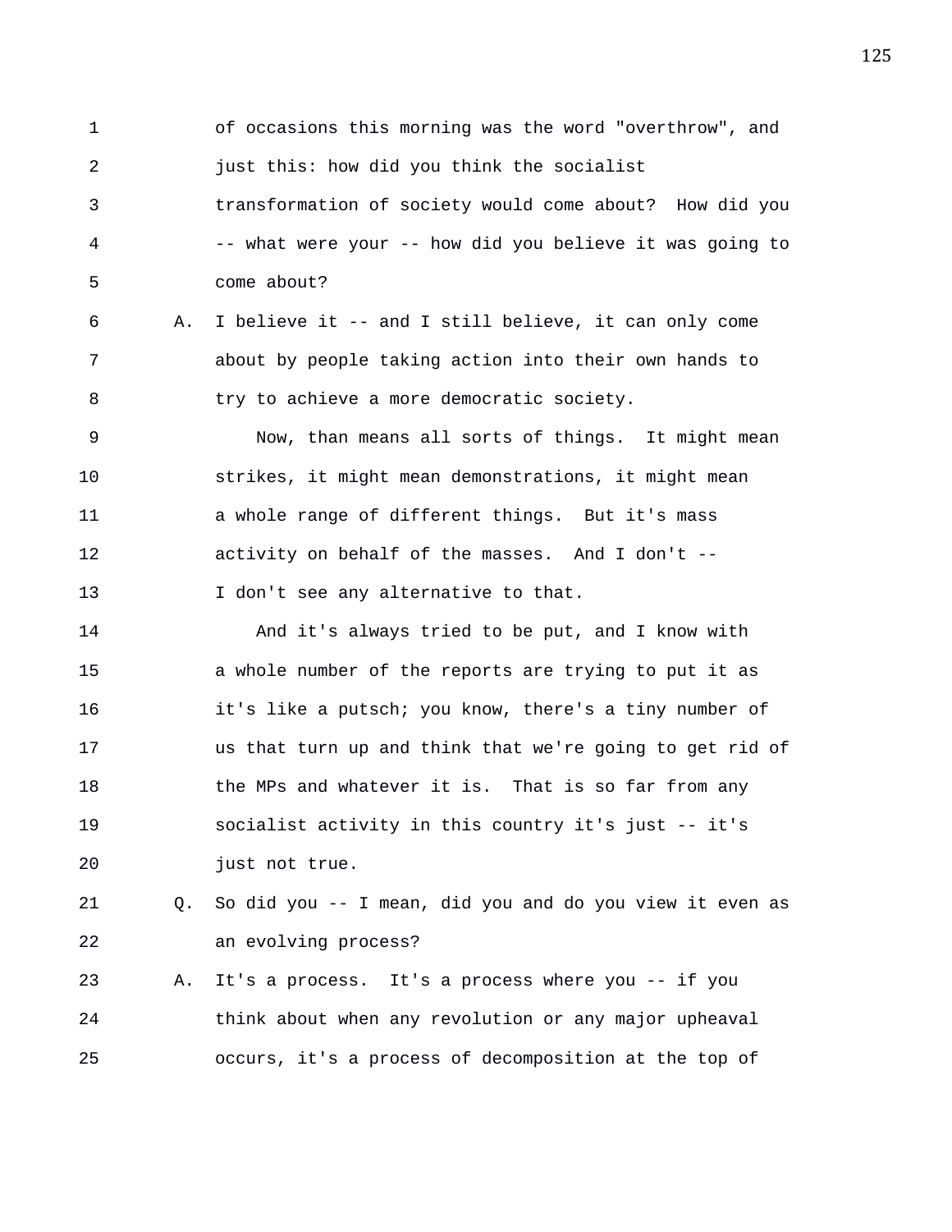of occasions this morning was the word "overthrow", and just this: how did you think the socialist transformation of society would come about? How did you -- what were your -- how did you believe it was going to come about?

A. I believe it -- and I still believe, it can only come about by people taking action into their own hands to try to achieve a more democratic society.

Now, than means all sorts of things. It might mean strikes, it might mean demonstrations, it might mean a whole range of different things. But it's mass activity on behalf of the masses. And I don't -- I don't see any alternative to that.

And it's always tried to be put, and I know with a whole number of the reports are trying to put it as it's like a putsch; you know, there's a tiny number of us that turn up and think that we're going to get rid of the MPs and whatever it is. That is so far from any socialist activity in this country it's just -- it's just not true.

Q. So did you -- I mean, did you and do you view it even as an evolving process?

A. It's a process. It's a process where you -- if you think about when any revolution or any major upheaval occurs, it's a process of decomposition at the top of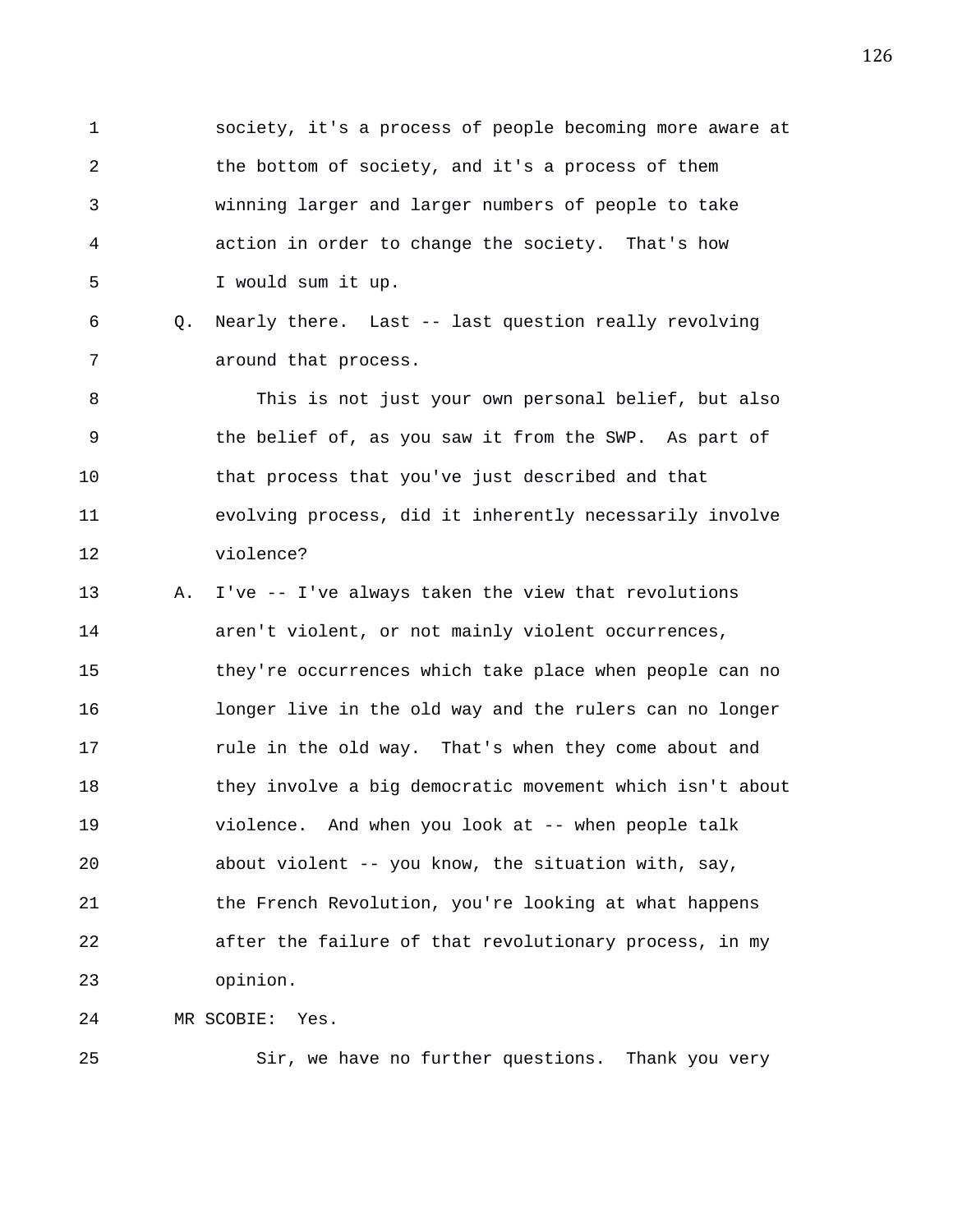society, it's a process of people becoming more aware at the bottom of society, and it's a process of them winning larger and larger numbers of people to take action in order to change the society. That's how I would sum it up.

Q. Nearly there. Last -- last question really revolving around that process.

This is not just your own personal belief, but also the belief of, as you saw it from the SWP. As part of that process that you've just described and that evolving process, did it inherently necessarily involve violence?

A. I've -- I've always taken the view that revolutions aren't violent, or not mainly violent occurrences, they're occurrences which take place when people can no longer live in the old way and the rulers can no longer rule in the old way. That's when they come about and they involve a big democratic movement which isn't about violence. And when you look at -- when people talk about violent -- you know, the situation with, say, the French Revolution, you're looking at what happens after the failure of that revolutionary process, in my opinion.

MR SCOBIE: Yes.

Sir, we have no further questions. Thank you very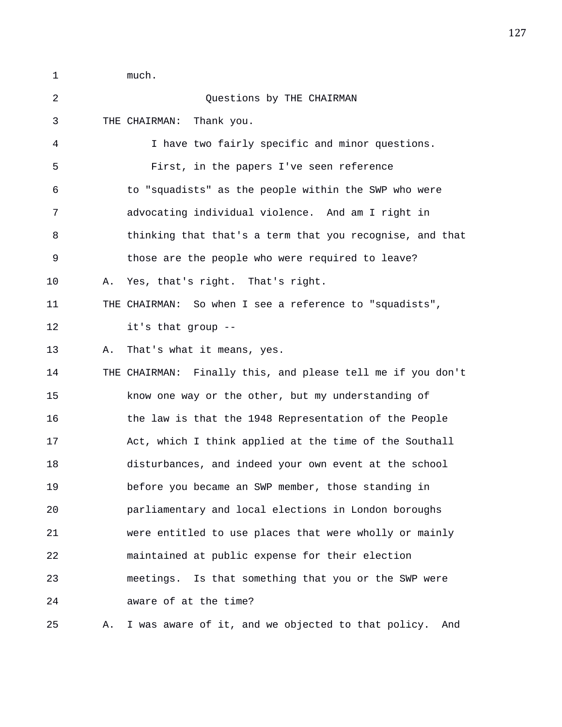much.

## Questions by THE CHAIRMAN

THE CHAIRMAN: Thank you.

I have two fairly specific and minor questions.

First, in the papers I've seen reference to "squadists" as the people within the SWP who were advocating individual violence. And am I right in thinking that that's a term that you recognise, and that those are the people who were required to leave?

A. Yes, that's right. That's right.

THE CHAIRMAN: So when I see a reference to "squadists", it's that group --

A. That's what it means, yes.

THE CHAIRMAN: Finally this, and please tell me if you don't know one way or the other, but my understanding of the law is that the 1948 Representation of the People Act, which I think applied at the time of the Southall disturbances, and indeed your own event at the school before you became an SWP member, those standing in parliamentary and local elections in London boroughs were entitled to use places that were wholly or mainly maintained at public expense for their election meetings. Is that something that you or the SWP were aware of at the time?

A. I was aware of it, and we objected to that policy. And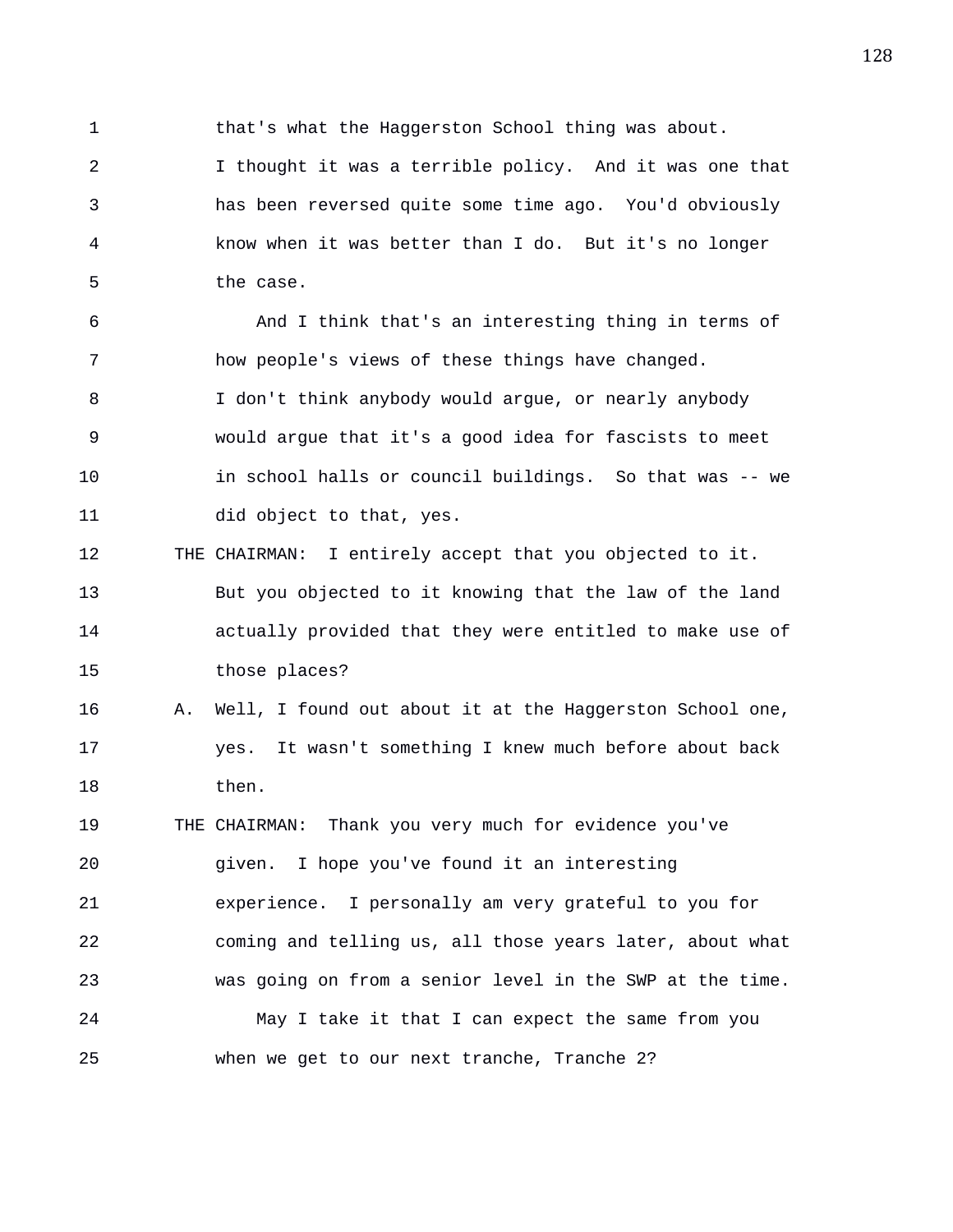that's what the Haggerston School thing was about. I thought it was a terrible policy. And it was one that has been reversed quite some time ago. You'd obviously know when it was better than I do. But it's no longer the case.

And I think that's an interesting thing in terms of how people's views of these things have changed. I don't think anybody would argue, or nearly anybody would argue that it's a good idea for fascists to meet in school halls or council buildings. So that was -- we did object to that, yes.

THE CHAIRMAN: I entirely accept that you objected to it. But you objected to it knowing that the law of the land actually provided that they were entitled to make use of those places?

A. Well, I found out about it at the Haggerston School one, yes. It wasn't something I knew much before about back then.

THE CHAIRMAN: Thank you very much for evidence you've given. I hope you've found it an interesting experience. I personally am very grateful to you for coming and telling us, all those years later, about what was going on from a senior level in the SWP at the time.

May I take it that I can expect the same from you when we get to our next tranche, Tranche 2?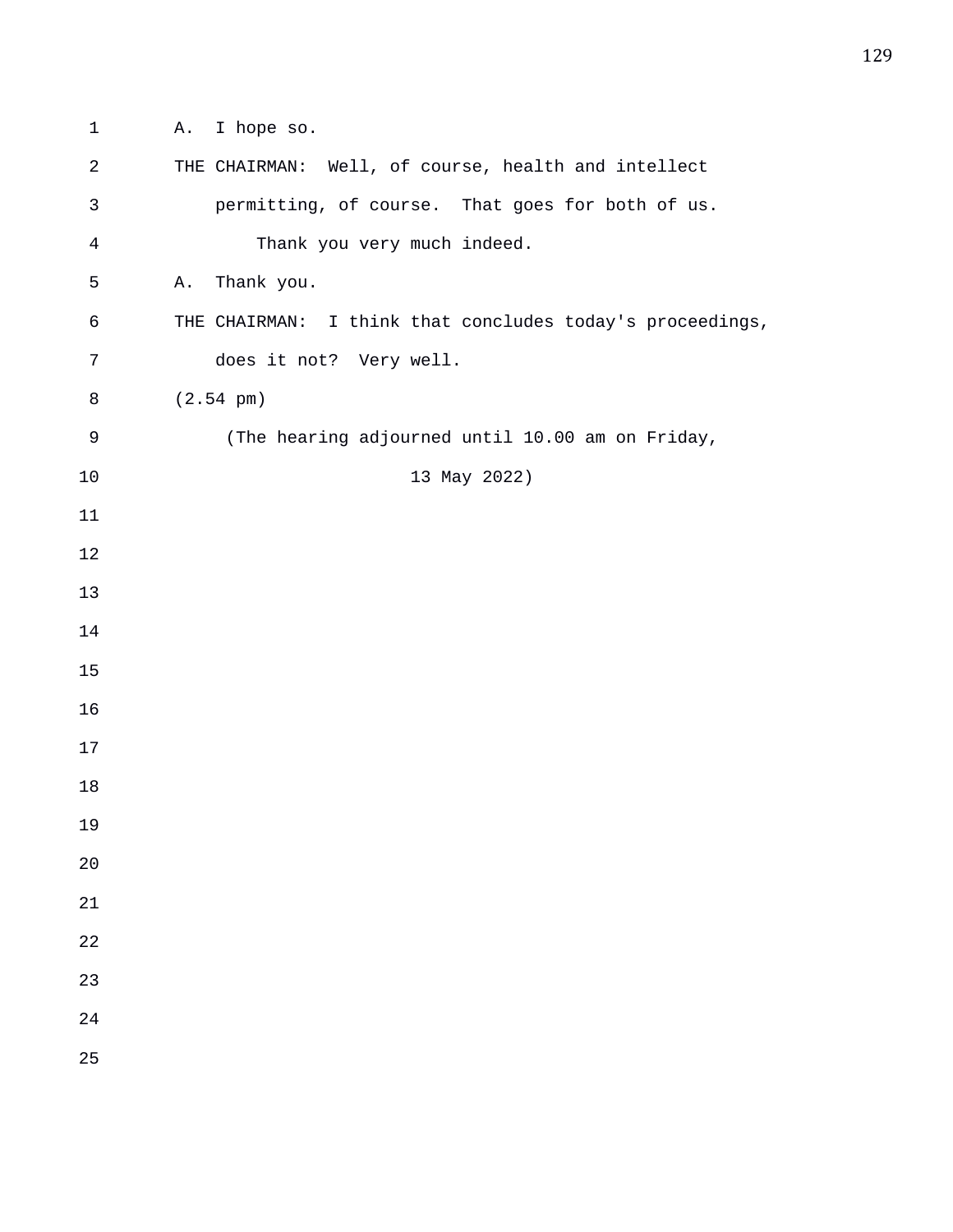A. I hope so.

THE CHAIRMAN: Well, of course, health and intellect permitting, of course. That goes for both of us.

Thank you very much indeed.

A. Thank you.

THE CHAIRMAN: I think that concludes today's proceedings, does it not? Very well.

(2.54 pm)

(The hearing adjourned until 10.00 am on Friday, 13 May 2022)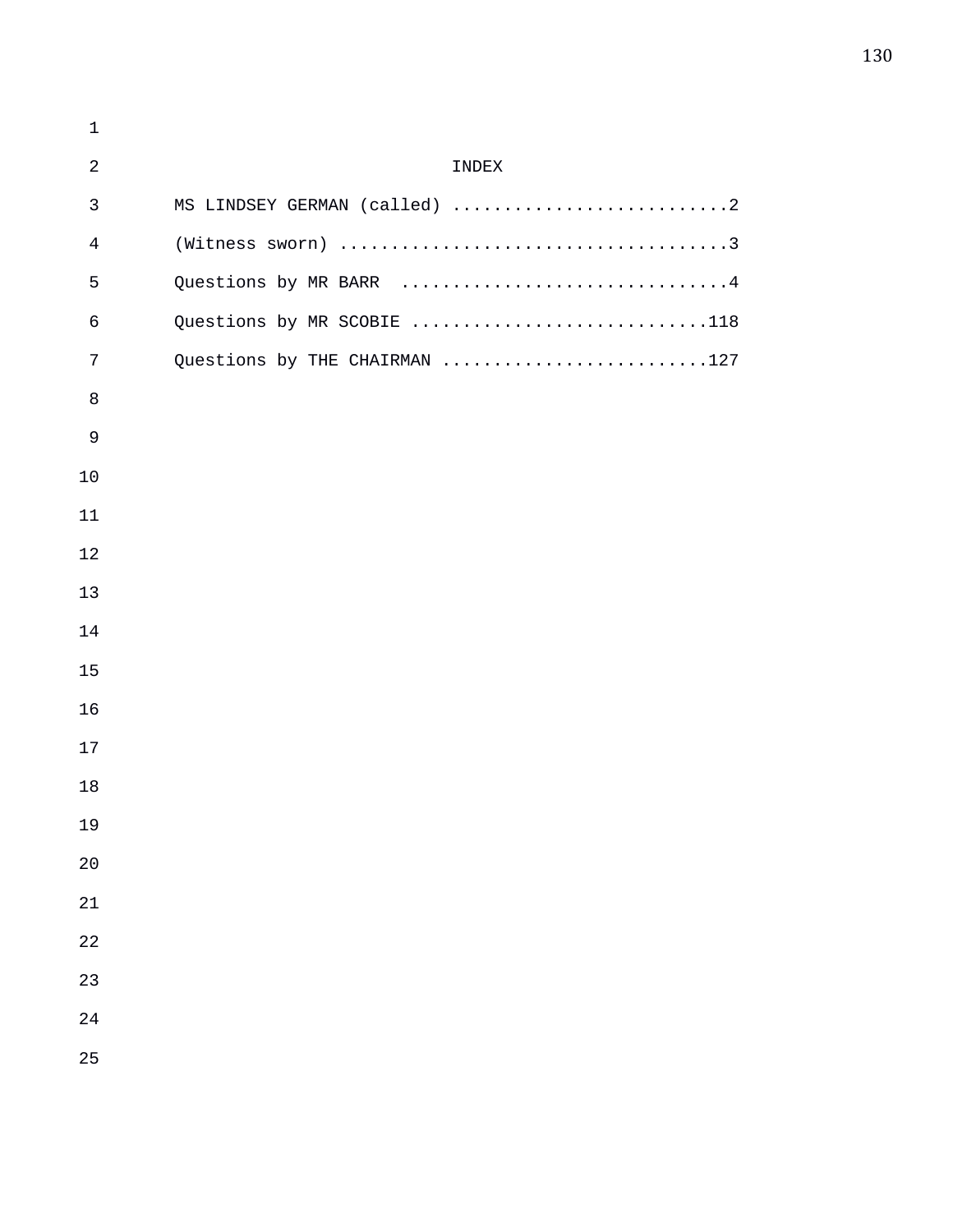## INDEX

MS LINDSEY GERMAN (called) ...........................2

(Witness sworn) .....................................3

Questions by MR BARR ................................4

Questions by MR SCOBIE .............................118

Questions by THE CHAIRMAN ..........................127